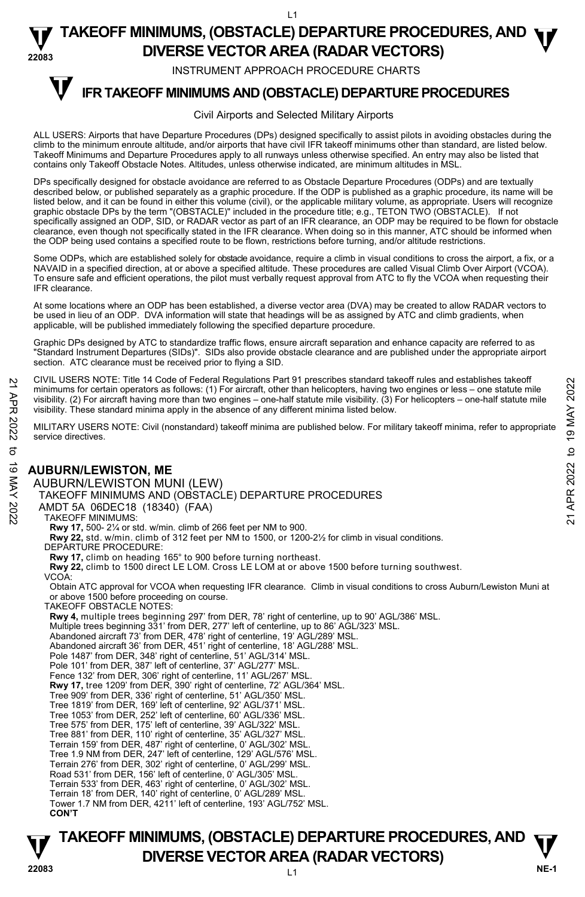# TAKEOFF MINIMUMS, (OBSTACLE) DEPARTURE PROCEDURES, AND DIVERSE VECTOR AREA (RADAR VECTORS)

INSTRUMENT APPROACH PROCEDURE CHARTS

## IFR TAKEOFF MINIMUMS AND (OBSTACLE) DEPARTURE PROCEDURES

Civil Airports and Selected Military Airports

ALL USERS: Airports that have Departure Procedures (DPs) designed specifically to assist pilots in avoiding obstacles during the climb to the minimum enroute altitude, and/or airports that have civil IFR takeoff minimums other than standard, are listed below. Takeoff Minimums and Departure Procedures apply to all runways unless otherwise specified. An entry may also be listed that contains only Takeoff Obstacle Notes. Altitudes, unless otherwise indicated, are minimum altitudes in MSL.

DPs specifically designed for obstacle avoidance are referred to as Obstacle Departure Procedures (ODPs) and are textually described below, or published separately as a graphic procedure. If the ODP is published as a graphic procedure, its name will be listed below, and it can be found in either this volume (civil), or the applicable military volume, as appropriate. Users will recognize graphic obstacle DPs by the term "(OBSTACLE)" included in the procedure title; e.g., TETON TWO (OBSTACLE). If not specifically assigned an ODP, SID, or RADAR vector as part of an IFR clearance, an ODP may be required to be flown for obstacle clearance, even though not specifically stated in the IFR clearance. When doing so in this manner, ATC should be informed when the ODP being used contains a specified route to be flown, restrictions before turning, and/or altitude restrictions.

Some ODPs, which are established solely for obstacle avoidance, require a climb in visual conditions to cross the airport, a fix, or a NAVAID in a specified direction, at or above a specified altitude. These procedures are called Visual Climb Over Airport (VCOA). To ensure safe and efficient operations, the pilot must verbally request approval from ATC to fly the VCOA when requesting their IFR clearance.

At some locations where an ODP has been established, a diverse vector area (DVA) may be created to allow RADAR vectors to be used in lieu of an ODP. DVA information will state that headings will be as assigned by ATC and climb gradients, when applicable, will be published immediately following the specified departure procedure.

Graphic DPs designed by ATC to standardize traffic flows, ensure aircraft separation and enhance capacity are referred to as "Standard Instrument Departures (SIDs)". SIDs also provide obstacle clearance and are published under the appropriate airport section. ATC clearance must be received prior to flying a SID.

CIVIL USERS NOTE: Title 14 Code of Federal Regulations Part 91 prescribes standard takeoff rules and establishes takeoff minimums for certain operators as follows: (1) For aircraft, other than helicopters, having two engines or less – one statute mile visibility. (2) For aircraft having more than two engines – one-half statute mile visibility. (3) For helicopters – one-half statute mile visibility. These standard minima apply in the absence of any different minima listed below.

MILITARY USERS NOTE: Civil (nonstandard) takeoff minima are published below. For military takeoff minima, refer to appropriate service directives.

## AUBURN/LEWISTON, ME

AUBURN/LEWISTON MUNI (LEW)
TAKEOFF MINIMUMS AND (OBSTACLE) DEPARTURE PROCEDURES
AMDT 5A 06DEC18 (18340) (FAA)

TAKEOFF MINIMUMS:
**Rwy 17,** 500- 2¼ or std. w/min. climb of 266 feet per NM to 900.
**Rwy 22,** std. w/min. climb of 312 feet per NM to 1500, or 1200-2½ for climb in visual conditions.

DEPARTURE PROCEDURE:
**Rwy 17,** climb on heading 165° to 900 before turning northeast.
**Rwy 22,** climb to 1500 direct LE LOM. Cross LE LOM at or above 1500 before turning southwest.

VCOA:
Obtain ATC approval for VCOA when requesting IFR clearance. Climb in visual conditions to cross Auburn/Lewiston Muni at or above 1500 before proceeding on course.

TAKEOFF OBSTACLE NOTES:
**Rwy 4,** multiple trees beginning 297' from DER, 78' right of centerline, up to 90' AGL/386' MSL.
Multiple trees beginning 331' from DER, 277' left of centerline, up to 86' AGL/323' MSL.
Abandoned aircraft 73' from DER, 478' right of centerline, 19' AGL/289' MSL.
Abandoned aircraft 36' from DER, 451' right of centerline, 18' AGL/288' MSL.
Pole 1487' from DER, 348' right of centerline, 51' AGL/314' MSL.
Pole 101' from DER, 387' left of centerline, 37' AGL/277' MSL.
Fence 132' from DER, 306' right of centerline, 11' AGL/267' MSL.
**Rwy 17,** tree 1209' from DER, 390' right of centerline, 72' AGL/364' MSL.
Tree 909' from DER, 336' right of centerline, 51' AGL/350' MSL.
Tree 1819' from DER, 169' left of centerline, 92' AGL/371' MSL.
Tree 1053' from DER, 252' left of centerline, 60' AGL/336' MSL.
Tree 575' from DER, 175' left of centerline, 39' AGL/322' MSL.
Tree 881' from DER, 110' right of centerline, 35' AGL/327' MSL.
Terrain 159' from DER, 487' right of centerline, 0' AGL/302' MSL.
Tree 1.9 NM from DER, 247' left of centerline, 129' AGL/576' MSL.
Terrain 276' from DER, 302' right of centerline, 0' AGL/299' MSL.
Road 531' from DER, 156' left of centerline, 0' AGL/305' MSL.
Terrain 533' from DER, 463' right of centerline, 0' AGL/302' MSL.
Terrain 18' from DER, 140' right of centerline, 0' AGL/289' MSL.
Tower 1.7 NM from DER, 4211' left of centerline, 193' AGL/752' MSL.
**CON'T**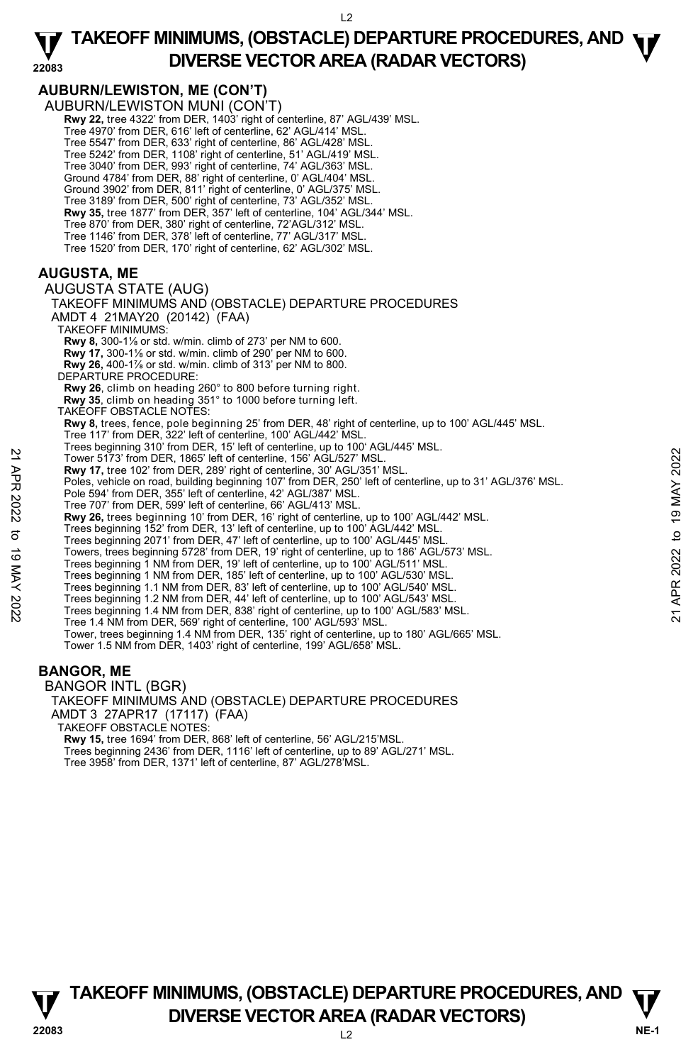## AUBURN/LEWISTON, ME (CON'T)

AUBURN/LEWISTON MUNI (CON'T)

**Rwy 22,** tree 4322' from DER, 1403' right of centerline, 87' AGL/439' MSL.
Tree 4970' from DER, 616' left of centerline, 62' AGL/414' MSL.
Tree 5547' from DER, 633' right of centerline, 86' AGL/428' MSL.
Tree 5242' from DER, 1108' right of centerline, 51' AGL/419' MSL.
Tree 3040' from DER, 993' right of centerline, 74' AGL/363' MSL.
Ground 4784' from DER, 88' right of centerline, 0' AGL/404' MSL.
Ground 3902' from DER, 811' right of centerline, 0' AGL/375' MSL.
Tree 3189' from DER, 500' right of centerline, 73' AGL/352' MSL.
**Rwy 35,** tree 1877' from DER, 357' left of centerline, 104' AGL/344' MSL.
Tree 870' from DER, 380' right of centerline, 72'AGL/312' MSL.
Tree 1146' from DER, 378' left of centerline, 77' AGL/317' MSL.
Tree 1520' from DER, 170' right of centerline, 62' AGL/302' MSL.

## AUGUSTA, ME

AUGUSTA STATE (AUG)

TAKEOFF MINIMUMS AND (OBSTACLE) DEPARTURE PROCEDURES

AMDT 4 21MAY20 (20142) (FAA)

TAKEOFF MINIMUMS:

**Rwy 8,** 300-1⅛ or std. w/min. climb of 273' per NM to 600.
**Rwy 17,** 300-1⅛ or std. w/min. climb of 290' per NM to 600.
**Rwy 26,** 400-1⅞ or std. w/min. climb of 313' per NM to 800.

DEPARTURE PROCEDURE:

**Rwy 26**, climb on heading 260° to 800 before turning right.
**Rwy 35**, climb on heading 351° to 1000 before turning left.

TAKEOFF OBSTACLE NOTES:

**Rwy 8,** trees, fence, pole beginning 25' from DER, 48' right of centerline, up to 100' AGL/445' MSL.
Tree 117' from DER, 322' left of centerline, 100' AGL/442' MSL.
Trees beginning 310' from DER, 15' left of centerline, up to 100' AGL/445' MSL.
Tower 5173' from DER, 1865' left of centerline, 156' AGL/527' MSL.
**Rwy 17,** tree 102' from DER, 289' right of centerline, 30' AGL/351' MSL.
Poles, vehicle on road, building beginning 107' from DER, 250' left of centerline, up to 31' AGL/376' MSL.
Pole 594' from DER, 355' left of centerline, 42' AGL/387' MSL.
Tree 707' from DER, 599' left of centerline, 66' AGL/413' MSL.
**Rwy 26,** trees beginning 10' from DER, 16' right of centerline, up to 100' AGL/442' MSL.
Trees beginning 152' from DER, 13' left of centerline, up to 100' AGL/442' MSL.
Trees beginning 2071' from DER, 47' left of centerline, up to 100' AGL/445' MSL.
Towers, trees beginning 5728' from DER, 19' right of centerline, up to 186' AGL/573' MSL.
Trees beginning 1 NM from DER, 19' left of centerline, up to 100' AGL/511' MSL.
Trees beginning 1 NM from DER, 185' left of centerline, up to 100' AGL/530' MSL.
Trees beginning 1.1 NM from DER, 83' left of centerline, up to 100' AGL/540' MSL.
Trees beginning 1.2 NM from DER, 44' left of centerline, up to 100' AGL/543' MSL.
Trees beginning 1.4 NM from DER, 838' right of centerline, up to 100' AGL/583' MSL.
Tree 1.4 NM from DER, 569' right of centerline, 100' AGL/593' MSL.
Tower, trees beginning 1.4 NM from DER, 135' right of centerline, up to 180' AGL/665' MSL.
Tower 1.5 NM from DER, 1403' right of centerline, 199' AGL/658' MSL.

## BANGOR, ME

BANGOR INTL (BGR)

TAKEOFF MINIMUMS AND (OBSTACLE) DEPARTURE PROCEDURES

AMDT 3 27APR17 (17117) (FAA)

TAKEOFF OBSTACLE NOTES:

**Rwy 15,** tree 1694' from DER, 868' left of centerline, 56' AGL/215'MSL.
Trees beginning 2436' from DER, 1116' left of centerline, up to 89' AGL/271' MSL.
Tree 3958' from DER, 1371' left of centerline, 87' AGL/278'MSL.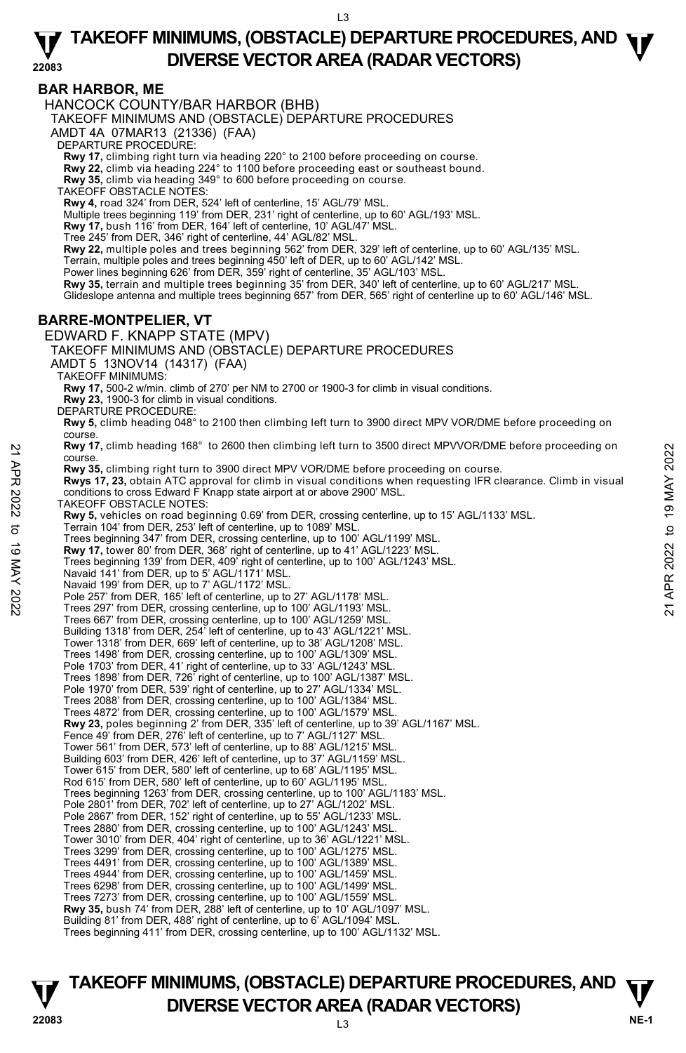# TAKEOFF MINIMUMS, (OBSTACLE) DEPARTURE PROCEDURES, AND DIVERSE VECTOR AREA (RADAR VECTORS)

## BAR HARBOR, ME

HANCOCK COUNTY/BAR HARBOR (BHB)

TAKEOFF MINIMUMS AND (OBSTACLE) DEPARTURE PROCEDURES

AMDT 4A 07MAR13 (21336) (FAA)

DEPARTURE PROCEDURE:

**Rwy 17,** climbing right turn via heading 220° to 2100 before proceeding on course.
**Rwy 22,** climb via heading 224° to 1100 before proceeding east or southeast bound.
**Rwy 35,** climb via heading 349° to 600 before proceeding on course.

TAKEOFF OBSTACLE NOTES:

**Rwy 4,** road 324' from DER, 524' left of centerline, 15' AGL/79' MSL.
Multiple trees beginning 119' from DER, 231' right of centerline, up to 60' AGL/193' MSL.
**Rwy 17,** bush 116' from DER, 164' left of centerline, 10' AGL/47' MSL.
Tree 245' from DER, 346' right of centerline, 44' AGL/82' MSL.
**Rwy 22,** multiple poles and trees beginning 562' from DER, 329' left of centerline, up to 60' AGL/135' MSL.
Terrain, multiple poles and trees beginning 450' left of DER, up to 60' AGL/142' MSL.
Power lines beginning 626' from DER, 359' right of centerline, 35' AGL/103' MSL.
**Rwy 35,** terrain and multiple trees beginning 35' from DER, 340' left of centerline, up to 60' AGL/217' MSL.
Glideslope antenna and multiple trees beginning 657' from DER, 565' right of centerline up to 60' AGL/146' MSL.

## BARRE-MONTPELIER, VT

EDWARD F. KNAPP STATE (MPV)

TAKEOFF MINIMUMS AND (OBSTACLE) DEPARTURE PROCEDURES

AMDT 5 13NOV14 (14317) (FAA)

TAKEOFF MINIMUMS:

**Rwy 17,** 500-2 w/min. climb of 270' per NM to 2700 or 1900-3 for climb in visual conditions.
**Rwy 23,** 1900-3 for climb in visual conditions.

DEPARTURE PROCEDURE:

**Rwy 5,** climb heading 048° to 2100 then climbing left turn to 3900 direct MPV VOR/DME before proceeding on course.
**Rwy 17,** climb heading 168° to 2600 then climbing left turn to 3500 direct MPVVOR/DME before proceeding on course.
**Rwy 35,** climbing right turn to 3900 direct MPV VOR/DME before proceeding on course.
**Rwys 17, 23,** obtain ATC approval for climb in visual conditions when requesting IFR clearance. Climb in visual conditions to cross Edward F Knapp state airport at or above 2900' MSL.

TAKEOFF OBSTACLE NOTES:

**Rwy 5,** vehicles on road beginning 0.69' from DER, crossing centerline, up to 15' AGL/1133' MSL.
Terrain 104' from DER, 253' left of centerline, up to 1089' MSL.
Trees beginning 347' from DER, crossing centerline, up to 100' AGL/1199' MSL.
**Rwy 17,** tower 80' from DER, 368' right of centerline, up to 41' AGL/1223' MSL.
Trees beginning 139' from DER, 409' right of centerline, up to 100' AGL/1243' MSL.
Navaid 141' from DER, up to 5' AGL/1171' MSL.
Navaid 199' from DER, up to 7' AGL/1172' MSL.
Pole 257' from DER, 165' left of centerline, up to 27' AGL/1178' MSL.
Trees 297' from DER, crossing centerline, up to 100' AGL/1193' MSL.
Trees 667' from DER, crossing centerline, up to 100' AGL/1259' MSL.
Building 1318' from DER, 254' left of centerline, up to 43' AGL/1221' MSL.
Tower 1318' from DER, 669' left of centerline, up to 38' AGL/1208' MSL.
Trees 1498' from DER, crossing centerline, up to 100' AGL/1309' MSL.
Pole 1703' from DER, 41' right of centerline, up to 33' AGL/1243' MSL.
Trees 1898' from DER, 726' right of centerline, up to 100' AGL/1387' MSL.
Pole 1970' from DER, 539' right of centerline, up to 27' AGL/1334' MSL.
Trees 2088' from DER, crossing centerline, up to 100' AGL/1384' MSL.
Trees 4872' from DER, crossing centerline, up to 100' AGL/1579' MSL.
**Rwy 23,** poles beginning 2' from DER, 335' left of centerline, up to 39' AGL/1167' MSL.
Fence 49' from DER, 276' left of centerline, up to 7' AGL/1127' MSL.
Tower 561' from DER, 573' left of centerline, up to 88' AGL/1215' MSL.
Building 603' from DER, 426' left of centerline, up to 37' AGL/1159' MSL.
Tower 615' from DER, 580' left of centerline, up to 68' AGL/1195' MSL.
Rod 615' from DER, 580' left of centerline, up to 60' AGL/1195' MSL.
Trees beginning 1263' from DER, crossing centerline, up to 100' AGL/1183' MSL.
Pole 2801' from DER, 702' left of centerline, up to 27' AGL/1202' MSL.
Pole 2867' from DER, 152' right of centerline, up to 55' AGL/1233' MSL.
Trees 2880' from DER, crossing centerline, up to 100' AGL/1243' MSL.
Tower 3010' from DER, 404' right of centerline, up to 36' AGL/1221' MSL.
Trees 3299' from DER, crossing centerline, up to 100' AGL/1275' MSL.
Trees 4491' from DER, crossing centerline, up to 100' AGL/1389' MSL.
Trees 4944' from DER, crossing centerline, up to 100' AGL/1459' MSL.
Trees 6298' from DER, crossing centerline, up to 100' AGL/1499' MSL.
Trees 7273' from DER, crossing centerline, up to 100' AGL/1559' MSL.
**Rwy 35,** bush 74' from DER, 288' left of centerline, up to 10' AGL/1097' MSL.
Building 81' from DER, 488' right of centerline, up to 6' AGL/1094' MSL.
Trees beginning 411' from DER, crossing centerline, up to 100' AGL/1132' MSL.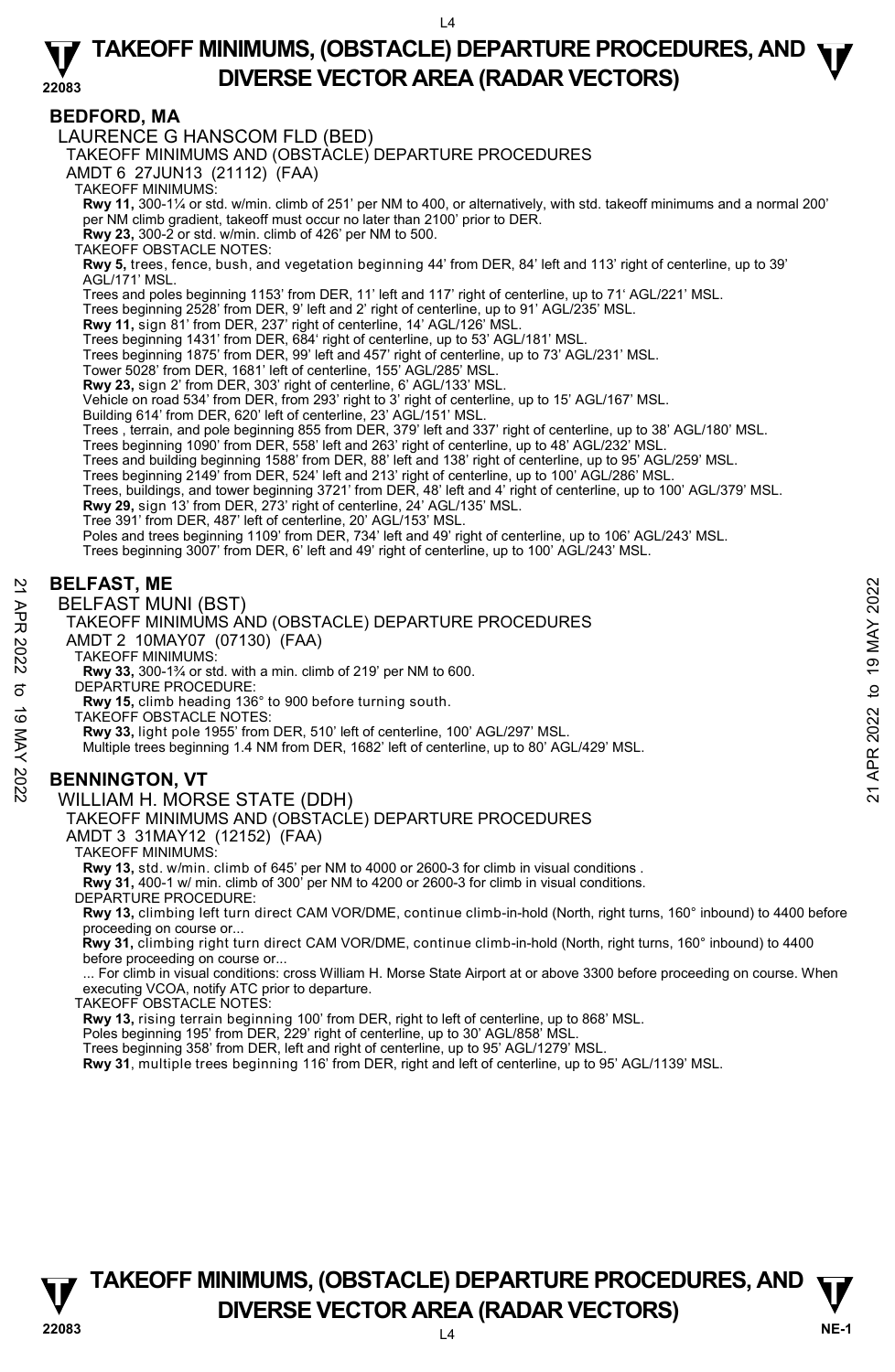## BEDFORD, MA

LAURENCE G HANSCOM FLD (BED)

TAKEOFF MINIMUMS AND (OBSTACLE) DEPARTURE PROCEDURES

AMDT 6 27JUN13 (21112) (FAA)

TAKEOFF MINIMUMS:

**Rwy 11,** 300-1¼ or std. w/min. climb of 251' per NM to 400, or alternatively, with std. takeoff minimums and a normal 200' per NM climb gradient, takeoff must occur no later than 2100' prior to DER.

**Rwy 23,** 300-2 or std. w/min. climb of 426' per NM to 500.

TAKEOFF OBSTACLE NOTES:

**Rwy 5,** trees, fence, bush, and vegetation beginning 44' from DER, 84' left and 113' right of centerline, up to 39' AGL/171' MSL.

Trees and poles beginning 1153' from DER, 11' left and 117' right of centerline, up to 71' AGL/221' MSL.

Trees beginning 2528' from DER, 9' left and 2' right of centerline, up to 91' AGL/235' MSL.

**Rwy 11,** sign 81' from DER, 237' right of centerline, 14' AGL/126' MSL.

Trees beginning 1431' from DER, 684' right of centerline, up to 53' AGL/181' MSL.

Trees beginning 1875' from DER, 99' left and 457' right of centerline, up to 73' AGL/231' MSL.

Tower 5028' from DER, 1681' left of centerline, 155' AGL/285' MSL.

**Rwy 23,** sign 2' from DER, 303' right of centerline, 6' AGL/133' MSL.

Vehicle on road 534' from DER, from 293' right to 3' right of centerline, up to 15' AGL/167' MSL.

Building 614' from DER, 620' left of centerline, 23' AGL/151' MSL.

Trees , terrain, and pole beginning 855 from DER, 379' left and 337' right of centerline, up to 38' AGL/180' MSL.

Trees beginning 1090' from DER, 558' left and 263' right of centerline, up to 48' AGL/232' MSL.

Trees and building beginning 1588' from DER, 88' left and 138' right of centerline, up to 95' AGL/259' MSL.

Trees beginning 2149' from DER, 524' left and 213' right of centerline, up to 100' AGL/286' MSL.

Trees, buildings, and tower beginning 3721' from DER, 48' left and 4' right of centerline, up to 100' AGL/379' MSL.

**Rwy 29,** sign 13' from DER, 273' right of centerline, 24' AGL/135' MSL.

Tree 391' from DER, 487' left of centerline, 20' AGL/153' MSL.

Poles and trees beginning 1109' from DER, 734' left and 49' right of centerline, up to 106' AGL/243' MSL.

Trees beginning 3007' from DER, 6' left and 49' right of centerline, up to 100' AGL/243' MSL.

## BELFAST, ME

BELFAST MUNI (BST)

TAKEOFF MINIMUMS AND (OBSTACLE) DEPARTURE PROCEDURES

AMDT 2 10MAY07 (07130) (FAA)

TAKEOFF MINIMUMS:

**Rwy 33,** 300-1¾ or std. with a min. climb of 219' per NM to 600.

DEPARTURE PROCEDURE:

**Rwy 15,** climb heading 136° to 900 before turning south.

TAKEOFF OBSTACLE NOTES:

**Rwy 33,** light pole 1955' from DER, 510' left of centerline, 100' AGL/297' MSL.

Multiple trees beginning 1.4 NM from DER, 1682' left of centerline, up to 80' AGL/429' MSL.

## BENNINGTON, VT

WILLIAM H. MORSE STATE (DDH)

TAKEOFF MINIMUMS AND (OBSTACLE) DEPARTURE PROCEDURES

AMDT 3 31MAY12 (12152) (FAA)

TAKEOFF MINIMUMS:

**Rwy 13,** std. w/min. climb of 645' per NM to 4000 or 2600-3 for climb in visual conditions .

**Rwy 31,** 400-1 w/ min. climb of 300' per NM to 4200 or 2600-3 for climb in visual conditions.

DEPARTURE PROCEDURE:

**Rwy 13,** climbing left turn direct CAM VOR/DME, continue climb-in-hold (North, right turns, 160° inbound) to 4400 before proceeding on course or...

**Rwy 31,** climbing right turn direct CAM VOR/DME, continue climb-in-hold (North, right turns, 160° inbound) to 4400 before proceeding on course or...

... For climb in visual conditions: cross William H. Morse State Airport at or above 3300 before proceeding on course. When executing VCOA, notify ATC prior to departure.

TAKEOFF OBSTACLE NOTES:

**Rwy 13,** rising terrain beginning 100' from DER, right to left of centerline, up to 868' MSL.

Poles beginning 195' from DER, 229' right of centerline, up to 30' AGL/858' MSL.

Trees beginning 358' from DER, left and right of centerline, up to 95' AGL/1279' MSL.

**Rwy 31**, multiple trees beginning 116' from DER, right and left of centerline, up to 95' AGL/1139' MSL.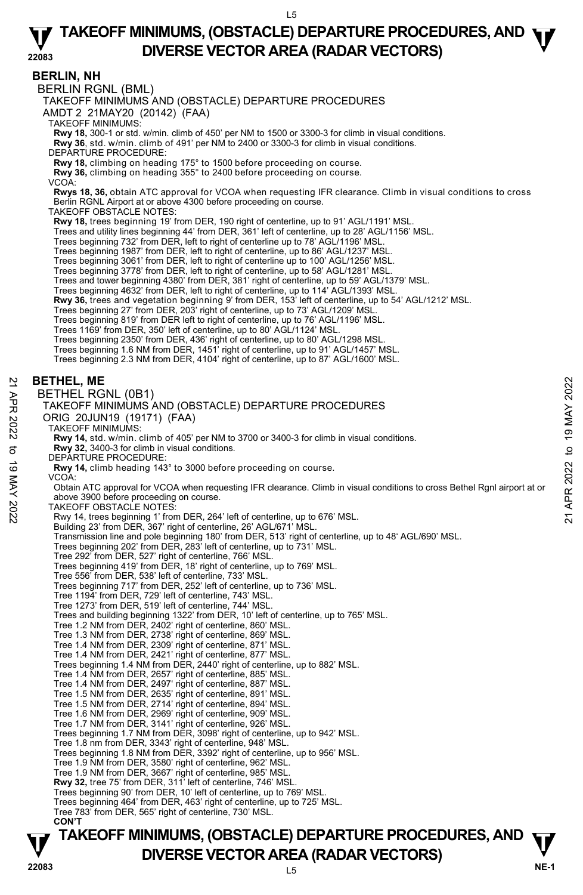# TAKEOFF MINIMUMS, (OBSTACLE) DEPARTURE PROCEDURES, AND DIVERSE VECTOR AREA (RADAR VECTORS)

## BERLIN, NH

BERLIN RGNL (BML)

TAKEOFF MINIMUMS AND (OBSTACLE) DEPARTURE PROCEDURES

AMDT 2 21MAY20 (20142) (FAA)

TAKEOFF MINIMUMS:

**Rwy 18,** 300-1 or std. w/min. climb of 450' per NM to 1500 or 3300-3 for climb in visual conditions.
**Rwy 36**, std. w/min. climb of 491' per NM to 2400 or 3300-3 for climb in visual conditions.

DEPARTURE PROCEDURE:

**Rwy 18,** climbing on heading 175° to 1500 before proceeding on course.
**Rwy 36,** climbing on heading 355° to 2400 before proceeding on course.

VCOA:

**Rwys 18, 36,** obtain ATC approval for VCOA when requesting IFR clearance. Climb in visual conditions to cross Berlin RGNL Airport at or above 4300 before proceeding on course.

TAKEOFF OBSTACLE NOTES:

**Rwy 18,** trees beginning 19' from DER, 190 right of centerline, up to 91' AGL/1191' MSL.
Trees and utility lines beginning 44' from DER, 361' left of centerline, up to 28' AGL/1156' MSL.
Trees beginning 732' from DER, left to right of centerline up to 78' AGL/1196' MSL.
Trees beginning 1987' from DER, left to right of centerline, up to 86' AGL/1237' MSL.
Trees beginning 3061' from DER, left to right of centerline up to 100' AGL/1256' MSL.
Trees beginning 3778' from DER, left to right of centerline, up to 58' AGL/1281' MSL.
Trees and tower beginning 4380' from DER, 381' right of centerline, up to 59' AGL/1379' MSL.
Trees beginning 4632' from DER, left to right of centerline, up to 114' AGL/1393' MSL.
**Rwy 36,** trees and vegetation beginning 9' from DER, 153' left of centerline, up to 54' AGL/1212' MSL.
Trees beginning 27' from DER, 203' right of centerline, up to 73' AGL/1209' MSL.
Trees beginning 819' from DER left to right of centerline, up to 76' AGL/1196' MSL.
Trees 1169' from DER, 350' left of centerline, up to 80' AGL/1124' MSL.
Trees beginning 2350' from DER, 436' right of centerline, up to 80' AGL/1298 MSL.
Trees beginning 1.6 NM from DER, 1451' right of centerline, up to 91' AGL/1457' MSL.
Trees beginning 2.3 NM from DER, 4104' right of centerline, up to 87' AGL/1600' MSL.

## BETHEL, ME

BETHEL RGNL (0B1)

TAKEOFF MINIMUMS AND (OBSTACLE) DEPARTURE PROCEDURES

ORIG 20JUN19 (19171) (FAA)

TAKEOFF MINIMUMS:

**Rwy 14,** std. w/min. climb of 405' per NM to 3700 or 3400-3 for climb in visual conditions.
**Rwy 32,** 3400-3 for climb in visual conditions.

DEPARTURE PROCEDURE:

**Rwy 14,** climb heading 143° to 3000 before proceeding on course.

VCOA:

Obtain ATC approval for VCOA when requesting IFR clearance. Climb in visual conditions to cross Bethel Rgnl airport at or above 3900 before proceeding on course.

TAKEOFF OBSTACLE NOTES:

Rwy 14, trees beginning 1' from DER, 264' left of centerline, up to 676' MSL.
Building 23' from DER, 367' right of centerline, 26' AGL/671' MSL.
Transmission line and pole beginning 180' from DER, 513' right of centerline, up to 48' AGL/690' MSL.
Trees beginning 202' from DER, 283' left of centerline, up to 731' MSL.
Tree 292' from DER, 527' right of centerline, 766' MSL.
Trees beginning 419' from DER, 18' right of centerline, up to 769' MSL.
Tree 556' from DER, 538' left of centerline, 733' MSL.
Trees beginning 717' from DER, 252' left of centerline, up to 736' MSL.
Tree 1194' from DER, 729' left of centerline, 743' MSL.
Tree 1273' from DER, 519' left of centerline, 744' MSL.
Trees and building beginning 1322' from DER, 10' left of centerline, up to 765' MSL.
Tree 1.2 NM from DER, 2402' right of centerline, 860' MSL.
Tree 1.3 NM from DER, 2738' right of centerline, 869' MSL.
Tree 1.4 NM from DER, 2309' right of centerline, 871' MSL.
Tree 1.4 NM from DER, 2421' right of centerline, 877' MSL.
Trees beginning 1.4 NM from DER, 2440' right of centerline, up to 882' MSL.
Tree 1.4 NM from DER, 2657' right of centerline, 885' MSL.
Tree 1.4 NM from DER, 2497' right of centerline, 887' MSL.
Tree 1.5 NM from DER, 2635' right of centerline, 891' MSL.
Tree 1.5 NM from DER, 2714' right of centerline, 894' MSL.
Tree 1.6 NM from DER, 2969' right of centerline, 909' MSL.
Tree 1.7 NM from DER, 3141' right of centerline, 926' MSL.
Trees beginning 1.7 NM from DER, 3098' right of centerline, up to 942' MSL.
Tree 1.8 nm from DER, 3343' right of centerline, 948' MSL.
Trees beginning 1.8 NM from DER, 3392' right of centerline, up to 956' MSL.
Tree 1.9 NM from DER, 3580' right of centerline, 962' MSL.
Tree 1.9 NM from DER, 3667' right of centerline, 985' MSL.
**Rwy 32,** tree 75' from DER, 311' left of centerline, 746' MSL.
Trees beginning 90' from DER, 10' left of centerline, up to 769' MSL.
Trees beginning 464' from DER, 463' right of centerline, up to 725' MSL.
Tree 783' from DER, 565' right of centerline, 730' MSL.

**CON'T**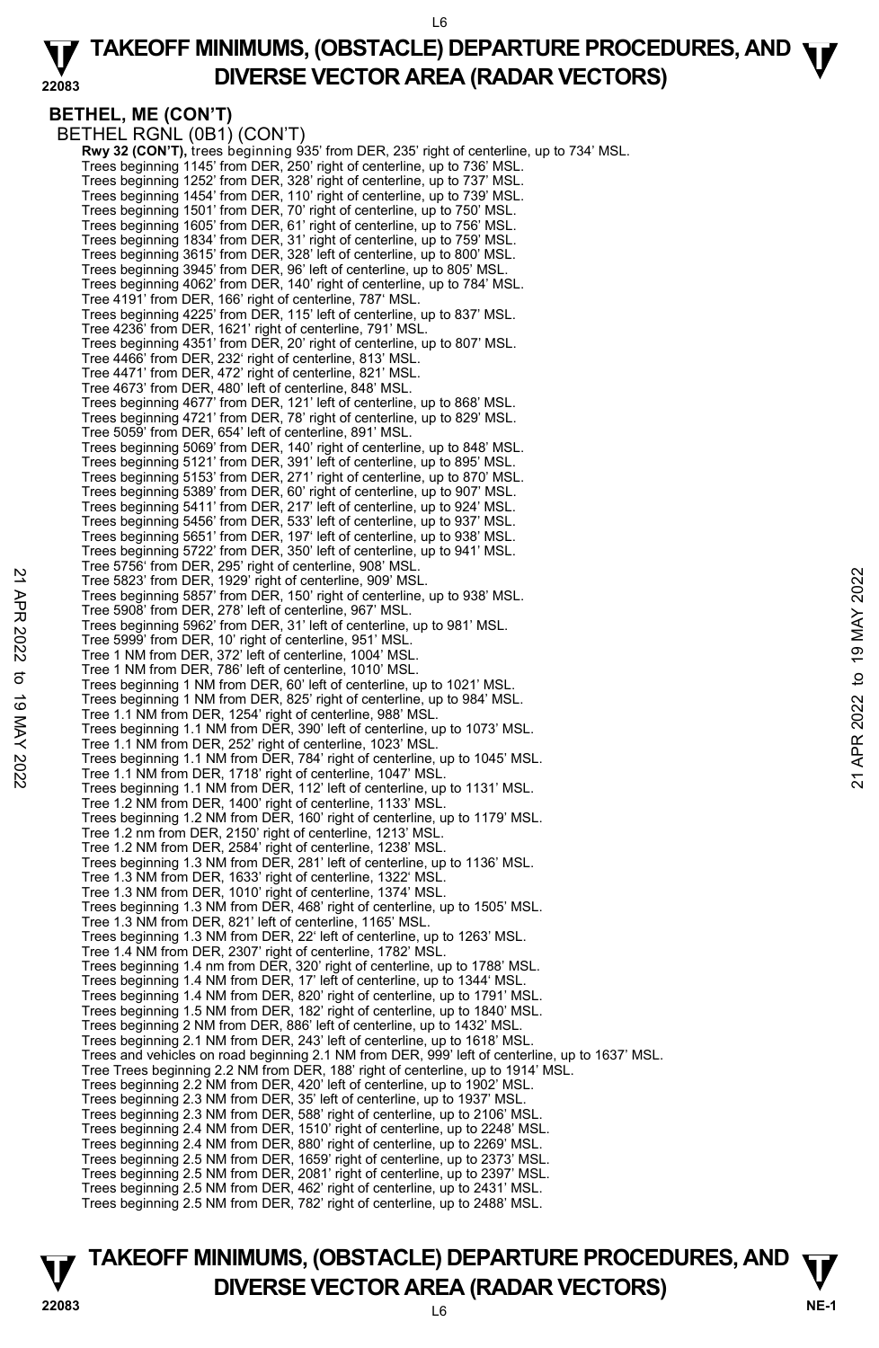## BETHEL, ME (CON'T)

BETHEL RGNL (0B1) (CON'T)

**Rwy 32 (CON'T),** trees beginning 935' from DER, 235' right of centerline, up to 734' MSL.
Trees beginning 1145' from DER, 250' right of centerline, up to 736' MSL.
Trees beginning 1252' from DER, 328' right of centerline, up to 737' MSL.
Trees beginning 1454' from DER, 110' right of centerline, up to 739' MSL.
Trees beginning 1501' from DER, 70' right of centerline, up to 750' MSL.
Trees beginning 1605' from DER, 61' right of centerline, up to 756' MSL.
Trees beginning 1834' from DER, 31' left of centerline, up to 759' MSL.
Trees beginning 3615' from DER, 328' left of centerline, up to 800' MSL.
Trees beginning 3945' from DER, 96' left of centerline, up to 805' MSL.
Trees beginning 4062' from DER, 140' right of centerline, up to 784' MSL.
Tree 4191' from DER, 166' right of centerline, 787' MSL.
Trees beginning 4225' from DER, 115' left of centerline, up to 837' MSL.
Tree 4236' from DER, 1621' right of centerline, 791' MSL.
Trees beginning 4351' from DER, 20' right of centerline, up to 807' MSL.
Tree 4466' from DER, 232' right of centerline, 813' MSL.
Tree 4471' from DER, 472' right of centerline, 821' MSL.
Tree 4673' from DER, 480' left of centerline, 848' MSL.
Trees beginning 4677' from DER, 121' left of centerline, up to 868' MSL.
Trees beginning 4721' from DER, 78' right of centerline, up to 829' MSL.
Tree 5059' from DER, 654' left of centerline, 891' MSL.
Trees beginning 5069' from DER, 140' right of centerline, up to 848' MSL.
Trees beginning 5121' from DER, 391' left of centerline, up to 895' MSL.
Trees beginning 5153' from DER, 271' right of centerline, up to 870' MSL.
Trees beginning 5389' from DER, 60' right of centerline, up to 907' MSL.
Trees beginning 5411' from DER, 217' left of centerline, up to 924' MSL.
Trees beginning 5456' from DER, 533' left of centerline, up to 937' MSL.
Trees beginning 5651' from DER, 197' left of centerline, up to 938' MSL.
Trees beginning 5722' from DER, 350' left of centerline, up to 941' MSL.
Tree 5756' from DER, 295' right of centerline, 908' MSL.
Tree 5823' from DER, 1929' right of centerline, 909' MSL.
Trees beginning 5857' from DER, 150' right of centerline, up to 938' MSL.
Tree 5908' from DER, 278' left of centerline, 967' MSL.
Trees beginning 5962' from DER, 31' left of centerline, up to 981' MSL.
Tree 5999' from DER, 10' right of centerline, 951' MSL.
Tree 1 NM from DER, 372' left of centerline, 1004' MSL.
Tree 1 NM from DER, 786' left of centerline, 1010' MSL.
Trees beginning 1 NM from DER, 60' left of centerline, up to 1021' MSL.
Trees beginning 1 NM from DER, 825' right of centerline, up to 984' MSL.
Tree 1.1 NM from DER, 1254' right of centerline, 988' MSL.
Trees beginning 1.1 NM from DER, 390' left of centerline, up to 1073' MSL.
Tree 1.1 NM from DER, 252' right of centerline, 1023' MSL.
Trees beginning 1.1 NM from DER, 784' right of centerline, up to 1045' MSL.
Tree 1.1 NM from DER, 1718' right of centerline, 1047' MSL.
Trees beginning 1.1 NM from DER, 112' left of centerline, up to 1131' MSL.
Tree 1.2 NM from DER, 1400' right of centerline, 1133' MSL.
Trees beginning 1.2 NM from DER, 160' right of centerline, up to 1179' MSL.
Tree 1.2 nm from DER, 2150' right of centerline, 1213' MSL.
Tree 1.2 NM from DER, 2584' right of centerline, 1238' MSL.
Trees beginning 1.3 NM from DER, 281' left of centerline, up to 1136' MSL.
Tree 1.3 NM from DER, 1633' right of centerline, 1322' MSL.
Tree 1.3 NM from DER, 1010' right of centerline, 1374' MSL.
Trees beginning 1.3 NM from DER, 468' right of centerline, up to 1505' MSL.
Tree 1.3 NM from DER, 821' left of centerline, 1165' MSL.
Trees beginning 1.3 NM from DER, 22' left of centerline, up to 1263' MSL.
Tree 1.4 NM from DER, 2307' right of centerline, 1782' MSL.
Trees beginning 1.4 nm from DER, 320' right of centerline, up to 1788' MSL.
Trees beginning 1.4 NM from DER, 17' left of centerline, up to 1344' MSL.
Trees beginning 1.4 NM from DER, 820' right of centerline, up to 1791' MSL.
Trees beginning 1.5 NM from DER, 182' right of centerline, up to 1840' MSL.
Trees beginning 2 NM from DER, 886' left of centerline, up to 1432' MSL.
Trees beginning 2.1 NM from DER, 243' left of centerline, up to 1618' MSL.
Trees and vehicles on road beginning 2.1 NM from DER, 999' left of centerline, up to 1637' MSL.
Tree Trees beginning 2.2 NM from DER, 188' right of centerline, up to 1914' MSL.
Trees beginning 2.2 NM from DER, 420' left of centerline, up to 1902' MSL.
Trees beginning 2.3 NM from DER, 35' left of centerline, up to 1937' MSL.
Trees beginning 2.3 NM from DER, 588' right of centerline, up to 2106' MSL.
Trees beginning 2.4 NM from DER, 1510' right of centerline, up to 2248' MSL.
Trees beginning 2.4 NM from DER, 880' right of centerline, up to 2269' MSL.
Trees beginning 2.5 NM from DER, 1659' right of centerline, up to 2373' MSL.
Trees beginning 2.5 NM from DER, 2081' right of centerline, up to 2397' MSL.
Trees beginning 2.5 NM from DER, 462' right of centerline, up to 2431' MSL.
Trees beginning 2.5 NM from DER, 782' right of centerline, up to 2488' MSL.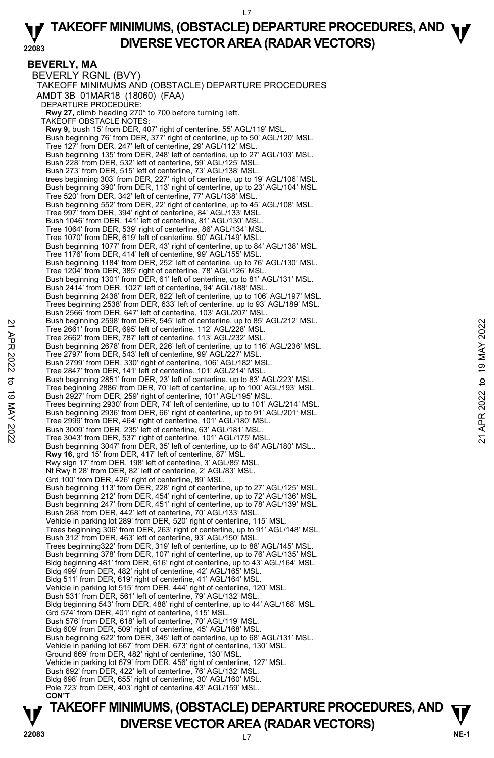# TAKEOFF MINIMUMS, (OBSTACLE) DEPARTURE PROCEDURES, AND DIVERSE VECTOR AREA (RADAR VECTORS)

## BEVERLY, MA

BEVERLY RGNL (BVY)
TAKEOFF MINIMUMS AND (OBSTACLE) DEPARTURE PROCEDURES
AMDT 3B 01MAR18 (18060) (FAA)

DEPARTURE PROCEDURE:
**Rwy 27,** climb heading 270° to 700 before turning left.

TAKEOFF OBSTACLE NOTES:
**Rwy 9,** bush 15' from DER, 407' right of centerline, 55' AGL/119' MSL.
Bush beginning 76' from DER, 377' right of centerline, up to 50' AGL/120' MSL.
Tree 127' from DER, 247' left of centerline, 29' AGL/112' MSL.
Bush beginning 135' from DER, 248' left of centerline, up to 27' AGL/103' MSL.
Bush 228' from DER, 532' left of centerline, 59' AGL/125' MSL.
Bush 273' from DER, 515' left of centerline, 73' AGL/138' MSL.
trees beginning 303' from DER, 227' right of centerline, up to 19' AGL/106' MSL.
Bush beginning 390' from DER, 113' right of centerline, up to 23' AGL/104' MSL.
Tree 520' from DER, 342' left of centerline, 77' AGL/138' MSL.
Bush beginning 552' from DER, 22' right of centerline, up to 45' AGL/108' MSL.
Tree 997' from DER, 394' right of centerline, 84' AGL/133' MSL.
Bush 1046' from DER, 141' left of centerline, 81' AGL/130' MSL.
Tree 1064' from DER, 539' right of centerline, 86' AGL/134' MSL.
Tree 1070' from DER, 619' left of centerline, 90' AGL/149' MSL.
Bush beginning 1077' from DER, 43' right of centerline, up to 84' AGL/138' MSL.
Tree 1176' from DER, 414' left of centerline, 99' AGL/155' MSL.
Bush beginning 1184' from DER, 252' left of centerline, up to 76' AGL/130' MSL.
Tree 1204' from DER, 385' right of centerline, 78' AGL/126' MSL.
Bush beginning 1301' from DER, 61' left of centerline, up to 81' AGL/131' MSL.
Bush 2414' from DER, 1027' left of centerline, 94' AGL/188' MSL.
Bush beginning 2438' from DER, 822' left of centerline, up to 106' AGL/197' MSL.
Trees beginning 2538' from DER, 633' left of centerline, up to 93' AGL/189' MSL.
Bush 2566' from DER, 647' left of centerline, 103' AGL/207' MSL.
Bush beginning 2598' from DER, 545' left of centerline, up to 85' AGL/212' MSL.
Tree 2661' from DER, 695' left of centerline, 112' AGL/228' MSL.
Tree 2662' from DER, 787' left of centerline, 113' AGL/232' MSL.
Bush beginning 2678' from DER, 226' left of centerline, up to 116' AGL/236' MSL.
Tree 2797' from DER, 543' left of centerline, 99' AGL/227' MSL.
Bush 2799' from DER, 330' right of centerline, 106' AGL/182' MSL.
Tree 2847' from DER, 141' left of centerline, 101' AGL/214' MSL.
Bush beginning 2851' from DER, 23' left of centerline, up to 83' AGL/223' MSL.
Tree beginning 2886' from DER, 70' left of centerline, up to 100' AGL/193' MSL.
Bush 2927' from DER, 259' right of centerline, 101' AGL/195' MSL.
Trees beginning 2930' from DER, 74' left of centerline, up to 101' AGL/214' MSL.
Bush beginning 2936' from DER, 66' right of centerline, up to 91' AGL/201' MSL.
Tree 2999' from DER, 464' right of centerline, 101' AGL/180' MSL.
Bush 3009' from DER, 235' left of centerline, 63' AGL/181' MSL.
Tree 3043' from DER, 537' right of centerline, 101' AGL/175' MSL.
Bush beginning 3047' from DER, 35' left of centerline, up to 64' AGL/180' MSL..
**Rwy 16,** grd 15' from DER, 417' left of centerline, 87' MSL.
Rwy sign 17' from DER, 198' left of centerline, 3' AGL/85' MSL.
Nt Rwy lt 28' from DER, 82' left of centerline, 2' AGL/83' MSL.
Grd 100' from DER, 426' right of centerline, 89' MSL.
Bush beginning 113' from DER, 228' right of centerline, up to 27' AGL/125' MSL.
Bush beginning 212' from DER, 454' right of centerline, up to 72' AGL/136' MSL.
Bush beginning 247' from DER, 451' right of centerline, up to 78' AGL/139' MSL.
Bush 268' from DER, 442' left of centerline, 70' AGL/133' MSL.
Vehicle in parking lot 289' from DER, 520' right of centerline, 115' MSL.
Trees beginning 306' from DER, 263' right of centerline, up to 91' AGL/148' MSL.
Bush 312' from DER, 463' left of centerline, 93' AGL/150' MSL.
Trees beginning322' from DER, 319' left of centerline, up to 88' AGL/145' MSL.
Bush beginning 378' from DER, 107' right of centerline, up to 76' AGL/135' MSL.
Bldg beginning 481' from DER, 616' right of centerline, up to 43' AGL/164' MSL.
Bldg 499' from DER, 482' right of centerline, 42' AGL/165' MSL.
Bldg 511' from DER, 619' right of centerline, 41' AGL/164' MSL.
Vehicle in parking lot 515' from DER, 444' right of centerline, 120' MSL.
Bush 531' from DER, 561' left of centerline, 79' AGL/132' MSL.
Bldg beginning 543' from DER, 488' right of centerline, up to 44' AGL/168' MSL.
Grd 574' from DER, 401' right of centerline, 115' MSL.
Bush 576' from DER, 618' left of centerline, 70' AGL/119' MSL.
Bldg 609' from DER, 509' right of centerline, 45' AGL/168' MSL.
Bush beginning 622' from DER, 345' left of centerline, up to 68' AGL/131' MSL.
Vehicle in parking lot 667' from DER, 673' right of centerline, 130' MSL.
Ground 669' from DER, 482' right of centerline, 130' MSL.
Vehicle in parking lot 679' from DER, 456' right of centerline, 127' MSL.
Bush 692' from DER, 422' left of centerline, 76' AGL/132' MSL.
Bldg 698' from DER, 655' right of centerline, 30' AGL/160' MSL.
Pole 723' from DER, 403' right of centerline,43' AGL/159' MSL.
**CON'T**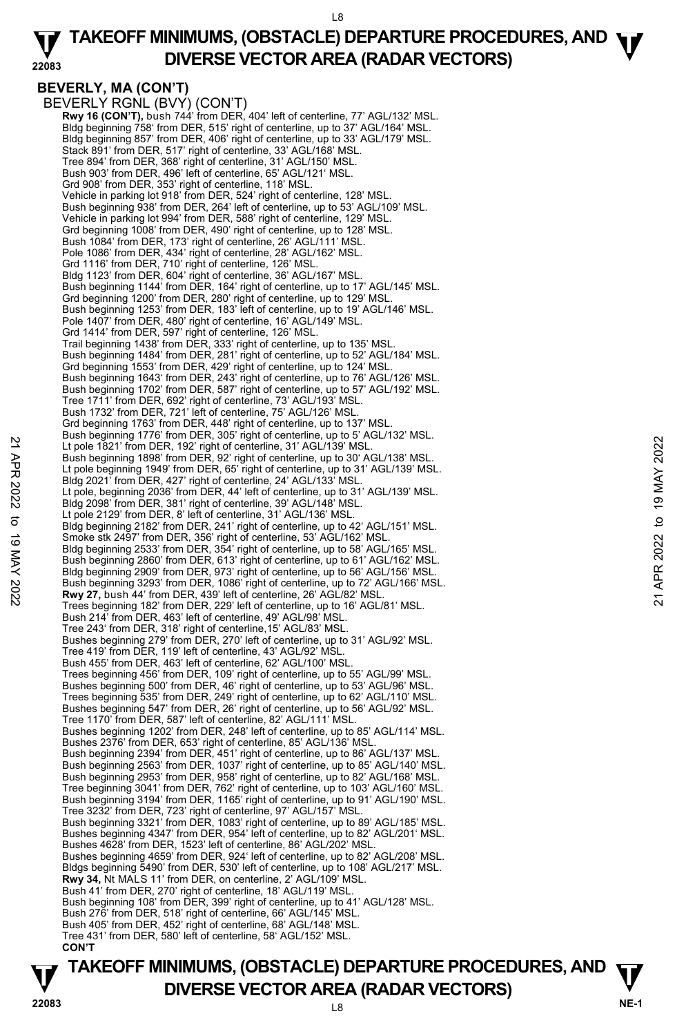**BEVERLY, MA (CON'T)**

BEVERLY RGNL (BVY) (CON'T)

**Rwy 16 (CON'T),** bush 744' from DER, 404' left of centerline, 77' AGL/132' MSL.
Bldg beginning 758' from DER, 515' right of centerline, up to 37' AGL/164' MSL.
Bldg beginning 857' from DER, 406' right of centerline, up to 33' AGL/179' MSL.
Stack 891' from DER, 517' right of centerline, 33' AGL/168' MSL.
Tree 894' from DER, 368' right of centerline, 31' AGL/150' MSL.
Bush 903' from DER, 496' left of centerline, 65' AGL/121' MSL.
Grd 908' from DER, 353' right of centerline, 118' MSL.
Vehicle in parking lot 918' from DER, 524' right of centerline, 128' MSL.
Bush beginning 938' from DER, 264' left of centerline, up to 53' AGL/109' MSL.
Vehicle in parking lot 994' from DER, 588' right of centerline, 129' MSL.
Grd beginning 1008' from DER, 490' right of centerline, up to 128' MSL.
Bush 1084' from DER, 173' right of centerline, 26' AGL/111' MSL.
Pole 1086' from DER, 434' right of centerline, 28' AGL/162' MSL.
Grd 1116' from DER, 710' right of centerline, 126' MSL.
Bldg 1123' from DER, 604' right of centerline, 36' AGL/167' MSL.
Bush beginning 1144' from DER, 164' right of centerline, up to 17' AGL/145' MSL.
Grd beginning 1200' from DER, 280' right of centerline, up to 129' MSL.
Bush beginning 1253' from DER, 183' left of centerline, up to 19' AGL/146' MSL.
Pole 1407' from DER, 480' right of centerline, 16' AGL/149' MSL.
Grd 1414' from DER, 597' right of centerline, 126' MSL.
Trail beginning 1438' from DER, 333' right of centerline, up to 135' MSL.
Bush beginning 1484' from DER, 281' right of centerline, up to 52' AGL/184' MSL.
Grd beginning 1553' from DER, 429' right of centerline, up to 124' MSL.
Bush beginning 1643' from DER, 243' right of centerline, up to 76' AGL/126' MSL.
Bush beginning 1702' from DER, 587' right of centerline, up to 57' AGL/192' MSL.
Tree 1711' from DER, 692' right of centerline, 73' AGL/193' MSL.
Bush 1732' from DER, 721' left of centerline, 75' AGL/126' MSL.
Grd beginning 1763' from DER, 448' right of centerline, up to 137' MSL.
Bush beginning 1776' from DER, 305' right of centerline, up to 5' AGL/132' MSL.
Lt pole 1821' from DER, 192' right of centerline, 31' AGL/139' MSL.
Bush beginning 1898' from DER, 92' right of centerline, up to 30' AGL/138' MSL.
Lt pole beginning 1949' from DER, 65' right of centerline, up to 31' AGL/139' MSL.
Bldg 2021' from DER, 427' right of centerline, 24' AGL/133' MSL.
Lt pole, beginning 2036' from DER, 44' left of centerline, up to 31' AGL/139' MSL.
Bldg 2098' from DER, 381' right of centerline, 39' AGL/148' MSL.
Lt pole 2129' from DER, 8' left of centerline, 31' AGL/136' MSL.
Bldg beginning 2182' from DER, 241' right of centerline, up to 42' AGL/151' MSL.
Smoke stk 2497' from DER, 356' right of centerline, 53' AGL/162' MSL.
Bldg beginning 2533' from DER, 354' right of centerline, up to 58' AGL/165' MSL.
Bush beginning 2860' from DER, 613' right of centerline, up to 61' AGL/162' MSL.
Bldg beginning 2909' from DER, 973' right of centerline, up to 56' AGL/156' MSL.
Bush beginning 3293' from DER, 1086' right of centerline, up to 72' AGL/166' MSL.

**Rwy 27,** bush 44' from DER, 439' left of centerline, 26' AGL/82' MSL.
Trees beginning 182' from DER, 229' left of centerline, up to 16' AGL/81' MSL.
Bush 214' from DER, 463' left of centerline, 49' AGL/98' MSL.
Tree 243' from DER, 318' right of centerline,15' AGL/83' MSL.
Bushes beginning 279' from DER, 270' left of centerline, up to 31' AGL/92' MSL.
Tree 419' from DER, 119' left of centerline, 43' AGL/92' MSL.
Bush 455' from DER, 463' left of centerline, 62' AGL/100' MSL.
Trees beginning 456' from DER, 109' right of centerline, up to 55' AGL/99' MSL.
Bushes beginning 500' from DER, 46' right of centerline, up to 53' AGL/96' MSL.
Trees beginning 535' from DER, 249' right of centerline, up to 62' AGL/110' MSL.
Bushes beginning 547' from DER, 26' right of centerline, up to 56' AGL/92' MSL.
Tree 1170' from DER, 587' left of centerline, 82' AGL/111' MSL.
Bushes beginning 1202' from DER, 248' left of centerline, up to 85' AGL/114' MSL.
Bushes 2376' from DER, 653' right of centerline, 85' AGL/136' MSL.
Bush beginning 2394' from DER, 451' right of centerline, up to 86' AGL/137' MSL.
Bush beginning 2563' from DER, 1037' right of centerline, up to 85' AGL/140' MSL.
Bush beginning 2953' from DER, 958' right of centerline, up to 82' AGL/168' MSL.
Tree beginning 3041' from DER, 762' right of centerline, up to 103' AGL/160' MSL.
Bush beginning 3194' from DER, 1165' right of centerline, up to 91' AGL/190' MSL.
Tree 3232' from DER, 723' right of centerline, 97' AGL/157' MSL.
Bush beginning 3321' from DER, 1083' right of centerline, up to 89' AGL/185' MSL.
Bushes beginning 4347' from DER, 954' left of centerline, up to 82' AGL/201' MSL.
Bushes 4628' from DER, 1523' left of centerline, 86' AGL/202' MSL.
Bushes beginning 4659' from DER, 924' left of centerline, up to 82' AGL/208' MSL.
Bldgs beginning 5490' from DER, 530' left of centerline, up to 108' AGL/217' MSL.

**Rwy 34,** Nt MALS 11' from DER, on centerline, 2' AGL/109' MSL.
Bush 41' from DER, 270' right of centerline, 18' AGL/119' MSL.
Bush beginning 108' from DER, 399' right of centerline, up to 41' AGL/128' MSL.
Bush 276' from DER, 518' right of centerline, 66' AGL/145' MSL.
Bush 405' from DER, 452' right of centerline, 68' AGL/148' MSL.
Tree 431' from DER, 580' left of centerline, 58' AGL/152' MSL.

**CON'T**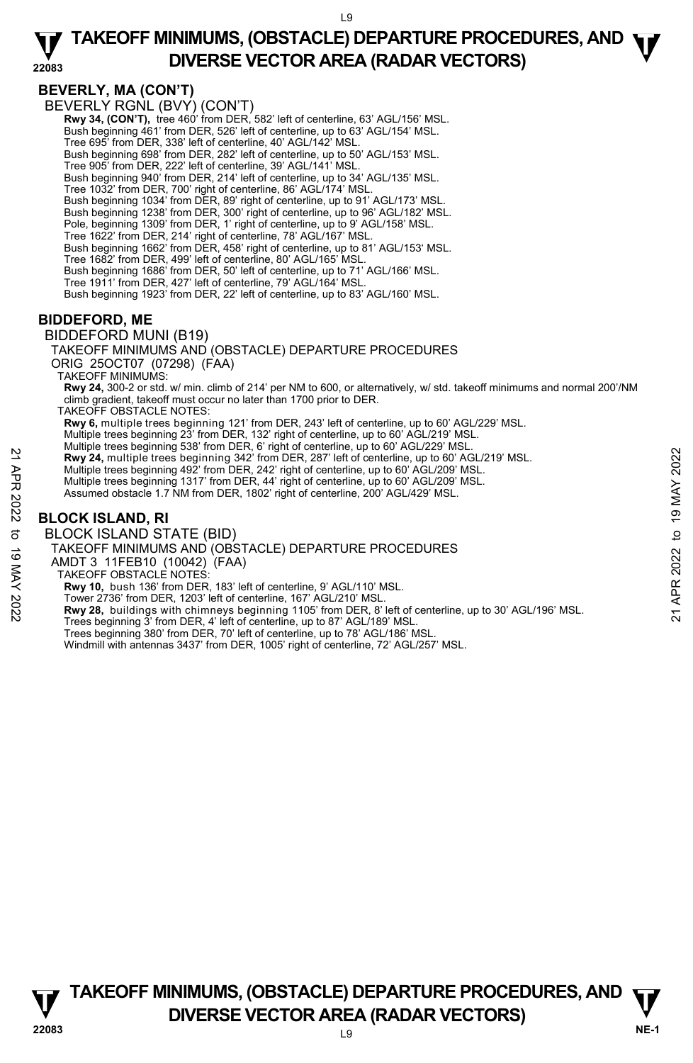## BEVERLY, MA (CON'T)

BEVERLY RGNL (BVY) (CON'T)

**Rwy 34, (CON'T),** tree 460' from DER, 582' left of centerline, 63' AGL/156' MSL.
Bush beginning 461' from DER, 526' left of centerline, up to 63' AGL/154' MSL.
Tree 695' from DER, 338' left of centerline, 40' AGL/142' MSL.
Bush beginning 698' from DER, 282' left of centerline, up to 50' AGL/153' MSL.
Tree 905' from DER, 222' left of centerline, 39' AGL/141' MSL.
Bush beginning 940' from DER, 214' left of centerline, up to 34' AGL/135' MSL.
Tree 1032' from DER, 700' right of centerline, 86' AGL/174' MSL.
Bush beginning 1034' from DER, 89' right of centerline, up to 91' AGL/173' MSL.
Bush beginning 1238' from DER, 300' right of centerline, up to 96' AGL/182' MSL.
Pole, beginning 1309' from DER, 1' right of centerline, up to 9' AGL/158' MSL.
Tree 1622' from DER, 214' right of centerline, 78' AGL/167' MSL.
Bush beginning 1662' from DER, 458' right of centerline, up to 81' AGL/153' MSL.
Tree 1682' from DER, 499' left of centerline, 80' AGL/165' MSL.
Bush beginning 1686' from DER, 50' left of centerline, up to 71' AGL/166' MSL.
Tree 1911' from DER, 427' left of centerline, 79' AGL/164' MSL.
Bush beginning 1923' from DER, 22' left of centerline, up to 83' AGL/160' MSL.

## BIDDEFORD, ME

BIDDEFORD MUNI (B19)

TAKEOFF MINIMUMS AND (OBSTACLE) DEPARTURE PROCEDURES

ORIG 25OCT07 (07298) (FAA)

TAKEOFF MINIMUMS:

**Rwy 24,** 300-2 or std. w/ min. climb of 214' per NM to 600, or alternatively, w/ std. takeoff minimums and normal 200'/NM climb gradient, takeoff must occur no later than 1700 prior to DER.

TAKEOFF OBSTACLE NOTES:

**Rwy 6,** multiple trees beginning 121' from DER, 243' left of centerline, up to 60' AGL/229' MSL.
Multiple trees beginning 23' from DER, 132' right of centerline, up to 60' AGL/219' MSL.
Multiple trees beginning 538' from DER, 6' right of centerline, up to 60' AGL/229' MSL.
**Rwy 24,** multiple trees beginning 342' from DER, 287' left of centerline, up to 60' AGL/219' MSL.
Multiple trees beginning 492' from DER, 242' right of centerline, up to 60' AGL/209' MSL.
Multiple trees beginning 1317' from DER, 44' right of centerline, up to 60' AGL/209' MSL.
Assumed obstacle 1.7 NM from DER, 1802' right of centerline, 200' AGL/429' MSL.

## BLOCK ISLAND, RI

BLOCK ISLAND STATE (BID)

TAKEOFF MINIMUMS AND (OBSTACLE) DEPARTURE PROCEDURES

AMDT 3 11FEB10 (10042) (FAA)

TAKEOFF OBSTACLE NOTES:

**Rwy 10,** bush 136' from DER, 183' left of centerline, 9' AGL/110' MSL.
Tower 2736' from DER, 1203' left of centerline, 167' AGL/210' MSL.
**Rwy 28,** buildings with chimneys beginning 1105' from DER, 8' left of centerline, up to 30' AGL/196' MSL.
Trees beginning 3' from DER, 4' left of centerline, up to 87' AGL/189' MSL.
Trees beginning 380' from DER, 70' left of centerline, up to 78' AGL/186' MSL.
Windmill with antennas 3437' from DER, 1005' right of centerline, 72' AGL/257' MSL.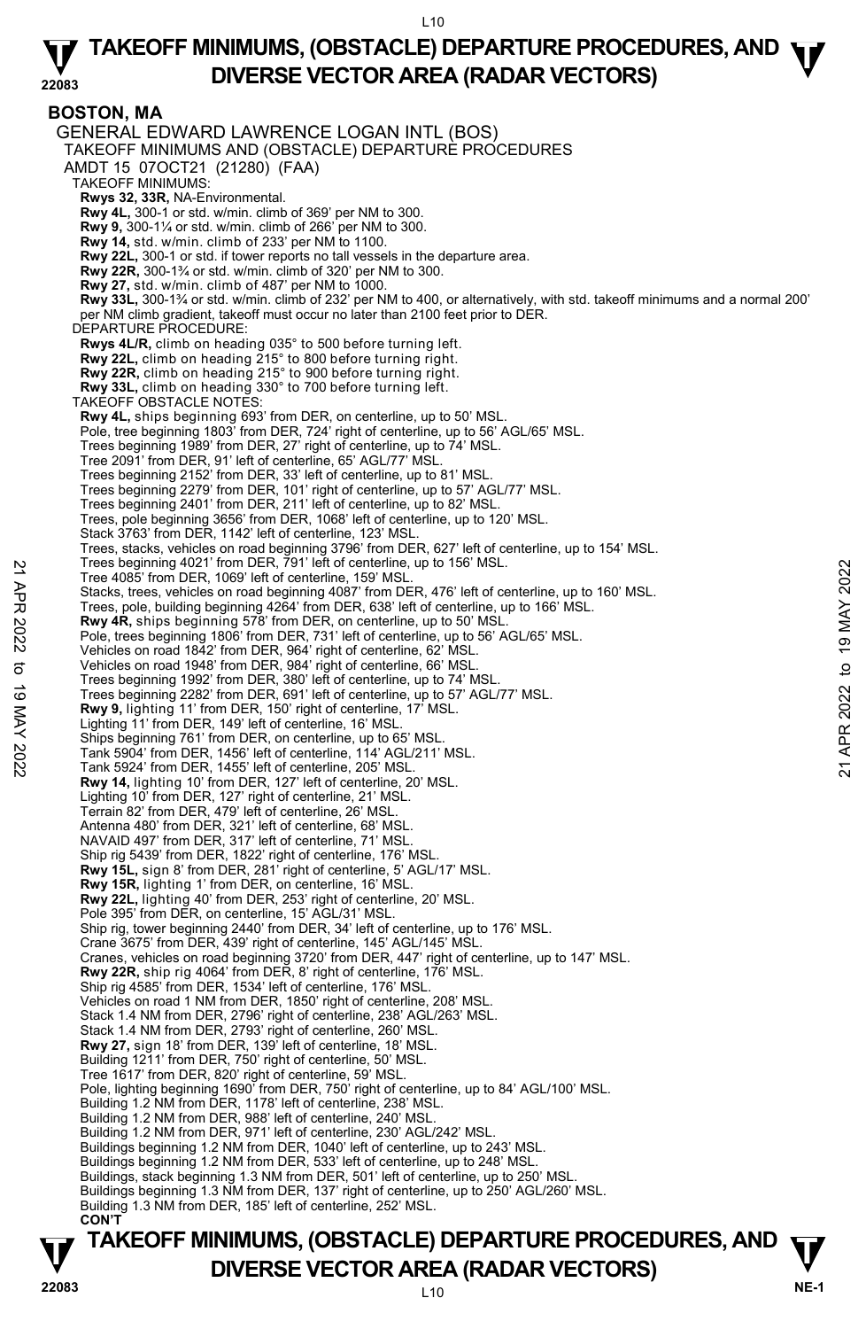# TAKEOFF MINIMUMS, (OBSTACLE) DEPARTURE PROCEDURES, AND DIVERSE VECTOR AREA (RADAR VECTORS)

## BOSTON, MA

GENERAL EDWARD LAWRENCE LOGAN INTL (BOS)
TAKEOFF MINIMUMS AND (OBSTACLE) DEPARTURE PROCEDURES
AMDT 15 07OCT21 (21280) (FAA)

TAKEOFF MINIMUMS:
**Rwys 32, 33R,** NA-Environmental.
**Rwy 4L,** 300-1 or std. w/min. climb of 369' per NM to 300.
**Rwy 9,** 300-1¼ or std. w/min. climb of 266' per NM to 300.
**Rwy 14,** std. w/min. climb of 233' per NM to 1100.
**Rwy 22L,** 300-1 or std. if tower reports no tall vessels in the departure area.
**Rwy 22R,** 300-1¾ or std. w/min. climb of 320' per NM to 300.
**Rwy 27,** std. w/min. climb of 487' per NM to 1000.
**Rwy 33L,** 300-1¾ or std. w/min. climb of 232' per NM to 400, or alternatively, with std. takeoff minimums and a normal 200' per NM climb gradient, takeoff must occur no later than 2100 feet prior to DER.

DEPARTURE PROCEDURE:
**Rwys 4L/R,** climb on heading 035° to 500 before turning left.
**Rwy 22L,** climb on heading 215° to 800 before turning right.
**Rwy 22R,** climb on heading 215° to 900 before turning right.
**Rwy 33L,** climb on heading 330° to 700 before turning left.

TAKEOFF OBSTACLE NOTES:
**Rwy 4L,** ships beginning 693' from DER, on centerline, up to 50' MSL.
Pole, tree beginning 1803' from DER, 724' right of centerline, up to 56' AGL/65' MSL.
Trees beginning 1989' from DER, 27' right of centerline, up to 74' MSL.
Tree 2091' from DER, 91' left of centerline, 65' AGL/77' MSL.
Trees beginning 2152' from DER, 33' left of centerline, up to 81' MSL.
Trees beginning 2279' from DER, 101' right of centerline, up to 57' AGL/77' MSL.
Trees beginning 2401' from DER, 211' left of centerline, up to 82' MSL.
Trees, pole beginning 3656' from DER, 1068' left of centerline, up to 120' MSL.
Stack 3763' from DER, 1142' left of centerline, 123' MSL.
Trees, stacks, vehicles on road beginning 3796' from DER, 627' left of centerline, up to 154' MSL.
Trees beginning 4021' from DER, 791' left of centerline, up to 156' MSL.
Tree 4085' from DER, 1069' left of centerline, 159' MSL.
Stacks, trees, vehicles on road beginning 4087' from DER, 476' left of centerline, up to 160' MSL.
Trees, pole, building beginning 4264' from DER, 638' left of centerline, up to 166' MSL.
**Rwy 4R,** ships beginning 578' from DER, on centerline, up to 50' MSL.
Pole, trees beginning 1806' from DER, 731' left of centerline, up to 56' AGL/65' MSL.
Vehicles on road 1842' from DER, 964' right of centerline, 62' MSL.
Vehicles on road 1948' from DER, 984' right of centerline, 66' MSL.
Trees beginning 1992' from DER, 380' left of centerline, up to 74' MSL.
Trees beginning 2282' from DER, 691' left of centerline, up to 57' AGL/77' MSL.
**Rwy 9,** lighting 11' from DER, 150' right of centerline, 17' MSL.
Lighting 11' from DER, 149' left of centerline, 16' MSL.
Ships beginning 761' from DER, on centerline, up to 65' MSL.
Tank 5904' from DER, 1456' left of centerline, 114' AGL/211' MSL.
Tank 5924' from DER, 1455' left of centerline, 205' MSL.
**Rwy 14,** lighting 10' from DER, 127' left of centerline, 20' MSL.
Lighting 10' from DER, 127' right of centerline, 21' MSL.
Terrain 82' from DER, 479' left of centerline, 26' MSL.
Antenna 480' from DER, 321' left of centerline, 68' MSL.
NAVAID 497' from DER, 317' left of centerline, 71' MSL.
Ship rig 5439' from DER, 1822' right of centerline, 176' MSL.
**Rwy 15L,** sign 8' from DER, 281' right of centerline, 5' AGL/17' MSL.
**Rwy 15R,** lighting 1' from DER, on centerline, 16' MSL.
**Rwy 22L,** lighting 40' from DER, 253' right of centerline, 20' MSL.
Pole 395' from DER, on centerline, 15' AGL/31' MSL.
Ship rig, tower beginning 2440' from DER, 34' left of centerline, up to 176' MSL.
Crane 3675' from DER, 439' right of centerline, 145' AGL/145' MSL.
Cranes, vehicles on road beginning 3720' from DER, 447' right of centerline, up to 147' MSL.
**Rwy 22R,** ship rig 4064' from DER, 8' right of centerline, 176' MSL.
Ship rig 4585' from DER, 1534' left of centerline, 176' MSL.
Vehicles on road 1 NM from DER, 1850' right of centerline, 208' MSL.
Stack 1.4 NM from DER, 2796' right of centerline, 238' AGL/263' MSL.
Stack 1.4 NM from DER, 2793' right of centerline, 260' MSL.
**Rwy 27,** sign 18' from DER, 139' left of centerline, 18' MSL.
Building 1211' from DER, 750' right of centerline, 50' MSL.
Tree 1617' from DER, 820' right of centerline, 59' MSL.
Pole, lighting beginning 1690' from DER, 750' right of centerline, up to 84' AGL/100' MSL.
Building 1.2 NM from DER, 1178' left of centerline, 238' MSL.
Building 1.2 NM from DER, 988' left of centerline, 240' MSL.
Building 1.2 NM from DER, 971' left of centerline, 230' AGL/242' MSL.
Buildings beginning 1.2 NM from DER, 1040' left of centerline, up to 243' MSL.
Buildings beginning 1.2 NM from DER, 533' left of centerline, up to 248' MSL.
Buildings, stack beginning 1.3 NM from DER, 501' left of centerline, up to 250' MSL.
Buildings beginning 1.3 NM from DER, 137' right of centerline, up to 250' AGL/260' MSL.
Building 1.3 NM from DER, 185' left of centerline, 252' MSL.
**CON'T**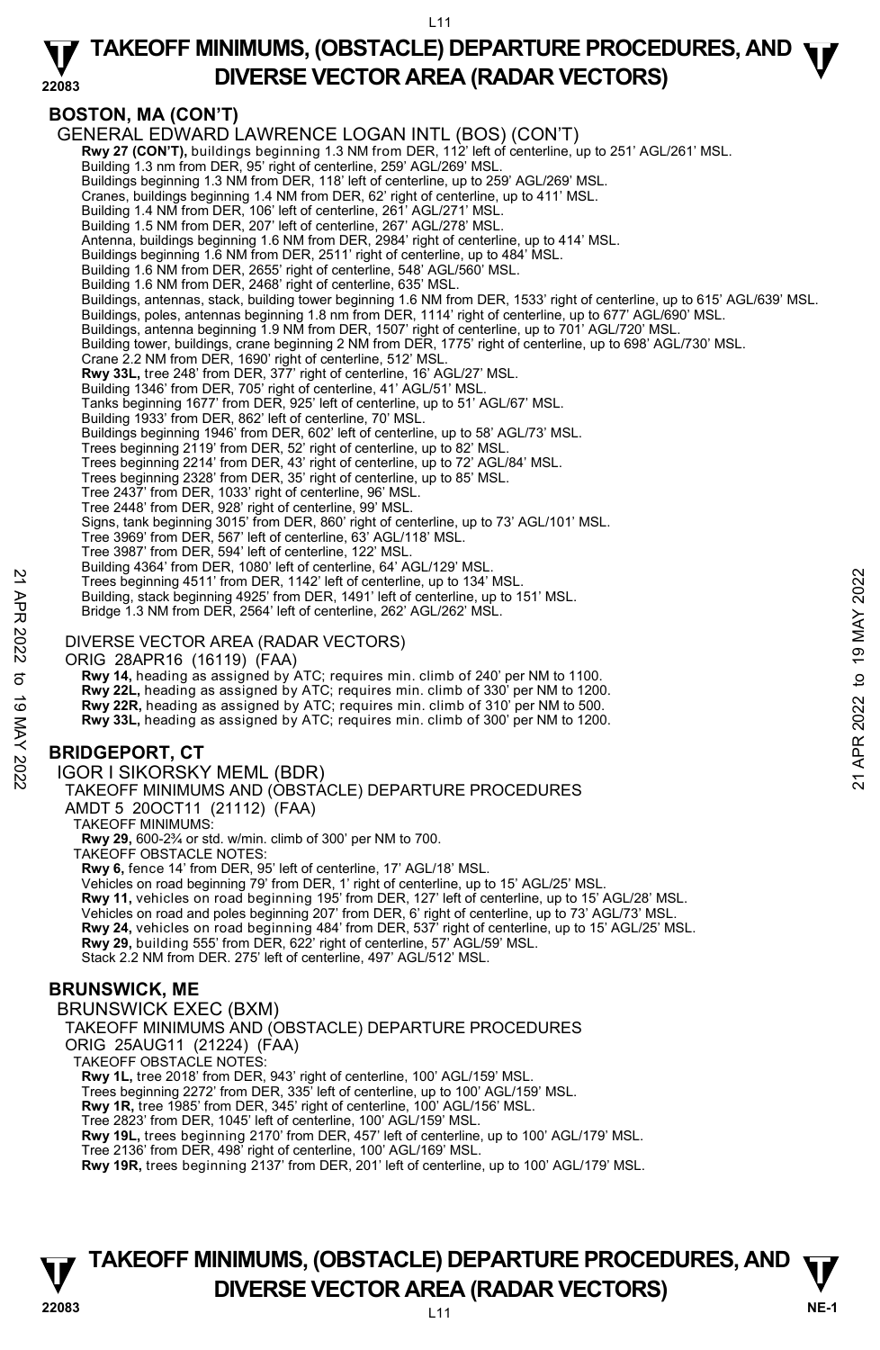## BOSTON, MA (CON'T)

GENERAL EDWARD LAWRENCE LOGAN INTL (BOS) (CON'T)

**Rwy 27 (CON'T),** buildings beginning 1.3 NM from DER, 112' left of centerline, up to 251' AGL/261' MSL.
Building 1.3 nm from DER, 95' right of centerline, 259' AGL/269' MSL.
Buildings beginning 1.3 NM from DER, 118' left of centerline, up to 259' AGL/269' MSL.
Cranes, buildings beginning 1.4 NM from DER, 62' right of centerline, up to 411' MSL.
Building 1.4 NM from DER, 106' left of centerline, 261' AGL/271' MSL.
Building 1.5 NM from DER, 207' left of centerline, 267' AGL/278' MSL.
Antenna, buildings beginning 1.6 NM from DER, 2984' right of centerline, up to 414' MSL.
Buildings beginning 1.6 NM from DER, 2511' right of centerline, up to 484' MSL.
Building 1.6 NM from DER, 2655' right of centerline, 548' AGL/560' MSL.
Building 1.6 NM from DER, 2468' right of centerline, 635' MSL.
Buildings, antennas, stack, building tower beginning 1.6 NM from DER, 1533' right of centerline, up to 615' AGL/639' MSL.
Buildings, poles, antennas beginning 1.8 nm from DER, 1114' right of centerline, up to 677' AGL/690' MSL.
Buildings, antenna beginning 1.9 NM from DER, 1507' right of centerline, up to 701' AGL/720' MSL.
Building tower, buildings, crane beginning 2 NM from DER, 1775' right of centerline, up to 698' AGL/730' MSL.
Crane 2.2 NM from DER, 1690' right of centerline, 512' MSL.
**Rwy 33L,** tree 248' from DER, 377' right of centerline, 16' AGL/27' MSL.
Building 1346' from DER, 705' right of centerline, 41' AGL/51' MSL.
Tanks beginning 1677' from DER, 925' left of centerline, up to 51' AGL/67' MSL.
Building 1933' from DER, 862' left of centerline, 70' MSL.
Buildings beginning 1946' from DER, 602' left of centerline, up to 58' AGL/73' MSL.
Trees beginning 2119' from DER, 52' right of centerline, up to 82' MSL.
Trees beginning 2214' from DER, 43' right of centerline, up to 72' AGL/84' MSL.
Trees beginning 2328' from DER, 35' right of centerline, up to 85' MSL.
Tree 2437' from DER, 1033' right of centerline, 96' MSL.
Tree 2448' from DER, 928' right of centerline, 99' MSL.
Signs, tank beginning 3015' from DER, 860' right of centerline, up to 73' AGL/101' MSL.
Tree 3969' from DER, 567' left of centerline, 63' AGL/118' MSL.
Tree 3987' from DER, 594' left of centerline, 122' MSL.
Building 4364' from DER, 1080' left of centerline, 64' AGL/129' MSL.
Trees beginning 4511' from DER, 1142' left of centerline, up to 134' MSL.
Building, stack beginning 4925' from DER, 1491' left of centerline, up to 151' MSL.
Bridge 1.3 NM from DER, 2564' left of centerline, 262' AGL/262' MSL.

DIVERSE VECTOR AREA (RADAR VECTORS)
ORIG 28APR16 (16119) (FAA)

**Rwy 14,** heading as assigned by ATC; requires min. climb of 240' per NM to 1100.
**Rwy 22L,** heading as assigned by ATC; requires min. climb of 330' per NM to 1200.
**Rwy 22R,** heading as assigned by ATC; requires min. climb of 310' per NM to 500.
**Rwy 33L,** heading as assigned by ATC; requires min. climb of 300' per NM to 1200.

## BRIDGEPORT, CT

IGOR I SIKORSKY MEML (BDR)
TAKEOFF MINIMUMS AND (OBSTACLE) DEPARTURE PROCEDURES
AMDT 5 20OCT11 (21112) (FAA)

TAKEOFF MINIMUMS:
**Rwy 29,** 600-2¾ or std. w/min. climb of 300' per NM to 700.

TAKEOFF OBSTACLE NOTES:
**Rwy 6,** fence 14' from DER, 95' left of centerline, 17' AGL/18' MSL.
Vehicles on road beginning 79' from DER, 1' right of centerline, up to 15' AGL/25' MSL.
**Rwy 11,** vehicles on road beginning 195' from DER, 127' left of centerline, up to 15' AGL/28' MSL.
Vehicles on road and poles beginning 207' from DER, 6' right of centerline, up to 73' AGL/73' MSL.
**Rwy 24,** vehicles on road beginning 484' from DER, 537' right of centerline, up to 15' AGL/25' MSL.
**Rwy 29,** building 555' from DER, 622' right of centerline, 57' AGL/59' MSL.
Stack 2.2 NM from DER. 275' left of centerline, 497' AGL/512' MSL.

## BRUNSWICK, ME

BRUNSWICK EXEC (BXM)
TAKEOFF MINIMUMS AND (OBSTACLE) DEPARTURE PROCEDURES
ORIG 25AUG11 (21224) (FAA)

TAKEOFF OBSTACLE NOTES:
**Rwy 1L,** tree 2018' from DER, 943' right of centerline, 100' AGL/159' MSL.
Trees beginning 2272' from DER, 335' left of centerline, up to 100' AGL/159' MSL.
**Rwy 1R,** tree 1985' from DER, 345' right of centerline, 100' AGL/156' MSL.
Tree 2823' from DER, 1045' left of centerline, 100' AGL/159' MSL.
**Rwy 19L,** trees beginning 2170' from DER, 457' left of centerline, up to 100' AGL/179' MSL.
Tree 2136' from DER, 498' right of centerline, 100' AGL/169' MSL.
**Rwy 19R,** trees beginning 2137' from DER, 201' left of centerline, up to 100' AGL/179' MSL.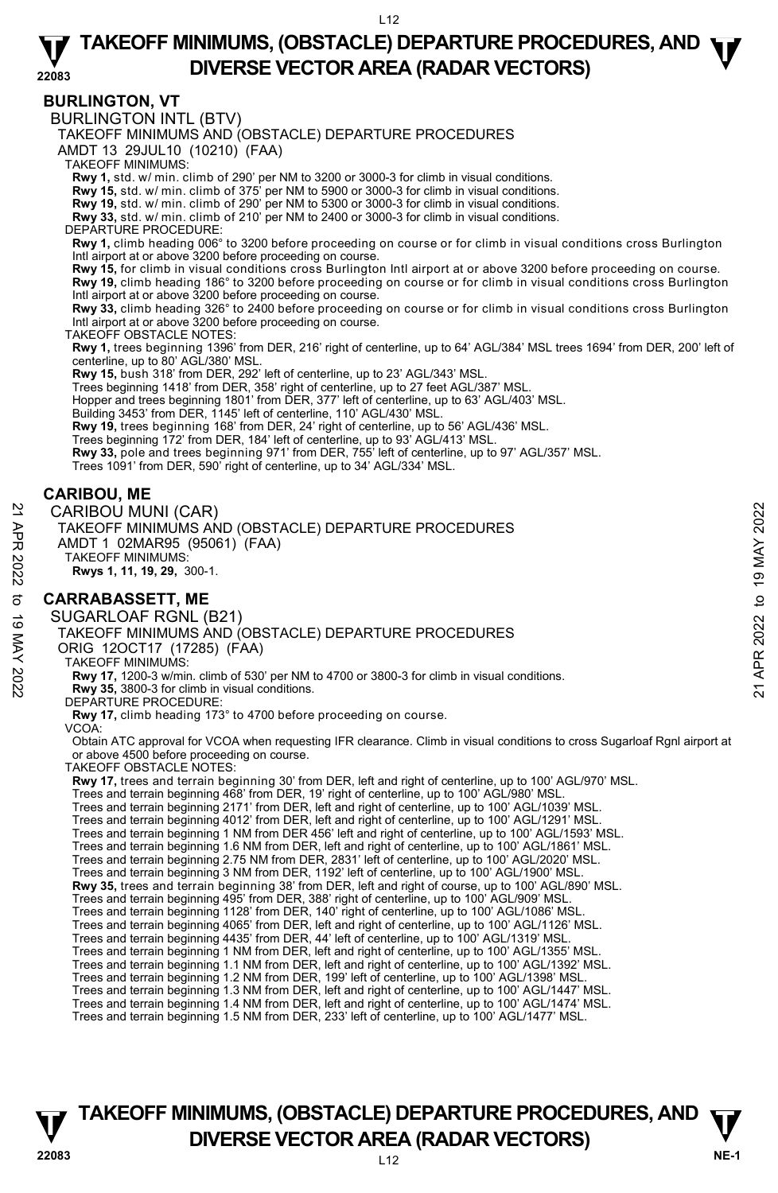## BURLINGTON, VT

BURLINGTON INTL (BTV)

TAKEOFF MINIMUMS AND (OBSTACLE) DEPARTURE PROCEDURES

AMDT 13 29JUL10 (10210) (FAA)

TAKEOFF MINIMUMS:

**Rwy 1,** std. w/ min. climb of 290' per NM to 3200 or 3000-3 for climb in visual conditions.
**Rwy 15,** std. w/ min. climb of 375' per NM to 5900 or 3000-3 for climb in visual conditions.
**Rwy 19,** std. w/ min. climb of 290' per NM to 5300 or 3000-3 for climb in visual conditions.
**Rwy 33,** std. w/ min. climb of 210' per NM to 2400 or 3000-3 for climb in visual conditions.

DEPARTURE PROCEDURE:

**Rwy 1,** climb heading 006° to 3200 before proceeding on course or for climb in visual conditions cross Burlington Intl airport at or above 3200 before proceeding on course.
**Rwy 15,** for climb in visual conditions cross Burlington Intl airport at or above 3200 before proceeding on course.
**Rwy 19,** climb heading 186° to 3200 before proceeding on course or for climb in visual conditions cross Burlington Intl airport at or above 3200 before proceeding on course.
**Rwy 33,** climb heading 326° to 2400 before proceeding on course or for climb in visual conditions cross Burlington Intl airport at or above 3200 before proceeding on course.

TAKEOFF OBSTACLE NOTES:

**Rwy 1,** trees beginning 1396' from DER, 216' right of centerline, up to 64' AGL/384' MSL trees 1694' from DER, 200' left of centerline, up to 80' AGL/380' MSL.
**Rwy 15,** bush 318' from DER, 292' left of centerline, up to 23' AGL/343' MSL.
Trees beginning 1418' from DER, 358' right of centerline, up to 27 feet AGL/387' MSL.
Hopper and trees beginning 1801' from DER, 377' left of centerline, up to 63' AGL/403' MSL.
Building 3453' from DER, 1145' left of centerline, 110' AGL/430' MSL.
**Rwy 19,** trees beginning 168' from DER, 24' right of centerline, up to 56' AGL/436' MSL.
Trees beginning 172' from DER, 184' left of centerline, up to 93' AGL/413' MSL.
**Rwy 33,** pole and trees beginning 971' from DER, 755' left of centerline, up to 97' AGL/357' MSL.
Trees 1091' from DER, 590' right of centerline, up to 34' AGL/334' MSL.

## CARIBOU, ME

CARIBOU MUNI (CAR)

TAKEOFF MINIMUMS AND (OBSTACLE) DEPARTURE PROCEDURES

AMDT 1 02MAR95 (95061) (FAA)

TAKEOFF MINIMUMS:

**Rwys 1, 11, 19, 29,** 300-1.

## CARRABASSETT, ME

SUGARLOAF RGNL (B21)

TAKEOFF MINIMUMS AND (OBSTACLE) DEPARTURE PROCEDURES

ORIG 12OCT17 (17285) (FAA)

TAKEOFF MINIMUMS:

**Rwy 17,** 1200-3 w/min. climb of 530' per NM to 4700 or 3800-3 for climb in visual conditions.
**Rwy 35,** 3800-3 for climb in visual conditions.

DEPARTURE PROCEDURE:

**Rwy 17,** climb heading 173° to 4700 before proceeding on course.

VCOA:

Obtain ATC approval for VCOA when requesting IFR clearance. Climb in visual conditions to cross Sugarloaf Rgnl airport at or above 4500 before proceeding on course.

TAKEOFF OBSTACLE NOTES:

**Rwy 17,** trees and terrain beginning 30' from DER, left and right of centerline, up to 100' AGL/970' MSL.
Trees and terrain beginning 468' from DER, 19' right of centerline, up to 100' AGL/980' MSL.
Trees and terrain beginning 2171' from DER, left and right of centerline, up to 100' AGL/1039' MSL.
Trees and terrain beginning 4012' from DER, left and right of centerline, up to 100' AGL/1291' MSL.
Trees and terrain beginning 1 NM from DER 456' left and right of centerline, up to 100' AGL/1593' MSL.
Trees and terrain beginning 1.6 NM from DER, left and right of centerline, up to 100' AGL/1861' MSL.
Trees and terrain beginning 2.75 NM from DER, 2831' left of centerline, up to 100' AGL/2020' MSL.
Trees and terrain beginning 3 NM from DER, 1192' left of centerline, up to 100' AGL/1900' MSL.
**Rwy 35,** trees and terrain beginning 38' from DER, left and right of course, up to 100' AGL/890' MSL.
Trees and terrain beginning 495' from DER, 388' right of centerline, up to 100' AGL/909' MSL.
Trees and terrain beginning 1128' from DER, 140' right of centerline, up to 100' AGL/1086' MSL.
Trees and terrain beginning 4065' from DER, left and right of centerline, up to 100' AGL/1126' MSL.
Trees and terrain beginning 4435' from DER, 44' left of centerline, up to 100' AGL/1319' MSL.
Trees and terrain beginning 1 NM from DER, left and right of centerline, up to 100' AGL/1355' MSL.
Trees and terrain beginning 1.1 NM from DER, left and right of centerline, up to 100' AGL/1392' MSL.
Trees and terrain beginning 1.2 NM from DER, 199' left of centerline, up to 100' AGL/1398' MSL.
Trees and terrain beginning 1.3 NM from DER, left and right of centerline, up to 100' AGL/1447' MSL.
Trees and terrain beginning 1.4 NM from DER, left and right of centerline, up to 100' AGL/1474' MSL.
Trees and terrain beginning 1.5 NM from DER, 233' left of centerline, up to 100' AGL/1477' MSL.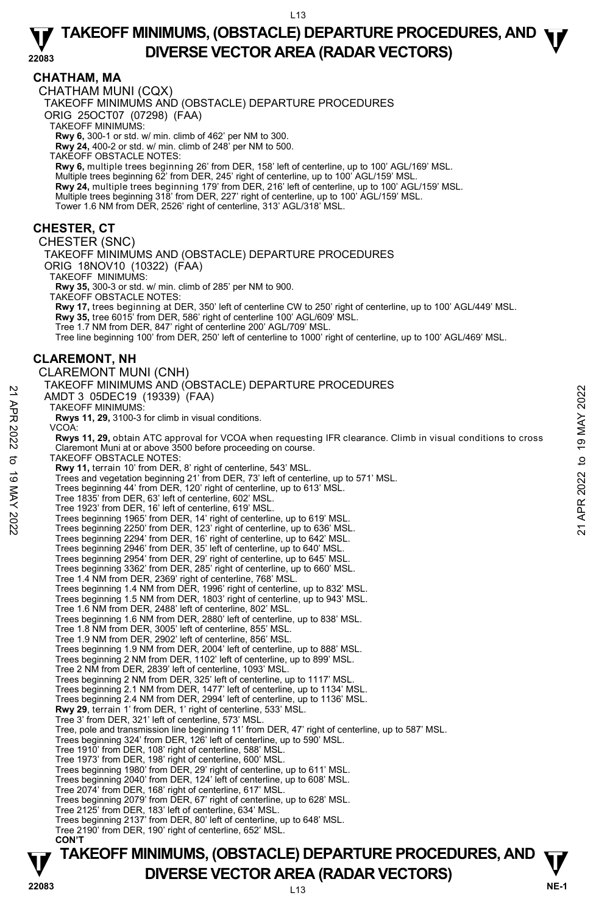## CHATHAM, MA

CHATHAM MUNI (CQX)

TAKEOFF MINIMUMS AND (OBSTACLE) DEPARTURE PROCEDURES

ORIG 25OCT07 (07298) (FAA)

TAKEOFF MINIMUMS:

**Rwy 6,** 300-1 or std. w/ min. climb of 462' per NM to 300.

**Rwy 24,** 400-2 or std. w/ min. climb of 248' per NM to 500.

TAKEOFF OBSTACLE NOTES:

**Rwy 6,** multiple trees beginning 26' from DER, 158' left of centerline, up to 100' AGL/169' MSL.
Multiple trees beginning 62' from DER, 245' right of centerline, up to 100' AGL/159' MSL.

**Rwy 24,** multiple trees beginning 179' from DER, 216' left of centerline, up to 100' AGL/159' MSL.
Multiple trees beginning 318' from DER, 227' right of centerline, up to 100' AGL/159' MSL.
Tower 1.6 NM from DER, 2526' right of centerline, 313' AGL/318' MSL.

## CHESTER, CT

CHESTER (SNC)

TAKEOFF MINIMUMS AND (OBSTACLE) DEPARTURE PROCEDURES

ORIG 18NOV10 (10322) (FAA)

TAKEOFF MINIMUMS:

**Rwy 35,** 300-3 or std. w/ min. climb of 285' per NM to 900.

TAKEOFF OBSTACLE NOTES:

**Rwy 17,** trees beginning at DER, 350' left of centerline CW to 250' right of centerline, up to 100' AGL/449' MSL.

**Rwy 35,** tree 6015' from DER, 586' right of centerline 100' AGL/609' MSL.
Tree 1.7 NM from DER, 847' right of centerline 200' AGL/709' MSL.
Tree line beginning 100' from DER, 250' left of centerline to 1000' right of centerline, up to 100' AGL/469' MSL.

## CLAREMONT, NH

CLAREMONT MUNI (CNH)

TAKEOFF MINIMUMS AND (OBSTACLE) DEPARTURE PROCEDURES

AMDT 3 05DEC19 (19339) (FAA)

TAKEOFF MINIMUMS:

**Rwys 11, 29,** 3100-3 for climb in visual conditions.

VCOA:

**Rwys 11, 29,** obtain ATC approval for VCOA when requesting IFR clearance. Climb in visual conditions to cross Claremont Muni at or above 3500 before proceeding on course.

TAKEOFF OBSTACLE NOTES:

**Rwy 11,** terrain 10' from DER, 8' right of centerline, 543' MSL.
Trees and vegetation beginning 21' from DER, 73' left of centerline, up to 571' MSL.
Trees beginning 44' from DER, 120' right of centerline, up to 613' MSL.
Tree 1835' from DER, 63' left of centerline, 602' MSL.
Tree 1923' from DER, 16' left of centerline, 619' MSL.
Trees beginning 1965' from DER, 14' right of centerline, up to 619' MSL.
Trees beginning 2250' from DER, 123' right of centerline, up to 636' MSL.
Trees beginning 2294' from DER, 16' right of centerline, up to 642' MSL.
Trees beginning 2946' from DER, 35' left of centerline, up to 640' MSL.
Trees beginning 2954' from DER, 29' right of centerline, up to 645' MSL.
Trees beginning 3362' from DER, 285' right of centerline, up to 660' MSL.
Tree 1.4 NM from DER, 2369' right of centerline, 768' MSL.
Trees beginning 1.4 NM from DER, 1996' right of centerline, up to 832' MSL.
Trees beginning 1.5 NM from DER, 1803' right of centerline, up to 943' MSL.
Tree 1.6 NM from DER, 2488' left of centerline, 802' MSL.
Trees beginning 1.6 NM from DER, 2880' left of centerline, up to 838' MSL.
Tree 1.8 NM from DER, 3005' left of centerline, 855' MSL.
Tree 1.9 NM from DER, 2902' left of centerline, 856' MSL.
Trees beginning 1.9 NM from DER, 2004' left of centerline, up to 888' MSL.
Trees beginning 2 NM from DER, 1102' left of centerline, up to 899' MSL.
Tree 2 NM from DER, 2839' left of centerline, 1093' MSL.
Trees beginning 2 NM from DER, 325' left of centerline, up to 1117' MSL.
Trees beginning 2.1 NM from DER, 1477' left of centerline, up to 1134' MSL.
Trees beginning 2.4 NM from DER, 2994' left of centerline, up to 1136' MSL.

**Rwy 29**, terrain 1' from DER, 1' right of centerline, 533' MSL.
Tree 3' from DER, 321' left of centerline, 573' MSL.
Tree, pole and transmission line beginning 11' from DER, 47' right of centerline, up to 587' MSL.
Trees beginning 324' from DER, 126' left of centerline, up to 590' MSL.
Tree 1910' from DER, 108' right of centerline, 588' MSL.
Tree 1973' from DER, 198' right of centerline, 600' MSL.
Trees beginning 1980' from DER, 29' right of centerline, up to 611' MSL.
Trees beginning 2040' from DER, 124' left of centerline, up to 608' MSL.
Tree 2074' from DER, 168' right of centerline, 617' MSL.
Trees beginning 2079' from DER, 67' right of centerline, up to 628' MSL.
Tree 2125' from DER, 183' left of centerline, 634' MSL.
Trees beginning 2137' from DER, 80' left of centerline, up to 648' MSL.
Tree 2190' from DER, 190' right of centerline, 652' MSL.

**CON'T**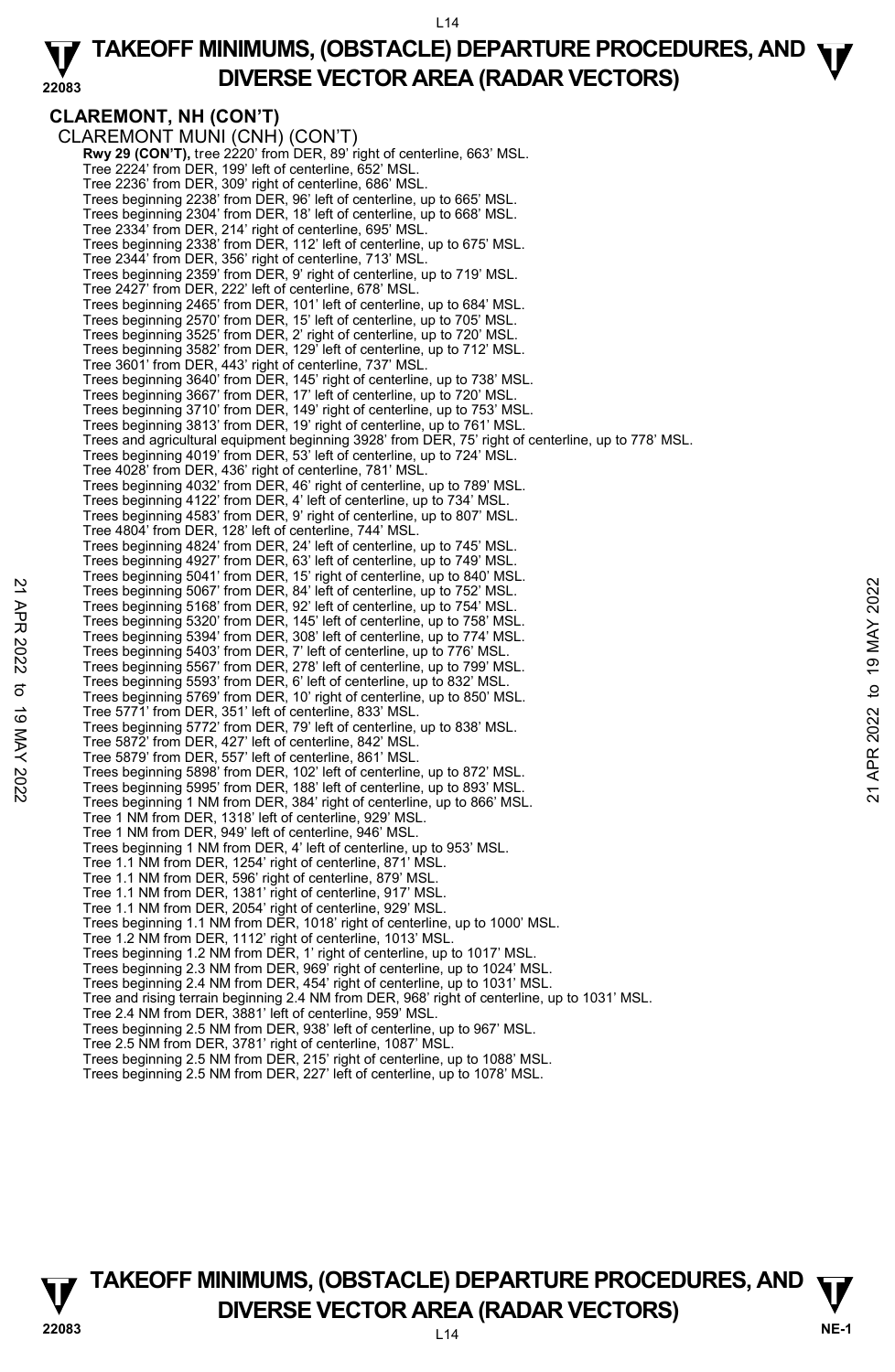## CLAREMONT, NH (CON'T)

CLAREMONT MUNI (CNH) (CON'T)

**Rwy 29 (CON'T),** tree 2220' from DER, 89' right of centerline, 663' MSL.
Tree 2224' from DER, 199' left of centerline, 652' MSL.
Tree 2236' from DER, 309' right of centerline, 686' MSL.
Trees beginning 2238' from DER, 96' left of centerline, up to 665' MSL.
Trees beginning 2304' from DER, 18' left of centerline, up to 668' MSL.
Tree 2334' from DER, 214' right of centerline, 695' MSL.
Trees beginning 2338' from DER, 112' left of centerline, up to 675' MSL.
Tree 2344' from DER, 356' right of centerline, 713' MSL.
Trees beginning 2359' from DER, 9' right of centerline, up to 719' MSL.
Tree 2427' from DER, 222' left of centerline, 678' MSL.
Trees beginning 2465' from DER, 101' left of centerline, up to 684' MSL.
Trees beginning 2570' from DER, 15' left of centerline, up to 705' MSL.
Trees beginning 3525' from DER, 2' right of centerline, up to 720' MSL.
Trees beginning 3582' from DER, 129' left of centerline, up to 712' MSL.
Tree 3601' from DER, 443' right of centerline, 737' MSL.
Trees beginning 3640' from DER, 145' right of centerline, up to 738' MSL.
Trees beginning 3667' from DER, 17' left of centerline, up to 720' MSL.
Trees beginning 3710' from DER, 149' right of centerline, up to 753' MSL.
Trees beginning 3813' from DER, 19' right of centerline, up to 761' MSL.
Trees and agricultural equipment beginning 3928' from DER, 75' right of centerline, up to 778' MSL.
Trees beginning 4019' from DER, 53' left of centerline, up to 724' MSL.
Tree 4028' from DER, 436' right of centerline, 781' MSL.
Trees beginning 4032' from DER, 46' right of centerline, up to 789' MSL.
Trees beginning 4122' from DER, 4' left of centerline, up to 734' MSL.
Trees beginning 4583' from DER, 9' right of centerline, up to 807' MSL.
Tree 4804' from DER, 128' left of centerline, 744' MSL.
Trees beginning 4824' from DER, 24' left of centerline, up to 745' MSL.
Trees beginning 4927' from DER, 63' left of centerline, up to 749' MSL.
Trees beginning 5041' from DER, 15' right of centerline, up to 840' MSL.
Trees beginning 5067' from DER, 84' left of centerline, up to 752' MSL.
Trees beginning 5168' from DER, 92' left of centerline, up to 754' MSL.
Trees beginning 5320' from DER, 145' right of centerline, up to 758' MSL.
Trees beginning 5394' from DER, 308' left of centerline, up to 774' MSL.
Trees beginning 5403' from DER, 7' left of centerline, up to 776' MSL.
Trees beginning 5567' from DER, 278' left of centerline, up to 799' MSL.
Trees beginning 5593' from DER, 6' left of centerline, up to 832' MSL.
Trees beginning 5769' from DER, 10' right of centerline, up to 850' MSL.
Tree 5771' from DER, 351' left of centerline, 833' MSL.
Trees beginning 5772' from DER, 79' left of centerline, up to 838' MSL.
Tree 5872' from DER, 427' left of centerline, 842' MSL.
Tree 5879' from DER, 557' left of centerline, 861' MSL.
Trees beginning 5898' from DER, 102' left of centerline, up to 872' MSL.
Trees beginning 5995' from DER, 188' left of centerline, up to 893' MSL.
Trees beginning 1 NM from DER, 384' right of centerline, up to 866' MSL.
Tree 1 NM from DER, 1318' left of centerline, 929' MSL.
Tree 1 NM from DER, 949' left of centerline, 946' MSL.
Trees beginning 1 NM from DER, 4' left of centerline, up to 953' MSL.
Tree 1.1 NM from DER, 1254' right of centerline, 871' MSL.
Tree 1.1 NM from DER, 596' right of centerline, 879' MSL.
Tree 1.1 NM from DER, 1381' right of centerline, 917' MSL.
Tree 1.1 NM from DER, 2054' right of centerline, 929' MSL.
Trees beginning 1.1 NM from DER, 1018' right of centerline, up to 1000' MSL.
Tree 1.2 NM from DER, 1112' right of centerline, 1013' MSL.
Trees beginning 1.2 NM from DER, 1' right of centerline, up to 1017' MSL.
Trees beginning 2.3 NM from DER, 969' right of centerline, up to 1024' MSL.
Trees beginning 2.4 NM from DER, 454' right of centerline, up to 1031' MSL.
Tree and rising terrain beginning 2.4 NM from DER, 968' right of centerline, up to 1031' MSL.
Tree 2.4 NM from DER, 3881' left of centerline, 959' MSL.
Trees beginning 2.5 NM from DER, 938' left of centerline, up to 967' MSL.
Tree 2.5 NM from DER, 3781' right of centerline, 1087' MSL.
Trees beginning 2.5 NM from DER, 215' right of centerline, up to 1088' MSL.
Trees beginning 2.5 NM from DER, 227' left of centerline, up to 1078' MSL.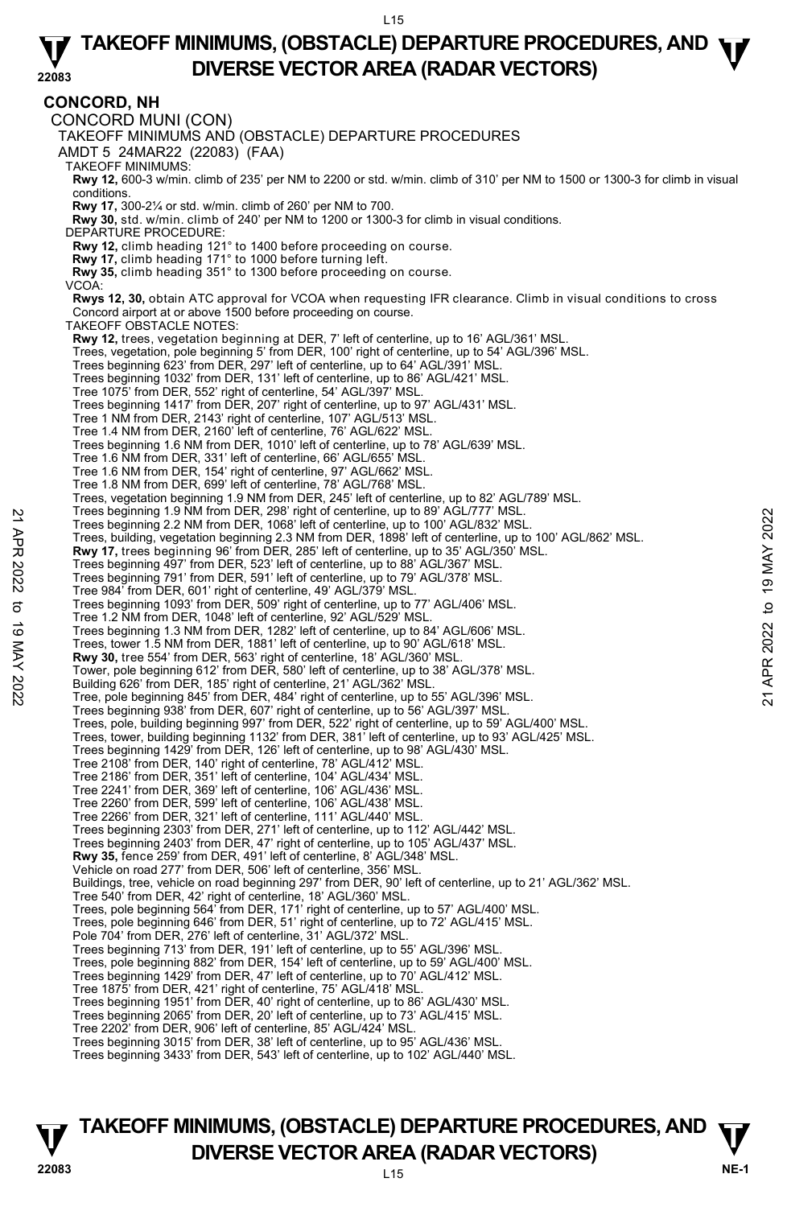## CONCORD, NH

CONCORD MUNI (CON)

TAKEOFF MINIMUMS AND (OBSTACLE) DEPARTURE PROCEDURES

AMDT 5 24MAR22 (22083) (FAA)

TAKEOFF MINIMUMS:

**Rwy 12,** 600-3 w/min. climb of 235' per NM to 2200 or std. w/min. climb of 310' per NM to 1500 or 1300-3 for climb in visual conditions.

**Rwy 17,** 300-2¼ or std. w/min. climb of 260' per NM to 700.

**Rwy 30,** std. w/min. climb of 240' per NM to 1200 or 1300-3 for climb in visual conditions.

DEPARTURE PROCEDURE:

**Rwy 12,** climb heading 121° to 1400 before proceeding on course.

**Rwy 17,** climb heading 171° to 1000 before turning left.

**Rwy 35,** climb heading 351° to 1300 before proceeding on course.

VCOA:

**Rwys 12, 30,** obtain ATC approval for VCOA when requesting IFR clearance. Climb in visual conditions to cross Concord airport at or above 1500 before proceeding on course.

TAKEOFF OBSTACLE NOTES:

**Rwy 12,** trees, vegetation beginning at DER, 7' left of centerline, up to 16' AGL/361' MSL.
Trees, vegetation, pole beginning 5' from DER, 100' right of centerline, up to 54' AGL/396' MSL.
Trees beginning 623' from DER, 297' left of centerline, up to 64' AGL/391' MSL.
Trees beginning 1032' from DER, 131' left of centerline, up to 86' AGL/421' MSL.
Tree 1075' from DER, 552' right of centerline, 54' AGL/397' MSL.
Trees beginning 1417' from DER, 207' right of centerline, up to 97' AGL/431' MSL.
Tree 1 NM from DER, 2143' right of centerline, 107' AGL/513' MSL.
Tree 1.4 NM from DER, 2160' left of centerline, 76' AGL/622' MSL.
Trees beginning 1.6 NM from DER, 1010' left of centerline, up to 78' AGL/639' MSL.
Tree 1.6 NM from DER, 331' left of centerline, 66' AGL/655' MSL.
Tree 1.6 NM from DER, 154' right of centerline, 97' AGL/662' MSL.
Tree 1.8 NM from DER, 699' left of centerline, 78' AGL/768' MSL.
Trees, vegetation beginning 1.9 NM from DER, 245' left of centerline, up to 82' AGL/789' MSL.
Trees beginning 1.9 NM from DER, 298' right of centerline, up to 89' AGL/777' MSL.
Trees beginning 2.2 NM from DER, 1068' left of centerline, up to 100' AGL/832' MSL.
Trees, building, vegetation beginning 2.3 NM from DER, 1898' left of centerline, up to 100' AGL/862' MSL.

**Rwy 17,** trees beginning 96' from DER, 285' left of centerline, up to 35' AGL/350' MSL.
Trees beginning 497' from DER, 523' left of centerline, up to 88' AGL/367' MSL.
Trees beginning 791' from DER, 591' left of centerline, up to 79' AGL/378' MSL.
Tree 984' from DER, 601' right of centerline, 49' AGL/379' MSL.
Trees beginning 1093' from DER, 509' right of centerline, up to 77' AGL/406' MSL.
Tree 1.2 NM from DER, 1048' left of centerline, 92' AGL/529' MSL.
Trees beginning 1.3 NM from DER, 1282' left of centerline, up to 84' AGL/606' MSL.
Trees, tower 1.5 NM from DER, 1881' left of centerline, up to 90' AGL/618' MSL.

**Rwy 30,** tree 554' from DER, 563' right of centerline, 18' AGL/360' MSL.
Tower, pole beginning 612' from DER, 580' left of centerline, up to 38' AGL/378' MSL.
Building 626' from DER, 185' right of centerline, 21' AGL/362' MSL.
Tree, pole beginning 845' from DER, 484' right of centerline, up to 55' AGL/396' MSL.
Trees beginning 938' from DER, 607' right of centerline, up to 56' AGL/397' MSL.
Trees, pole, building beginning 997' from DER, 522' right of centerline, up to 59' AGL/400' MSL.
Trees, tower, building beginning 1132' from DER, 381' left of centerline, up to 93' AGL/425' MSL.
Trees beginning 1429' from DER, 126' left of centerline, up to 98' AGL/430' MSL.
Tree 2108' from DER, 140' right of centerline, 78' AGL/412' MSL.
Tree 2186' from DER, 351' left of centerline, 104' AGL/434' MSL.
Tree 2241' from DER, 369' left of centerline, 106' AGL/436' MSL.
Tree 2260' from DER, 599' left of centerline, 106' AGL/438' MSL.
Tree 2266' from DER, 321' left of centerline, 111' AGL/440' MSL.
Trees beginning 2303' from DER, 271' left of centerline, up to 112' AGL/442' MSL.
Trees beginning 2403' from DER, 47' right of centerline, up to 105' AGL/437' MSL.

**Rwy 35,** fence 259' from DER, 491' left of centerline, 8' AGL/348' MSL.
Vehicle on road 277' from DER, 506' left of centerline, 356' MSL.
Buildings, tree, vehicle on road beginning 297' from DER, 90' left of centerline, up to 21' AGL/362' MSL.
Tree 540' from DER, 42' right of centerline, 18' AGL/360' MSL.
Trees, pole beginning 564' from DER, 171' right of centerline, up to 57' AGL/400' MSL.
Trees, pole beginning 646' from DER, 51' right of centerline, up to 72' AGL/415' MSL.
Pole 704' from DER, 276' left of centerline, 31' AGL/372' MSL.
Trees beginning 713' from DER, 191' left of centerline, up to 55' AGL/396' MSL.
Trees, pole beginning 882' from DER, 154' left of centerline, up to 59' AGL/400' MSL.
Trees beginning 1429' from DER, 47' left of centerline, up to 70' AGL/412' MSL.
Tree 1875' from DER, 421' right of centerline, 75' AGL/418' MSL.
Trees beginning 1951' from DER, 40' right of centerline, up to 86' AGL/430' MSL.
Trees beginning 2065' from DER, 20' left of centerline, up to 73' AGL/415' MSL.
Tree 2202' from DER, 906' left of centerline, 85' AGL/424' MSL.
Trees beginning 3015' from DER, 38' left of centerline, up to 95' AGL/436' MSL.
Trees beginning 3433' from DER, 543' left of centerline, up to 102' AGL/440' MSL.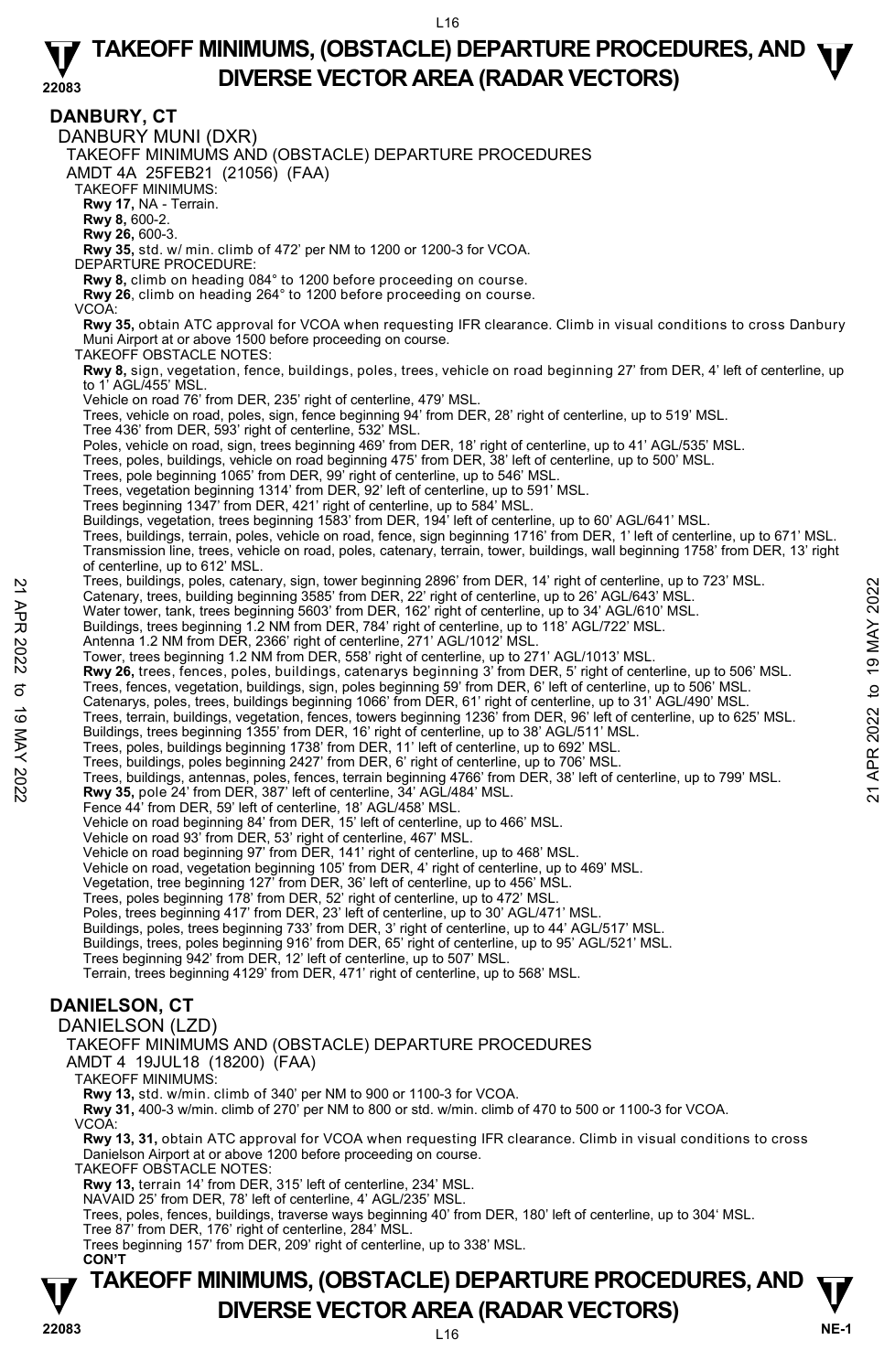# TAKEOFF MINIMUMS, (OBSTACLE) DEPARTURE PROCEDURES, AND DIVERSE VECTOR AREA (RADAR VECTORS)

## DANBURY, CT

DANBURY MUNI (DXR)

TAKEOFF MINIMUMS AND (OBSTACLE) DEPARTURE PROCEDURES

AMDT 4A 25FEB21 (21056) (FAA)

TAKEOFF MINIMUMS:

**Rwy 17,** NA - Terrain.

**Rwy 8,** 600-2.

**Rwy 26,** 600-3.

**Rwy 35,** std. w/ min. climb of 472' per NM to 1200 or 1200-3 for VCOA.

DEPARTURE PROCEDURE:

**Rwy 8,** climb on heading 084° to 1200 before proceeding on course.

**Rwy 26**, climb on heading 264° to 1200 before proceeding on course.

VCOA:

**Rwy 35,** obtain ATC approval for VCOA when requesting IFR clearance. Climb in visual conditions to cross Danbury Muni Airport at or above 1500 before proceeding on course.

TAKEOFF OBSTACLE NOTES:

**Rwy 8,** sign, vegetation, fence, buildings, poles, trees, vehicle on road beginning 27' from DER, 4' left of centerline, up to 1' AGL/455' MSL.

Vehicle on road 76' from DER, 235' right of centerline, 479' MSL.

Trees, vehicle on road, poles, sign, fence beginning 94' from DER, 28' right of centerline, up to 519' MSL.

Tree 436' from DER, 593' right of centerline, 532' MSL.

Poles, vehicle on road, sign, trees beginning 469' from DER, 18' right of centerline, up to 41' AGL/535' MSL.

Trees, poles, buildings, vehicle on road beginning 475' from DER, 38' left of centerline, up to 500' MSL.

Trees, pole beginning 1065' from DER, 99' right of centerline, up to 546' MSL.

Trees, vegetation beginning 1314' from DER, 92' left of centerline, up to 591' MSL.

Trees beginning 1347' from DER, 421' right of centerline, up to 584' MSL.

Buildings, vegetation, trees beginning 1583' from DER, 194' left of centerline, up to 60' AGL/641' MSL.

Trees, buildings, terrain, poles, vehicle on road, fence, sign beginning 1716' from DER, 1' left of centerline, up to 671' MSL.

Transmission line, trees, vehicle on road, poles, catenary, terrain, tower, buildings, wall beginning 1758' from DER, 13' right of centerline, up to 612' MSL.

Trees, buildings, poles, catenary, sign, tower beginning 2896' from DER, 14' right of centerline, up to 723' MSL.

Catenary, trees, building beginning 3585' from DER, 22' right of centerline, up to 26' AGL/643' MSL.

Water tower, tank, trees beginning 5603' from DER, 162' right of centerline, up to 34' AGL/610' MSL.

Buildings, trees beginning 1.2 NM from DER, 784' right of centerline, up to 118' AGL/722' MSL.

Antenna 1.2 NM from DER, 2366' right of centerline, 271' AGL/1012' MSL.

Tower, trees beginning 1.2 NM from DER, 558' right of centerline, up to 271' AGL/1013' MSL.

**Rwy 26,** trees, fences, poles, buildings, catenarys beginning 3' from DER, 5' right of centerline, up to 506' MSL.

Trees, fences, vegetation, buildings, sign, poles beginning 59' from DER, 6' left of centerline, up to 506' MSL.

Catenarys, poles, trees, buildings beginning 1066' from DER, 61' right of centerline, up to 31' AGL/490' MSL.

Trees, terrain, buildings, vegetation, fences, towers beginning 1236' from DER, 96' left of centerline, up to 625' MSL.

Buildings, trees beginning 1355' from DER, 16' right of centerline, up to 38' AGL/511' MSL.

Trees, poles, buildings beginning 1738' from DER, 11' left of centerline, up to 692' MSL.

Trees, buildings, poles beginning 2427' from DER, 6' right of centerline, up to 706' MSL.

Trees, buildings, antennas, poles, fences, terrain beginning 4766' from DER, 38' left of centerline, up to 799' MSL.

**Rwy 35,** pole 24' from DER, 387' left of centerline, 34' AGL/484' MSL.

Fence 44' from DER, 59' left of centerline, 18' AGL/458' MSL.

Vehicle on road beginning 84' from DER, 15' left of centerline, up to 466' MSL.

Vehicle on road 93' from DER, 53' right of centerline, 467' MSL.

Vehicle on road beginning 97' from DER, 141' right of centerline, up to 468' MSL.

Vehicle on road, vegetation beginning 105' from DER, 4' right of centerline, up to 469' MSL.

Vegetation, tree beginning 127' from DER, 36' left of centerline, up to 456' MSL.

Trees, poles beginning 178' from DER, 52' right of centerline, up to 472' MSL.

Poles, trees beginning 417' from DER, 23' left of centerline, up to 30' AGL/471' MSL.

Buildings, poles, trees beginning 733' from DER, 3' right of centerline, up to 44' AGL/517' MSL.

Buildings, trees, poles beginning 916' from DER, 65' right of centerline, up to 95' AGL/521' MSL.

Trees beginning 942' from DER, 12' left of centerline, up to 507' MSL.

Terrain, trees beginning 4129' from DER, 471' right of centerline, up to 568' MSL.

## DANIELSON, CT

DANIELSON (LZD)

TAKEOFF MINIMUMS AND (OBSTACLE) DEPARTURE PROCEDURES

AMDT 4 19JUL18 (18200) (FAA)

TAKEOFF MINIMUMS:

**Rwy 13,** std. w/min. climb of 340' per NM to 900 or 1100-3 for VCOA.

**Rwy 31,** 400-3 w/min. climb of 270' per NM to 800 or std. w/min. climb of 470 to 500 or 1100-3 for VCOA.

VCOA:

**Rwy 13, 31,** obtain ATC approval for VCOA when requesting IFR clearance. Climb in visual conditions to cross Danielson Airport at or above 1200 before proceeding on course.

TAKEOFF OBSTACLE NOTES:

**Rwy 13,** terrain 14' from DER, 315' left of centerline, 234' MSL.

NAVAID 25' from DER, 78' left of centerline, 4' AGL/235' MSL.

Trees, poles, fences, buildings, traverse ways beginning 40' from DER, 180' left of centerline, up to 304' MSL.

Tree 87' from DER, 176' right of centerline, 284' MSL.

Trees beginning 157' from DER, 209' right of centerline, up to 338' MSL.

**CON'T**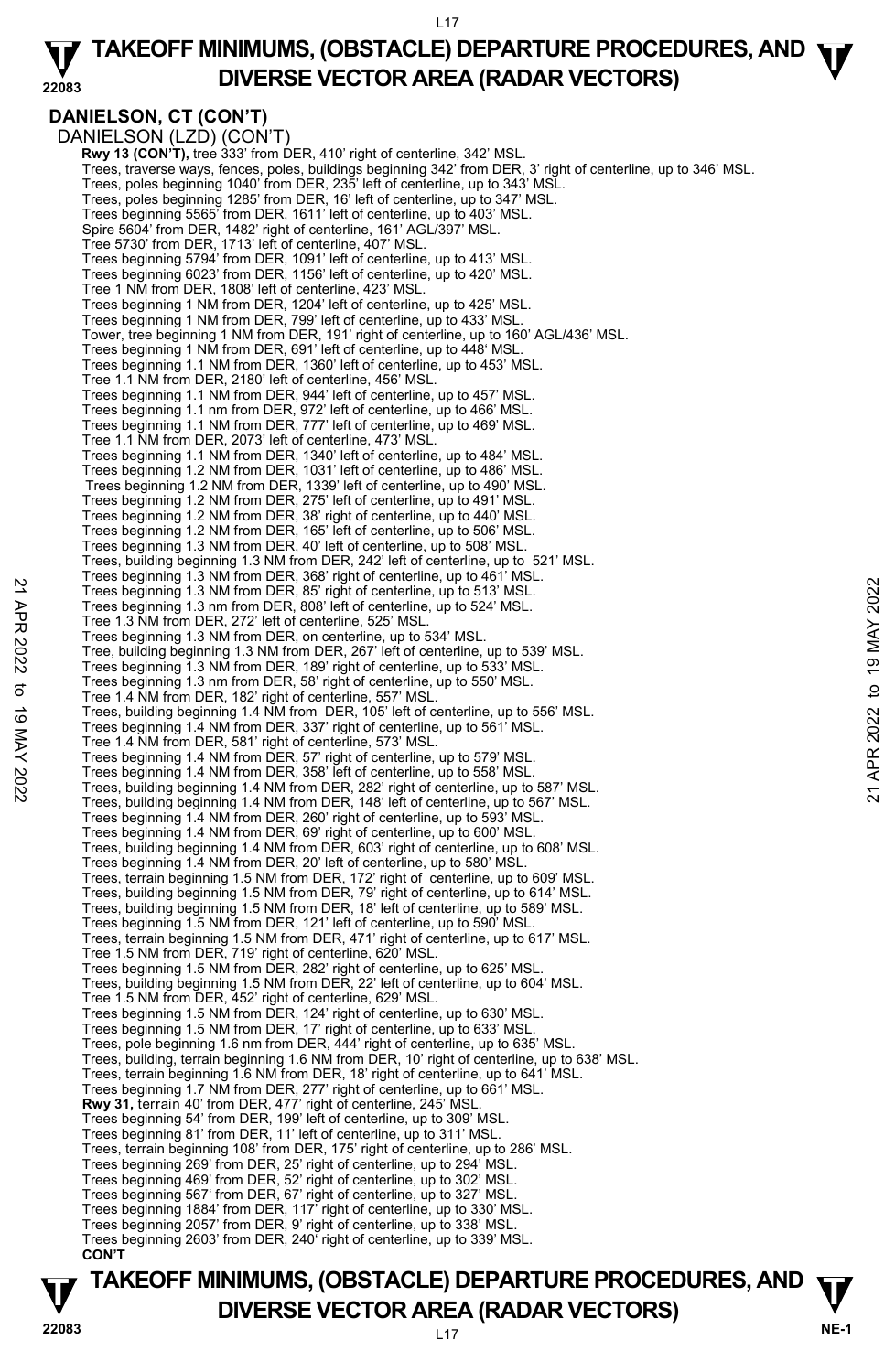# TAKEOFF MINIMUMS, (OBSTACLE) DEPARTURE PROCEDURES, AND DIVERSE VECTOR AREA (RADAR VECTORS)

## DANIELSON, CT (CON'T)

DANIELSON (LZD) (CON'T)

**Rwy 13 (CON'T),** tree 333' from DER, 410' right of centerline, 342' MSL.
Trees, traverse ways, fences, poles, buildings beginning 342' from DER, 3' right of centerline, up to 346' MSL.
Trees, poles beginning 1040' from DER, 235' left of centerline, up to 343' MSL.
Trees, poles beginning 1285' from DER, 16' left of centerline, up to 347' MSL.
Trees beginning 5565' from DER, 1611' left of centerline, up to 403' MSL.
Spire 5604' from DER, 1482' right of centerline, 161' AGL/397' MSL.
Tree 5730' from DER, 1713' left of centerline, 407' MSL.
Trees beginning 5794' from DER, 1091' left of centerline, up to 413' MSL.
Trees beginning 6023' from DER, 1156' left of centerline, up to 420' MSL.
Tree 1 NM from DER, 1808' left of centerline, 423' MSL.
Trees beginning 1 NM from DER, 1204' left of centerline, up to 425' MSL.
Trees beginning 1 NM from DER, 799' left of centerline, up to 433' MSL.
Tower, tree beginning 1 NM from DER, 191' right of centerline, up to 160' AGL/436' MSL.
Trees beginning 1 NM from DER, 691' left of centerline, up to 448' MSL.
Trees beginning 1.1 NM from DER, 1360' left of centerline, up to 453' MSL.
Tree 1.1 NM from DER, 2180' left of centerline, 456' MSL.
Trees beginning 1.1 NM from DER, 944' left of centerline, up to 457' MSL.
Trees beginning 1.1 nm from DER, 972' left of centerline, up to 466' MSL.
Trees beginning 1.1 NM from DER, 777' left of centerline, up to 469' MSL.
Tree 1.1 NM from DER, 2073' left of centerline, 473' MSL.
Trees beginning 1.1 NM from DER, 1340' left of centerline, up to 484' MSL.
Trees beginning 1.2 NM from DER, 1031' left of centerline, up to 486' MSL.
Trees beginning 1.2 NM from DER, 1339' left of centerline, up to 490' MSL.
Trees beginning 1.2 NM from DER, 275' left of centerline, up to 491' MSL.
Trees beginning 1.2 NM from DER, 38' right of centerline, up to 440' MSL.
Trees beginning 1.2 NM from DER, 165' left of centerline, up to 506' MSL.
Trees beginning 1.3 NM from DER, 40' left of centerline, up to 508' MSL.
Trees, building beginning 1.3 NM from DER, 242' left of centerline, up to 521' MSL.
Trees beginning 1.3 NM from DER, 368' right of centerline, up to 461' MSL.
Trees beginning 1.3 NM from DER, 85' right of centerline, up to 513' MSL.
Trees beginning 1.3 nm from DER, 808' left of centerline, up to 524' MSL.
Tree 1.3 NM from DER, 272' left of centerline, 525' MSL.
Trees beginning 1.3 NM from DER, on centerline, up to 534' MSL.
Tree, building beginning 1.3 NM from DER, 267' left of centerline, up to 539' MSL.
Trees beginning 1.3 NM from DER, 189' right of centerline, up to 533' MSL.
Trees beginning 1.3 nm from DER, 58' right of centerline, up to 550' MSL.
Tree 1.4 NM from DER, 182' right of centerline, 557' MSL.
Trees, building beginning 1.4 NM from DER, 105' left of centerline, up to 556' MSL.
Trees beginning 1.4 NM from DER, 337' right of centerline, up to 561' MSL.
Tree 1.4 NM from DER, 581' right of centerline, 573' MSL.
Trees beginning 1.4 NM from DER, 57' right of centerline, up to 579' MSL.
Trees beginning 1.4 NM from DER, 358' left of centerline, up to 558' MSL.
Trees, building beginning 1.4 NM from DER, 282' right of centerline, up to 587' MSL.
Trees, building beginning 1.4 NM from DER, 148' left of centerline, up to 567' MSL.
Trees beginning 1.4 NM from DER, 260' right of centerline, up to 593' MSL.
Trees beginning 1.4 NM from DER, 69' right of centerline, up to 600' MSL.
Trees, building beginning 1.4 NM from DER, 603' right of centerline, up to 608' MSL.
Trees beginning 1.4 NM from DER, 20' left of centerline, up to 580' MSL.
Trees, terrain beginning 1.5 NM from DER, 172' right of centerline, up to 609' MSL.
Trees, building beginning 1.5 NM from DER, 79' right of centerline, up to 614' MSL.
Trees, building beginning 1.5 NM from DER, 18' left of centerline, up to 589' MSL.
Trees beginning 1.5 NM from DER, 121' left of centerline, up to 590' MSL.
Trees, terrain beginning 1.5 NM from DER, 471' right of centerline, up to 617' MSL.
Tree 1.5 NM from DER, 719' right of centerline, 620' MSL.
Trees beginning 1.5 NM from DER, 282' right of centerline, up to 625' MSL.
Trees, building beginning 1.5 NM from DER, 22' left of centerline, up to 604' MSL.
Tree 1.5 NM from DER, 452' right of centerline, 629' MSL.
Trees beginning 1.5 NM from DER, 124' right of centerline, up to 630' MSL.
Trees beginning 1.5 NM from DER, 17' right of centerline, up to 633' MSL.
Trees, pole beginning 1.6 nm from DER, 444' right of centerline, up to 635' MSL.
Trees, building, terrain beginning 1.6 NM from DER, 10' right of centerline, up to 638' MSL.
Trees, terrain beginning 1.6 NM from DER, 18' right of centerline, up to 641' MSL.
Trees beginning 1.7 NM from DER, 277' right of centerline, up to 661' MSL.

**Rwy 31,** terrain 40' from DER, 477' right of centerline, 245' MSL.
Trees beginning 54' from DER, 199' left of centerline, up to 309' MSL.
Trees beginning 81' from DER, 11' left of centerline, up to 311' MSL.
Trees, terrain beginning 108' from DER, 175' right of centerline, up to 286' MSL.
Trees beginning 269' from DER, 25' right of centerline, up to 294' MSL.
Trees beginning 469' from DER, 52' right of centerline, up to 302' MSL.
Trees beginning 567' from DER, 67' right of centerline, up to 327' MSL.
Trees beginning 1884' from DER, 117' right of centerline, up to 330' MSL.
Trees beginning 2057' from DER, 9' right of centerline, up to 338' MSL.
Trees beginning 2603' from DER, 240' right of centerline, up to 339' MSL.

**CON'T**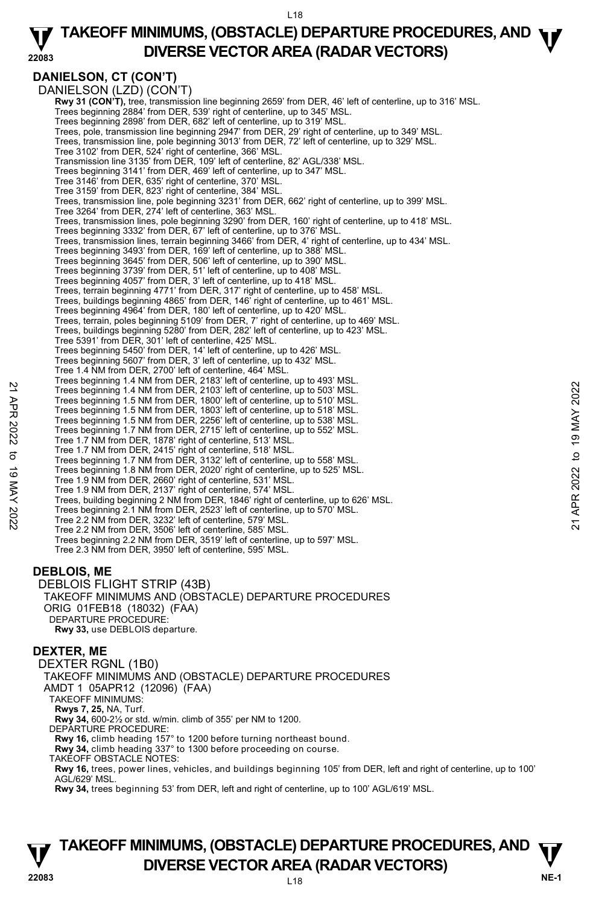## DANIELSON, CT (CON'T)

DANIELSON (LZD) (CON'T)

**Rwy 31 (CON'T),** tree, transmission line beginning 2659' from DER, 46' left of centerline, up to 316' MSL.
Trees beginning 2884' from DER, 539' right of centerline, up to 345' MSL.
Trees beginning 2898' from DER, 682' left of centerline, up to 319' MSL.
Trees, pole, transmission line beginning 2947' from DER, 29' right of centerline, up to 349' MSL.
Trees, transmission line, pole beginning 3013' from DER, 72' left of centerline, up to 329' MSL.
Tree 3102' from DER, 524' right of centerline, 366' MSL.
Transmission line 3135' from DER, 109' left of centerline, 82' AGL/338' MSL.
Trees beginning 3141' from DER, 469' left of centerline, up to 347' MSL.
Tree 3146' from DER, 635' right of centerline, 370' MSL.
Tree 3159' from DER, 823' right of centerline, 384' MSL.
Trees, transmission line, pole beginning 3231' from DER, 662' right of centerline, up to 399' MSL.
Tree 3264' from DER, 274' left of centerline, 363' MSL.
Trees, transmission lines, pole beginning 3290' from DER, 160' right of centerline, up to 418' MSL.
Trees beginning 3332' from DER, 67' left of centerline, up to 376' MSL.
Trees, transmission lines, terrain beginning 3466' from DER, 4' right of centerline, up to 434' MSL.
Trees beginning 3493' from DER, 169' left of centerline, up to 388' MSL.
Trees beginning 3645' from DER, 506' left of centerline, up to 390' MSL.
Trees beginning 3739' from DER, 51' left of centerline, up to 408' MSL.
Trees beginning 4057' from DER, 3' left of centerline, up to 418' MSL.
Trees, terrain beginning 4771' from DER, 317' right of centerline, up to 458' MSL.
Trees, buildings beginning 4865' from DER, 146' right of centerline, up to 461' MSL.
Trees beginning 4964' from DER, 180' left of centerline, up to 420' MSL.
Trees, terrain, poles beginning 5109' from DER, 7' right of centerline, up to 469' MSL.
Trees, buildings beginning 5280' from DER, 282' left of centerline, up to 423' MSL.
Tree 5391' from DER, 301' left of centerline, 425' MSL.
Trees beginning 5450' from DER, 14' left of centerline, up to 426' MSL.
Trees beginning 5607' from DER, 3' left of centerline, up to 432' MSL.
Tree 1.4 NM from DER, 2700' left of centerline, 464' MSL.
Trees beginning 1.4 NM from DER, 2183' left of centerline, up to 493' MSL.
Trees beginning 1.4 NM from DER, 2103' left of centerline, up to 503' MSL.
Trees beginning 1.5 NM from DER, 1800' left of centerline, up to 510' MSL.
Trees beginning 1.5 NM from DER, 1803' left of centerline, up to 518' MSL.
Trees beginning 1.5 NM from DER, 2256' left of centerline, up to 538' MSL.
Trees beginning 1.7 NM from DER, 2715' left of centerline, up to 552' MSL.
Tree 1.7 NM from DER, 1878' right of centerline, 513' MSL.
Tree 1.7 NM from DER, 2415' right of centerline, 518' MSL.
Trees beginning 1.7 NM from DER, 3132' left of centerline, up to 558' MSL.
Trees beginning 1.8 NM from DER, 2020' right of centerline, up to 525' MSL.
Tree 1.9 NM from DER, 2660' right of centerline, 531' MSL.
Tree 1.9 NM from DER, 2137' right of centerline, 574' MSL.
Trees, building beginning 2 NM from DER, 1846' right of centerline, up to 626' MSL.
Trees beginning 2.1 NM from DER, 2523' left of centerline, up to 570' MSL.
Tree 2.2 NM from DER, 3232' left of centerline, 579' MSL.
Tree 2.2 NM from DER, 3506' left of centerline, 585' MSL.
Trees beginning 2.2 NM from DER, 3519' left of centerline, up to 597' MSL.
Tree 2.3 NM from DER, 3950' left of centerline, 595' MSL.

## DEBLOIS, ME

DEBLOIS FLIGHT STRIP (43B)
TAKEOFF MINIMUMS AND (OBSTACLE) DEPARTURE PROCEDURES
ORIG 01FEB18 (18032) (FAA)
DEPARTURE PROCEDURE:
**Rwy 33,** use DEBLOIS departure.

## DEXTER, ME

DEXTER RGNL (1B0)
TAKEOFF MINIMUMS AND (OBSTACLE) DEPARTURE PROCEDURES
AMDT 1 05APR12 (12096) (FAA)
TAKEOFF MINIMUMS:
**Rwys 7, 25,** NA, Turf.
**Rwy 34,** 600-2½ or std. w/min. climb of 355' per NM to 1200.
DEPARTURE PROCEDURE:
**Rwy 16,** climb heading 157° to 1200 before turning northeast bound.
**Rwy 34,** climb heading 337° to 1300 before proceeding on course.
TAKEOFF OBSTACLE NOTES:
**Rwy 16,** trees, power lines, vehicles, and buildings beginning 105' from DER, left and right of centerline, up to 100' AGL/629' MSL.
**Rwy 34,** trees beginning 53' from DER, left and right of centerline, up to 100' AGL/619' MSL.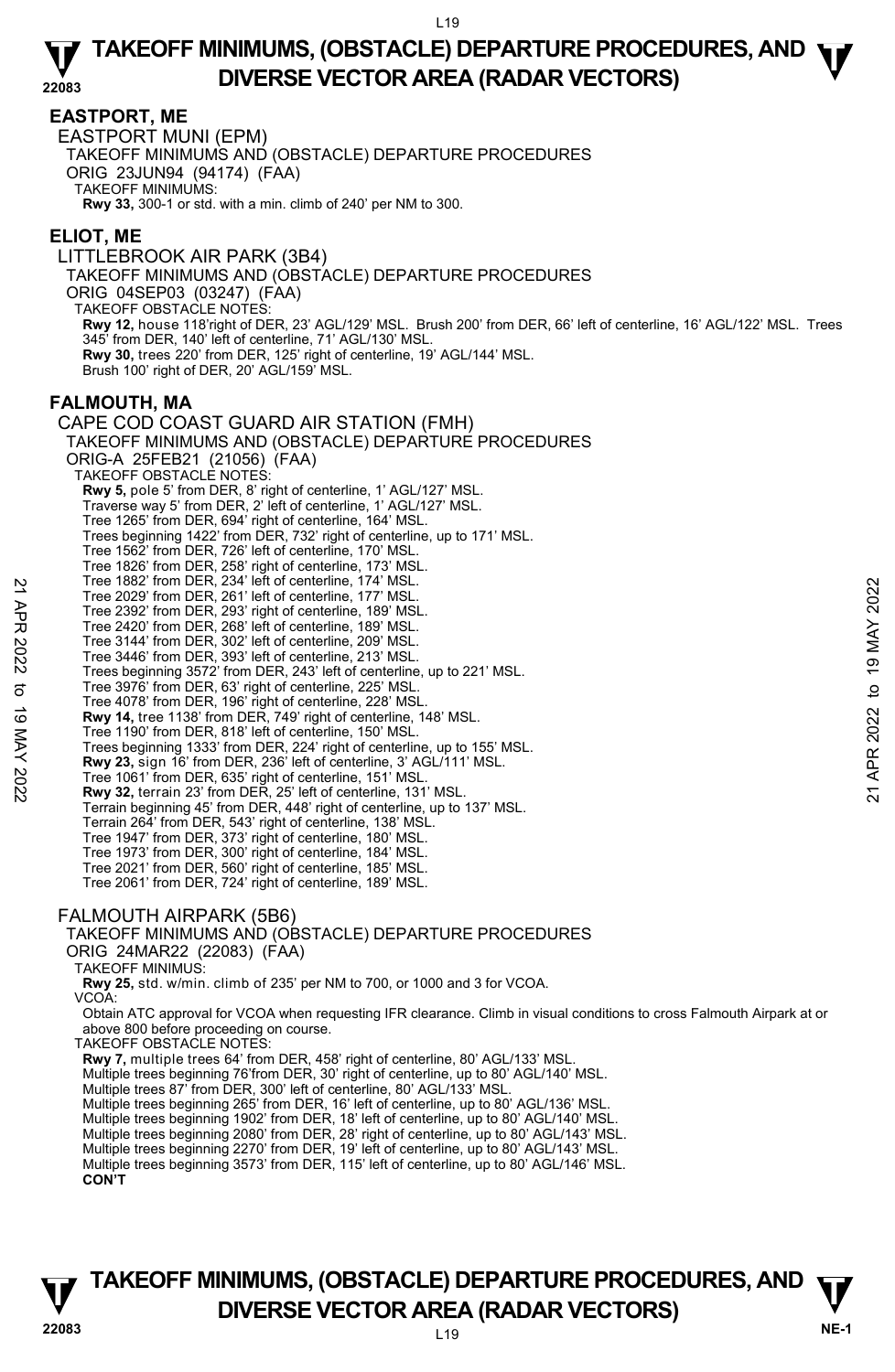## EASTPORT, ME

EASTPORT MUNI (EPM)
TAKEOFF MINIMUMS AND (OBSTACLE) DEPARTURE PROCEDURES
ORIG 23JUN94 (94174) (FAA)
TAKEOFF MINIMUMS:
**Rwy 33,** 300-1 or std. with a min. climb of 240' per NM to 300.

## ELIOT, ME

LITTLEBROOK AIR PARK (3B4)
TAKEOFF MINIMUMS AND (OBSTACLE) DEPARTURE PROCEDURES
ORIG 04SEP03 (03247) (FAA)
TAKEOFF OBSTACLE NOTES:
**Rwy 12,** house 118'right of DER, 23' AGL/129' MSL. Brush 200' from DER, 66' left of centerline, 16' AGL/122' MSL. Trees 345' from DER, 140' left of centerline, 71' AGL/130' MSL.
**Rwy 30,** trees 220' from DER, 125' right of centerline, 19' AGL/144' MSL.
Brush 100' right of DER, 20' AGL/159' MSL.

## FALMOUTH, MA

CAPE COD COAST GUARD AIR STATION (FMH)
TAKEOFF MINIMUMS AND (OBSTACLE) DEPARTURE PROCEDURES
ORIG-A 25FEB21 (21056) (FAA)
TAKEOFF OBSTACLE NOTES:
**Rwy 5,** pole 5' from DER, 8' right of centerline, 1' AGL/127' MSL.
Traverse way 5' from DER, 2' left of centerline, 1' AGL/127' MSL.
Tree 1265' from DER, 694' right of centerline, 164' MSL.
Trees beginning 1422' from DER, 732' right of centerline, up to 171' MSL.
Tree 1562' from DER, 726' left of centerline, 170' MSL.
Tree 1826' from DER, 258' right of centerline, 173' MSL.
Tree 1882' from DER, 234' left of centerline, 174' MSL.
Tree 2029' from DER, 261' left of centerline, 177' MSL.
Tree 2392' from DER, 293' right of centerline, 189' MSL.
Tree 2420' from DER, 268' left of centerline, 189' MSL.
Tree 3144' from DER, 302' left of centerline, 209' MSL.
Tree 3446' from DER, 393' left of centerline, 213' MSL.
Trees beginning 3572' from DER, 243' left of centerline, up to 221' MSL.
Tree 3976' from DER, 63' right of centerline, 225' MSL.
Tree 4078' from DER, 196' right of centerline, 228' MSL.
**Rwy 14,** tree 1138' from DER, 749' right of centerline, 148' MSL.
Tree 1190' from DER, 818' left of centerline, 150' MSL.
Trees beginning 1333' from DER, 224' right of centerline, up to 155' MSL.
**Rwy 23,** sign 16' from DER, 236' left of centerline, 3' AGL/111' MSL.
Tree 1061' from DER, 635' right of centerline, 151' MSL.
**Rwy 32,** terrain 23' from DER, 25' left of centerline, 131' MSL.
Terrain beginning 45' from DER, 448' right of centerline, up to 137' MSL.
Terrain 264' from DER, 543' right of centerline, 138' MSL.
Tree 1947' from DER, 373' right of centerline, 180' MSL.
Tree 1973' from DER, 300' right of centerline, 184' MSL.
Tree 2021' from DER, 560' right of centerline, 185' MSL.
Tree 2061' from DER, 724' right of centerline, 189' MSL.

FALMOUTH AIRPARK (5B6)
TAKEOFF MINIMUMS AND (OBSTACLE) DEPARTURE PROCEDURES
ORIG 24MAR22 (22083) (FAA)
TAKEOFF MINIMUS:
**Rwy 25,** std. w/min. climb of 235' per NM to 700, or 1000 and 3 for VCOA.
VCOA:
Obtain ATC approval for VCOA when requesting IFR clearance. Climb in visual conditions to cross Falmouth Airpark at or above 800 before proceeding on course.
TAKEOFF OBSTACLE NOTES:
**Rwy 7,** multiple trees 64' from DER, 458' right of centerline, 80' AGL/133' MSL.
Multiple trees beginning 76'from DER, 30' right of centerline, up to 80' AGL/140' MSL.
Multiple trees 87' from DER, 300' left of centerline, 80' AGL/133' MSL.
Multiple trees beginning 265' from DER, 16' left of centerline, up to 80' AGL/136' MSL.
Multiple trees beginning 1902' from DER, 18' left of centerline, up to 80' AGL/140' MSL.
Multiple trees beginning 2080' from DER, 28' right of centerline, up to 80' AGL/143' MSL.
Multiple trees beginning 2270' from DER, 19' left of centerline, up to 80' AGL/143' MSL.
Multiple trees beginning 3573' from DER, 115' left of centerline, up to 80' AGL/146' MSL.
**CON'T**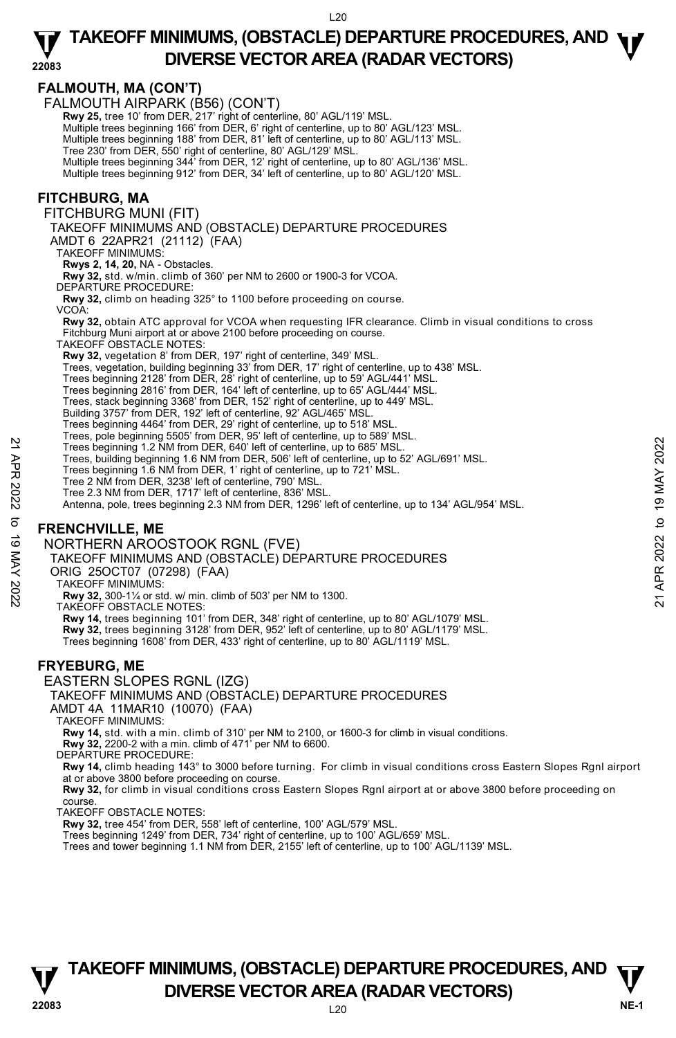## FALMOUTH, MA (CON'T)

FALMOUTH AIRPARK (B56) (CON'T)

**Rwy 25,** tree 10' from DER, 217' right of centerline, 80' AGL/119' MSL.
Multiple trees beginning 166' from DER, 6' right of centerline, up to 80' AGL/123' MSL.
Multiple trees beginning 188' from DER, 81' left of centerline, up to 80' AGL/113' MSL.
Tree 230' from DER, 550' right of centerline, 80' AGL/129' MSL.
Multiple trees beginning 344' from DER, 12' right of centerline, up to 80' AGL/136' MSL.
Multiple trees beginning 912' from DER, 34' left of centerline, up to 80' AGL/120' MSL.

## FITCHBURG, MA

FITCHBURG MUNI (FIT)

TAKEOFF MINIMUMS AND (OBSTACLE) DEPARTURE PROCEDURES

AMDT 6 22APR21 (21112) (FAA)

TAKEOFF MINIMUMS:

**Rwys 2, 14, 20,** NA - Obstacles.
**Rwy 32,** std. w/min. climb of 360' per NM to 2600 or 1900-3 for VCOA.

DEPARTURE PROCEDURE:

**Rwy 32,** climb on heading 325° to 1100 before proceeding on course.

VCOA:

**Rwy 32,** obtain ATC approval for VCOA when requesting IFR clearance. Climb in visual conditions to cross Fitchburg Muni airport at or above 2100 before proceeding on course.

TAKEOFF OBSTACLE NOTES:

**Rwy 32,** vegetation 8' from DER, 197' right of centerline, 349' MSL.
Trees, vegetation, building beginning 33' from DER, 17' right of centerline, up to 438' MSL.
Trees beginning 2128' from DER, 28' right of centerline, up to 59' AGL/441' MSL.
Trees beginning 2816' from DER, 164' left of centerline, up to 65' AGL/444' MSL.
Trees, stack beginning 3368' from DER, 152' right of centerline, up to 449' MSL.
Building 3757' from DER, 192' left of centerline, 92' AGL/465' MSL.
Trees beginning 4464' from DER, 29' right of centerline, up to 518' MSL.
Trees, pole beginning 5505' from DER, 95' left of centerline, up to 589' MSL.
Trees beginning 1.2 NM from DER, 640' left of centerline, up to 685' MSL.
Trees, building beginning 1.6 NM from DER, 506' left of centerline, up to 52' AGL/691' MSL.
Trees beginning 1.6 NM from DER, 1' right of centerline, up to 721' MSL.
Tree 2 NM from DER, 3238' left of centerline, 790' MSL.
Tree 2.3 NM from DER, 1717' left of centerline, 836' MSL.
Antenna, pole, trees beginning 2.3 NM from DER, 1296' left of centerline, up to 134' AGL/954' MSL.

## FRENCHVILLE, ME

NORTHERN AROOSTOOK RGNL (FVE)

TAKEOFF MINIMUMS AND (OBSTACLE) DEPARTURE PROCEDURES

ORIG 25OCT07 (07298) (FAA)

TAKEOFF MINIMUMS:

**Rwy 32,** 300-1¼ or std. w/ min. climb of 503' per NM to 1300.

TAKEOFF OBSTACLE NOTES:

**Rwy 14,** trees beginning 101' from DER, 348' right of centerline, up to 80' AGL/1079' MSL.
**Rwy 32,** trees beginning 3128' from DER, 952' left of centerline, up to 80' AGL/1179' MSL.
Trees beginning 1608' from DER, 433' right of centerline, up to 80' AGL/1119' MSL.

## FRYEBURG, ME

EASTERN SLOPES RGNL (IZG)

TAKEOFF MINIMUMS AND (OBSTACLE) DEPARTURE PROCEDURES

AMDT 4A 11MAR10 (10070) (FAA)

TAKEOFF MINIMUMS:

**Rwy 14,** std. with a min. climb of 310' per NM to 2100, or 1600-3 for climb in visual conditions.
**Rwy 32,** 2200-2 with a min. climb of 471' per NM to 6600.

DEPARTURE PROCEDURE:

**Rwy 14,** climb heading 143° to 3000 before turning. For climb in visual conditions cross Eastern Slopes Rgnl airport at or above 3800 before proceeding on course.
**Rwy 32,** for climb in visual conditions cross Eastern Slopes Rgnl airport at or above 3800 before proceeding on course.

TAKEOFF OBSTACLE NOTES:

**Rwy 32,** tree 454' from DER, 558' left of centerline, 100' AGL/579' MSL.
Trees beginning 1249' from DER, 734' right of centerline, up to 100' AGL/659' MSL.
Trees and tower beginning 1.1 NM from DER, 2155' left of centerline, up to 100' AGL/1139' MSL.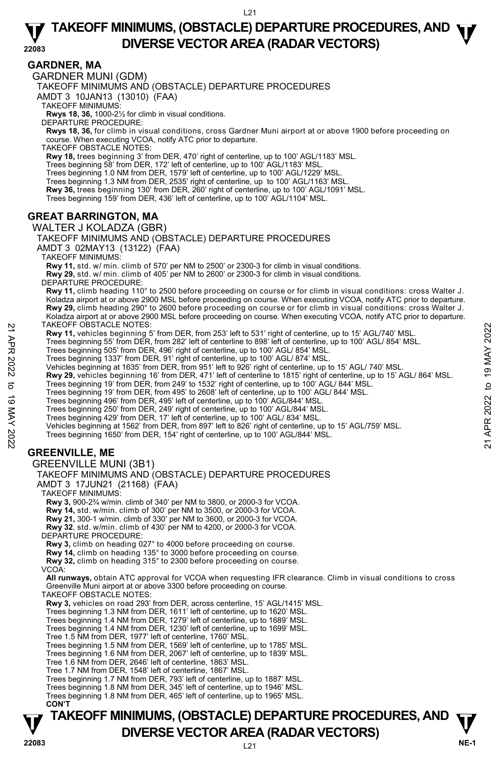## GARDNER, MA

GARDNER MUNI (GDM)

TAKEOFF MINIMUMS AND (OBSTACLE) DEPARTURE PROCEDURES

AMDT 3 10JAN13 (13010) (FAA)

TAKEOFF MINIMUMS:

**Rwys 18, 36,** 1000-2½ for climb in visual conditions.

DEPARTURE PROCEDURE:

**Rwys 18, 36,** for climb in visual conditions, cross Gardner Muni airport at or above 1900 before proceeding on course. When executing VCOA, notify ATC prior to departure.

TAKEOFF OBSTACLE NOTES:

**Rwy 18,** trees beginning 3' from DER, 470' right of centerline, up to 100' AGL/1183' MSL.
Trees beginning 58' from DER, 172' left of centerline, up to 100' AGL/1183' MSL.
Trees beginning 1.0 NM from DER, 1579' left of centerline, up to 100' AGL/1229' MSL.
Trees beginning 1.3 NM from DER, 2535' right of centerline, up to 100' AGL/1163' MSL.
**Rwy 36,** trees beginning 130' from DER, 260' right of centerline, up to 100' AGL/1091' MSL.
Trees beginning 159' from DER, 436' left of centerline, up to 100' AGL/1104' MSL.

## GREAT BARRINGTON, MA

WALTER J KOLADZA (GBR)

TAKEOFF MINIMUMS AND (OBSTACLE) DEPARTURE PROCEDURES

AMDT 3 02MAY13 (13122) (FAA)

TAKEOFF MINIMUMS:

**Rwy 11,** std. w/ min. climb of 570' per NM to 2500' or 2300-3 for climb in visual conditions.
**Rwy 29,** std. w/ min. climb of 405' per NM to 2600' or 2300-3 for climb in visual conditions.

DEPARTURE PROCEDURE:

**Rwy 11,** climb heading 110° to 2500 before proceeding on course or for climb in visual conditions: cross Walter J. Koladza airport at or above 2900 MSL before proceeding on course. When executing VCOA, notify ATC prior to departure.
**Rwy 29,** climb heading 290° to 2600 before proceeding on course or for climb in visual conditions: cross Walter J. Koladza airport at or above 2900 MSL before proceeding on course. When executing VCOA, notify ATC prior to departure.

TAKEOFF OBSTACLE NOTES:

**Rwy 11,** vehicles beginning 5' from DER, from 253' left to 531' right of centerline, up to 15' AGL/740' MSL.
Trees beginning 55' from DER, from 282' left of centerline to 898' left of centerline, up to 100' AGL/ 854' MSL.
Trees beginning 505' from DER, 496' right of centerline, up to 100' AGL/ 854' MSL.
Trees beginning 1337' from DER, 91' right of centerline, up to 100' AGL/ 874' MSL.
Vehicles beginning at 1635' from DER, from 951' left to 926' right of centerline, up to 15' AGL/ 740' MSL.
**Rwy 29,** vehicles beginning 16' from DER, 471' left of centerline to 1815' right of centerline, up to 15' AGL/ 864' MSL.
Trees beginning 19' from DER, from 249' to 1532' right of centerline, up to 100' AGL/ 844' MSL.
Trees beginning 19' from DER, from 495' to 2608' left of centerline, up to 100' AGL/ 844' MSL.
Trees beginning 496' from DER, 495' left of centerline, up to 100' AGL/844' MSL.
Trees beginning 250' from DER, 249' right of centerline, up to 100' AGL/844' MSL.
Trees beginning 429' from DER, 17' left of centerline, up to 100' AGL/ 834' MSL.
Vehicles beginning at 1562' from DER, from 897' left to 826' right of centerline, up to 15' AGL/759' MSL.
Trees beginning 1650' from DER, 154' right of centerline, up to 100' AGL/844' MSL.

## GREENVILLE, ME

GREENVILLE MUNI (3B1)

TAKEOFF MINIMUMS AND (OBSTACLE) DEPARTURE PROCEDURES

AMDT 3 17JUN21 (21168) (FAA)

TAKEOFF MINIMUMS:

**Rwy 3,** 900-2¾ w/min. climb of 340' per NM to 3800, or 2000-3 for VCOA.
**Rwy 14,** std. w/min. climb of 300' per NM to 3500, or 2000-3 for VCOA.
**Rwy 21,** 300-1 w/min. climb of 330' per NM to 3600, or 2000-3 for VCOA.
**Rwy 32**, std. w/min. climb of 430' per NM to 4200, or 2000-3 for VCOA.

DEPARTURE PROCEDURE:

**Rwy 3,** climb on heading 027° to 4000 before proceeding on course.
**Rwy 14,** climb on heading 135° to 3000 before proceeding on course.
**Rwy 32,** climb on heading 315° to 2300 before proceeding on course.

VCOA:

**All runways,** obtain ATC approval for VCOA when requesting IFR clearance. Climb in visual conditions to cross Greenville Muni airport at or above 3300 before proceeding on course.

TAKEOFF OBSTACLE NOTES:

**Rwy 3,** vehicles on road 293' from DER, across centerline, 15' AGL/1415' MSL.
Trees beginning 1.3 NM from DER, 1611' left of centerline, up to 1620' MSL.
Trees beginning 1.4 NM from DER, 1279' left of centerline, up to 1689' MSL.
Trees beginning 1.4 NM from DER, 1230' left of centerline, up to 1699' MSL.
Tree 1.5 NM from DER, 1977' left of centerline, 1760' MSL.
Trees beginning 1.5 NM from DER, 1569' left of centerline, up to 1785' MSL.
Trees beginning 1.6 NM from DER, 2067' left of centerline, up to 1839' MSL.
Tree 1.6 NM from DER, 2646' left of centerline, 1863' MSL.
Tree 1.7 NM from DER, 1548' left of centerline, 1867' MSL.
Trees beginning 1.7 NM from DER, 793' left of centerline, up to 1887' MSL.
Trees beginning 1.8 NM from DER, 345' left of centerline, up to 1946' MSL.
Trees beginning 1.8 NM from DER, 465' left of centerline, up to 1965' MSL.

**CON'T**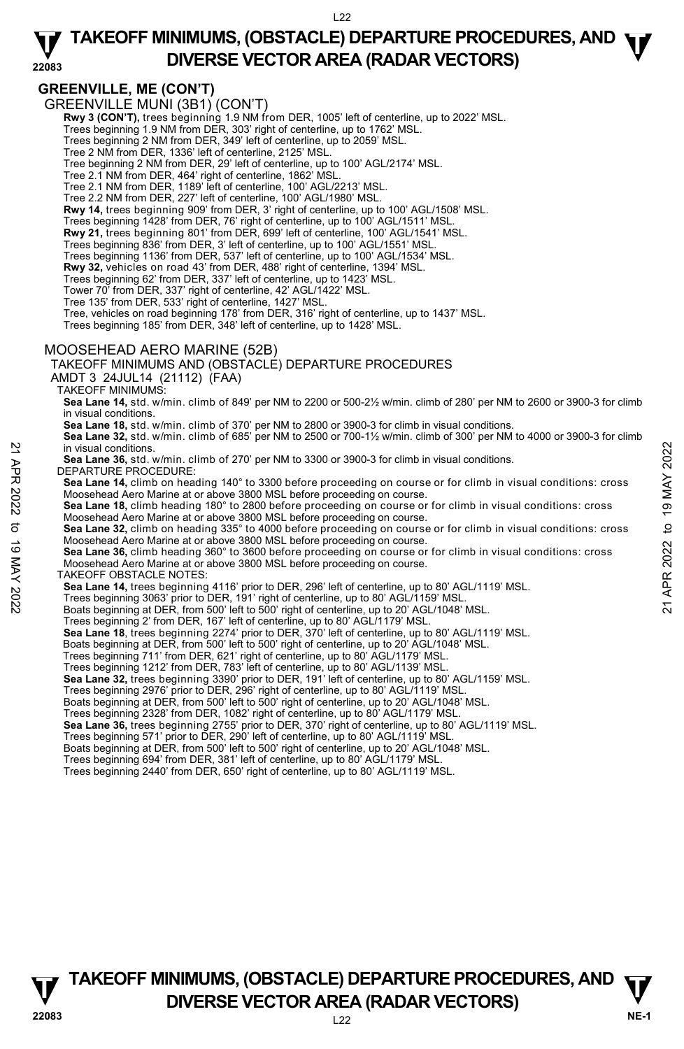## GREENVILLE, ME (CON'T)

GREENVILLE MUNI (3B1) (CON'T)

**Rwy 3 (CON'T),** trees beginning 1.9 NM from DER, 1005' left of centerline, up to 2022' MSL.
Trees beginning 1.9 NM from DER, 303' right of centerline, up to 1762' MSL.
Trees beginning 2 NM from DER, 349' left of centerline, up to 2059' MSL.
Tree 2 NM from DER, 1336' left of centerline, 2125' MSL.
Tree beginning 2 NM from DER, 29' left of centerline, up to 100' AGL/2174' MSL.
Tree 2.1 NM from DER, 464' right of centerline, 1862' MSL.
Tree 2.1 NM from DER, 1189' left of centerline, 100' AGL/2213' MSL.
Tree 2.2 NM from DER, 227' left of centerline, 100' AGL/1980' MSL.
**Rwy 14,** trees beginning 909' from DER, 3' right of centerline, up to 100' AGL/1508' MSL.
Trees beginning 1428' from DER, 76' right of centerline, up to 100' AGL/1511' MSL.
**Rwy 21,** trees beginning 801' from DER, 699' left of centerline, 100' AGL/1541' MSL.
Trees beginning 836' from DER, 3' left of centerline, up to 100' AGL/1551' MSL.
Trees beginning 1136' from DER, 537' left of centerline, up to 100' AGL/1534' MSL.
**Rwy 32,** vehicles on road 43' from DER, 488' right of centerline, 1394' MSL.
Trees beginning 62' from DER, 337' left of centerline, up to 1423' MSL.
Tower 70' from DER, 337' right of centerline, 42' AGL/1422' MSL.
Tree 135' from DER, 533' right of centerline, 1427' MSL.
Tree, vehicles on road beginning 178' from DER, 316' right of centerline, up to 1437' MSL.
Trees beginning 185' from DER, 348' left of centerline, up to 1428' MSL.

MOOSEHEAD AERO MARINE (52B)

TAKEOFF MINIMUMS AND (OBSTACLE) DEPARTURE PROCEDURES
AMDT 3 24JUL14 (21112) (FAA)

TAKEOFF MINIMUMS:

**Sea Lane 14,** std. w/min. climb of 849' per NM to 2200 or 500-2½ w/min. climb of 280' per NM to 2600 or 3900-3 for climb in visual conditions.
**Sea Lane 18,** std. w/min. climb of 370' per NM to 2800 or 3900-3 for climb in visual conditions.
**Sea Lane 32,** std. w/min. climb of 685' per NM to 2500 or 700-1½ w/min. climb of 300' per NM to 4000 or 3900-3 for climb in visual conditions.
**Sea Lane 36,** std. w/min. climb of 270' per NM to 3300 or 3900-3 for climb in visual conditions.

DEPARTURE PROCEDURE:

**Sea Lane 14,** climb on heading 140° to 3300 before proceeding on course or for climb in visual conditions: cross Moosehead Aero Marine at or above 3800 MSL before proceeding on course.
**Sea Lane 18,** climb heading 180° to 2800 before proceeding on course or for climb in visual conditions: cross Moosehead Aero Marine at or above 3800 MSL before proceeding on course.
**Sea Lane 32,** climb on heading 335° to 4000 before proceeding on course or for climb in visual conditions: cross Moosehead Aero Marine at or above 3800 MSL before proceeding on course.
**Sea Lane 36,** climb heading 360° to 3600 before proceeding on course or for climb in visual conditions: cross Moosehead Aero Marine at or above 3800 MSL before proceeding on course.

TAKEOFF OBSTACLE NOTES:

**Sea Lane 14,** trees beginning 4116' prior to DER, 296' left of centerline, up to 80' AGL/1119' MSL.
Trees beginning 3063' prior to DER, 191' right of centerline, up to 80' AGL/1159' MSL.
Boats beginning at DER, from 500' left to 500' right of centerline, up to 20' AGL/1048' MSL.
Trees beginning 2' from DER, 167' left of centerline, up to 80' AGL/1179' MSL.
**Sea Lane 18**, trees beginning 2274' prior to DER, 370' left of centerline, up to 80' AGL/1119' MSL.
Boats beginning at DER, from 500' left to 500' right of centerline, up to 20' AGL/1048' MSL.
Trees beginning 711' from DER, 621' right of centerline, up to 80' AGL/1179' MSL.
Trees beginning 1212' from DER, 783' left of centerline, up to 80' AGL/1139' MSL.
**Sea Lane 32,** trees beginning 3390' prior to DER, 191' left of centerline, up to 80' AGL/1159' MSL.
Trees beginning 2976' prior to DER, 296' right of centerline, up to 80' AGL/1119' MSL.
Boats beginning at DER, from 500' left to 500' right of centerline, up to 20' AGL/1048' MSL.
Trees beginning 2328' from DER, 1082' right of centerline, up to 80' AGL/1179' MSL.
**Sea Lane 36,** trees beginning 2755' prior to DER, 370' right of centerline, up to 80' AGL/1119' MSL.
Trees beginning 571' prior to DER, 290' left of centerline, up to 80' AGL/1119' MSL.
Boats beginning at DER, from 500' left to 500' right of centerline, up to 20' AGL/1048' MSL.
Trees beginning 694' from DER, 381' left of centerline, up to 80' AGL/1179' MSL.
Trees beginning 2440' from DER, 650' right of centerline, up to 80' AGL/1119' MSL.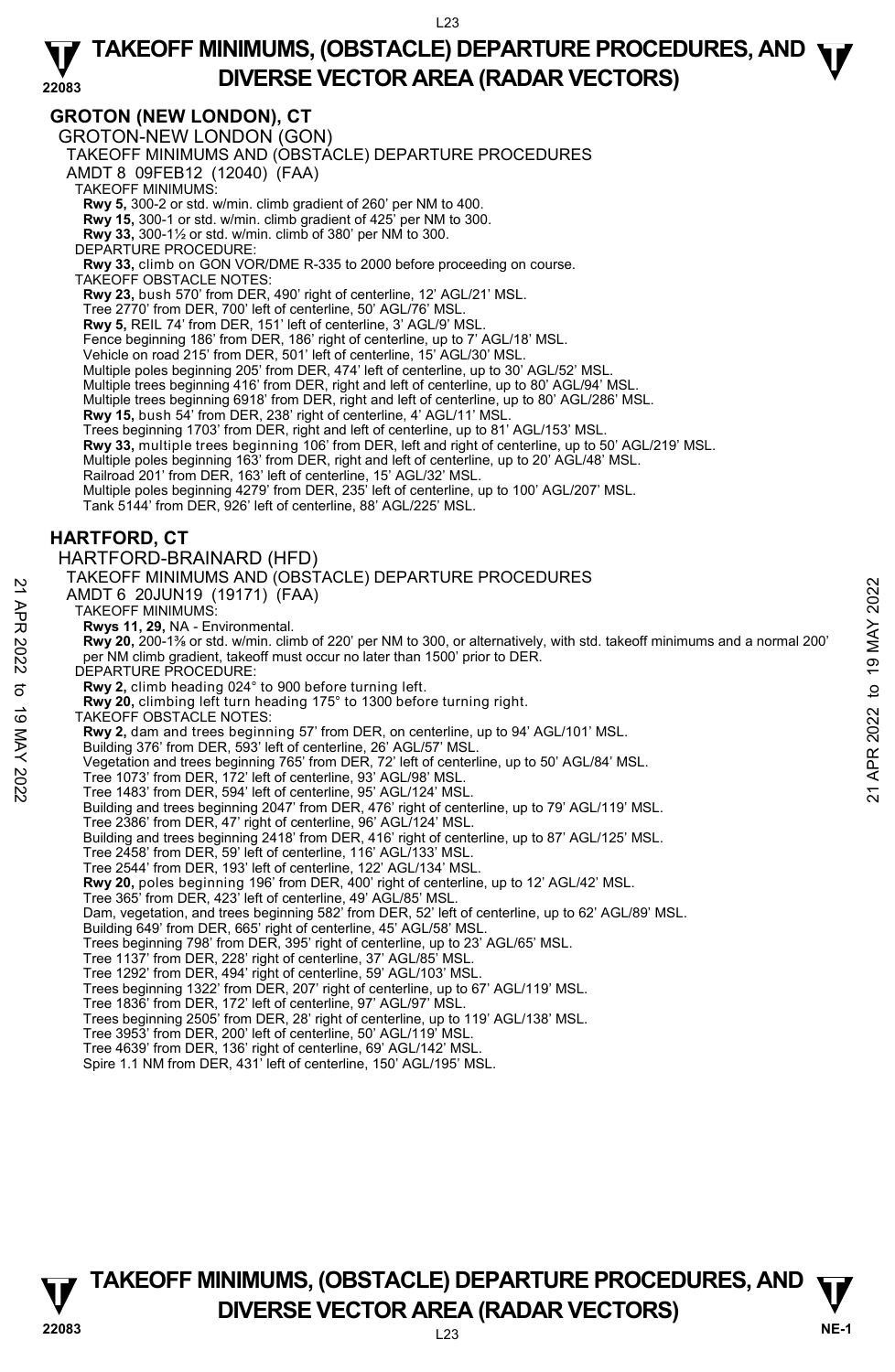## GROTON (NEW LONDON), CT

GROTON-NEW LONDON (GON)

TAKEOFF MINIMUMS AND (OBSTACLE) DEPARTURE PROCEDURES

AMDT 8 09FEB12 (12040) (FAA)

TAKEOFF MINIMUMS:

**Rwy 5,** 300-2 or std. w/min. climb gradient of 260' per NM to 400.
**Rwy 15,** 300-1 or std. w/min. climb gradient of 425' per NM to 300.
**Rwy 33,** 300-1½ or std. w/min. climb of 380' per NM to 300.

DEPARTURE PROCEDURE:

**Rwy 33,** climb on GON VOR/DME R-335 to 2000 before proceeding on course.

TAKEOFF OBSTACLE NOTES:

**Rwy 23,** bush 570' from DER, 490' right of centerline, 12' AGL/21' MSL.
Tree 2770' from DER, 700' left of centerline, 50' AGL/76' MSL.
**Rwy 5,** REIL 74' from DER, 151' left of centerline, 3' AGL/9' MSL.
Fence beginning 186' from DER, 186' right of centerline, up to 7' AGL/18' MSL.
Vehicle on road 215' from DER, 501' left of centerline, 15' AGL/30' MSL.
Multiple poles beginning 205' from DER, 474' left of centerline, up to 30' AGL/52' MSL.
Multiple trees beginning 416' from DER, right and left of centerline, up to 80' AGL/94' MSL.
Multiple trees beginning 6918' from DER, right and left of centerline, up to 80' AGL/286' MSL.
**Rwy 15,** bush 54' from DER, 238' right of centerline, 4' AGL/11' MSL.
Trees beginning 1703' from DER, right and left of centerline, up to 81' AGL/153' MSL.
**Rwy 33,** multiple trees beginning 106' from DER, left and right of centerline, up to 50' AGL/219' MSL.
Multiple poles beginning 163' from DER, right and left of centerline, up to 20' AGL/48' MSL.
Railroad 201' from DER, 163' left of centerline, 15' AGL/32' MSL.
Multiple poles beginning 4279' from DER, 235' left of centerline, up to 100' AGL/207' MSL.
Tank 5144' from DER, 926' left of centerline, 88' AGL/225' MSL.

## HARTFORD, CT

HARTFORD-BRAINARD (HFD)

TAKEOFF MINIMUMS AND (OBSTACLE) DEPARTURE PROCEDURES

AMDT 6 20JUN19 (19171) (FAA)

TAKEOFF MINIMUMS:

**Rwys 11, 29,** NA - Environmental.
**Rwy 20,** 200-1⅜ or std. w/min. climb of 220' per NM to 300, or alternatively, with std. takeoff minimums and a normal 200' per NM climb gradient, takeoff must occur no later than 1500' prior to DER.

DEPARTURE PROCEDURE:

**Rwy 2,** climb heading 024° to 900 before turning left.
**Rwy 20,** climbing left turn heading 175° to 1300 before turning right.

TAKEOFF OBSTACLE NOTES:

**Rwy 2,** dam and trees beginning 57' from DER, on centerline, up to 94' AGL/101' MSL.
Building 376' from DER, 593' left of centerline, 26' AGL/57' MSL.
Vegetation and trees beginning 765' from DER, 72' left of centerline, up to 50' AGL/84' MSL.
Tree 1073' from DER, 172' left of centerline, 93' AGL/98' MSL.
Tree 1483' from DER, 594' left of centerline, 95' AGL/124' MSL.
Building and trees beginning 2047' from DER, 476' right of centerline, up to 79' AGL/119' MSL.
Tree 2386' from DER, 47' right of centerline, 96' AGL/124' MSL.
Building and trees beginning 2418' from DER, 416' right of centerline, up to 87' AGL/125' MSL.
Tree 2458' from DER, 59' left of centerline, 116' AGL/133' MSL.
Tree 2544' from DER, 193' left of centerline, 122' AGL/134' MSL.
**Rwy 20,** poles beginning 196' from DER, 400' right of centerline, up to 12' AGL/42' MSL.
Tree 365' from DER, 423' left of centerline, 49' AGL/85' MSL.
Dam, vegetation, and trees beginning 582' from DER, 52' left of centerline, up to 62' AGL/89' MSL.
Building 649' from DER, 665' right of centerline, 45' AGL/58' MSL.
Trees beginning 798' from DER, 395' right of centerline, up to 23' AGL/65' MSL.
Tree 1137' from DER, 228' right of centerline, 37' AGL/85' MSL.
Tree 1292' from DER, 494' right of centerline, 59' AGL/103' MSL.
Trees beginning 1322' from DER, 207' right of centerline, up to 67' AGL/119' MSL.
Tree 1836' from DER, 172' left of centerline, 97' AGL/97' MSL.
Trees beginning 2505' from DER, 28' right of centerline, up to 119' AGL/138' MSL.
Tree 3953' from DER, 200' left of centerline, 50' AGL/119' MSL.
Tree 4639' from DER, 136' right of centerline, 69' AGL/142' MSL.
Spire 1.1 NM from DER, 431' left of centerline, 150' AGL/195' MSL.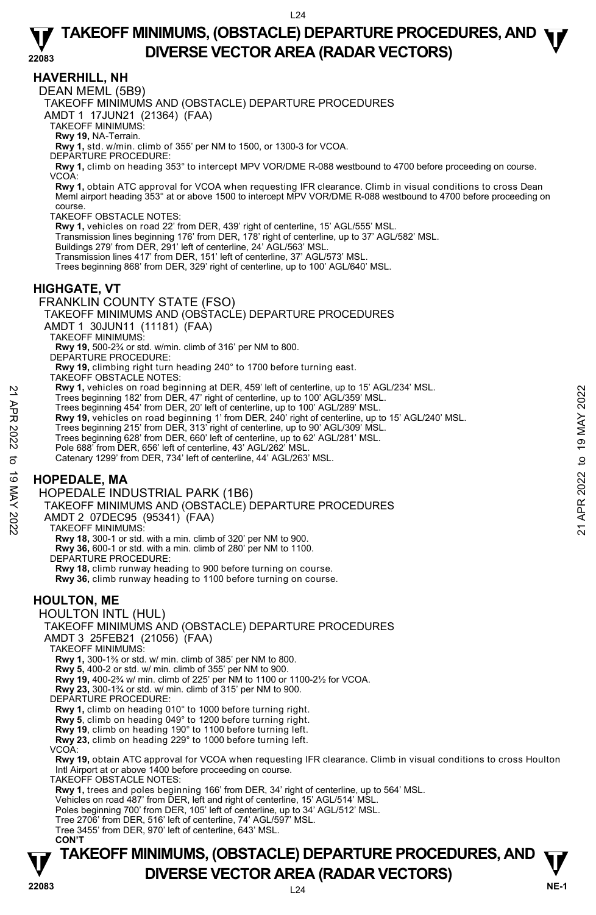# TAKEOFF MINIMUMS, (OBSTACLE) DEPARTURE PROCEDURES, AND DIVERSE VECTOR AREA (RADAR VECTORS)

## HAVERHILL, NH

### DEAN MEML (5B9)

TAKEOFF MINIMUMS AND (OBSTACLE) DEPARTURE PROCEDURES

AMDT 1 17JUN21 (21364) (FAA)

TAKEOFF MINIMUMS:

**Rwy 19,** NA-Terrain.

**Rwy 1,** std. w/min. climb of 355' per NM to 1500, or 1300-3 for VCOA.

DEPARTURE PROCEDURE:

**Rwy 1,** climb on heading 353° to intercept MPV VOR/DME R-088 westbound to 4700 before proceeding on course.

VCOA:

**Rwy 1,** obtain ATC approval for VCOA when requesting IFR clearance. Climb in visual conditions to cross Dean Meml airport heading 353° at or above 1500 to intercept MPV VOR/DME R-088 westbound to 4700 before proceeding on course.

TAKEOFF OBSTACLE NOTES:

**Rwy 1,** vehicles on road 22' from DER, 439' right of centerline, 15' AGL/555' MSL.
Transmission lines beginning 176' from DER, 178' right of centerline, up to 37' AGL/582' MSL.
Buildings 279' from DER, 291' left of centerline, 24' AGL/563' MSL.
Transmission lines 417' from DER, 151' left of centerline, 37' AGL/573' MSL.
Trees beginning 868' from DER, 329' right of centerline, up to 100' AGL/640' MSL.

## HIGHGATE, VT

### FRANKLIN COUNTY STATE (FSO)

TAKEOFF MINIMUMS AND (OBSTACLE) DEPARTURE PROCEDURES

AMDT 1 30JUN11 (11181) (FAA)

TAKEOFF MINIMUMS:

**Rwy 19,** 500-2¾ or std. w/min. climb of 316' per NM to 800.

DEPARTURE PROCEDURE:

**Rwy 19,** climbing right turn heading 240° to 1700 before turning east.

TAKEOFF OBSTACLE NOTES:

**Rwy 1,** vehicles on road beginning at DER, 459' left of centerline, up to 15' AGL/234' MSL.
Trees beginning 182' from DER, 47' right of centerline, up to 100' AGL/359' MSL.
Trees beginning 454' from DER, 20' left of centerline, up to 100' AGL/289' MSL.
**Rwy 19,** vehicles on road beginning 1' from DER, 240' right of centerline, up to 15' AGL/240' MSL.
Trees beginning 215' from DER, 313' right of centerline, up to 90' AGL/309' MSL.
Trees beginning 628' from DER, 660' left of centerline, up to 62' AGL/281' MSL.
Pole 688' from DER, 656' left of centerline, 43' AGL/262' MSL.
Catenary 1299' from DER, 734' left of centerline, 44' AGL/263' MSL.

## HOPEDALE, MA

### HOPEDALE INDUSTRIAL PARK (1B6)

TAKEOFF MINIMUMS AND (OBSTACLE) DEPARTURE PROCEDURES

AMDT 2 07DEC95 (95341) (FAA)

TAKEOFF MINIMUMS:

**Rwy 18,** 300-1 or std. with a min. climb of 320' per NM to 900.
**Rwy 36,** 600-1 or std. with a min. climb of 280' per NM to 1100.

DEPARTURE PROCEDURE:

**Rwy 18,** climb runway heading to 900 before turning on course.
**Rwy 36,** climb runway heading to 1100 before turning on course.

## HOULTON, ME

### HOULTON INTL (HUL)

TAKEOFF MINIMUMS AND (OBSTACLE) DEPARTURE PROCEDURES

AMDT 3 25FEB21 (21056) (FAA)

TAKEOFF MINIMUMS:

**Rwy 1,** 300-1⅜ or std. w/ min. climb of 385' per NM to 800.
**Rwy 5,** 400-2 or std. w/ min. climb of 355' per NM to 900.
**Rwy 19,** 400-2¾ w/ min. climb of 225' per NM to 1100 or 1100-2½ for VCOA.
**Rwy 23,** 300-1¾ or std. w/ min. climb of 315' per NM to 900.

DEPARTURE PROCEDURE:

**Rwy 1,** climb on heading 010° to 1000 before turning right.
**Rwy 5**, climb on heading 049° to 1200 before turning right.
**Rwy 19**, climb on heading 190° to 1100 before turning left.
**Rwy 23,** climb on heading 229° to 1000 before turning left.

VCOA:

**Rwy 19,** obtain ATC approval for VCOA when requesting IFR clearance. Climb in visual conditions to cross Houlton Intl Airport at or above 1400 before proceeding on course.

TAKEOFF OBSTACLE NOTES:

**Rwy 1,** trees and poles beginning 166' from DER, 34' right of centerline, up to 564' MSL.
Vehicles on road 487' from DER, left and right of centerline, 15' AGL/514' MSL.
Poles beginning 700' from DER, 105' left of centerline, up to 34' AGL/512' MSL.
Tree 2706' from DER, 516' left of centerline, 74' AGL/597' MSL.
Tree 3455' from DER, 970' left of centerline, 643' MSL.

**CON'T**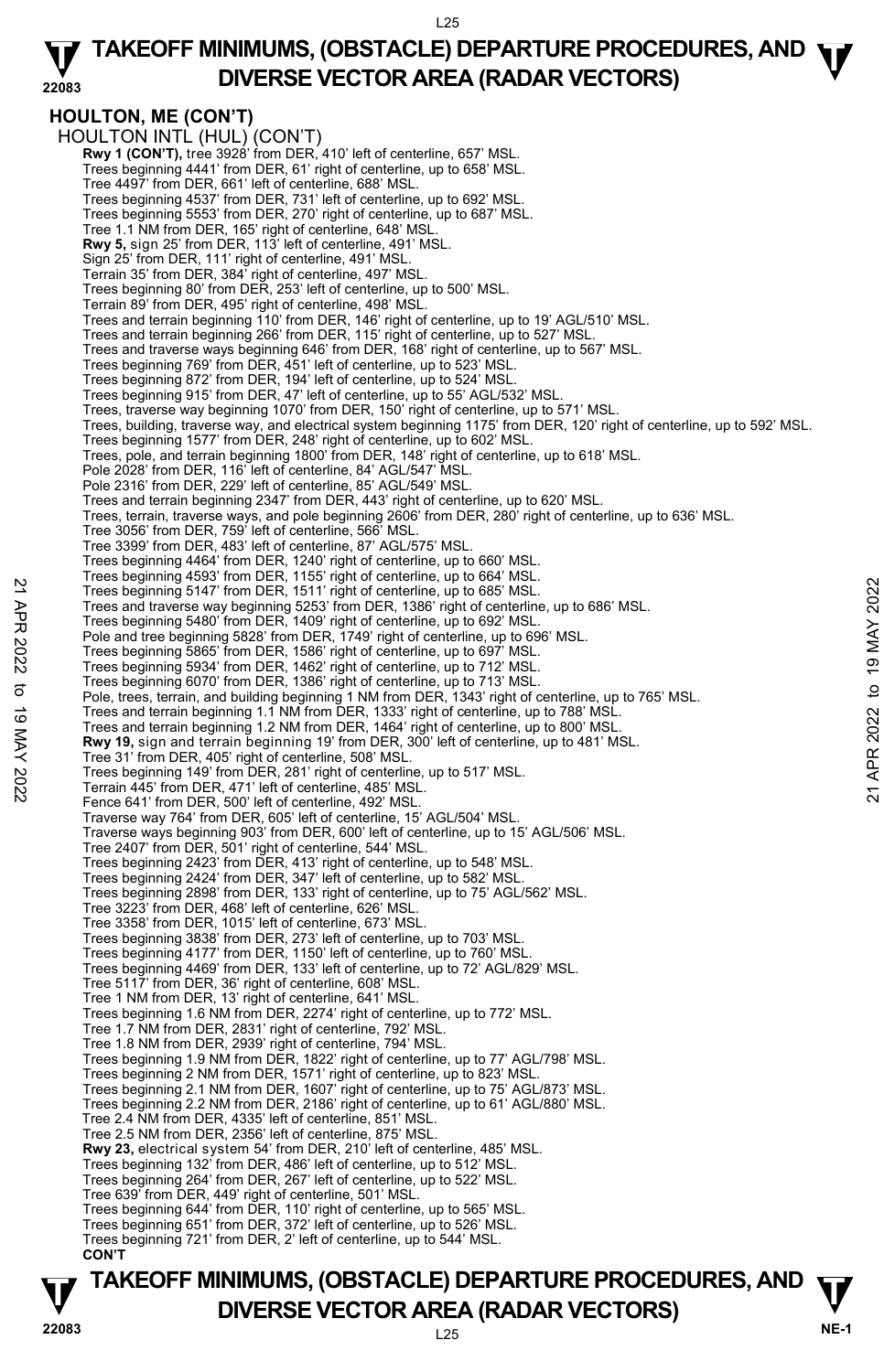# TAKEOFF MINIMUMS, (OBSTACLE) DEPARTURE PROCEDURES, AND DIVERSE VECTOR AREA (RADAR VECTORS)

## HOULTON, ME (CON'T)

HOULTON INTL (HUL) (CON'T)

**Rwy 1 (CON'T),** tree 3928' from DER, 410' left of centerline, 657' MSL.
Trees beginning 4441' from DER, 61' right of centerline, up to 658' MSL.
Tree 4497' from DER, 661' left of centerline, 688' MSL.
Trees beginning 4537' from DER, 731' left of centerline, up to 692' MSL.
Trees beginning 5553' from DER, 270' right of centerline, up to 687' MSL.
Tree 1.1 NM from DER, 165' right of centerline, 648' MSL.
**Rwy 5,** sign 25' from DER, 113' left of centerline, 491' MSL.
Sign 25' from DER, 111' right of centerline, 491' MSL.
Terrain 35' from DER, 384' right of centerline, 497' MSL.
Trees beginning 80' from DER, 253' left of centerline, up to 500' MSL.
Terrain 89' from DER, 495' right of centerline, 498' MSL.
Trees and terrain beginning 110' from DER, 146' right of centerline, up to 19' AGL/510' MSL.
Trees and terrain beginning 266' from DER, 115' right of centerline, up to 527' MSL.
Trees and traverse ways beginning 646' from DER, 168' right of centerline, up to 567' MSL.
Trees beginning 769' from DER, 451' left of centerline, up to 523' MSL.
Trees beginning 872' from DER, 194' left of centerline, up to 524' MSL.
Trees beginning 915' from DER, 47' left of centerline, up to 55' AGL/532' MSL.
Trees, traverse way beginning 1070' from DER, 150' right of centerline, up to 571' MSL.
Trees, building, traverse way, and electrical system beginning 1175' from DER, 120' right of centerline, up to 592' MSL.
Trees beginning 1577' from DER, 248' right of centerline, up to 602' MSL.
Trees, pole, and terrain beginning 1800' from DER, 148' right of centerline, up to 618' MSL.
Pole 2028' from DER, 116' left of centerline, 84' AGL/547' MSL.
Pole 2316' from DER, 229' left of centerline, 85' AGL/549' MSL.
Trees and terrain beginning 2347' from DER, 443' right of centerline, up to 620' MSL.
Trees, terrain, traverse ways, and pole beginning 2606' from DER, 280' right of centerline, up to 636' MSL.
Tree 3056' from DER, 759' left of centerline, 566' MSL.
Tree 3399' from DER, 483' left of centerline, 87' AGL/575' MSL.
Trees beginning 4464' from DER, 1240' right of centerline, up to 660' MSL.
Trees beginning 4593' from DER, 1155' right of centerline, up to 664' MSL.
Trees beginning 5147' from DER, 1511' right of centerline, up to 685' MSL.
Trees and traverse way beginning 5253' from DER, 1386' right of centerline, up to 686' MSL.
Trees beginning 5480' from DER, 1409' right of centerline, up to 692' MSL.
Pole and tree beginning 5828' from DER, 1749' right of centerline, up to 696' MSL.
Trees beginning 5865' from DER, 1586' right of centerline, up to 697' MSL.
Trees beginning 5934' from DER, 1462' right of centerline, up to 712' MSL.
Trees beginning 6070' from DER, 1386' right of centerline, up to 713' MSL.
Pole, trees, terrain, and building beginning 1 NM from DER, 1343' right of centerline, up to 765' MSL.
Trees and terrain beginning 1.1 NM from DER, 1333' right of centerline, up to 788' MSL.
Trees and terrain beginning 1.2 NM from DER, 1464' right of centerline, up to 800' MSL.
**Rwy 19,** sign and terrain beginning 19' from DER, 300' left of centerline, up to 481' MSL.
Tree 31' from DER, 405' right of centerline, 508' MSL.
Trees beginning 149' from DER, 281' right of centerline, up to 517' MSL.
Terrain 445' from DER, 471' left of centerline, 485' MSL.
Fence 641' from DER, 500' left of centerline, 492' MSL.
Traverse way 764' from DER, 605' left of centerline, 15' AGL/504' MSL.
Traverse ways beginning 903' from DER, 600' left of centerline, up to 15' AGL/506' MSL.
Tree 2407' from DER, 501' right of centerline, 544' MSL.
Trees beginning 2423' from DER, 413' right of centerline, up to 548' MSL.
Trees beginning 2424' from DER, 347' left of centerline, up to 582' MSL.
Trees beginning 2898' from DER, 133' right of centerline, up to 75' AGL/562' MSL.
Tree 3223' from DER, 468' left of centerline, 626' MSL.
Tree 3358' from DER, 1015' left of centerline, 673' MSL.
Trees beginning 3838' from DER, 273' left of centerline, up to 703' MSL.
Trees beginning 4177' from DER, 1150' left of centerline, up to 760' MSL.
Trees beginning 4469' from DER, 133' left of centerline, up to 72' AGL/829' MSL.
Tree 5117' from DER, 36' right of centerline, 608' MSL.
Tree 1 NM from DER, 13' right of centerline, 641' MSL.
Trees beginning 1.6 NM from DER, 2274' right of centerline, up to 772' MSL.
Tree 1.7 NM from DER, 2831' right of centerline, 792' MSL.
Tree 1.8 NM from DER, 2939' right of centerline, 794' MSL.
Trees beginning 1.9 NM from DER, 1822' right of centerline, up to 77' AGL/798' MSL.
Trees beginning 2 NM from DER, 1571' right of centerline, up to 823' MSL.
Trees beginning 2.1 NM from DER, 1607' right of centerline, up to 75' AGL/873' MSL.
Trees beginning 2.2 NM from DER, 2186' right of centerline, up to 61' AGL/880' MSL.
Tree 2.4 NM from DER, 4335' left of centerline, 851' MSL.
Tree 2.5 NM from DER, 2356' left of centerline, 875' MSL.
**Rwy 23,** electrical system 54' from DER, 210' left of centerline, 485' MSL.
Trees beginning 132' from DER, 486' left of centerline, up to 512' MSL.
Trees beginning 264' from DER, 267' left of centerline, up to 522' MSL.
Tree 639' from DER, 449' right of centerline, 501' MSL.
Trees beginning 644' from DER, 110' right of centerline, up to 565' MSL.
Trees beginning 651' from DER, 372' left of centerline, up to 526' MSL.
Trees beginning 721' from DER, 2' left of centerline, up to 544' MSL.
**CON'T**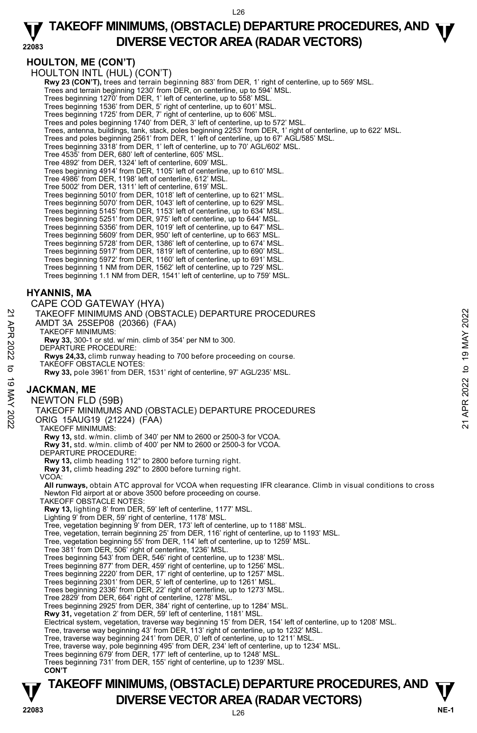## HOULTON, ME (CON'T)

HOULTON INTL (HUL) (CON'T)

**Rwy 23 (CON'T),** trees and terrain beginning 883' from DER, 1' right of centerline, up to 569' MSL.
Trees and terrain beginning 1230' from DER, on centerline, up to 594' MSL.
Trees beginning 1270' from DER, 1' left of centerline, up to 558' MSL.
Trees beginning 1536' from DER, 5' right of centerline, up to 601' MSL.
Trees beginning 1725' from DER, 7' right of centerline, up to 606' MSL.
Trees and poles beginning 1740' from DER, 3' left of centerline, up to 572' MSL.
Trees, antenna, buildings, tank, stack, poles beginning 2253' from DER, 1' right of centerline, up to 622' MSL.
Trees and poles beginning 2561' from DER, 1' left of centerline, up to 67' AGL/585' MSL.
Trees beginning 3318' from DER, 1' left of centerline, up to 70' AGL/602' MSL.
Tree 4535' from DER, 680' left of centerline, 605' MSL.
Tree 4892' from DER, 1324' left of centerline, 609' MSL.
Trees beginning 4914' from DER, 1105' left of centerline, up to 610' MSL.
Tree 4986' from DER, 1198' left of centerline, 612' MSL.
Tree 5002' from DER, 1311' left of centerline, 619' MSL.
Trees beginning 5010' from DER, 1018' left of centerline, up to 621' MSL.
Trees beginning 5070' from DER, 1043' left of centerline, up to 629' MSL.
Trees beginning 5145' from DER, 1153' left of centerline, up to 634' MSL.
Trees beginning 5251' from DER, 975' left of centerline, up to 644' MSL.
Trees beginning 5356' from DER, 1019' left of centerline, up to 647' MSL.
Trees beginning 5609' from DER, 950' left of centerline, up to 663' MSL.
Trees beginning 5728' from DER, 1386' left of centerline, up to 674' MSL.
Trees beginning 5917' from DER, 1819' left of centerline, up to 690' MSL.
Trees beginning 5972' from DER, 1160' left of centerline, up to 691' MSL.
Trees beginning 1 NM from DER, 1562' left of centerline, up to 729' MSL.
Trees beginning 1.1 NM from DER, 1541' left of centerline, up to 759' MSL.

## HYANNIS, MA

CAPE COD GATEWAY (HYA)

TAKEOFF MINIMUMS AND (OBSTACLE) DEPARTURE PROCEDURES
AMDT 3A 25SEP08 (20366) (FAA)

TAKEOFF MINIMUMS:
**Rwy 33,** 300-1 or std. w/ min. climb of 354' per NM to 300.

DEPARTURE PROCEDURE:
**Rwys 24,33,** climb runway heading to 700 before proceeding on course.

TAKEOFF OBSTACLE NOTES:
**Rwy 33,** pole 3961' from DER, 1531' right of centerline, 97' AGL/235' MSL.

## JACKMAN, ME

NEWTON FLD (59B)

TAKEOFF MINIMUMS AND (OBSTACLE) DEPARTURE PROCEDURES
ORIG 15AUG19 (21224) (FAA)

TAKEOFF MINIMUMS:
**Rwy 13,** std. w/min. climb of 340' per NM to 2600 or 2500-3 for VCOA.
**Rwy 31,** std. w/min. climb of 400' per NM to 2600 or 2500-3 for VCOA.

DEPARTURE PROCEDURE:
**Rwy 13,** climb heading 112° to 2800 before turning right.
**Rwy 31,** climb heading 292° to 2800 before turning right.

VCOA:
**All runways,** obtain ATC approval for VCOA when requesting IFR clearance. Climb in visual conditions to cross Newton Fld airport at or above 3500 before proceeding on course.

TAKEOFF OBSTACLE NOTES:
**Rwy 13,** lighting 8' from DER, 59' left of centerline, 1177' MSL.
Lighting 9' from DER, 59' right of centerline, 1178' MSL.
Tree, vegetation beginning 9' from DER, 173' left of centerline, up to 1188' MSL.
Tree, vegetation, terrain beginning 25' from DER, 116' right of centerline, up to 1193' MSL.
Tree, vegetation beginning 55' from DER, 114' left of centerline, up to 1259' MSL.
Tree 381' from DER, 506' right of centerline, 1236' MSL.
Trees beginning 543' from DER, 546' right of centerline, up to 1238' MSL.
Trees beginning 877' from DER, 459' right of centerline, up to 1256' MSL.
Trees beginning 2220' from DER, 17' right of centerline, up to 1257' MSL.
Trees beginning 2301' from DER, 5' left of centerline, up to 1261' MSL.
Trees beginning 2336' from DER, 22' right of centerline, up to 1273' MSL.
Tree 2829' from DER, 664' right of centerline, 1278' MSL.
Trees beginning 2925' from DER, 384' right of centerline, up to 1284' MSL.
**Rwy 31,** vegetation 2' from DER, 59' left of centerline, 1181' MSL.
Electrical system, vegetation, traverse way beginning 15' from DER, 154' left of centerline, up to 1208' MSL.
Tree, traverse way beginning 43' from DER, 113' right of centerline, up to 1232' MSL.
Tree, traverse way beginning 241' from DER, 0' left of centerline, up to 1211' MSL.
Tree, traverse way, pole beginning 495' from DER, 234' left of centerline, up to 1234' MSL.
Trees beginning 679' from DER, 177' left of centerline, up to 1248' MSL.
Trees beginning 731' from DER, 155' right of centerline, up to 1239' MSL.

**CON'T**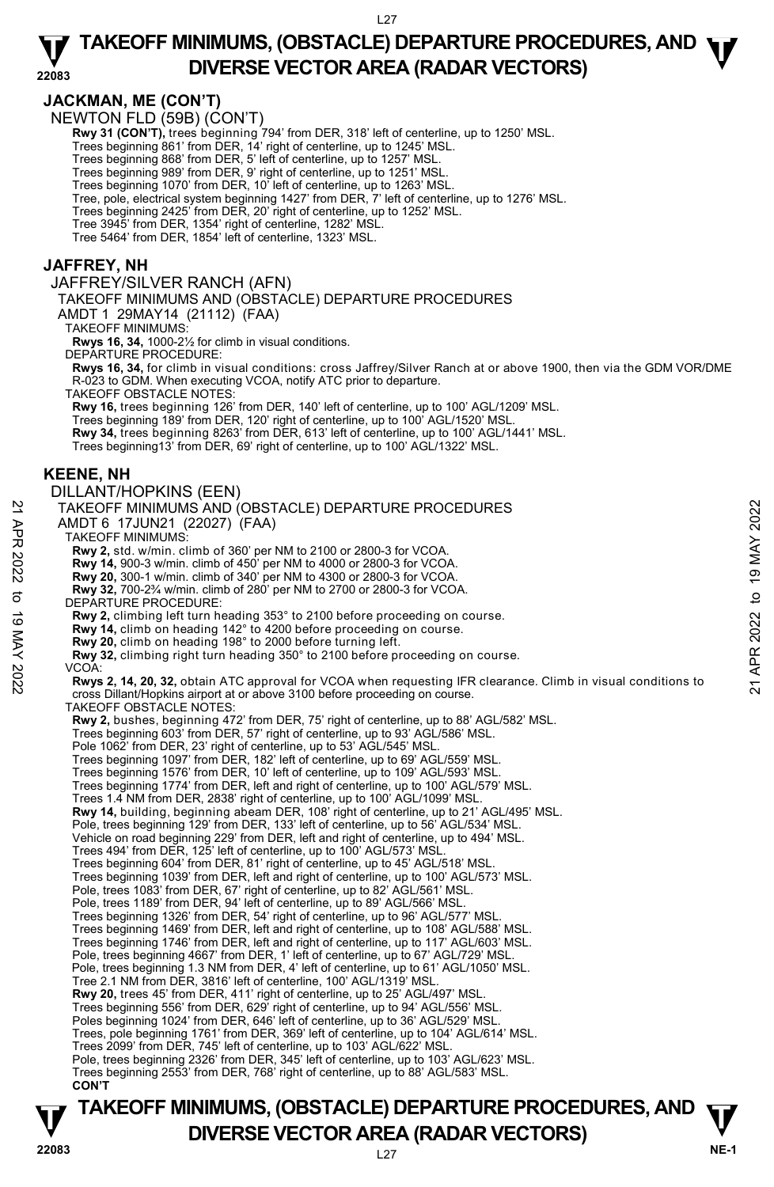## JACKMAN, ME (CON'T)

NEWTON FLD (59B) (CON'T)

**Rwy 31 (CON'T),** trees beginning 794' from DER, 318' left of centerline, up to 1250' MSL.
Trees beginning 861' from DER, 14' right of centerline, up to 1245' MSL.
Trees beginning 868' from DER, 5' left of centerline, up to 1257' MSL.
Trees beginning 989' from DER, 9' right of centerline, up to 1251' MSL.
Trees beginning 1070' from DER, 10' left of centerline, up to 1263' MSL.
Tree, pole, electrical system beginning 1427' from DER, 7' left of centerline, up to 1276' MSL.
Trees beginning 2425' from DER, 20' right of centerline, up to 1252' MSL.
Tree 3945' from DER, 1354' right of centerline, 1282' MSL.
Tree 5464' from DER, 1854' left of centerline, 1323' MSL.

## JAFFREY, NH

JAFFREY/SILVER RANCH (AFN)

TAKEOFF MINIMUMS AND (OBSTACLE) DEPARTURE PROCEDURES

AMDT 1 29MAY14 (21112) (FAA)

TAKEOFF MINIMUMS:

**Rwys 16, 34,** 1000-2½ for climb in visual conditions.

DEPARTURE PROCEDURE:

**Rwys 16, 34,** for climb in visual conditions: cross Jaffrey/Silver Ranch at or above 1900, then via the GDM VOR/DME R-023 to GDM. When executing VCOA, notify ATC prior to departure.

TAKEOFF OBSTACLE NOTES:

**Rwy 16,** trees beginning 126' from DER, 140' left of centerline, up to 100' AGL/1209' MSL.
Trees beginning 189' from DER, 120' right of centerline, up to 100' AGL/1520' MSL.
**Rwy 34,** trees beginning 8263' from DER, 613' left of centerline, up to 100' AGL/1441' MSL.
Trees beginning13' from DER, 69' right of centerline, up to 100' AGL/1322' MSL.

## KEENE, NH

DILLANT/HOPKINS (EEN)

TAKEOFF MINIMUMS AND (OBSTACLE) DEPARTURE PROCEDURES

AMDT 6 17JUN21 (22027) (FAA)

TAKEOFF MINIMUMS:

**Rwy 2,** std. w/min. climb of 360' per NM to 2100 or 2800-3 for VCOA.
**Rwy 14,** 900-3 w/min. climb of 450' per NM to 4000 or 2800-3 for VCOA.
**Rwy 20,** 300-1 w/min. climb of 340' per NM to 4300 or 2800-3 for VCOA.
**Rwy 32,** 700-2¾ w/min. climb of 280' per NM to 2700 or 2800-3 for VCOA.

DEPARTURE PROCEDURE:

**Rwy 2,** climbing left turn heading 353° to 2100 before proceeding on course.
**Rwy 14,** climb on heading 142° to 4200 before proceeding on course.
**Rwy 20,** climb on heading 198° to 2000 before turning left.
**Rwy 32,** climbing right turn heading 350° to 2100 before proceeding on course.

VCOA:

**Rwys 2, 14, 20, 32,** obtain ATC approval for VCOA when requesting IFR clearance. Climb in visual conditions to cross Dillant/Hopkins airport at or above 3100 before proceeding on course.

TAKEOFF OBSTACLE NOTES:

**Rwy 2,** bushes, beginning 472' from DER, 75' right of centerline, up to 88' AGL/582' MSL.
Trees beginning 603' from DER, 57' right of centerline, up to 93' AGL/586' MSL.
Pole 1062' from DER, 23' right of centerline, up to 53' AGL/545' MSL.
Trees beginning 1097' from DER, 182' left of centerline, up to 69' AGL/559' MSL.
Trees beginning 1576' from DER, 10' left of centerline, up to 109' AGL/593' MSL.
Trees beginning 1774' from DER, left and right of centerline, up to 100' AGL/579' MSL.
Trees 1.4 NM from DER, 2838' right of centerline, up to 100' AGL/1099' MSL.
**Rwy 14,** building, beginning abeam DER, 108' right of centerline, up to 21' AGL/495' MSL.
Pole, trees beginning 129' from DER, 133' left of centerline, up to 56' AGL/534' MSL.
Vehicle on road beginning 229' from DER, left and right of centerline, up to 494' MSL.
Trees 494' from DER, 125' left of centerline, up to 100' AGL/573' MSL.
Trees beginning 604' from DER, 81' right of centerline, up to 45' AGL/518' MSL.
Trees beginning 1039' from DER, left and right of centerline, up to 100' AGL/573' MSL.
Pole, trees 1083' from DER, 67' right of centerline, up to 82' AGL/561' MSL.
Pole, trees 1189' from DER, 94' left of centerline, up to 89' AGL/566' MSL.
Trees beginning 1326' from DER, 54' right of centerline, up to 96' AGL/577' MSL.
Trees beginning 1469' from DER, left and right of centerline, up to 108' AGL/588' MSL.
Trees beginning 1746' from DER, left and right of centerline, up to 117' AGL/603' MSL.
Pole, trees beginning 4667' from DER, 1' left of centerline, up to 67' AGL/729' MSL.
Pole, trees beginning 1.3 NM from DER, 4' left of centerline, up to 61' AGL/1050' MSL.
Tree 2.1 NM from DER, 3816' left of centerline, 100' AGL/1319' MSL.
**Rwy 20,** trees 45' from DER, 411' right of centerline, up to 25' AGL/497' MSL.
Trees beginning 556' from DER, 629' left of centerline, up to 94' AGL/556' MSL.
Poles beginning 1024' from DER, 646' left of centerline, up to 36' AGL/529' MSL.
Trees, pole beginning 1761' from DER, 369' left of centerline, up to 104' AGL/614' MSL.
Trees 2099' from DER, 745' left of centerline, up to 103' AGL/622' MSL.
Pole, trees beginning 2326' from DER, 345' left of centerline, up to 103' AGL/623' MSL.
Trees beginning 2553' from DER, 768' right of centerline, up to 88' AGL/583' MSL.

**CON'T**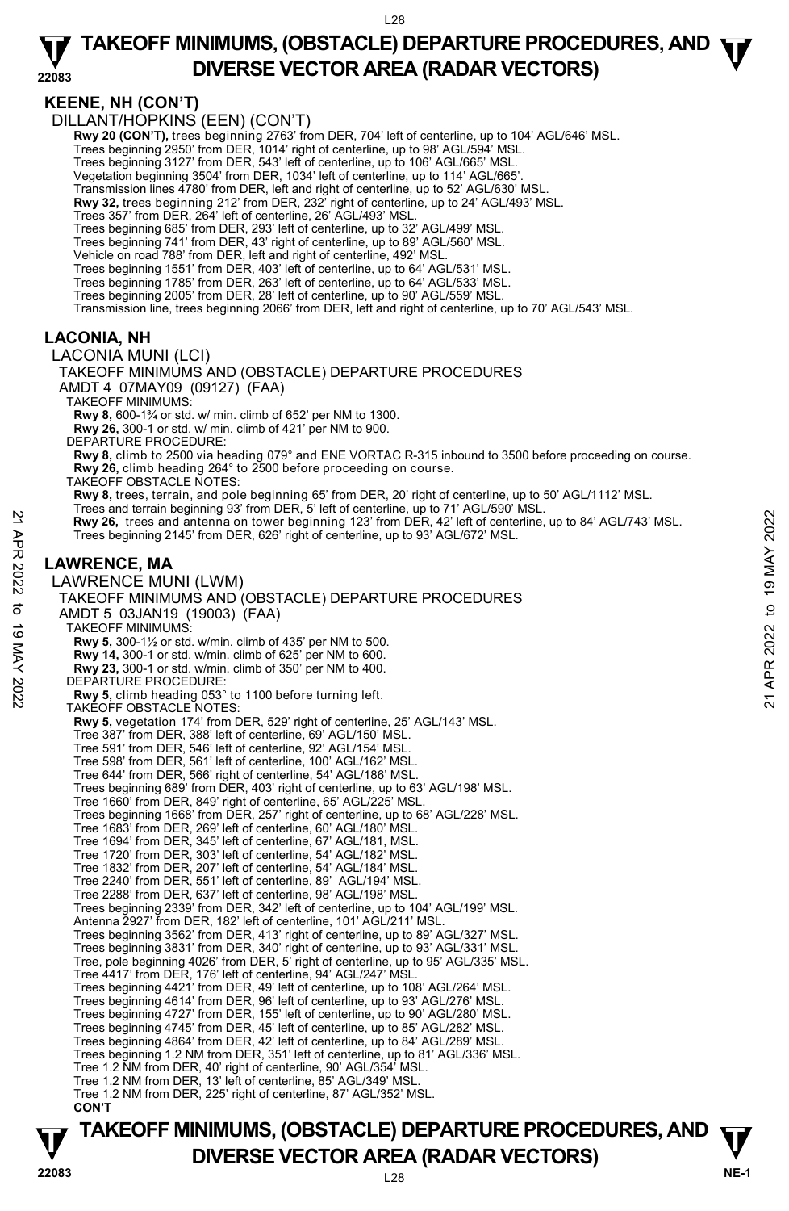## KEENE, NH (CON'T)

DILLANT/HOPKINS (EEN) (CON'T)

**Rwy 20 (CON'T),** trees beginning 2763' from DER, 704' left of centerline, up to 104' AGL/646' MSL.
Trees beginning 2950' from DER, 1014' right of centerline, up to 98' AGL/594' MSL.
Trees beginning 3127' from DER, 543' left of centerline, up to 106' AGL/665' MSL.
Vegetation beginning 3504' from DER, 1034' left of centerline, up to 114' AGL/665'.
Transmission lines 4780' from DER, left and right of centerline, up to 52' AGL/630' MSL.
**Rwy 32,** trees beginning 212' from DER, 232' right of centerline, up to 24' AGL/493' MSL.
Trees 357' from DER, 264' left of centerline, 26' AGL/493' MSL.
Trees beginning 685' from DER, 293' left of centerline, up to 32' AGL/499' MSL.
Trees beginning 741' from DER, 43' right of centerline, up to 89' AGL/560' MSL.
Vehicle on road 788' from DER, left and right of centerline, 492' MSL.
Trees beginning 1551' from DER, 403' left of centerline, up to 64' AGL/531' MSL.
Trees beginning 1785' from DER, 263' left of centerline, up to 64' AGL/533' MSL.
Trees beginning 2005' from DER, 28' left of centerline, up to 90' AGL/559' MSL.
Transmission line, trees beginning 2066' from DER, left and right of centerline, up to 70' AGL/543' MSL.

## LACONIA, NH

LACONIA MUNI (LCI)

TAKEOFF MINIMUMS AND (OBSTACLE) DEPARTURE PROCEDURES

AMDT 4 07MAY09 (09127) (FAA)

TAKEOFF MINIMUMS:

**Rwy 8,** 600-1¾ or std. w/ min. climb of 652' per NM to 1300.
**Rwy 26,** 300-1 or std. w/ min. climb of 421' per NM to 900.

DEPARTURE PROCEDURE:

**Rwy 8,** climb to 2500 via heading 079° and ENE VORTAC R-315 inbound to 3500 before proceeding on course.
**Rwy 26,** climb heading 264° to 2500 before proceeding on course.

TAKEOFF OBSTACLE NOTES:

**Rwy 8,** trees, terrain, and pole beginning 65' from DER, 20' right of centerline, up to 50' AGL/1112' MSL.
Trees and terrain beginning 93' from DER, 5' left of centerline, up to 71' AGL/590' MSL.
**Rwy 26,** trees and antenna on tower beginning 123' from DER, 42' left of centerline, up to 84' AGL/743' MSL.
Trees beginning 2145' from DER, 626' right of centerline, up to 93' AGL/672' MSL.

## LAWRENCE, MA

LAWRENCE MUNI (LWM)

TAKEOFF MINIMUMS AND (OBSTACLE) DEPARTURE PROCEDURES

AMDT 5 03JAN19 (19003) (FAA)

TAKEOFF MINIMUMS:

**Rwy 5,** 300-1½ or std. w/min. climb of 435' per NM to 500.
**Rwy 14,** 300-1 or std. w/min. climb of 625' per NM to 600.
**Rwy 23,** 300-1 or std. w/min. climb of 350' per NM to 400.

DEPARTURE PROCEDURE:

**Rwy 5,** climb heading 053° to 1100 before turning left.

TAKEOFF OBSTACLE NOTES:

**Rwy 5,** vegetation 174' from DER, 529' right of centerline, 25' AGL/143' MSL.
Tree 387' from DER, 388' left of centerline, 69' AGL/150' MSL.
Tree 591' from DER, 546' left of centerline, 92' AGL/154' MSL.
Tree 598' from DER, 561' left of centerline, 100' AGL/162' MSL.
Tree 644' from DER, 566' right of centerline, 54' AGL/186' MSL.
Trees beginning 689' from DER, 403' right of centerline, up to 63' AGL/198' MSL.
Tree 1660' from DER, 849' right of centerline, 65' AGL/225' MSL.
Trees beginning 1668' from DER, 257' right of centerline, up to 68' AGL/228' MSL.
Tree 1683' from DER, 269' left of centerline, 60' AGL/180' MSL.
Tree 1694' from DER, 345' left of centerline, 67' AGL/181, MSL.
Tree 1720' from DER, 303' left of centerline, 54' AGL/182' MSL.
Tree 1832' from DER, 207' left of centerline, 54' AGL/184' MSL.
Tree 2240' from DER, 551' left of centerline, 89' AGL/194' MSL.
Tree 2288' from DER, 637' left of centerline, 98' AGL/198' MSL.
Trees beginning 2339' from DER, 342' left of centerline, up to 104' AGL/199' MSL.
Antenna 2927' from DER, 182' left of centerline, 101' AGL/211' MSL.
Trees beginning 3562' from DER, 413' right of centerline, up to 89' AGL/327' MSL.
Trees beginning 3831' from DER, 340' right of centerline, up to 93' AGL/331' MSL.
Tree, pole beginning 4026' from DER, 5' right of centerline, up to 95' AGL/335' MSL.
Tree 4417' from DER, 176' left of centerline, 94' AGL/247' MSL.
Trees beginning 4421' from DER, 49' left of centerline, up to 108' AGL/264' MSL.
Trees beginning 4614' from DER, 96' left of centerline, up to 93' AGL/276' MSL.
Trees beginning 4727' from DER, 155' left of centerline, up to 90' AGL/280' MSL.
Trees beginning 4745' from DER, 45' left of centerline, up to 85' AGL/282' MSL.
Trees beginning 4864' from DER, 42' left of centerline, up to 84' AGL/289' MSL.
Trees beginning 1.2 NM from DER, 351' left of centerline, up to 81' AGL/336' MSL.
Tree 1.2 NM from DER, 40' right of centerline, 90' AGL/354' MSL.
Tree 1.2 NM from DER, 13' left of centerline, 85' AGL/349' MSL.
Tree 1.2 NM from DER, 225' right of centerline, 87' AGL/352' MSL.

**CON'T**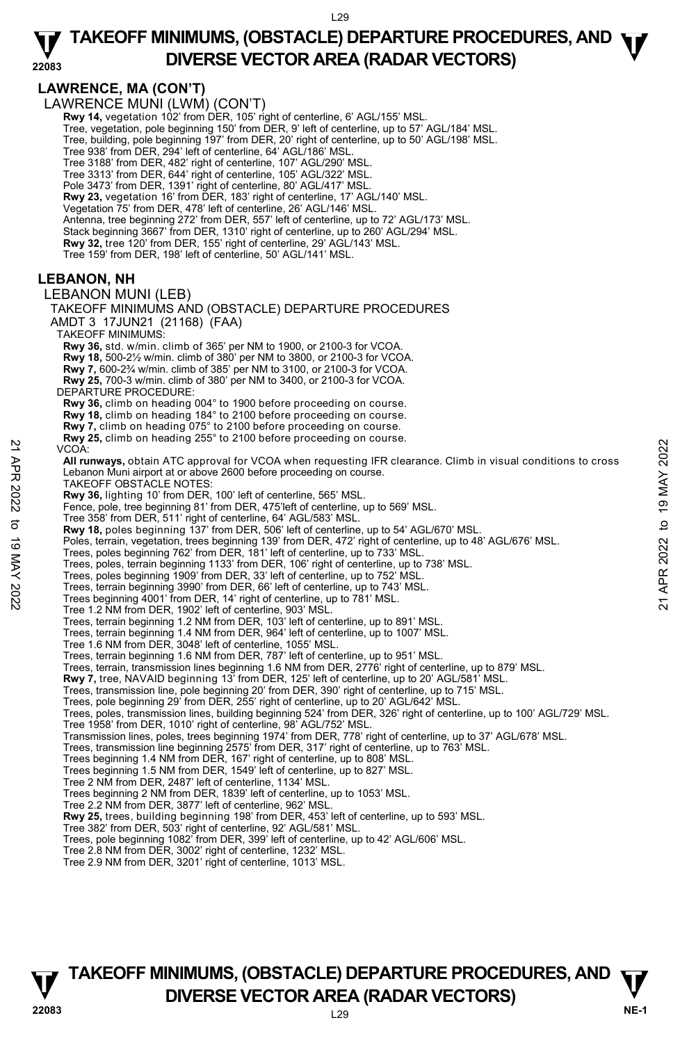## LAWRENCE, MA (CON'T)

LAWRENCE MUNI (LWM) (CON'T)

**Rwy 14,** vegetation 102' from DER, 105' right of centerline, 6' AGL/155' MSL.
Tree, vegetation, pole beginning 150' from DER, 9' left of centerline, up to 57' AGL/184' MSL.
Tree, building, pole beginning 197' from DER, 20' right of centerline, up to 50' AGL/198' MSL.
Tree 938' from DER, 294' left of centerline, 64' AGL/186' MSL.
Tree 3188' from DER, 482' right of centerline, 107' AGL/290' MSL.
Tree 3313' from DER, 644' right of centerline, 105' AGL/322' MSL.
Pole 3473' from DER, 1391' right of centerline, 80' AGL/417' MSL.
**Rwy 23,** vegetation 16' from DER, 183' right of centerline, 17' AGL/140' MSL.
Vegetation 75' from DER, 478' left of centerline, 26' AGL/146' MSL.
Antenna, tree beginning 272' from DER, 557' left of centerline, up to 72' AGL/173' MSL.
Stack beginning 3667' from DER, 1310' right of centerline, up to 260' AGL/294' MSL.
**Rwy 32,** tree 120' from DER, 155' right of centerline, 29' AGL/143' MSL.
Tree 159' from DER, 198' left of centerline, 50' AGL/141' MSL.

## LEBANON, NH

LEBANON MUNI (LEB)

TAKEOFF MINIMUMS AND (OBSTACLE) DEPARTURE PROCEDURES

AMDT 3 17JUN21 (21168) (FAA)

TAKEOFF MINIMUMS:

**Rwy 36,** std. w/min. climb of 365' per NM to 1900, or 2100-3 for VCOA.
**Rwy 18,** 500-2½ w/min. climb of 380' per NM to 3800, or 2100-3 for VCOA.
**Rwy 7,** 600-2¾ w/min. climb of 385' per NM to 3100, or 2100-3 for VCOA.
**Rwy 25,** 700-3 w/min. climb of 380' per NM to 3400, or 2100-3 for VCOA.

DEPARTURE PROCEDURE:

**Rwy 36,** climb on heading 004° to 1900 before proceeding on course.
**Rwy 18,** climb on heading 184° to 2100 before proceeding on course.
**Rwy 7,** climb on heading 075° to 2100 before proceeding on course.
**Rwy 25,** climb on heading 255° to 2100 before proceeding on course.

VCOA:

**All runways,** obtain ATC approval for VCOA when requesting IFR clearance. Climb in visual conditions to cross Lebanon Muni airport at or above 2600 before proceeding on course.

TAKEOFF OBSTACLE NOTES:

**Rwy 36,** lighting 10' from DER, 100' left of centerline, 565' MSL.
Fence, pole, tree beginning 81' from DER, 475'left of centerline, up to 569' MSL.
Tree 358' from DER, 511' right of centerline, 64' AGL/583' MSL.
**Rwy 18,** poles beginning 137' from DER, 506' left of centerline, up to 54' AGL/670' MSL.
Poles, terrain, vegetation, trees beginning 139' from DER, 472' right of centerline, up to 48' AGL/676' MSL.
Trees, poles beginning 762' from DER, 181' left of centerline, up to 733' MSL.
Trees, poles, terrain beginning 1133' from DER, 106' right of centerline, up to 738' MSL.
Trees, poles beginning 1909' from DER, 33' left of centerline, up to 752' MSL.
Trees, terrain beginning 3990' from DER, 66' left of centerline, up to 743' MSL.
Trees beginning 4001' from DER, 14' right of centerline, up to 781' MSL.
Tree 1.2 NM from DER, 1902' left of centerline, 903' MSL.
Trees, terrain beginning 1.2 NM from DER, 103' left of centerline, up to 891' MSL.
Trees, terrain beginning 1.4 NM from DER, 964' left of centerline, up to 1007' MSL.
Tree 1.6 NM from DER, 3048' left of centerline, 1055' MSL.
Trees, terrain beginning 1.6 NM from DER, 787' left of centerline, up to 951' MSL.
Trees, terrain, transmission lines beginning 1.6 NM from DER, 2776' right of centerline, up to 879' MSL.
**Rwy 7,** tree, NAVAID beginning 13' from DER, 125' left of centerline, up to 20' AGL/581' MSL.
Trees, transmission line, pole beginning 20' from DER, 390' right of centerline, up to 715' MSL.
Trees, pole beginning 29' from DER, 255' right of centerline, up to 20' AGL/642' MSL.
Trees, poles, transmission lines, building beginning 524' from DER, 326' right of centerline, up to 100' AGL/729' MSL.
Tree 1958' from DER, 1010' right of centerline, 98' AGL/752' MSL.
Transmission lines, poles, trees beginning 1974' from DER, 778' right of centerline, up to 37' AGL/678' MSL.
Trees, transmission line beginning 2575' from DER, 317' right of centerline, up to 763' MSL.
Trees beginning 1.4 NM from DER, 167' right of centerline, up to 808' MSL.
Trees beginning 1.5 NM from DER, 1549' left of centerline, up to 827' MSL.
Tree 2 NM from DER, 2487' left of centerline, 1134' MSL.
Trees beginning 2 NM from DER, 1839' left of centerline, up to 1053' MSL.
Tree 2.2 NM from DER, 3877' left of centerline, 962' MSL.
**Rwy 25,** trees, building beginning 198' from DER, 453' left of centerline, up to 593' MSL.
Tree 382' from DER, 503' right of centerline, 92' AGL/581' MSL.
Trees, pole beginning 1082' from DER, 399' left of centerline, up to 42' AGL/606' MSL.
Tree 2.8 NM from DER, 3002' right of centerline, 1232' MSL.
Tree 2.9 NM from DER, 3201' right of centerline, 1013' MSL.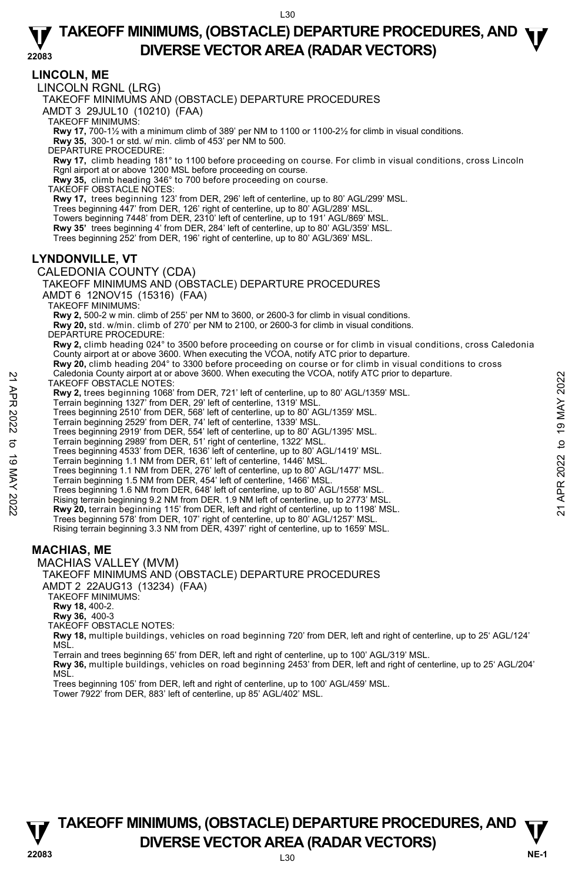## LINCOLN, ME

LINCOLN RGNL (LRG)

TAKEOFF MINIMUMS AND (OBSTACLE) DEPARTURE PROCEDURES

AMDT 3 29JUL10 (10210) (FAA)

TAKEOFF MINIMUMS:

**Rwy 17,** 700-1½ with a minimum climb of 389' per NM to 1100 or 1100-2½ for climb in visual conditions.
**Rwy 35,** 300-1 or std. w/ min. climb of 453' per NM to 500.

DEPARTURE PROCEDURE:

**Rwy 17,** climb heading 181° to 1100 before proceeding on course. For climb in visual conditions, cross Lincoln Rgnl airport at or above 1200 MSL before proceeding on course.
**Rwy 35,** climb heading 346° to 700 before proceeding on course.

TAKEOFF OBSTACLE NOTES:

**Rwy 17,** trees beginning 123' from DER, 296' left of centerline, up to 80' AGL/299' MSL.
Trees beginning 447' from DER, 126' right of centerline, up to 80' AGL/289' MSL.
Towers beginning 7448' from DER, 2310' left of centerline, up to 191' AGL/869' MSL.
**Rwy 35'** trees beginning 4' from DER, 284' left of centerline, up to 80' AGL/359' MSL.
Trees beginning 252' from DER, 196' right of centerline, up to 80' AGL/369' MSL.

## LYNDONVILLE, VT

CALEDONIA COUNTY (CDA)

TAKEOFF MINIMUMS AND (OBSTACLE) DEPARTURE PROCEDURES

AMDT 6 12NOV15 (15316) (FAA)

TAKEOFF MINIMUMS:

**Rwy 2,** 500-2 w min. climb of 255' per NM to 3600, or 2600-3 for climb in visual conditions.
**Rwy 20,** std. w/min. climb of 270' per NM to 2100, or 2600-3 for climb in visual conditions.

DEPARTURE PROCEDURE:

**Rwy 2,** climb heading 024° to 3500 before proceeding on course or for climb in visual conditions, cross Caledonia County airport at or above 3600. When executing the VCOA, notify ATC prior to departure.
**Rwy 20,** climb heading 204° to 3300 before proceeding on course or for climb in visual conditions to cross Caledonia County airport at or above 3600. When executing the VCOA, notify ATC prior to departure.

TAKEOFF OBSTACLE NOTES:

**Rwy 2,** trees beginning 1068' from DER, 721' left of centerline, up to 80' AGL/1359' MSL.
Terrain beginning 1327' from DER, 29' left of centerline, 1319' MSL.
Trees beginning 2510' from DER, 568' left of centerline, up to 80' AGL/1359' MSL.
Terrain beginning 2529' from DER, 74' left of centerline, 1339' MSL.
Trees beginning 2919' from DER, 554' left of centerline, up to 80' AGL/1395' MSL.
Terrain beginning 2989' from DER, 51' right of centerline, 1322' MSL.
Trees beginning 4533' from DER, 1636' left of centerline, up to 80' AGL/1419' MSL.
Terrain beginning 1.1 NM from DER, 61' left of centerline, 1446' MSL.
Trees beginning 1.1 NM from DER, 276' left of centerline, up to 80' AGL/1477' MSL.
Terrain beginning 1.5 NM from DER, 454' left of centerline, 1466' MSL.
Trees beginning 1.6 NM from DER, 648' left of centerline, up to 80' AGL/1558' MSL.
Rising terrain beginning 9.2 NM from DER. 1.9 NM left of centerline, up to 2773' MSL.
**Rwy 20,** terrain beginning 115' from DER, left and right of centerline, up to 1198' MSL.
Trees beginning 578' from DER, 107' right of centerline, up to 80' AGL/1257' MSL.
Rising terrain beginning 3.3 NM from DER, 4397' right of centerline, up to 1659' MSL.

## MACHIAS, ME

MACHIAS VALLEY (MVM)

TAKEOFF MINIMUMS AND (OBSTACLE) DEPARTURE PROCEDURES

AMDT 2 22AUG13 (13234) (FAA)

TAKEOFF MINIMUMS:

**Rwy 18,** 400-2.
**Rwy 36,** 400-3

TAKEOFF OBSTACLE NOTES:

**Rwy 18,** multiple buildings, vehicles on road beginning 720' from DER, left and right of centerline, up to 25' AGL/124' MSL.
Terrain and trees beginning 65' from DER, left and right of centerline, up to 100' AGL/319' MSL.
**Rwy 36,** multiple buildings, vehicles on road beginning 2453' from DER, left and right of centerline, up to 25' AGL/204' MSL.
Trees beginning 105' from DER, left and right of centerline, up to 100' AGL/459' MSL.
Tower 7922' from DER, 883' left of centerline, up 85' AGL/402' MSL.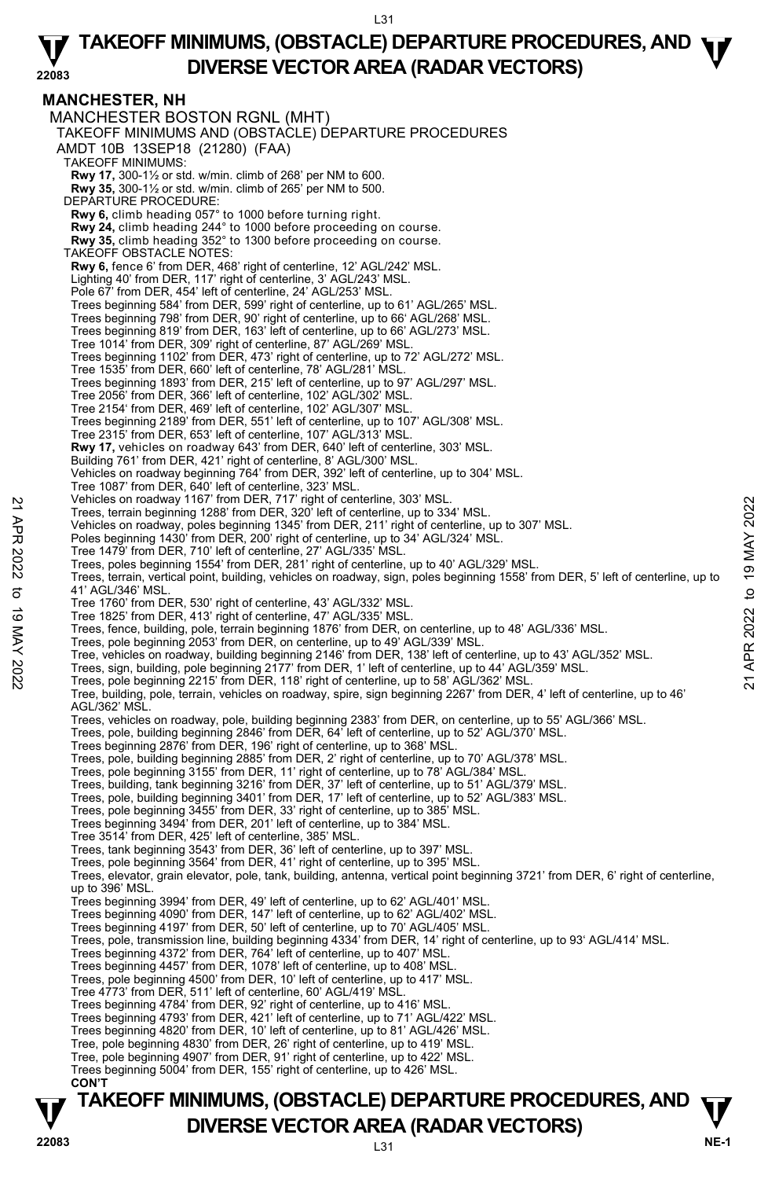## MANCHESTER, NH

MANCHESTER BOSTON RGNL (MHT)
TAKEOFF MINIMUMS AND (OBSTACLE) DEPARTURE PROCEDURES
AMDT 10B 13SEP18 (21280) (FAA)

TAKEOFF MINIMUMS:
**Rwy 17,** 300-1½ or std. w/min. climb of 268' per NM to 600.
**Rwy 35,** 300-1½ or std. w/min. climb of 265' per NM to 500.

DEPARTURE PROCEDURE:
**Rwy 6,** climb heading 057° to 1000 before turning right.
**Rwy 24,** climb heading 244° to 1000 before proceeding on course.
**Rwy 35,** climb heading 352° to 1300 before proceeding on course.

TAKEOFF OBSTACLE NOTES:
**Rwy 6,** fence 6' from DER, 468' right of centerline, 12' AGL/242' MSL.
Lighting 40' from DER, 117' right of centerline, 3' AGL/243' MSL.
Pole 67' from DER, 454' left of centerline, 24' AGL/253' MSL.
Trees beginning 584' from DER, 599' right of centerline, up to 61' AGL/265' MSL.
Trees beginning 798' from DER, 90' right of centerline, up to 66' AGL/268' MSL.
Trees beginning 819' from DER, 163' left of centerline, up to 66' AGL/273' MSL.
Tree 1014' from DER, 309' right of centerline, 87' AGL/269' MSL.
Trees beginning 1102' from DER, 473' right of centerline, up to 72' AGL/272' MSL.
Tree 1535' from DER, 660' left of centerline, 78' AGL/281' MSL.
Trees beginning 1893' from DER, 215' left of centerline, up to 97' AGL/297' MSL.
Tree 2056' from DER, 366' left of centerline, 102' AGL/302' MSL.
Tree 2154' from DER, 469' left of centerline, 102' AGL/307' MSL.
Trees beginning 2189' from DER, 551' left of centerline, up to 107' AGL/308' MSL.
Tree 2315' from DER, 653' left of centerline, 107' AGL/313' MSL.
**Rwy 17,** vehicles on roadway 643' from DER, 640' left of centerline, 303' MSL.
Building 761' from DER, 421' right of centerline, 8' AGL/300' MSL.
Vehicles on roadway beginning 764' from DER, 392' left of centerline, up to 304' MSL.
Tree 1087' from DER, 640' left of centerline, 323' MSL.
Vehicles on roadway 1167' from DER, 717' right of centerline, 303' MSL.
Trees, terrain beginning 1288' from DER, 320' left of centerline, up to 334' MSL.
Vehicles on roadway, poles beginning 1345' from DER, 211' right of centerline, up to 307' MSL.
Poles beginning 1430' from DER, 200' right of centerline, up to 34' AGL/324' MSL.
Tree 1479' from DER, 710' left of centerline, 27' AGL/335' MSL.
Trees, poles beginning 1554' from DER, 281' right of centerline, up to 40' AGL/329' MSL.
Trees, terrain, vertical point, building, vehicles on roadway, sign, poles beginning 1558' from DER, 5' left of centerline, up to 41' AGL/346' MSL.
Tree 1760' from DER, 530' right of centerline, 43' AGL/332' MSL.
Tree 1825' from DER, 413' right of centerline, 47' AGL/335' MSL.
Trees, fence, building, pole, terrain beginning 1876' from DER, on centerline, up to 48' AGL/336' MSL.
Trees, pole beginning 2053' from DER, on centerline, up to 49' AGL/339' MSL.
Tree, vehicles on roadway, building beginning 2146' from DER, 138' left of centerline, up to 43' AGL/352' MSL.
Trees, sign, building, pole beginning 2177' from DER, 1' left of centerline, up to 44' AGL/359' MSL.
Trees, pole beginning 2215' from DER, 118' right of centerline, up to 58' AGL/362' MSL.
Tree, building, pole, terrain, vehicles on roadway, spire, sign beginning 2267' from DER, 4' left of centerline, up to 46' AGL/362' MSL.
Trees, vehicles on roadway, pole, building beginning 2383' from DER, on centerline, up to 55' AGL/366' MSL.
Trees, pole, building beginning 2846' from DER, 64' left of centerline, up to 52' AGL/370' MSL.
Trees beginning 2876' from DER, 196' right of centerline, up to 368' MSL.
Trees, pole, building beginning 2885' from DER, 2' right of centerline, up to 70' AGL/378' MSL.
Trees, pole beginning 3155' from DER, 11' right of centerline, up to 78' AGL/384' MSL.
Trees, building, tank beginning 3216' from DER, 37' left of centerline, up to 51' AGL/379' MSL.
Trees, pole, building beginning 3401' from DER, 17' left of centerline, up to 52' AGL/383' MSL.
Trees, pole beginning 3455' from DER, 33' right of centerline, up to 385' MSL.
Trees beginning 3494' from DER, 201' left of centerline, up to 384' MSL.
Tree 3514' from DER, 425' left of centerline, 385' MSL.
Trees, tank beginning 3543' from DER, 36' left of centerline, up to 397' MSL.
Trees, pole beginning 3564' from DER, 41' right of centerline, up to 395' MSL.
Trees, elevator, grain elevator, pole, tank, building, antenna, vertical point beginning 3721' from DER, 6' right of centerline, up to 396' MSL.
Trees beginning 3994' from DER, 49' left of centerline, up to 62' AGL/401' MSL.
Trees beginning 4090' from DER, 147' left of centerline, up to 62' AGL/402' MSL.
Trees beginning 4197' from DER, 50' left of centerline, up to 70' AGL/405' MSL.
Trees, pole, transmission line, building beginning 4334' from DER, 14' right of centerline, up to 93' AGL/414' MSL.
Trees beginning 4372' from DER, 764' left of centerline, up to 407' MSL.
Trees beginning 4457' from DER, 1078' left of centerline, up to 408' MSL.
Trees, pole beginning 4500' from DER, 10' left of centerline, up to 417' MSL.
Tree 4773' from DER, 511' left of centerline, 60' AGL/419' MSL.
Trees beginning 4784' from DER, 92' right of centerline, up to 416' MSL.
Trees beginning 4793' from DER, 421' left of centerline, up to 71' AGL/422' MSL.
Trees beginning 4820' from DER, 10' left of centerline, up to 81' AGL/426' MSL.
Tree, pole beginning 4830' from DER, 26' right of centerline, up to 419' MSL.
Tree, pole beginning 4907' from DER, 91' right of centerline, up to 422' MSL.
Trees beginning 5004' from DER, 155' right of centerline, up to 426' MSL.
**CON'T**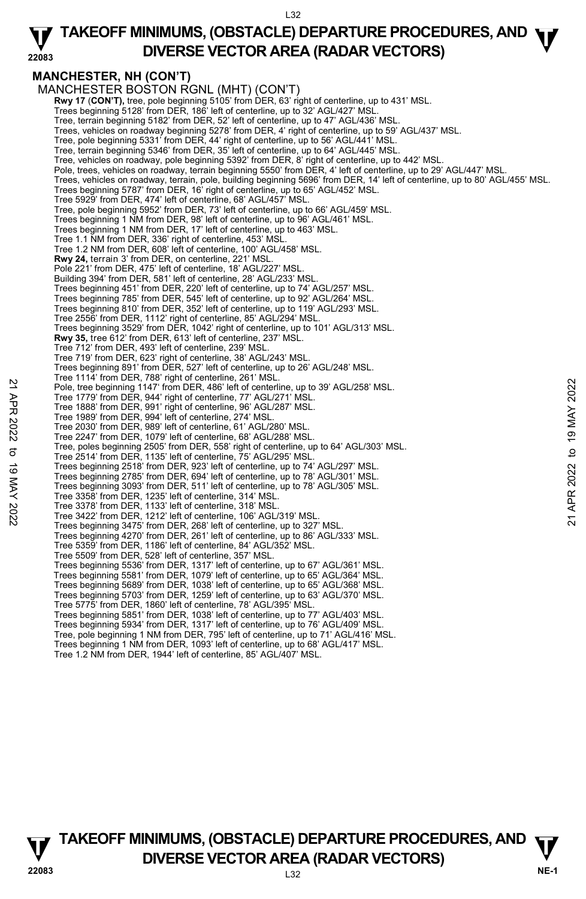## MANCHESTER, NH (CON'T)

MANCHESTER BOSTON RGNL (MHT) (CON'T)

**Rwy 17** (**CON'T),** tree, pole beginning 5105' from DER, 63' right of centerline, up to 431' MSL.
Trees beginning 5128' from DER, 186' left of centerline, up to 32' AGL/427' MSL.
Tree, terrain beginning 5182' from DER, 52' left of centerline, up to 47' AGL/436' MSL.
Trees, vehicles on roadway beginning 5278' from DER, 4' right of centerline, up to 59' AGL/437' MSL.
Tree, pole beginning 5331' from DER, 44' right of centerline, up to 56' AGL/441' MSL.
Tree, terrain beginning 5346' from DER, 35' left of centerline, up to 64' AGL/445' MSL.
Tree, vehicles on roadway, pole beginning 5392' from DER, 8' right of centerline, up to 442' MSL.
Pole, trees, vehicles on roadway, terrain beginning 5550' from DER, 4' left of centerline, up to 29' AGL/447' MSL.
Trees, vehicles on roadway, terrain, pole, building beginning 5696' from DER, 14' left of centerline, up to 80' AGL/455' MSL.
Trees beginning 5787' from DER, 16' right of centerline, up to 65' AGL/452' MSL.
Tree 5929' from DER, 474' left of centerline, 68' AGL/457' MSL.
Tree, pole beginning 5952' from DER, 73' left of centerline, up to 66' AGL/459' MSL.
Trees beginning 1 NM from DER, 98' left of centerline, up to 96' AGL/461' MSL.
Trees beginning 1 NM from DER, 17' left of centerline, up to 463' MSL.
Tree 1.1 NM from DER, 336' right of centerline, 453' MSL.
Tree 1.2 NM from DER, 608' left of centerline, 100' AGL/458' MSL.

**Rwy 24,** terrain 3' from DER, on centerline, 221' MSL.
Pole 221' from DER, 475' left of centerline, 18' AGL/227' MSL.
Building 394' from DER, 581' left of centerline, 28' AGL/233' MSL.
Trees beginning 451' from DER, 220' left of centerline, up to 74' AGL/257' MSL.
Trees beginning 785' from DER, 545' left of centerline, up to 92' AGL/264' MSL.
Trees beginning 810' from DER, 352' left of centerline, up to 119' AGL/293' MSL.
Tree 2556' from DER, 1112' right of centerline, 85' AGL/294' MSL.
Trees beginning 3529' from DER, 1042' right of centerline, up to 101' AGL/313' MSL.

**Rwy 35,** tree 612' from DER, 613' left of centerline, 237' MSL.
Tree 712' from DER, 493' left of centerline, 239' MSL.
Tree 719' from DER, 623' right of centerline, 38' AGL/243' MSL.
Trees beginning 891' from DER, 527' left of centerline, up to 26' AGL/248' MSL.
Tree 1114' from DER, 788' right of centerline, 261' MSL.
Pole, tree beginning 1147' from DER, 486' left of centerline, up to 39' AGL/258' MSL.
Tree 1779' from DER, 944' right of centerline, 77' AGL/271' MSL.
Tree 1888' from DER, 991' right of centerline, 96' AGL/287' MSL.
Tree 1989' from DER, 994' left of centerline, 274' MSL.
Tree 2030' from DER, 989' left of centerline, 61' AGL/280' MSL.
Tree 2247' from DER, 1079' left of centerline, 68' AGL/288' MSL.
Tree, poles beginning 2505' from DER, 558' right of centerline, up to 64' AGL/303' MSL.
Tree 2514' from DER, 1135' left of centerline, 75' AGL/295' MSL.
Trees beginning 2518' from DER, 923' left of centerline, up to 74' AGL/297' MSL.
Trees beginning 2785' from DER, 694' left of centerline, up to 78' AGL/301' MSL.
Trees beginning 3093' from DER, 511' left of centerline, up to 78' AGL/305' MSL.
Tree 3358' from DER, 1235' left of centerline, 314' MSL.
Tree 3378' from DER, 1133' left of centerline, 318' MSL.
Tree 3422' from DER, 1212' left of centerline, 106' AGL/319' MSL.
Trees beginning 3475' from DER, 268' left of centerline, up to 327' MSL.
Trees beginning 4270' from DER, 261' left of centerline, up to 86' AGL/333' MSL.
Tree 5359' from DER, 1186' left of centerline, 84' AGL/352' MSL.
Tree 5509' from DER, 528' left of centerline, 357' MSL.
Trees beginning 5536' from DER, 1317' left of centerline, up to 67' AGL/361' MSL.
Trees beginning 5581' from DER, 1079' left of centerline, up to 65' AGL/364' MSL.
Trees beginning 5689' from DER, 1038' left of centerline, up to 65' AGL/368' MSL.
Trees beginning 5703' from DER, 1259' left of centerline, up to 63' AGL/370' MSL.
Tree 5775' from DER, 1860' left of centerline, 78' AGL/395' MSL.
Trees beginning 5851' from DER, 1038' left of centerline, up to 77' AGL/403' MSL.
Trees beginning 5934' from DER, 1317' left of centerline, up to 76' AGL/409' MSL.
Tree, pole beginning 1 NM from DER, 795' left of centerline, up to 71' AGL/416' MSL.
Trees beginning 1 NM from DER, 1093' left of centerline, up to 68' AGL/417' MSL.
Tree 1.2 NM from DER, 1944' left of centerline, 85' AGL/407' MSL.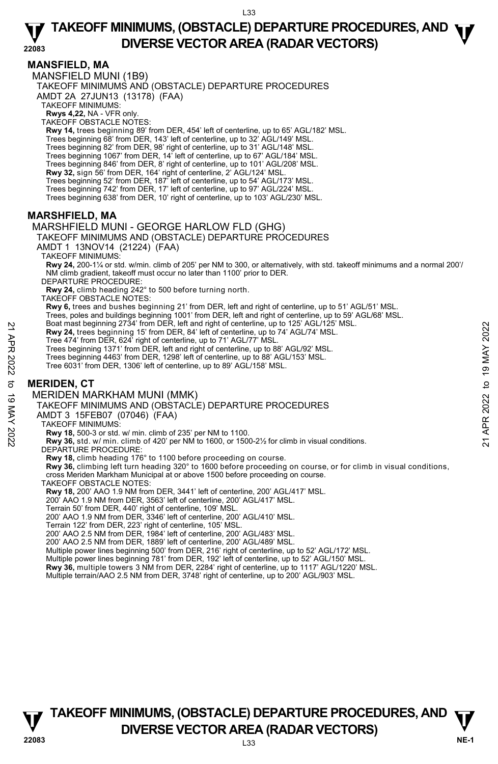## MANSFIELD, MA

MANSFIELD MUNI (1B9)

TAKEOFF MINIMUMS AND (OBSTACLE) DEPARTURE PROCEDURES

AMDT 2A 27JUN13 (13178) (FAA)

TAKEOFF MINIMUMS:

**Rwys 4,22,** NA - VFR only.

TAKEOFF OBSTACLE NOTES:

**Rwy 14,** trees beginning 89' from DER, 454' left of centerline, up to 65' AGL/182' MSL.
Trees beginning 68' from DER, 143' left of centerline, up to 32' AGL/149' MSL.
Trees beginning 82' from DER, 98' right of centerline, up to 31' AGL/148' MSL.
Trees beginning 1067' from DER, 14' left of centerline, up to 67' AGL/184' MSL.
Trees beginning 846' from DER, 8' right of centerline, up to 101' AGL/208' MSL.
**Rwy 32,** sign 56' from DER, 164' right of centerline, 2' AGL/124' MSL.
Trees beginning 52' from DER, 187' left of centerline, up to 54' AGL/173' MSL.
Trees beginning 742' from DER, 17' left of centerline, up to 97' AGL/224' MSL.
Trees beginning 638' from DER, 10' right of centerline, up to 103' AGL/230' MSL.

## MARSHFIELD, MA

MARSHFIELD MUNI - GEORGE HARLOW FLD (GHG)

TAKEOFF MINIMUMS AND (OBSTACLE) DEPARTURE PROCEDURES

AMDT 1 13NOV14 (21224) (FAA)

TAKEOFF MINIMUMS:

**Rwy 24,** 200-1¼ or std. w/min. climb of 205' per NM to 300, or alternatively, with std. takeoff minimums and a normal 200'/ NM climb gradient, takeoff must occur no later than 1100' prior to DER.

DEPARTURE PROCEDURE:

**Rwy 24,** climb heading 242° to 500 before turning north.

TAKEOFF OBSTACLE NOTES:

**Rwy 6,** trees and bushes beginning 21' from DER, left and right of centerline, up to 51' AGL/51' MSL.
Trees, poles and buildings beginning 1001' from DER, left and right of centerline, up to 59' AGL/68' MSL.
Boat mast beginning 2734' from DER, left and right of centerline, up to 125' AGL/125' MSL.
**Rwy 24,** trees beginning 15' from DER, 84' left of centerline, up to 74' AGL/74' MSL.
Tree 474' from DER, 624' right of centerline, up to 71' AGL/77' MSL.
Trees beginning 1371' from DER, left and right of centerline, up to 88' AGL/92' MSL.
Trees beginning 4463' from DER, 1298' left of centerline, up to 88' AGL/153' MSL.
Tree 6031' from DER, 1306' left of centerline, up to 89' AGL/158' MSL.

## MERIDEN, CT

MERIDEN MARKHAM MUNI (MMK)

TAKEOFF MINIMUMS AND (OBSTACLE) DEPARTURE PROCEDURES

AMDT 3 15FEB07 (07046) (FAA)

TAKEOFF MINIMUMS:

**Rwy 18,** 500-3 or std. w/ min. climb of 235' per NM to 1100.
**Rwy 36,** std. w/ min. climb of 420' per NM to 1600, or 1500-2½ for climb in visual conditions.

DEPARTURE PROCEDURE:

**Rwy 18,** climb heading 176° to 1100 before proceeding on course.
**Rwy 36,** climbing left turn heading 320° to 1600 before proceeding on course, or for climb in visual conditions, cross Meriden Markham Municipal at or above 1500 before proceeding on course.

TAKEOFF OBSTACLE NOTES:

**Rwy 18,** 200' AAO 1.9 NM from DER, 3441' left of centerline, 200' AGL/417' MSL.
200' AAO 1.9 NM from DER, 3563' left of centerline, 200' AGL/417' MSL.
Terrain 50' from DER, 440' right of centerline, 109' MSL.
200' AAO 1.9 NM from DER, 3346' left of centerline, 200' AGL/410' MSL.
Terrain 122' from DER, 223' right of centerline, 105' MSL.
200' AAO 2.5 NM from DER, 1984' left of centerline, 200' AGL/483' MSL.
200' AAO 2.5 NM from DER, 1889' left of centerline, 200' AGL/489' MSL.
Multiple power lines beginning 500' from DER, 216' right of centerline, up to 52' AGL/172' MSL.
Multiple power lines beginning 781' from DER, 192' left of centerline, up to 52' AGL/150' MSL.
**Rwy 36,** multiple towers 3 NM from DER, 2284' right of centerline, up to 1117' AGL/1220' MSL.
Multiple terrain/AAO 2.5 NM from DER, 3748' right of centerline, up to 200' AGL/903' MSL.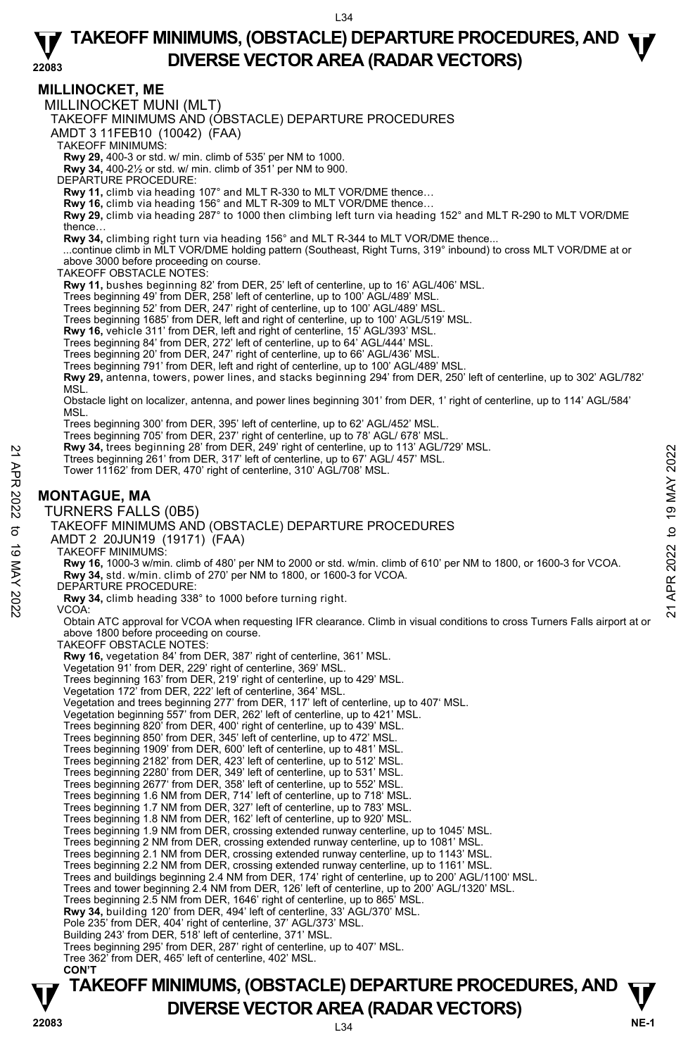# TAKEOFF MINIMUMS, (OBSTACLE) DEPARTURE PROCEDURES, AND DIVERSE VECTOR AREA (RADAR VECTORS)

## MILLINOCKET, ME

MILLINOCKET MUNI (MLT)

TAKEOFF MINIMUMS AND (OBSTACLE) DEPARTURE PROCEDURES

AMDT 3 11FEB10 (10042) (FAA)

TAKEOFF MINIMUMS:

**Rwy 29,** 400-3 or std. w/ min. climb of 535' per NM to 1000.
**Rwy 34,** 400-2½ or std. w/ min. climb of 351' per NM to 900.

DEPARTURE PROCEDURE:

**Rwy 11,** climb via heading 107° and MLT R-330 to MLT VOR/DME thence…
**Rwy 16,** climb via heading 156° and MLT R-309 to MLT VOR/DME thence…
**Rwy 29,** climb via heading 287° to 1000 then climbing left turn via heading 152° and MLT R-290 to MLT VOR/DME thence…
**Rwy 34,** climbing right turn via heading 156° and MLT R-344 to MLT VOR/DME thence...
...continue climb in MLT VOR/DME holding pattern (Southeast, Right Turns, 319° inbound) to cross MLT VOR/DME at or above 3000 before proceeding on course.

TAKEOFF OBSTACLE NOTES:

**Rwy 11,** bushes beginning 82' from DER, 25' left of centerline, up to 16' AGL/406' MSL.
Trees beginning 49' from DER, 258' left of centerline, up to 100' AGL/489' MSL.
Trees beginning 52' from DER, 247' right of centerline, up to 100' AGL/489' MSL.
Trees beginning 1685' from DER, left and right of centerline, up to 100' AGL/519' MSL.
**Rwy 16,** vehicle 311' from DER, left and right of centerline, 15' AGL/393' MSL.
Trees beginning 84' from DER, 272' left of centerline, up to 64' AGL/444' MSL.
Trees beginning 20' from DER, 247' right of centerline, up to 66' AGL/436' MSL.
Trees beginning 791' from DER, left and right of centerline, up to 100' AGL/489' MSL.
**Rwy 29,** antenna, towers, power lines, and stacks beginning 294' from DER, 250' left of centerline, up to 302' AGL/782' MSL.
Obstacle light on localizer, antenna, and power lines beginning 301' from DER, 1' right of centerline, up to 114' AGL/584' MSL.
Trees beginning 300' from DER, 395' left of centerline, up to 62' AGL/452' MSL.
Trees beginning 705' from DER, 237' right of centerline, up to 78' AGL/ 678' MSL.
**Rwy 34,** trees beginning 28' from DER, 249' right of centerline, up to 113' AGL/729' MSL.
Ttrees beginning 261' from DER, 317' left of centerline, up to 67' AGL/ 457' MSL.
Tower 11162' from DER, 470' right of centerline, 310' AGL/708' MSL.

## MONTAGUE, MA

TURNERS FALLS (0B5)

TAKEOFF MINIMUMS AND (OBSTACLE) DEPARTURE PROCEDURES

AMDT 2 20JUN19 (19171) (FAA)

TAKEOFF MINIMUMS:

**Rwy 16,** 1000-3 w/min. climb of 480' per NM to 2000 or std. w/min. climb of 610' per NM to 1800, or 1600-3 for VCOA.
**Rwy 34,** std. w/min. climb of 270' per NM to 1800, or 1600-3 for VCOA.

DEPARTURE PROCEDURE:

**Rwy 34,** climb heading 338° to 1000 before turning right.

VCOA:

Obtain ATC approval for VCOA when requesting IFR clearance. Climb in visual conditions to cross Turners Falls airport at or above 1800 before proceeding on course.

TAKEOFF OBSTACLE NOTES:

**Rwy 16,** vegetation 84' from DER, 387' right of centerline, 361' MSL.
Vegetation 91' from DER, 229' right of centerline, 369' MSL.
Trees beginning 163' from DER, 219' right of centerline, up to 429' MSL.
Vegetation 172' from DER, 222' left of centerline, 364' MSL.
Vegetation and trees beginning 277' from DER, 117' left of centerline, up to 407' MSL.
Vegetation beginning 557' from DER, 262' left of centerline, up to 421' MSL.
Trees beginning 820' from DER, 400' right of centerline, up to 439' MSL.
Trees beginning 850' from DER, 345' left of centerline, up to 472' MSL.
Trees beginning 1909' from DER, 600' left of centerline, up to 481' MSL.
Trees beginning 2182' from DER, 423' left of centerline, up to 512' MSL.
Trees beginning 2280' from DER, 349' left of centerline, up to 531' MSL.
Trees beginning 2677' from DER, 358' left of centerline, up to 552' MSL.
Trees beginning 1.6 NM from DER, 714' left of centerline, up to 718' MSL.
Trees beginning 1.7 NM from DER, 327' left of centerline, up to 783' MSL.
Trees beginning 1.8 NM from DER, 162' left of centerline, up to 920' MSL.
Trees beginning 1.9 NM from DER, crossing extended runway centerline, up to 1045' MSL.
Trees beginning 2 NM from DER, crossing extended runway centerline, up to 1081' MSL.
Trees beginning 2.1 NM from DER, crossing extended runway centerline, up to 1143' MSL.
Trees beginning 2.2 NM from DER, crossing extended runway centerline, up to 1161' MSL.
Trees and buildings beginning 2.4 NM from DER, 174' right of centerline, up to 200' AGL/1100' MSL.
Trees and tower beginning 2.4 NM from DER, 126' left of centerline, up to 200' AGL/1320' MSL.
Trees beginning 2.5 NM from DER, 1646' right of centerline, up to 865' MSL.
**Rwy 34,** building 120' from DER, 494' left of centerline, 33' AGL/370' MSL.
Pole 235' from DER, 404' right of centerline, 37' AGL/373' MSL.
Building 243' from DER, 518' left of centerline, 371' MSL.
Trees beginning 295' from DER, 287' right of centerline, up to 407' MSL.
Tree 362' from DER, 465' left of centerline, 402' MSL.

**CON'T**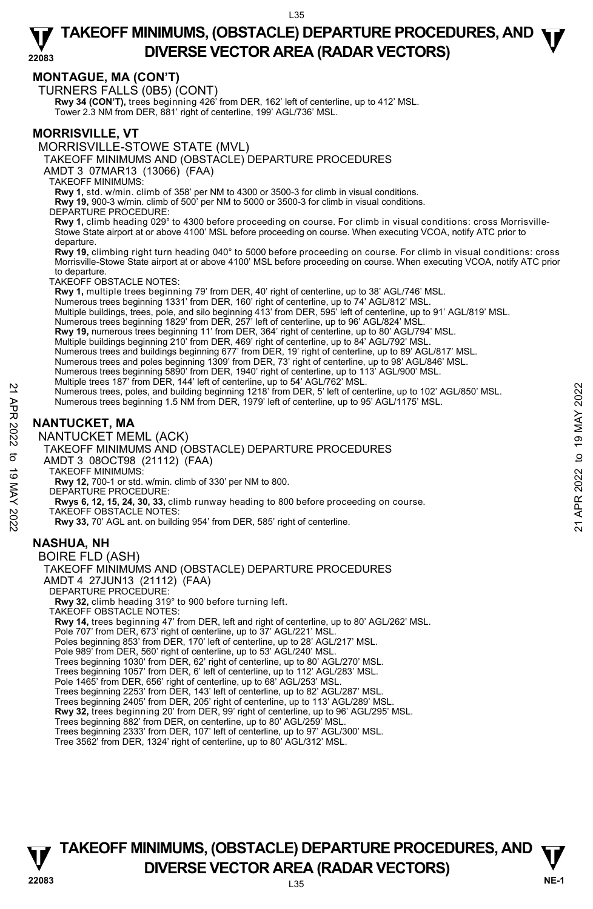## MONTAGUE, MA (CON'T)

TURNERS FALLS (0B5) (CONT)

**Rwy 34 (CON'T),** trees beginning 426' from DER, 162' left of centerline, up to 412' MSL.
Tower 2.3 NM from DER, 881' right of centerline, 199' AGL/736' MSL.

## MORRISVILLE, VT

MORRISVILLE-STOWE STATE (MVL)

TAKEOFF MINIMUMS AND (OBSTACLE) DEPARTURE PROCEDURES

AMDT 3 07MAR13 (13066) (FAA)

TAKEOFF MINIMUMS:

**Rwy 1,** std. w/min. climb of 358' per NM to 4300 or 3500-3 for climb in visual conditions.
**Rwy 19,** 900-3 w/min. climb of 500' per NM to 5000 or 3500-3 for climb in visual conditions.

DEPARTURE PROCEDURE:

**Rwy 1,** climb heading 029° to 4300 before proceeding on course. For climb in visual conditions: cross Morrisville-Stowe State airport at or above 4100' MSL before proceeding on course. When executing VCOA, notify ATC prior to departure.
**Rwy 19,** climbing right turn heading 040° to 5000 before proceeding on course. For climb in visual conditions: cross Morrisville-Stowe State airport at or above 4100' MSL before proceeding on course. When executing VCOA, notify ATC prior to departure.

TAKEOFF OBSTACLE NOTES:

**Rwy 1,** multiple trees beginning 79' from DER, 40' right of centerline, up to 38' AGL/746' MSL.
Numerous trees beginning 1331' from DER, 160' right of centerline, up to 74' AGL/812' MSL.
Multiple buildings, trees, pole, and silo beginning 413' from DER, 595' left of centerline, up to 91' AGL/819' MSL.
Numerous trees beginning 1829' from DER, 257' left of centerline, up to 96' AGL/824' MSL.
**Rwy 19,** numerous trees beginning 11' from DER, 364' right of centerline, up to 80' AGL/794' MSL.
Multiple buildings beginning 210' from DER, 469' right of centerline, up to 84' AGL/792' MSL.
Numerous trees and buildings beginning 677' from DER, 19' right of centerline, up to 89' AGL/817' MSL.
Numerous trees and poles beginning 1309' from DER, 73' right of centerline, up to 98' AGL/846' MSL.
Numerous trees beginning 5890' from DER, 1940' right of centerline, up to 113' AGL/900' MSL.
Multiple trees 187' from DER, 144' left of centerline, up to 54' AGL/762' MSL.
Numerous trees, poles, and building beginning 1218' from DER, 5' left of centerline, up to 102' AGL/850' MSL.
Numerous trees beginning 1.5 NM from DER, 1979' left of centerline, up to 95' AGL/1175' MSL.

## NANTUCKET, MA

NANTUCKET MEML (ACK)

TAKEOFF MINIMUMS AND (OBSTACLE) DEPARTURE PROCEDURES

AMDT 3 08OCT98 (21112) (FAA)

TAKEOFF MINIMUMS:

**Rwy 12,** 700-1 or std. w/min. climb of 330' per NM to 800.

DEPARTURE PROCEDURE:

**Rwys 6, 12, 15, 24, 30, 33,** climb runway heading to 800 before proceeding on course.

TAKEOFF OBSTACLE NOTES:

**Rwy 33,** 70' AGL ant. on building 954' from DER, 585' right of centerline.

## NASHUA, NH

BOIRE FLD (ASH)

TAKEOFF MINIMUMS AND (OBSTACLE) DEPARTURE PROCEDURES

AMDT 4 27JUN13 (21112) (FAA)

DEPARTURE PROCEDURE:

**Rwy 32,** climb heading 319° to 900 before turning left.

TAKEOFF OBSTACLE NOTES:

**Rwy 14,** trees beginning 47' from DER, left and right of centerline, up to 80' AGL/262' MSL.
Pole 707' from DER, 673' right of centerline, up to 37' AGL/221' MSL.
Poles beginning 853' from DER, 170' left of centerline, up to 28' AGL/217' MSL.
Pole 989' from DER, 560' right of centerline, up to 53' AGL/240' MSL.
Trees beginning 1030' from DER, 62' right of centerline, up to 80' AGL/270' MSL.
Trees beginning 1057' from DER, 6' left of centerline, up to 112' AGL/283' MSL.
Pole 1465' from DER, 656' right of centerline, up to 68' AGL/253' MSL.
Trees beginning 2253' from DER, 143' left of centerline, up to 82' AGL/287' MSL.
Trees beginning 2405' from DER, 205' right of centerline, up to 113' AGL/289' MSL.
**Rwy 32,** trees beginning 20' from DER, 99' right of centerline, up to 96' AGL/295' MSL.
Trees beginning 882' from DER, on centerline, up to 80' AGL/259' MSL.
Trees beginning 2333' from DER, 107' left of centerline, up to 97' AGL/300' MSL.
Tree 3562' from DER, 1324' right of centerline, up to 80' AGL/312' MSL.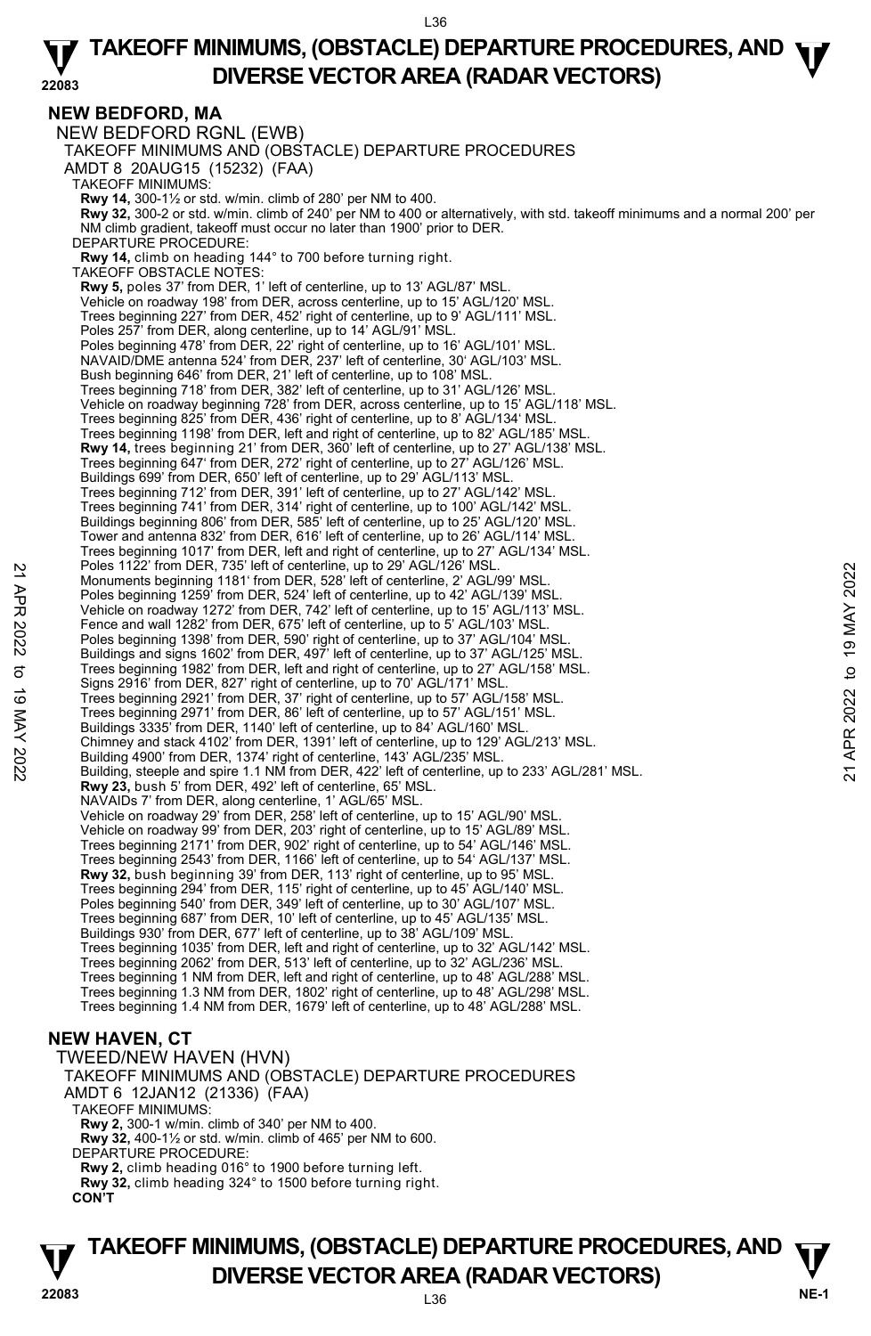## NEW BEDFORD, MA

NEW BEDFORD RGNL (EWB)

TAKEOFF MINIMUMS AND (OBSTACLE) DEPARTURE PROCEDURES

AMDT 8 20AUG15 (15232) (FAA)

TAKEOFF MINIMUMS:

**Rwy 14,** 300-1½ or std. w/min. climb of 280' per NM to 400.

**Rwy 32,** 300-2 or std. w/min. climb of 240' per NM to 400 or alternatively, with std. takeoff minimums and a normal 200' per NM climb gradient, takeoff must occur no later than 1900' prior to DER.

DEPARTURE PROCEDURE:

**Rwy 14,** climb on heading 144° to 700 before turning right.

TAKEOFF OBSTACLE NOTES:

**Rwy 5,** poles 37' from DER, 1' left of centerline, up to 13' AGL/87' MSL.
Vehicle on roadway 198' from DER, across centerline, up to 15' AGL/120' MSL.
Trees beginning 227' from DER, 452' right of centerline, up to 9' AGL/111' MSL.
Poles 257' from DER, along centerline, up to 14' AGL/91' MSL.
Poles beginning 478' from DER, 22' right of centerline, up to 16' AGL/101' MSL.
NAVAID/DME antenna 524' from DER, 237' left of centerline, 30' AGL/103' MSL.
Bush beginning 646' from DER, 21' left of centerline, up to 108' MSL.
Trees beginning 718' from DER, 382' left of centerline, up to 31' AGL/126' MSL.
Vehicle on roadway beginning 728' from DER, across centerline, up to 15' AGL/118' MSL.
Trees beginning 825' from DER, 436' right of centerline, up to 8' AGL/134' MSL.
Trees beginning 1198' from DER, left and right of centerline, up to 82' AGL/185' MSL.

**Rwy 14,** trees beginning 21' from DER, 360' left of centerline, up to 27' AGL/138' MSL.
Trees beginning 647' from DER, 272' right of centerline, up to 27' AGL/126' MSL.
Buildings 699' from DER, 650' left of centerline, up to 29' AGL/113' MSL.
Trees beginning 712' from DER, 391' left of centerline, up to 27' AGL/142' MSL.
Trees beginning 741' from DER, 314' right of centerline, up to 100' AGL/142' MSL.
Buildings beginning 806' from DER, 585' left of centerline, up to 25' AGL/120' MSL.
Tower and antenna 832' from DER, 616' left of centerline, up to 26' AGL/114' MSL.
Trees beginning 1017' from DER, left and right of centerline, up to 27' AGL/134' MSL.
Poles 1122' from DER, 735' left of centerline, up to 29' AGL/126' MSL.
Monuments beginning 1181' from DER, 528' left of centerline, 2' AGL/99' MSL.
Poles beginning 1259' from DER, 524' left of centerline, up to 42' AGL/139' MSL.
Vehicle on roadway 1272' from DER, 742' left of centerline, up to 15' AGL/113' MSL.
Fence and wall 1282' from DER, 675' left of centerline, up to 5' AGL/103' MSL.
Poles beginning 1398' from DER, 590' right of centerline, up to 37' AGL/104' MSL.
Buildings and signs 1602' from DER, 497' left of centerline, up to 37' AGL/125' MSL.
Trees beginning 1982' from DER, left and right of centerline, up to 27' AGL/158' MSL.
Signs 2916' from DER, 827' right of centerline, up to 70' AGL/171' MSL.
Trees beginning 2921' from DER, 37' right of centerline, up to 57' AGL/158' MSL.
Trees beginning 2971' from DER, 86' left of centerline, up to 57' AGL/151' MSL.
Buildings 3335' from DER, 1140' left of centerline, up to 84' AGL/160' MSL.
Chimney and stack 4102' from DER, 1391' left of centerline, up to 129' AGL/213' MSL.
Building 4900' from DER, 1374' right of centerline, 143' AGL/235' MSL.
Building, steeple and spire 1.1 NM from DER, 422' left of centerline, up to 233' AGL/281' MSL.

**Rwy 23,** bush 5' from DER, 492' left of centerline, 65' MSL.
NAVAIDs 7' from DER, along centerline, 1' AGL/65' MSL.
Vehicle on roadway 29' from DER, 258' left of centerline, up to 15' AGL/90' MSL.
Vehicle on roadway 99' from DER, 203' right of centerline, up to 15' AGL/89' MSL.
Trees beginning 2171' from DER, 902' right of centerline, up to 54' AGL/146' MSL.
Trees beginning 2543' from DER, 1166' left of centerline, up to 54' AGL/137' MSL.

**Rwy 32,** bush beginning 39' from DER, 113' right of centerline, up to 95' MSL.
Trees beginning 294' from DER, 115' right of centerline, up to 45' AGL/140' MSL.
Poles beginning 540' from DER, 349' left of centerline, up to 30' AGL/107' MSL.
Trees beginning 687' from DER, 10' left of centerline, up to 45' AGL/135' MSL.
Buildings 930' from DER, 677' left of centerline, up to 38' AGL/109' MSL.
Trees beginning 1035' from DER, left and right of centerline, up to 32' AGL/142' MSL.
Trees beginning 2062' from DER, 513' left of centerline, up to 32' AGL/236' MSL.
Trees beginning 1 NM from DER, left and right of centerline, up to 48' AGL/288' MSL.
Trees beginning 1.3 NM from DER, 1802' right of centerline, up to 48' AGL/298' MSL.
Trees beginning 1.4 NM from DER, 1679' left of centerline, up to 48' AGL/288' MSL.

## NEW HAVEN, CT

TWEED/NEW HAVEN (HVN)

TAKEOFF MINIMUMS AND (OBSTACLE) DEPARTURE PROCEDURES

AMDT 6 12JAN12 (21336) (FAA)

TAKEOFF MINIMUMS:

**Rwy 2,** 300-1 w/min. climb of 340' per NM to 400.

**Rwy 32,** 400-1½ or std. w/min. climb of 465' per NM to 600.

DEPARTURE PROCEDURE:

**Rwy 2,** climb heading 016° to 1900 before turning left.

**Rwy 32,** climb heading 324° to 1500 before turning right.

**CON'T**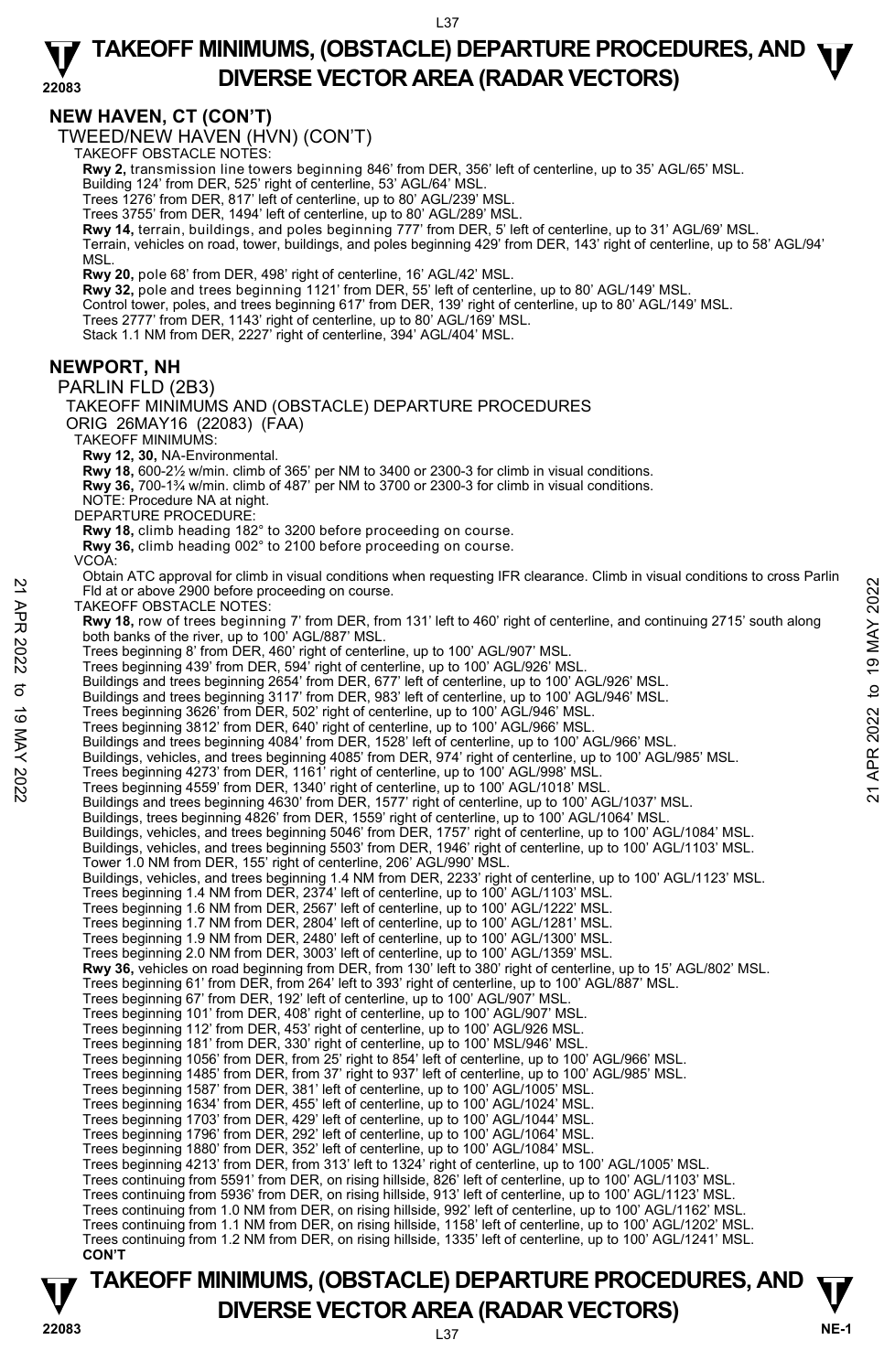## NEW HAVEN, CT (CON'T)

TWEED/NEW HAVEN (HVN) (CON'T)

TAKEOFF OBSTACLE NOTES:

**Rwy 2,** transmission line towers beginning 846' from DER, 356' left of centerline, up to 35' AGL/65' MSL.
Building 124' from DER, 525' right of centerline, 53' AGL/64' MSL.
Trees 1276' from DER, 817' left of centerline, up to 80' AGL/239' MSL.
Trees 3755' from DER, 1494' left of centerline, up to 80' AGL/289' MSL.
**Rwy 14,** terrain, buildings, and poles beginning 777' from DER, 5' left of centerline, up to 31' AGL/69' MSL.
Terrain, vehicles on road, tower, buildings, and poles beginning 429' from DER, 143' right of centerline, up to 58' AGL/94' MSL.
**Rwy 20,** pole 68' from DER, 498' right of centerline, 16' AGL/42' MSL.
**Rwy 32,** pole and trees beginning 1121' from DER, 55' left of centerline, up to 80' AGL/149' MSL.
Control tower, poles, and trees beginning 617' from DER, 139' right of centerline, up to 80' AGL/149' MSL.
Trees 2777' from DER, 1143' right of centerline, up to 80' AGL/169' MSL.
Stack 1.1 NM from DER, 2227' right of centerline, 394' AGL/404' MSL.

## NEWPORT, NH

PARLIN FLD (2B3)

TAKEOFF MINIMUMS AND (OBSTACLE) DEPARTURE PROCEDURES

ORIG 26MAY16 (22083) (FAA)

TAKEOFF MINIMUMS:

**Rwy 12, 30,** NA-Environmental.
**Rwy 18,** 600-2½ w/min. climb of 365' per NM to 3400 or 2300-3 for climb in visual conditions.
**Rwy 36,** 700-1¾ w/min. climb of 487' per NM to 3700 or 2300-3 for climb in visual conditions.
NOTE: Procedure NA at night.

DEPARTURE PROCEDURE:

**Rwy 18,** climb heading 182° to 3200 before proceeding on course.
**Rwy 36,** climb heading 002° to 2100 before proceeding on course.

VCOA:

Obtain ATC approval for climb in visual conditions when requesting IFR clearance. Climb in visual conditions to cross Parlin Fld at or above 2900 before proceeding on course.

TAKEOFF OBSTACLE NOTES:

**Rwy 18,** row of trees beginning 7' from DER, from 131' left to 460' right of centerline, and continuing 2715' south along both banks of the river, up to 100' AGL/887' MSL.
Trees beginning 8' from DER, 460' right of centerline, up to 100' AGL/907' MSL.
Trees beginning 439' from DER, 594' right of centerline, up to 100' AGL/926' MSL.
Buildings and trees beginning 2654' from DER, 677' left of centerline, up to 100' AGL/926' MSL.
Buildings and trees beginning 3117' from DER, 983' left of centerline, up to 100' AGL/946' MSL.
Trees beginning 3626' from DER, 502' right of centerline, up to 100' AGL/946' MSL.
Trees beginning 3812' from DER, 640' right of centerline, up to 100' AGL/966' MSL.
Buildings and trees beginning 4084' from DER, 1528' left of centerline, up to 100' AGL/966' MSL.
Buildings, vehicles, and trees beginning 4085' from DER, 974' right of centerline, up to 100' AGL/985' MSL.
Trees beginning 4273' from DER, 1161' right of centerline, up to 100' AGL/998' MSL.
Trees beginning 4559' from DER, 1340' right of centerline, up to 100' AGL/1018' MSL.
Buildings and trees beginning 4630' from DER, 1577' right of centerline, up to 100' AGL/1037' MSL.
Buildings, trees beginning 4826' from DER, 1559' right of centerline, up to 100' AGL/1064' MSL.
Buildings, vehicles, and trees beginning 5046' from DER, 1757' right of centerline, up to 100' AGL/1084' MSL.
Buildings, vehicles, and trees beginning 5503' from DER, 1946' right of centerline, up to 100' AGL/1103' MSL.
Tower 1.0 NM from DER, 155' right of centerline, 206' AGL/990' MSL.
Buildings, vehicles, and trees beginning 1.4 NM from DER, 2233' right of centerline, up to 100' AGL/1123' MSL.
Trees beginning 1.4 NM from DER, 2374' left of centerline, up to 100' AGL/1103' MSL.
Trees beginning 1.6 NM from DER, 2567' left of centerline, up to 100' AGL/1222' MSL.
Trees beginning 1.7 NM from DER, 2804' left of centerline, up to 100' AGL/1281' MSL.
Trees beginning 1.9 NM from DER, 2480' left of centerline, up to 100' AGL/1300' MSL.
Trees beginning 2.0 NM from DER, 3003' left of centerline, up to 100' AGL/1359' MSL.
**Rwy 36,** vehicles on road beginning from DER, from 130' left to 380' right of centerline, up to 15' AGL/802' MSL.
Trees beginning 61' from DER, from 264' left to 393' right of centerline, up to 100' AGL/887' MSL.
Trees beginning 67' from DER, 192' left of centerline, up to 100' AGL/907' MSL.
Trees beginning 101' from DER, 408' right of centerline, up to 100' AGL/907' MSL.
Trees beginning 112' from DER, 453' right of centerline, up to 100' AGL/926 MSL.
Trees beginning 181' from DER, 330' right of centerline, up to 100' MSL/946' MSL.
Trees beginning 1056' from DER, from 25' right to 854' left of centerline, up to 100' AGL/966' MSL.
Trees beginning 1485' from DER, from 37' right to 937' left of centerline, up to 100' AGL/985' MSL.
Trees beginning 1587' from DER, 381' left of centerline, up to 100' AGL/1005' MSL.
Trees beginning 1634' from DER, 455' left of centerline, up to 100' AGL/1024' MSL.
Trees beginning 1703' from DER, 429' left of centerline, up to 100' AGL/1044' MSL.
Trees beginning 1796' from DER, 292' left of centerline, up to 100' AGL/1064' MSL.
Trees beginning 1880' from DER, 352' left of centerline, up to 100' AGL/1084' MSL.
Trees beginning 4213' from DER, from 313' left to 1324' right of centerline, up to 100' AGL/1005' MSL.
Trees continuing from 5591' from DER, on rising hillside, 826' left of centerline, up to 100' AGL/1103' MSL.
Trees continuing from 5936' from DER, on rising hillside, 913' left of centerline, up to 100' AGL/1123' MSL.
Trees continuing from 1.0 NM from DER, on rising hillside, 992' left of centerline, up to 100' AGL/1162' MSL.
Trees continuing from 1.1 NM from DER, on rising hillside, 1158' left of centerline, up to 100' AGL/1202' MSL.
Trees continuing from 1.2 NM from DER, on rising hillside, 1335' left of centerline, up to 100' AGL/1241' MSL.

**CON'T**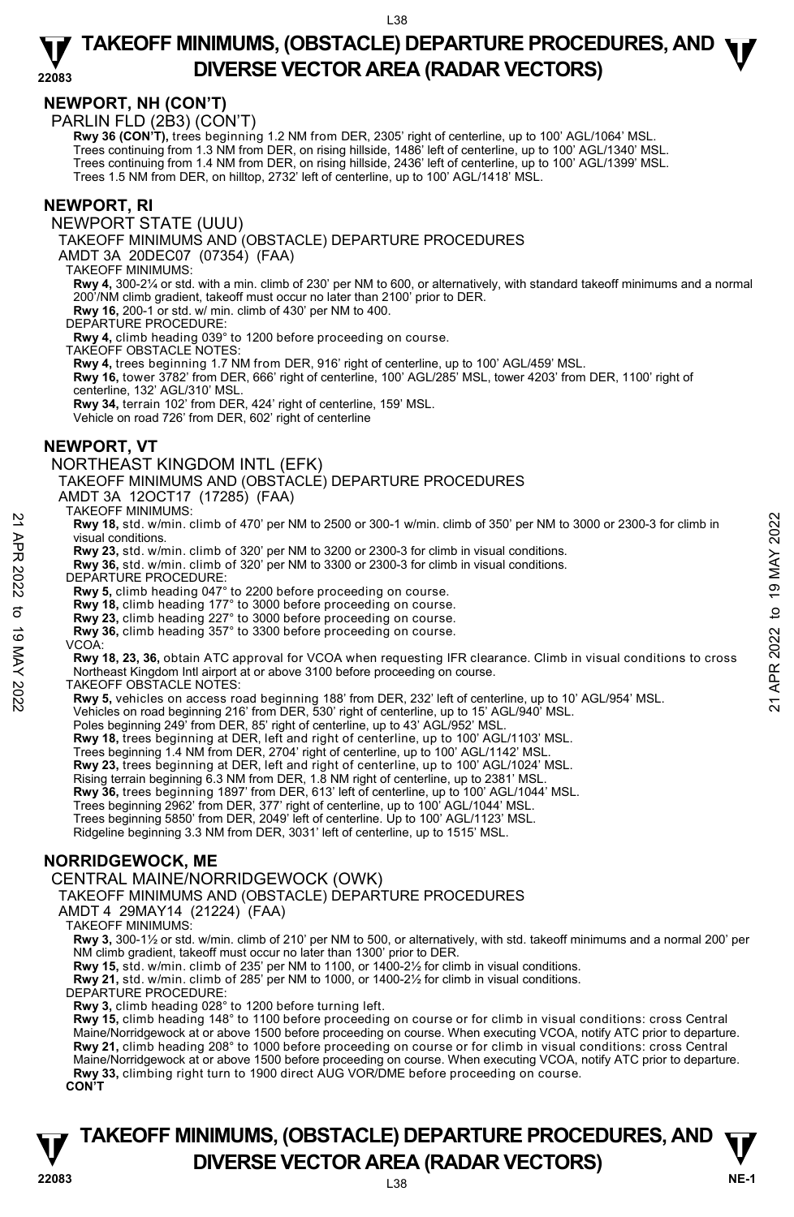## NEWPORT, NH (CON'T)

PARLIN FLD (2B3) (CON'T)

**Rwy 36 (CON'T),** trees beginning 1.2 NM from DER, 2305' right of centerline, up to 100' AGL/1064' MSL.
Trees continuing from 1.3 NM from DER, on rising hillside, 1486' left of centerline, up to 100' AGL/1340' MSL.
Trees continuing from 1.4 NM from DER, on rising hillside, 2436' left of centerline, up to 100' AGL/1399' MSL.
Trees 1.5 NM from DER, on hilltop, 2732' left of centerline, up to 100' AGL/1418' MSL.

## NEWPORT, RI

NEWPORT STATE (UUU)

TAKEOFF MINIMUMS AND (OBSTACLE) DEPARTURE PROCEDURES

AMDT 3A 20DEC07 (07354) (FAA)

TAKEOFF MINIMUMS:

**Rwy 4,** 300-2¼ or std. with a min. climb of 230' per NM to 600, or alternatively, with standard takeoff minimums and a normal 200'/NM climb gradient, takeoff must occur no later than 2100' prior to DER.
**Rwy 16,** 200-1 or std. w/ min. climb of 430' per NM to 400.

DEPARTURE PROCEDURE:

**Rwy 4,** climb heading 039° to 1200 before proceeding on course.

TAKEOFF OBSTACLE NOTES:

**Rwy 4,** trees beginning 1.7 NM from DER, 916' right of centerline, up to 100' AGL/459' MSL.
**Rwy 16,** tower 3782' from DER, 666' right of centerline, 100' AGL/285' MSL, tower 4203' from DER, 1100' right of centerline, 132' AGL/310' MSL.
**Rwy 34,** terrain 102' from DER, 424' right of centerline, 159' MSL.
Vehicle on road 726' from DER, 602' right of centerline

## NEWPORT, VT

NORTHEAST KINGDOM INTL (EFK)

TAKEOFF MINIMUMS AND (OBSTACLE) DEPARTURE PROCEDURES

AMDT 3A 12OCT17 (17285) (FAA)

TAKEOFF MINIMUMS:

**Rwy 18,** std. w/min. climb of 470' per NM to 2500 or 300-1 w/min. climb of 350' per NM to 3000 or 2300-3 for climb in visual conditions.
**Rwy 23,** std. w/min. climb of 320' per NM to 3200 or 2300-3 for climb in visual conditions.
**Rwy 36,** std. w/min. climb of 320' per NM to 3300 or 2300-3 for climb in visual conditions.

DEPARTURE PROCEDURE:

**Rwy 5,** climb heading 047° to 2200 before proceeding on course.
**Rwy 18,** climb heading 177° to 3000 before proceeding on course.
**Rwy 23,** climb heading 227° to 3000 before proceeding on course.
**Rwy 36,** climb heading 357° to 3300 before proceeding on course.

VCOA:

**Rwy 18, 23, 36,** obtain ATC approval for VCOA when requesting IFR clearance. Climb in visual conditions to cross Northeast Kingdom Intl airport at or above 3100 before proceeding on course.

TAKEOFF OBSTACLE NOTES:

**Rwy 5,** vehicles on access road beginning 188' from DER, 232' left of centerline, up to 10' AGL/954' MSL.
Vehicles on road beginning 216' from DER, 530' right of centerline, up to 15' AGL/940' MSL.
Poles beginning 249' from DER, 85' right of centerline, up to 43' AGL/952' MSL.
**Rwy 18,** trees beginning at DER, left and right of centerline, up to 100' AGL/1103' MSL.
Trees beginning 1.4 NM from DER, 2704' right of centerline, up to 100' AGL/1142' MSL.
**Rwy 23,** trees beginning at DER, left and right of centerline, up to 100' AGL/1024' MSL.
Rising terrain beginning 6.3 NM from DER, 1.8 NM right of centerline, up to 2381' MSL.
**Rwy 36,** trees beginning 1897' from DER, 613' left of centerline, up to 100' AGL/1044' MSL.
Trees beginning 2962' from DER, 377' right of centerline, up to 100' AGL/1044' MSL.
Trees beginning 5850' from DER, 2049' left of centerline. Up to 100' AGL/1123' MSL.
Ridgeline beginning 3.3 NM from DER, 3031' left of centerline, up to 1515' MSL.

## NORRIDGEWOCK, ME

CENTRAL MAINE/NORRIDGEWOCK (OWK)

TAKEOFF MINIMUMS AND (OBSTACLE) DEPARTURE PROCEDURES

AMDT 4 29MAY14 (21224) (FAA)

TAKEOFF MINIMUMS:

**Rwy 3,** 300-1½ or std. w/min. climb of 210' per NM to 500, or alternatively, with std. takeoff minimums and a normal 200' per NM climb gradient, takeoff must occur no later than 1300' prior to DER.
**Rwy 15,** std. w/min. climb of 235' per NM to 1100, or 1400-2½ for climb in visual conditions.
**Rwy 21,** std. w/min. climb of 285' per NM to 1000, or 1400-2½ for climb in visual conditions.

DEPARTURE PROCEDURE:

**Rwy 3,** climb heading 028° to 1200 before turning left.
**Rwy 15,** climb heading 148° to 1100 before proceeding on course or for climb in visual conditions: cross Central Maine/Norridgewock at or above 1500 before proceeding on course. When executing VCOA, notify ATC prior to departure.
**Rwy 21,** climb heading 208° to 1000 before proceeding on course or for climb in visual conditions: cross Central Maine/Norridgewock at or above 1500 before proceeding on course. When executing VCOA, notify ATC prior to departure.
**Rwy 33,** climbing right turn to 1900 direct AUG VOR/DME before proceeding on course.

**CON'T**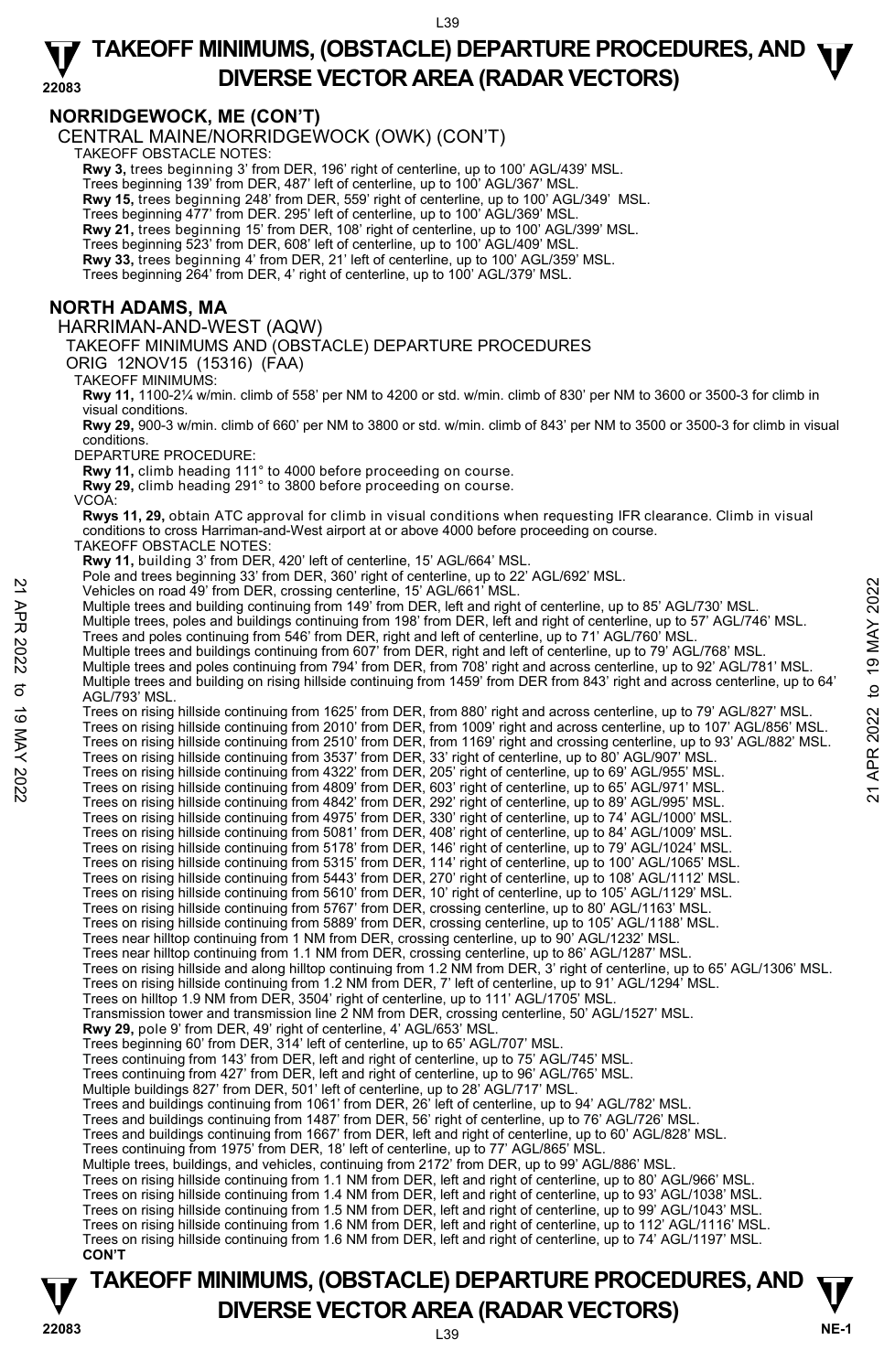## NORRIDGEWOCK, ME (CON'T)

CENTRAL MAINE/NORRIDGEWOCK (OWK) (CON'T)

TAKEOFF OBSTACLE NOTES:

**Rwy 3,** trees beginning 3' from DER, 196' right of centerline, up to 100' AGL/439' MSL.
Trees beginning 139' from DER, 487' left of centerline, up to 100' AGL/367' MSL.
**Rwy 15,** trees beginning 248' from DER, 559' right of centerline, up to 100' AGL/349' MSL.
Trees beginning 477' from DER. 295' left of centerline, up to 100' AGL/369' MSL.
**Rwy 21,** trees beginning 15' from DER, 108' right of centerline, up to 100' AGL/399' MSL.
Trees beginning 523' from DER, 608' left of centerline, up to 100' AGL/409' MSL.
**Rwy 33,** trees beginning 4' from DER, 21' left of centerline, up to 100' AGL/359' MSL.
Trees beginning 264' from DER, 4' right of centerline, up to 100' AGL/379' MSL.

## NORTH ADAMS, MA

HARRIMAN-AND-WEST (AQW)

TAKEOFF MINIMUMS AND (OBSTACLE) DEPARTURE PROCEDURES

ORIG 12NOV15 (15316) (FAA)

TAKEOFF MINIMUMS:

**Rwy 11,** 1100-2¼ w/min. climb of 558' per NM to 4200 or std. w/min. climb of 830' per NM to 3600 or 3500-3 for climb in visual conditions.
**Rwy 29,** 900-3 w/min. climb of 660' per NM to 3800 or std. w/min. climb of 843' per NM to 3500 or 3500-3 for climb in visual conditions.

DEPARTURE PROCEDURE:

**Rwy 11,** climb heading 111° to 4000 before proceeding on course.
**Rwy 29,** climb heading 291° to 3800 before proceeding on course.

VCOA:

**Rwys 11, 29,** obtain ATC approval for climb in visual conditions when requesting IFR clearance. Climb in visual conditions to cross Harriman-and-West airport at or above 4000 before proceeding on course.

TAKEOFF OBSTACLE NOTES:

**Rwy 11,** building 3' from DER, 420' left of centerline, 15' AGL/664' MSL.
Pole and trees beginning 33' from DER, 360' right of centerline, up to 22' AGL/692' MSL.
Vehicles on road 49' from DER, crossing centerline, 15' AGL/661' MSL.
Multiple trees and building continuing from 149' from DER, left and right of centerline, up to 85' AGL/730' MSL.
Multiple trees, poles and buildings continuing from 198' from DER, left and right of centerline, up to 57' AGL/746' MSL.
Trees and poles continuing from 546' from DER, right and left of centerline, up to 71' AGL/760' MSL.
Multiple trees and buildings continuing from 607' from DER, right and left of centerline, up to 79' AGL/768' MSL.
Multiple trees and poles continuing from 794' from DER, from 708' right and across centerline, up to 92' AGL/781' MSL.
Multiple trees and building on rising hillside continuing from 1459' from DER from 843' right and across centerline, up to 64' AGL/793' MSL.
Trees on rising hillside continuing from 1625' from DER, from 880' right and across centerline, up to 79' AGL/827' MSL.
Trees on rising hillside continuing from 2010' from DER, from 1009' right and across centerline, up to 107' AGL/856' MSL.
Trees on rising hillside continuing from 2510' from DER, from 1169' right and crossing centerline, up to 93' AGL/882' MSL.
Trees on rising hillside continuing from 3537' from DER, 33' right of centerline, up to 80' AGL/907' MSL.
Trees on rising hillside continuing from 4322' from DER, 205' right of centerline, up to 69' AGL/955' MSL.
Trees on rising hillside continuing from 4809' from DER, 603' right of centerline, up to 65' AGL/971' MSL.
Trees on rising hillside continuing from 4842' from DER, 292' right of centerline, up to 89' AGL/995' MSL.
Trees on rising hillside continuing from 4975' from DER, 330' right of centerline, up to 74' AGL/1000' MSL.
Trees on rising hillside continuing from 5081' from DER, 408' right of centerline, up to 84' AGL/1009' MSL.
Trees on rising hillside continuing from 5178' from DER, 146' right of centerline, up to 79' AGL/1024' MSL.
Trees on rising hillside continuing from 5315' from DER, 114' right of centerline, up to 100' AGL/1065' MSL.
Trees on rising hillside continuing from 5443' from DER, 270' right of centerline, up to 108' AGL/1112' MSL.
Trees on rising hillside continuing from 5610' from DER, 10' right of centerline, up to 105' AGL/1129' MSL.
Trees on rising hillside continuing from 5767' from DER, crossing centerline, up to 80' AGL/1163' MSL.
Trees on rising hillside continuing from 5889' from DER, crossing centerline, up to 105' AGL/1188' MSL.
Trees near hilltop continuing from 1 NM from DER, crossing centerline, up to 90' AGL/1232' MSL.
Trees near hilltop continuing from 1.1 NM from DER, crossing centerline, up to 86' AGL/1287' MSL.
Trees on rising hillside and along hilltop continuing from 1.2 NM from DER, 3' right of centerline, up to 65' AGL/1306' MSL.
Trees on rising hillside continuing from 1.2 NM from DER, 7' left of centerline, up to 91' AGL/1294' MSL.
Trees on hilltop 1.9 NM from DER, 3504' right of centerline, up to 111' AGL/1705' MSL.
Transmission tower and transmission line 2 NM from DER, crossing centerline, 50' AGL/1527' MSL.
**Rwy 29,** pole 9' from DER, 49' right of centerline, 4' AGL/653' MSL.
Trees beginning 60' from DER, 314' left of centerline, up to 65' AGL/707' MSL.
Trees continuing from 143' from DER, left and right of centerline, up to 75' AGL/745' MSL.
Trees continuing from 427' from DER, left and right of centerline, up to 96' AGL/765' MSL.
Multiple buildings 827' from DER, 501' left of centerline, up to 28' AGL/717' MSL.
Trees and buildings continuing from 1061' from DER, 26' left of centerline, up to 94' AGL/782' MSL.
Trees and buildings continuing from 1487' from DER, 56' right of centerline, up to 76' AGL/726' MSL.
Trees and buildings continuing from 1667' from DER, left and right of centerline, up to 60' AGL/828' MSL.
Trees continuing from 1975' from DER, 18' left of centerline, up to 77' AGL/865' MSL.
Multiple trees, buildings, and vehicles, continuing from 2172' from DER, up to 99' AGL/886' MSL.
Trees on rising hillside continuing from 1.1 NM from DER, left and right of centerline, up to 80' AGL/966' MSL.
Trees on rising hillside continuing from 1.4 NM from DER, left and right of centerline, up to 93' AGL/1038' MSL.
Trees on rising hillside continuing from 1.5 NM from DER, left and right of centerline, up to 99' AGL/1043' MSL.
Trees on rising hillside continuing from 1.6 NM from DER, left and right of centerline, up to 112' AGL/1116' MSL.
Trees on rising hillside continuing from 1.6 NM from DER, left and right of centerline, up to 74' AGL/1197' MSL.

**CON'T**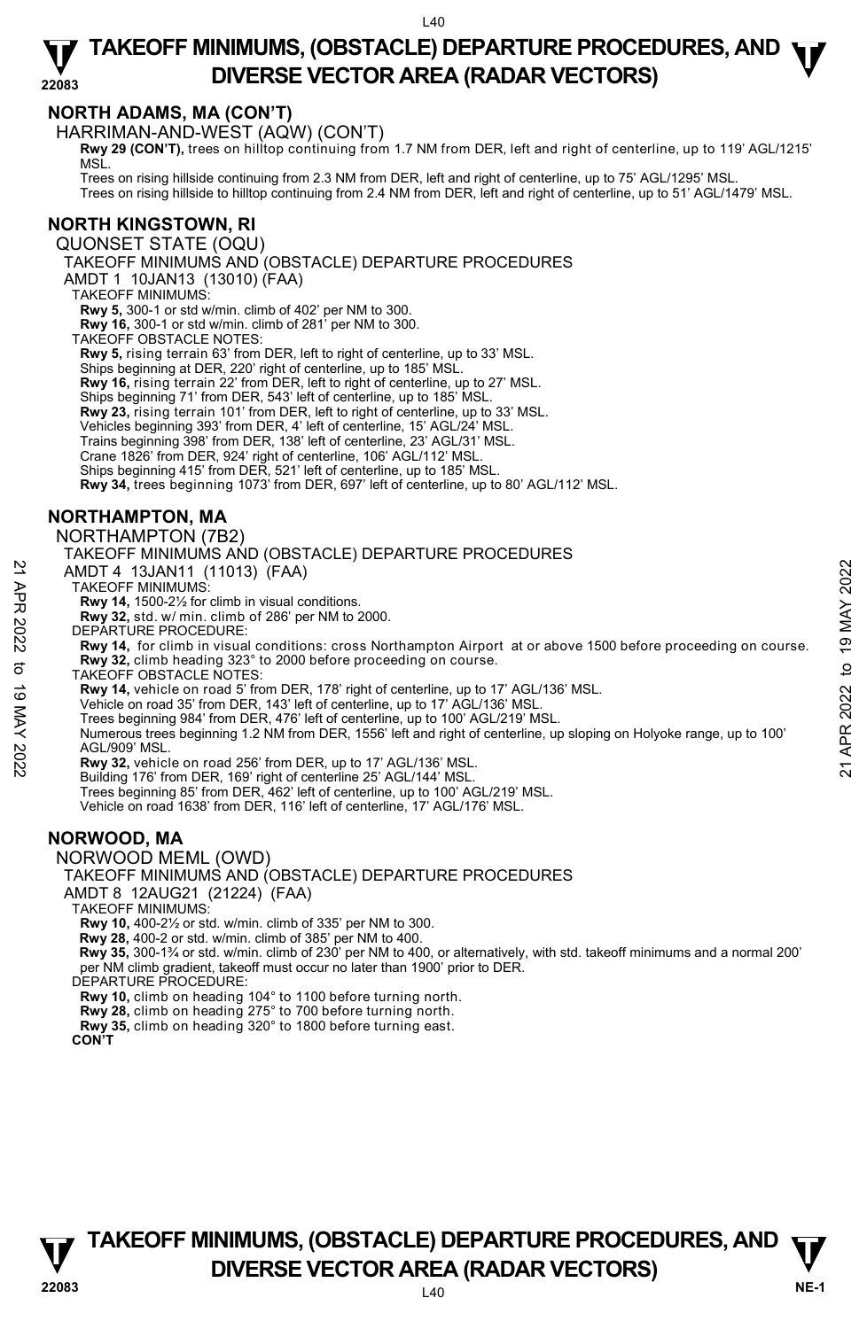## NORTH ADAMS, MA (CON'T)

HARRIMAN-AND-WEST (AQW) (CON'T)

**Rwy 29 (CON'T),** trees on hilltop continuing from 1.7 NM from DER, left and right of centerline, up to 119' AGL/1215' MSL.

Trees on rising hillside continuing from 2.3 NM from DER, left and right of centerline, up to 75' AGL/1295' MSL.

Trees on rising hillside to hilltop continuing from 2.4 NM from DER, left and right of centerline, up to 51' AGL/1479' MSL.

## NORTH KINGSTOWN, RI

QUONSET STATE (OQU)

TAKEOFF MINIMUMS AND (OBSTACLE) DEPARTURE PROCEDURES

AMDT 1 10JAN13 (13010) (FAA)

TAKEOFF MINIMUMS:

**Rwy 5,** 300-1 or std w/min. climb of 402' per NM to 300.

**Rwy 16,** 300-1 or std w/min. climb of 281' per NM to 300.

TAKEOFF OBSTACLE NOTES:

**Rwy 5,** rising terrain 63' from DER, left to right of centerline, up to 33' MSL.

Ships beginning at DER, 220' right of centerline, up to 185' MSL.

**Rwy 16,** rising terrain 22' from DER, left to right of centerline, up to 27' MSL.

Ships beginning 71' from DER, 543' left of centerline, up to 185' MSL.

**Rwy 23,** rising terrain 101' from DER, left to right of centerline, up to 33' MSL.

Vehicles beginning 393' from DER, 4' left of centerline, 15' AGL/24' MSL.

Trains beginning 398' from DER, 138' left of centerline, 23' AGL/31' MSL.

Crane 1826' from DER, 924' right of centerline, 106' AGL/112' MSL.

Ships beginning 415' from DER, 521' left of centerline, up to 185' MSL.

**Rwy 34,** trees beginning 1073' from DER, 697' left of centerline, up to 80' AGL/112' MSL.

## NORTHAMPTON, MA

NORTHAMPTON (7B2)

TAKEOFF MINIMUMS AND (OBSTACLE) DEPARTURE PROCEDURES

AMDT 4 13JAN11 (11013) (FAA)

TAKEOFF MINIMUMS:

**Rwy 14,** 1500-2½ for climb in visual conditions.

**Rwy 32,** std. w/ min. climb of 286' per NM to 2000.

DEPARTURE PROCEDURE:

**Rwy 14,** for climb in visual conditions: cross Northampton Airport at or above 1500 before proceeding on course.

**Rwy 32,** climb heading 323° to 2000 before proceeding on course.

TAKEOFF OBSTACLE NOTES:

**Rwy 14,** vehicle on road 5' from DER, 178' right of centerline, up to 17' AGL/136' MSL.

Vehicle on road 35' from DER, 143' left of centerline, up to 17' AGL/136' MSL.

Trees beginning 984' from DER, 476' left of centerline, up to 100' AGL/219' MSL.

Numerous trees beginning 1.2 NM from DER, 1556' left and right of centerline, up sloping on Holyoke range, up to 100' AGL/909' MSL.

**Rwy 32,** vehicle on road 256' from DER, up to 17' AGL/136' MSL.

Building 176' from DER, 169' right of centerline 25' AGL/144' MSL.

Trees beginning 85' from DER, 462' left of centerline, up to 100' AGL/219' MSL.

Vehicle on road 1638' from DER, 116' left of centerline, 17' AGL/176' MSL.

## NORWOOD, MA

NORWOOD MEML (OWD)

TAKEOFF MINIMUMS AND (OBSTACLE) DEPARTURE PROCEDURES

AMDT 8 12AUG21 (21224) (FAA)

TAKEOFF MINIMUMS:

**Rwy 10,** 400-2½ or std. w/min. climb of 335' per NM to 300.

**Rwy 28,** 400-2 or std. w/min. climb of 385' per NM to 400.

**Rwy 35,** 300-1¾ or std. w/min. climb of 230' per NM to 400, or alternatively, with std. takeoff minimums and a normal 200' per NM climb gradient, takeoff must occur no later than 1900' prior to DER.

DEPARTURE PROCEDURE:

**Rwy 10,** climb on heading 104° to 1100 before turning north.

**Rwy 28,** climb on heading 275° to 700 before turning north.

**Rwy 35,** climb on heading 320° to 1800 before turning east.

**CON'T**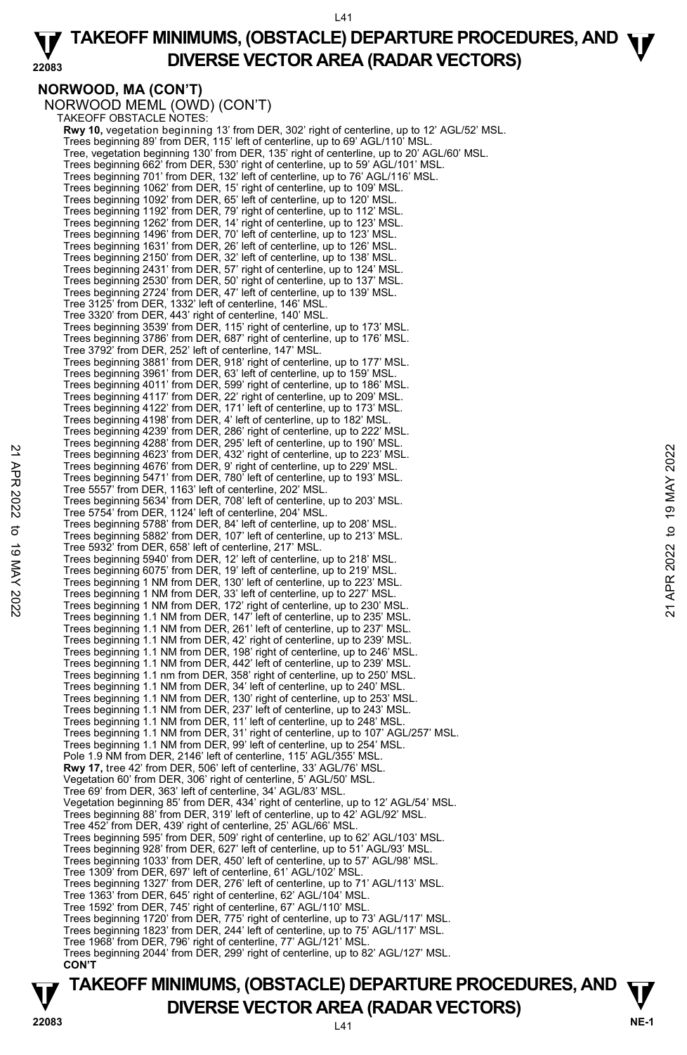**NORWOOD, MA (CON'T)**

NORWOOD MEML (OWD) (CON'T)

TAKEOFF OBSTACLE NOTES:

**Rwy 10,** vegetation beginning 13' from DER, 302' right of centerline, up to 12' AGL/52' MSL.
Trees beginning 89' from DER, 115' left of centerline, up to 69' AGL/110' MSL.
Tree, vegetation beginning 130' from DER, 135' right of centerline, up to 20' AGL/60' MSL.
Trees beginning 662' from DER, 530' right of centerline, up to 59' AGL/101' MSL.
Trees beginning 701' from DER, 132' left of centerline, up to 76' AGL/116' MSL.
Trees beginning 1062' from DER, 15' right of centerline, up to 109' MSL.
Trees beginning 1092' from DER, 65' left of centerline, up to 120' MSL.
Trees beginning 1192' from DER, 79' right of centerline, up to 112' MSL.
Trees beginning 1262' from DER, 14' right of centerline, up to 123' MSL.
Trees beginning 1496' from DER, 70' left of centerline, up to 123' MSL.
Trees beginning 1631' from DER, 26' left of centerline, up to 126' MSL.
Trees beginning 2150' from DER, 32' left of centerline, up to 138' MSL.
Trees beginning 2431' from DER, 57' right of centerline, up to 124' MSL.
Trees beginning 2530' from DER, 50' right of centerline, up to 137' MSL.
Trees beginning 2724' from DER, 47' left of centerline, up to 139' MSL.
Tree 3125' from DER, 1332' left of centerline, 146' MSL.
Tree 3320' from DER, 443' right of centerline, 140' MSL.
Trees beginning 3539' from DER, 115' right of centerline, up to 173' MSL.
Trees beginning 3786' from DER, 687' right of centerline, up to 176' MSL.
Tree 3792' from DER, 252' left of centerline, 147' MSL.
Trees beginning 3881' from DER, 918' right of centerline, up to 177' MSL.
Trees beginning 3961' from DER, 63' left of centerline, up to 159' MSL.
Trees beginning 4011' from DER, 599' right of centerline, up to 186' MSL.
Trees beginning 4117' from DER, 22' right of centerline, up to 209' MSL.
Trees beginning 4122' from DER, 171' left of centerline, up to 173' MSL.
Trees beginning 4198' from DER, 4' left of centerline, up to 182' MSL.
Trees beginning 4239' from DER, 286' right of centerline, up to 222' MSL.
Trees beginning 4288' from DER, 295' left of centerline, up to 190' MSL.
Trees beginning 4623' from DER, 432' right of centerline, up to 223' MSL.
Trees beginning 4676' from DER, 9' right of centerline, up to 229' MSL.
Trees beginning 5471' from DER, 780' left of centerline, up to 193' MSL.
Tree 5557' from DER, 1163' left of centerline, 202' MSL.
Trees beginning 5634' from DER, 708' left of centerline, up to 203' MSL.
Tree 5754' from DER, 1124' left of centerline, 204' MSL.
Trees beginning 5788' from DER, 84' left of centerline, up to 208' MSL.
Trees beginning 5882' from DER, 107' left of centerline, up to 213' MSL.
Tree 5932' from DER, 658' left of centerline, 217' MSL.
Trees beginning 5940' from DER, 12' left of centerline, up to 218' MSL.
Trees beginning 6075' from DER, 19' left of centerline, up to 219' MSL.
Trees beginning 1 NM from DER, 130' left of centerline, up to 223' MSL.
Trees beginning 1 NM from DER, 33' left of centerline, up to 227' MSL.
Trees beginning 1 NM from DER, 172' right of centerline, up to 230' MSL.
Trees beginning 1.1 NM from DER, 147' left of centerline, up to 235' MSL.
Trees beginning 1.1 NM from DER, 261' left of centerline, up to 237' MSL.
Trees beginning 1.1 NM from DER, 42' right of centerline, up to 239' MSL.
Trees beginning 1.1 NM from DER, 198' right of centerline, up to 246' MSL.
Trees beginning 1.1 NM from DER, 442' left of centerline, up to 239' MSL.
Trees beginning 1.1 nm from DER, 358' right of centerline, up to 250' MSL.
Trees beginning 1.1 NM from DER, 34' left of centerline, up to 240' MSL.
Trees beginning 1.1 NM from DER, 130' right of centerline, up to 253' MSL.
Trees beginning 1.1 NM from DER, 237' left of centerline, up to 243' MSL.
Trees beginning 1.1 NM from DER, 11' left of centerline, up to 248' MSL.
Trees beginning 1.1 NM from DER, 31' right of centerline, up to 107' AGL/257' MSL.
Trees beginning 1.1 NM from DER, 99' left of centerline, up to 254' MSL.
Pole 1.9 NM from DER, 2146' left of centerline, 115' AGL/355' MSL.

**Rwy 17,** tree 42' from DER, 506' left of centerline, 33' AGL/76' MSL.
Vegetation 60' from DER, 306' right of centerline, 5' AGL/50' MSL.
Tree 69' from DER, 363' left of centerline, 34' AGL/83' MSL.
Vegetation beginning 85' from DER, 434' right of centerline, up to 12' AGL/54' MSL.
Trees beginning 88' from DER, 319' left of centerline, up to 42' AGL/92' MSL.
Tree 452' from DER, 439' right of centerline, 25' AGL/66' MSL.
Trees beginning 595' from DER, 509' right of centerline, up to 62' AGL/103' MSL.
Trees beginning 928' from DER, 627' left of centerline, up to 51' AGL/93' MSL.
Trees beginning 1033' from DER, 450' left of centerline, up to 57' AGL/98' MSL.
Tree 1309' from DER, 697' left of centerline, 61' AGL/102' MSL.
Trees beginning 1327' from DER, 276' left of centerline, up to 71' AGL/113' MSL.
Tree 1363' from DER, 645' right of centerline, 62' AGL/104' MSL.
Tree 1592' from DER, 745' right of centerline, 67' AGL/110' MSL.
Trees beginning 1720' from DER, 775' right of centerline, up to 73' AGL/117' MSL.
Trees beginning 1823' from DER, 244' left of centerline, up to 75' AGL/117' MSL.
Tree 1968' from DER, 796' right of centerline, 77' AGL/121' MSL.
Trees beginning 2044' from DER, 299' right of centerline, up to 82' AGL/127' MSL.

**CON'T**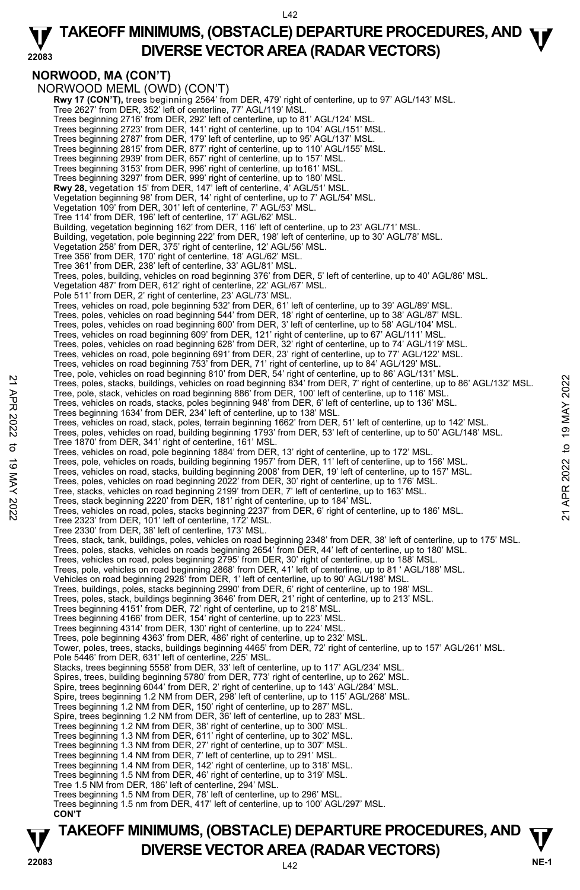## NORWOOD, MA (CON'T)

NORWOOD MEML (OWD) (CON'T)

**Rwy 17 (CON'T),** trees beginning 2564' from DER, 479' right of centerline, up to 97' AGL/143' MSL.
Tree 2627' from DER, 352' left of centerline, 77' AGL/119' MSL.
Trees beginning 2716' from DER, 292' left of centerline, up to 81' AGL/124' MSL.
Trees beginning 2723' from DER, 141' right of centerline, up to 104' AGL/151' MSL.
Trees beginning 2787' from DER, 179' left of centerline, up to 95' AGL/137' MSL.
Trees beginning 2815' from DER, 877' right of centerline, up to 110' AGL/155' MSL.
Trees beginning 2939' from DER, 657' right of centerline, up to 157' MSL.
Trees beginning 3153' from DER, 996' right of centerline, up to161' MSL.
Trees beginning 3297' from DER, 999' right of centerline, up to 180' MSL.
**Rwy 28,** vegetation 15' from DER, 147' left of centerline, 4' AGL/51' MSL.
Vegetation beginning 98' from DER, 14' right of centerline, up to 7' AGL/54' MSL.
Vegetation 109' from DER, 301' left of centerline, 7' AGL/53' MSL.
Tree 114' from DER, 196' left of centerline, 17' AGL/62' MSL.
Building, vegetation beginning 162' from DER, 116' left of centerline, up to 23' AGL/71' MSL.
Building, vegetation, pole beginning 222' from DER, 198' left of centerline, up to 30' AGL/78' MSL.
Vegetation 258' from DER, 375' right of centerline, 12' AGL/56' MSL.
Tree 356' from DER, 170' right of centerline, 18' AGL/62' MSL.
Tree 361' from DER, 238' left of centerline, 33' AGL/81' MSL.
Trees, poles, building, vehicles on road beginning 376' from DER, 5' left of centerline, up to 40' AGL/86' MSL.
Vegetation 487' from DER, 612' right of centerline, 22' AGL/67' MSL.
Pole 511' from DER, 2' right of centerline, 23' AGL/73' MSL.
Trees, vehicles on road, pole beginning 532' from DER, 61' left of centerline, up to 39' AGL/89' MSL.
Trees, poles, vehicles on road beginning 544' from DER, 18' right of centerline, up to 38' AGL/87' MSL.
Trees, poles, vehicles on road beginning 600' from DER, 3' left of centerline, up to 58' AGL/104' MSL.
Trees, vehicles on road beginning 609' from DER, 121' right of centerline, up to 67' AGL/111' MSL.
Trees, poles, vehicles on road beginning 628' from DER, 32' right of centerline, up to 74' AGL/119' MSL.
Trees, vehicles on road, pole beginning 691' from DER, 23' right of centerline, up to 77' AGL/122' MSL.
Trees, vehicles on road beginning 753' from DER, 71' right of centerline, up to 84' AGL/129' MSL.
Tree, pole, vehicles on road beginning 810' from DER, 54' right of centerline, up to 86' AGL/131' MSL.
Trees, poles, stacks, buildings, vehicles on road beginning 834' from DER, 7' right of centerline, up to 86' AGL/132' MSL.
Tree, pole, stack, vehicles on road beginning 886' from DER, 100' left of centerline, up to 116' MSL.
Trees, vehicles on roads, stacks, poles beginning 948' from DER, 6' left of centerline, up to 136' MSL.
Trees beginning 1634' from DER, 234' left of centerline, up to 138' MSL.
Trees, vehicles on road, stack, poles, terrain beginning 1662' from DER, 51' left of centerline, up to 142' MSL.
Trees, poles, vehicles on road, building beginning 1793' from DER, 53' left of centerline, up to 50' AGL/148' MSL.
Tree 1870' from DER, 341' right of centerline, 161' MSL.
Trees, vehicles on road, pole beginning 1884' from DER, 13' right of centerline, up to 172' MSL.
Trees, pole, vehicles on roads, building beginning 1957' from DER, 11' left of centerline, up to 156' MSL.
Trees, vehicles on road, stacks, building beginning 2008' from DER, 19' left of centerline, up to 157' MSL.
Trees, poles, vehicles on road beginning 2022' from DER, 30' right of centerline, up to 176' MSL.
Tree, stacks, vehicles on road beginning 2199' from DER, 7' left of centerline, up to 163' MSL.
Trees, stack beginning 2220' from DER, 181' right of centerline, up to 184' MSL.
Trees, vehicles on road, poles, stacks beginning 2237' from DER, 6' right of centerline, up to 186' MSL.
Tree 2323' from DER, 101' left of centerline, 172' MSL.
Tree 2330' from DER, 38' left of centerline, 173' MSL.
Trees, stack, tank, buildings, poles, vehicles on road beginning 2348' from DER, 38' left of centerline, up to 175' MSL.
Trees, poles, stacks, vehicles on roads beginning 2654' from DER, 44' left of centerline, up to 180' MSL.
Trees, vehicles on road, poles beginning 2795' from DER, 30' right of centerline, up to 188' MSL.
Trees, pole, vehicles on road beginning 2868' from DER, 41' left of centerline, up to 81 ' AGL/188' MSL.
Vehicles on road beginning 2928' from DER, 1' left of centerline, up to 90' AGL/198' MSL.
Trees, buildings, poles, stacks beginning 2990' from DER, 6' right of centerline, up to 198' MSL.
Trees, poles, stack, buildings beginning 3646' from DER, 21' right of centerline, up to 213' MSL.
Trees beginning 4151' from DER, 72' right of centerline, up to 218' MSL.
Trees beginning 4166' from DER, 154' right of centerline, up to 223' MSL.
Trees beginning 4314' from DER, 130' right of centerline, up to 224' MSL.
Trees, pole beginning 4363' from DER, 486' right of centerline, up to 232' MSL.
Tower, poles, trees, stacks, buildings beginning 4465' from DER, 72' right of centerline, up to 157' AGL/261' MSL.
Pole 5446' from DER, 631' left of centerline, 225' MSL.
Stacks, trees beginning 5558' from DER, 33' left of centerline, up to 117' AGL/234' MSL.
Spires, trees, building beginning 5780' from DER, 773' right of centerline, up to 262' MSL.
Spire, trees beginning 6044' from DER, 2' right of centerline, up to 143' AGL/284' MSL.
Spire, trees beginning 1.2 NM from DER, 298' left of centerline, up to 115' AGL/268' MSL.
Trees beginning 1.2 NM from DER, 150' right of centerline, up to 287' MSL.
Spire, trees beginning 1.2 NM from DER, 36' left of centerline, up to 283' MSL.
Trees beginning 1.2 NM from DER, 38' right of centerline, up to 300' MSL.
Trees beginning 1.3 NM from DER, 611' right of centerline, up to 302' MSL.
Trees beginning 1.3 NM from DER, 27' right of centerline, up to 307' MSL.
Trees beginning 1.4 NM from DER, 7' left of centerline, up to 291' MSL.
Trees beginning 1.4 NM from DER, 142' right of centerline, up to 318' MSL.
Trees beginning 1.5 NM from DER, 46' right of centerline, up to 319' MSL.
Tree 1.5 NM from DER, 186' left of centerline, 294' MSL.
Trees beginning 1.5 NM from DER, 78' left of centerline, up to 296' MSL.
Trees beginning 1.5 nm from DER, 417' left of centerline, up to 100' AGL/297' MSL.
**CON'T**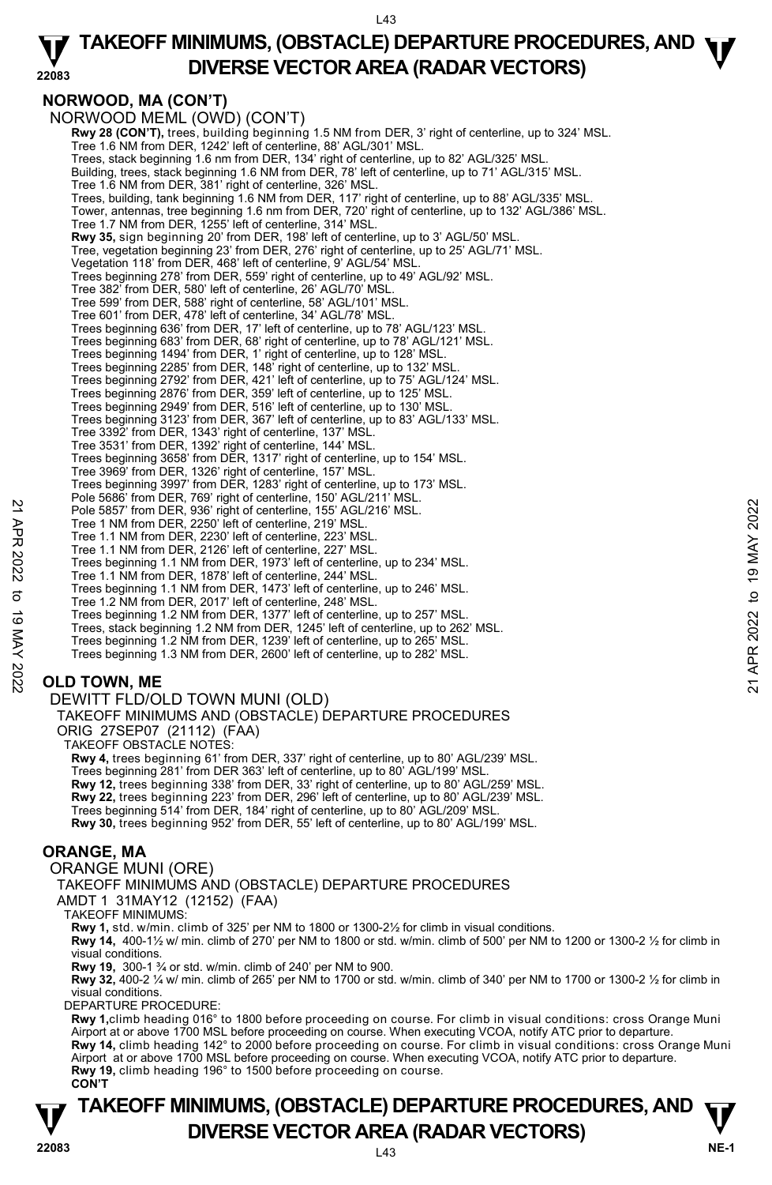## NORWOOD, MA (CON'T)

NORWOOD MEML (OWD) (CON'T)

**Rwy 28 (CON'T),** trees, building beginning 1.5 NM from DER, 3' right of centerline, up to 324' MSL.
Tree 1.6 NM from DER, 1242' left of centerline, 88' AGL/301' MSL.
Trees, stack beginning 1.6 nm from DER, 134' right of centerline, up to 82' AGL/325' MSL.
Building, trees, stack beginning 1.6 NM from DER, 78' left of centerline, up to 71' AGL/315' MSL.
Tree 1.6 NM from DER, 381' right of centerline, 326' MSL.
Trees, building, tank beginning 1.6 NM from DER, 117' right of centerline, up to 88' AGL/335' MSL.
Tower, antennas, tree beginning 1.6 nm from DER, 720' right of centerline, up to 132' AGL/386' MSL.
Tree 1.7 NM from DER, 1255' left of centerline, 314' MSL.
**Rwy 35,** sign beginning 20' from DER, 198' left of centerline, up to 3' AGL/50' MSL.
Tree, vegetation beginning 23' from DER, 276' right of centerline, up to 25' AGL/71' MSL.
Vegetation 118' from DER, 468' left of centerline, 9' AGL/54' MSL.
Trees beginning 278' from DER, 559' right of centerline, up to 49' AGL/92' MSL.
Tree 382' from DER, 580' left of centerline, 26' AGL/70' MSL.
Tree 599' from DER, 588' right of centerline, 58' AGL/101' MSL.
Tree 601' from DER, 478' left of centerline, 34' AGL/78' MSL.
Trees beginning 636' from DER, 17' left of centerline, up to 78' AGL/123' MSL.
Trees beginning 683' from DER, 68' right of centerline, up to 78' AGL/121' MSL.
Trees beginning 1494' from DER, 1' right of centerline, up to 128' MSL.
Trees beginning 2285' from DER, 148' right of centerline, up to 132' MSL.
Trees beginning 2792' from DER, 421' left of centerline, up to 75' AGL/124' MSL.
Trees beginning 2876' from DER, 359' left of centerline, up to 125' MSL.
Trees beginning 2949' from DER, 516' left of centerline, up to 130' MSL.
Trees beginning 3123' from DER, 367' left of centerline, up to 83' AGL/133' MSL.
Tree 3392' from DER, 1343' right of centerline, 137' MSL.
Tree 3531' from DER, 1392' right of centerline, 144' MSL.
Trees beginning 3658' from DER, 1317' right of centerline, up to 154' MSL.
Tree 3969' from DER, 1326' right of centerline, 157' MSL.
Trees beginning 3997' from DER, 1283' right of centerline, up to 173' MSL.
Pole 5686' from DER, 769' right of centerline, 150' AGL/211' MSL.
Pole 5857' from DER, 936' right of centerline, 155' AGL/216' MSL.
Tree 1 NM from DER, 2250' left of centerline, 219' MSL.
Tree 1.1 NM from DER, 2230' left of centerline, 223' MSL.
Tree 1.1 NM from DER, 2126' left of centerline, 227' MSL.
Trees beginning 1.1 NM from DER, 1973' left of centerline, up to 234' MSL.
Tree 1.1 NM from DER, 1878' left of centerline, 244' MSL.
Trees beginning 1.1 NM from DER, 1473' left of centerline, up to 246' MSL.
Tree 1.2 NM from DER, 2017' left of centerline, 248' MSL.
Trees beginning 1.2 NM from DER, 1377' left of centerline, up to 257' MSL.
Trees, stack beginning 1.2 NM from DER, 1245' left of centerline, up to 262' MSL.
Trees beginning 1.2 NM from DER, 1239' left of centerline, up to 265' MSL.
Trees beginning 1.3 NM from DER, 2600' left of centerline, up to 282' MSL.

## OLD TOWN, ME

DEWITT FLD/OLD TOWN MUNI (OLD)

TAKEOFF MINIMUMS AND (OBSTACLE) DEPARTURE PROCEDURES

ORIG 27SEP07 (21112) (FAA)

TAKEOFF OBSTACLE NOTES:

**Rwy 4,** trees beginning 61' from DER, 337' right of centerline, up to 80' AGL/239' MSL.
Trees beginning 281' from DER 363' left of centerline, up to 80' AGL/199' MSL.
**Rwy 12,** trees beginning 338' from DER, 33' right of centerline, up to 80' AGL/259' MSL.
**Rwy 22,** trees beginning 223' from DER, 296' left of centerline, up to 80' AGL/239' MSL.
Trees beginning 514' from DER, 184' right of centerline, up to 80' AGL/209' MSL.
**Rwy 30,** trees beginning 952' from DER, 55' left of centerline, up to 80' AGL/199' MSL.

## ORANGE, MA

ORANGE MUNI (ORE)

TAKEOFF MINIMUMS AND (OBSTACLE) DEPARTURE PROCEDURES

AMDT 1 31MAY12 (12152) (FAA)

TAKEOFF MINIMUMS:

**Rwy 1,** std. w/min. climb of 325' per NM to 1800 or 1300-2½ for climb in visual conditions.
**Rwy 14,** 400-1½ w/ min. climb of 270' per NM to 1800 or std. w/min. climb of 500' per NM to 1200 or 1300-2 ½ for climb in visual conditions.
**Rwy 19,** 300-1 ¾ or std. w/min. climb of 240' per NM to 900.
**Rwy 32,** 400-2 ¼ w/ min. climb of 265' per NM to 1700 or std. w/min. climb of 340' per NM to 1700 or 1300-2 ½ for climb in visual conditions.

DEPARTURE PROCEDURE:

**Rwy 1,** climb heading 016° to 1800 before proceeding on course. For climb in visual conditions: cross Orange Muni Airport at or above 1700 MSL before proceeding on course. When executing VCOA, notify ATC prior to departure.
**Rwy 14,** climb heading 142° to 2000 before proceeding on course. For climb in visual conditions: cross Orange Muni Airport at or above 1700 MSL before proceeding on course. When executing VCOA, notify ATC prior to departure.
**Rwy 19,** climb heading 196° to 1500 before proceeding on course.
**CON'T**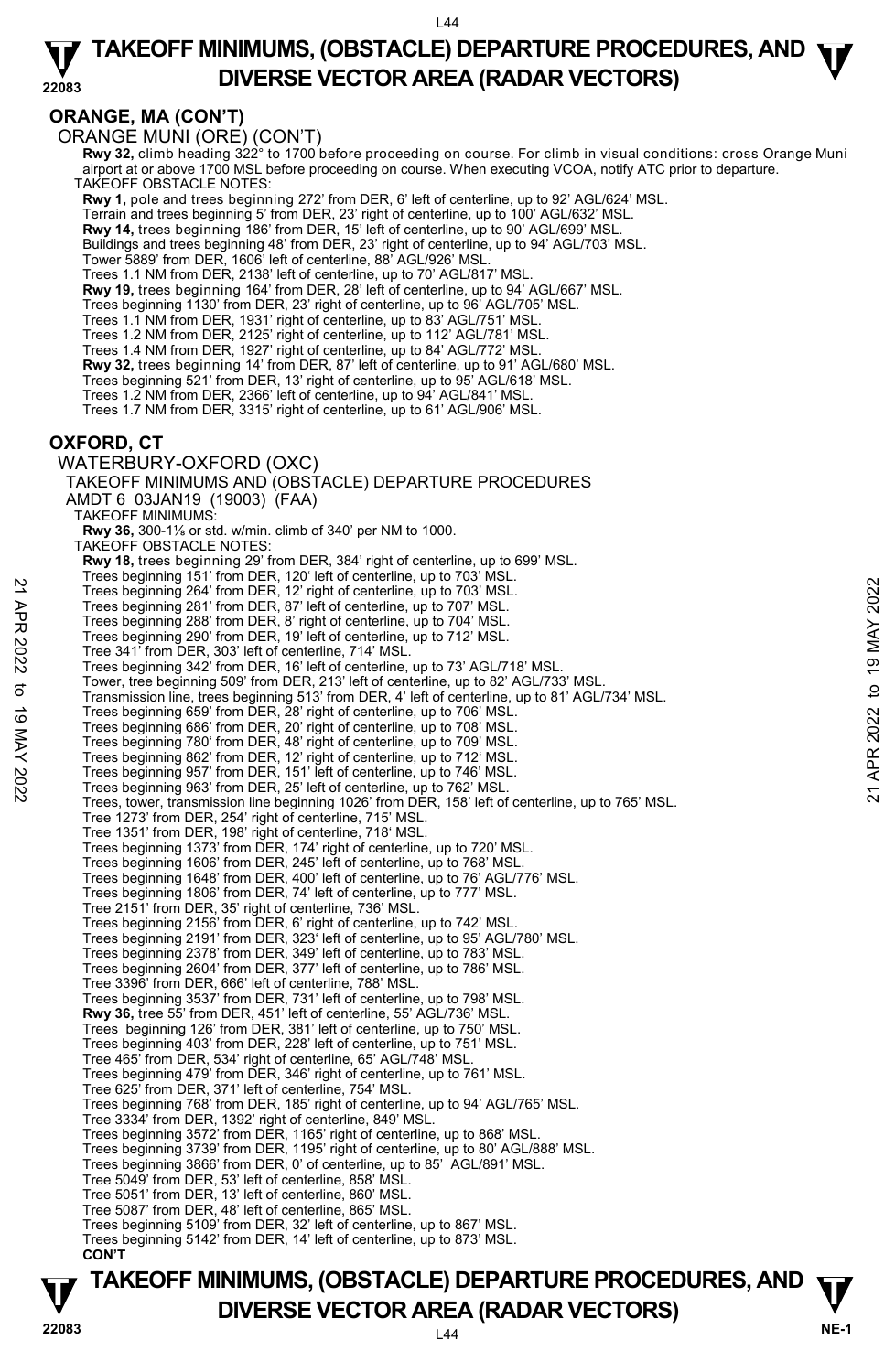## ORANGE, MA (CON'T)

ORANGE MUNI (ORE) (CON'T)

**Rwy 32,** climb heading 322° to 1700 before proceeding on course. For climb in visual conditions: cross Orange Muni airport at or above 1700 MSL before proceeding on course. When executing VCOA, notify ATC prior to departure.

TAKEOFF OBSTACLE NOTES:

**Rwy 1,** pole and trees beginning 272' from DER, 6' left of centerline, up to 92' AGL/624' MSL.
Terrain and trees beginning 5' from DER, 23' right of centerline, up to 100' AGL/632' MSL.
**Rwy 14,** trees beginning 186' from DER, 15' left of centerline, up to 90' AGL/699' MSL.
Buildings and trees beginning 48' from DER, 23' right of centerline, up to 94' AGL/703' MSL.
Tower 5889' from DER, 1606' left of centerline, 88' AGL/926' MSL.
Trees 1.1 NM from DER, 2138' left of centerline, up to 70' AGL/817' MSL.
**Rwy 19,** trees beginning 164' from DER, 28' left of centerline, up to 94' AGL/667' MSL.
Trees beginning 1130' from DER, 23' right of centerline, up to 96' AGL/705' MSL.
Trees 1.1 NM from DER, 1931' right of centerline, up to 83' AGL/751' MSL.
Trees 1.2 NM from DER, 2125' right of centerline, up to 112' AGL/781' MSL.
Trees 1.4 NM from DER, 1927' right of centerline, up to 84' AGL/772' MSL.
**Rwy 32,** trees beginning 14' from DER, 87' left of centerline, up to 91' AGL/680' MSL.
Trees beginning 521' from DER, 13' right of centerline, up to 95' AGL/618' MSL.
Trees 1.2 NM from DER, 2366' left of centerline, up to 94' AGL/841' MSL.
Trees 1.7 NM from DER, 3315' right of centerline, up to 61' AGL/906' MSL.

## OXFORD, CT

WATERBURY-OXFORD (OXC)

TAKEOFF MINIMUMS AND (OBSTACLE) DEPARTURE PROCEDURES
AMDT 6 03JAN19 (19003) (FAA)

TAKEOFF MINIMUMS:

**Rwy 36,** 300-1⅛ or std. w/min. climb of 340' per NM to 1000.

TAKEOFF OBSTACLE NOTES:

**Rwy 18,** trees beginning 29' from DER, 384' right of centerline, up to 699' MSL.
Trees beginning 151' from DER, 120' left of centerline, up to 703' MSL.
Trees beginning 264' from DER, 12' right of centerline, up to 703' MSL.
Trees beginning 281' from DER, 87' left of centerline, up to 707' MSL.
Trees beginning 288' from DER, 8' right of centerline, up to 704' MSL.
Trees beginning 290' from DER, 19' left of centerline, up to 712' MSL.
Tree 341' from DER, 303' left of centerline, 714' MSL.
Trees beginning 342' from DER, 16' left of centerline, up to 73' AGL/718' MSL.
Tower, tree beginning 509' from DER, 213' left of centerline, up to 82' AGL/733' MSL.
Transmission line, trees beginning 513' from DER, 4' left of centerline, up to 81' AGL/734' MSL.
Trees beginning 659' from DER, 28' right of centerline, up to 706' MSL.
Trees beginning 686' from DER, 20' right of centerline, up to 708' MSL.
Trees beginning 780' from DER, 48' right of centerline, up to 709' MSL.
Trees beginning 862' from DER, 12' right of centerline, up to 712' MSL.
Trees beginning 957' from DER, 151' left of centerline, up to 746' MSL.
Trees beginning 963' from DER, 25' left of centerline, up to 762' MSL.
Trees, tower, transmission line beginning 1026' from DER, 158' left of centerline, up to 765' MSL.
Tree 1273' from DER, 254' right of centerline, 715' MSL.
Tree 1351' from DER, 198' right of centerline, 718' MSL.
Trees beginning 1373' from DER, 174' right of centerline, up to 720' MSL.
Trees beginning 1606' from DER, 245' left of centerline, up to 768' MSL.
Trees beginning 1648' from DER, 400' left of centerline, up to 76' AGL/776' MSL.
Trees beginning 1806' from DER, 74' left of centerline, up to 777' MSL.
Tree 2151' from DER, 35' right of centerline, 736' MSL.
Trees beginning 2156' from DER, 6' right of centerline, up to 742' MSL.
Trees beginning 2191' from DER, 323' left of centerline, up to 95' AGL/780' MSL.
Trees beginning 2378' from DER, 349' left of centerline, up to 783' MSL.
Trees beginning 2604' from DER, 377' left of centerline, up to 786' MSL.
Tree 3396' from DER, 666' left of centerline, 788' MSL.
Trees beginning 3537' from DER, 731' left of centerline, up to 798' MSL.
**Rwy 36,** tree 55' from DER, 451' left of centerline, 55' AGL/736' MSL.
Trees beginning 126' from DER, 381' left of centerline, up to 750' MSL.
Trees beginning 403' from DER, 228' left of centerline, up to 751' MSL.
Tree 465' from DER, 534' right of centerline, 65' AGL/748' MSL.
Trees beginning 479' from DER, 346' right of centerline, up to 761' MSL.
Tree 625' from DER, 371' left of centerline, 754' MSL.
Trees beginning 768' from DER, 185' right of centerline, up to 94' AGL/765' MSL.
Tree 3334' from DER, 1392' right of centerline, 849' MSL.
Trees beginning 3572' from DER, 1165' right of centerline, up to 868' MSL.
Trees beginning 3739' from DER, 1195' right of centerline, up to 80' AGL/888' MSL.
Trees beginning 3866' from DER, 0' of centerline, up to 85' AGL/891' MSL.
Tree 5049' from DER, 53' left of centerline, 858' MSL.
Tree 5051' from DER, 13' left of centerline, 860' MSL.
Tree 5087' from DER, 48' left of centerline, 865' MSL.
Trees beginning 5109' from DER, 32' left of centerline, up to 867' MSL.
Trees beginning 5142' from DER, 14' left of centerline, up to 873' MSL.

**CON'T**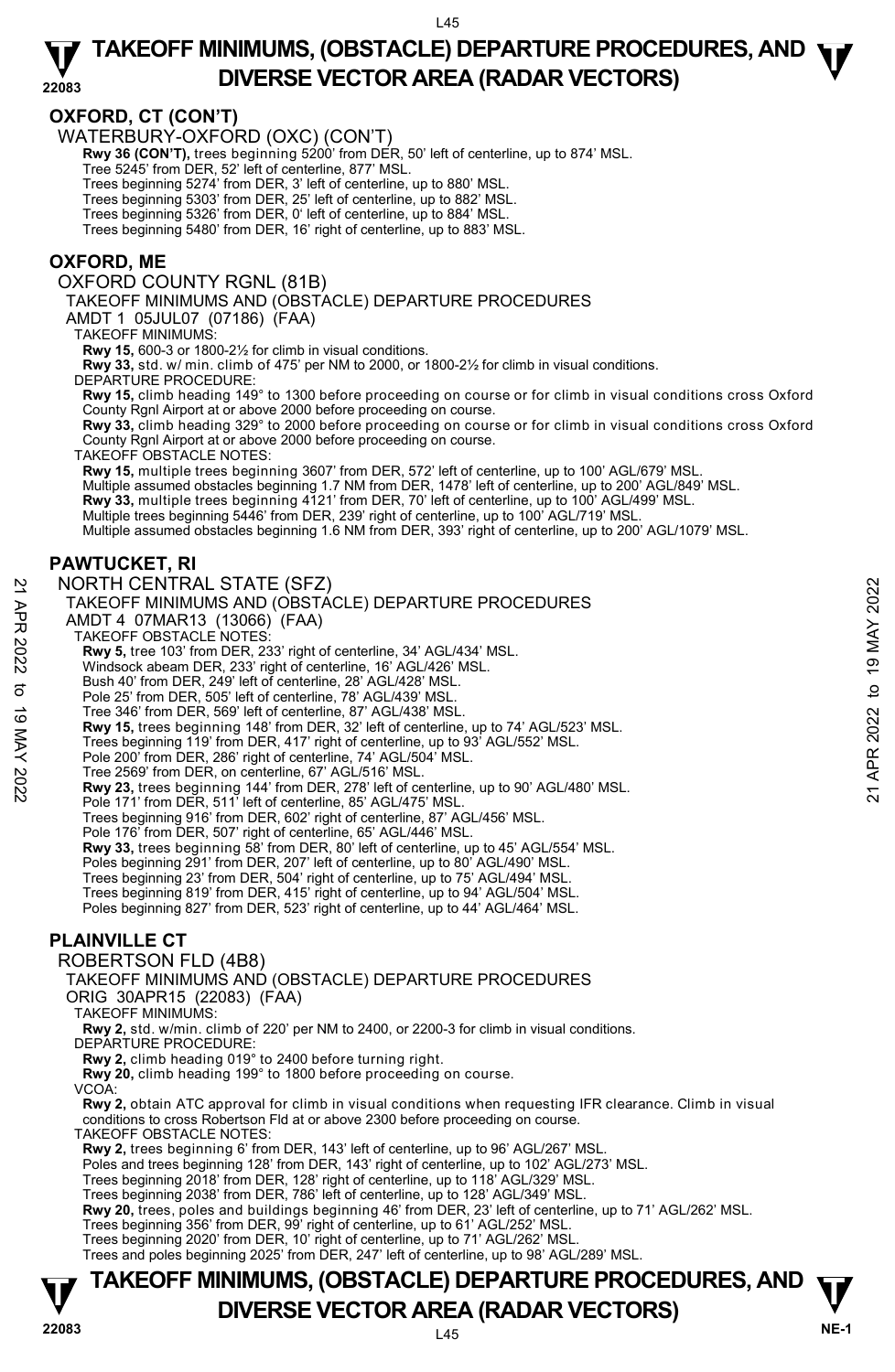## OXFORD, CT (CON'T)

WATERBURY-OXFORD (OXC) (CON'T)

**Rwy 36 (CON'T),** trees beginning 5200' from DER, 50' left of centerline, up to 874' MSL.
Tree 5245' from DER, 52' left of centerline, 877' MSL.
Trees beginning 5274' from DER, 3' left of centerline, up to 880' MSL.
Trees beginning 5303' from DER, 25' left of centerline, up to 882' MSL.
Trees beginning 5326' from DER, 0' left of centerline, up to 884' MSL.
Trees beginning 5480' from DER, 16' right of centerline, up to 883' MSL.

## OXFORD, ME

OXFORD COUNTY RGNL (81B)

TAKEOFF MINIMUMS AND (OBSTACLE) DEPARTURE PROCEDURES
AMDT 1 05JUL07 (07186) (FAA)

TAKEOFF MINIMUMS:
**Rwy 15,** 600-3 or 1800-2½ for climb in visual conditions.
**Rwy 33,** std. w/ min. climb of 475' per NM to 2000, or 1800-2½ for climb in visual conditions.

DEPARTURE PROCEDURE:
**Rwy 15,** climb heading 149° to 1300 before proceeding on course or for climb in visual conditions cross Oxford County Rgnl Airport at or above 2000 before proceeding on course.
**Rwy 33,** climb heading 329° to 2000 before proceeding on course or for climb in visual conditions cross Oxford County Rgnl Airport at or above 2000 before proceeding on course.

TAKEOFF OBSTACLE NOTES:
**Rwy 15,** multiple trees beginning 3607' from DER, 572' left of centerline, up to 100' AGL/679' MSL.
Multiple assumed obstacles beginning 1.7 NM from DER, 1478' left of centerline, up to 200' AGL/849' MSL.
**Rwy 33,** multiple trees beginning 4121' from DER, 70' left of centerline, up to 100' AGL/499' MSL.
Multiple trees beginning 5446' from DER, 239' right of centerline, up to 100' AGL/719' MSL.
Multiple assumed obstacles beginning 1.6 NM from DER, 393' right of centerline, up to 200' AGL/1079' MSL.

## PAWTUCKET, RI

NORTH CENTRAL STATE (SFZ)

TAKEOFF MINIMUMS AND (OBSTACLE) DEPARTURE PROCEDURES
AMDT 4 07MAR13 (13066) (FAA)

TAKEOFF OBSTACLE NOTES:
**Rwy 5,** tree 103' from DER, 233' right of centerline, 34' AGL/434' MSL.
Windsock abeam DER, 233' right of centerline, 16' AGL/426' MSL.
Bush 40' from DER, 249' left of centerline, 28' AGL/428' MSL.
Pole 25' from DER, 505' left of centerline, 78' AGL/439' MSL.
Tree 346' from DER, 569' left of centerline, 87' AGL/438' MSL.
**Rwy 15,** trees beginning 148' from DER, 32' left of centerline, up to 74' AGL/523' MSL.
Trees beginning 119' from DER, 417' right of centerline, up to 93' AGL/552' MSL.
Pole 200' from DER, 286' right of centerline, 74' AGL/504' MSL.
Tree 2569' from DER, on centerline, 67' AGL/516' MSL.
**Rwy 23,** trees beginning 144' from DER, 278' left of centerline, up to 90' AGL/480' MSL.
Pole 171' from DER, 511' left of centerline, 85' AGL/475' MSL.
Trees beginning 916' from DER, 602' right of centerline, 87' AGL/456' MSL.
Pole 176' from DER, 507' right of centerline, 65' AGL/446' MSL.
**Rwy 33,** trees beginning 58' from DER, 80' left of centerline, up to 45' AGL/554' MSL.
Poles beginning 291' from DER, 207' left of centerline, up to 80' AGL/490' MSL.
Trees beginning 23' from DER, 504' right of centerline, up to 75' AGL/494' MSL.
Trees beginning 819' from DER, 415' right of centerline, up to 94' AGL/504' MSL.
Poles beginning 827' from DER, 523' right of centerline, up to 44' AGL/464' MSL.

## PLAINVILLE CT

ROBERTSON FLD (4B8)

TAKEOFF MINIMUMS AND (OBSTACLE) DEPARTURE PROCEDURES
ORIG 30APR15 (22083) (FAA)

TAKEOFF MINIMUMS:
**Rwy 2,** std. w/min. climb of 220' per NM to 2400, or 2200-3 for climb in visual conditions.

DEPARTURE PROCEDURE:
**Rwy 2,** climb heading 019° to 2400 before turning right.
**Rwy 20,** climb heading 199° to 1800 before proceeding on course.

VCOA:
**Rwy 2,** obtain ATC approval for climb in visual conditions when requesting IFR clearance. Climb in visual conditions to cross Robertson Fld at or above 2300 before proceeding on course.

TAKEOFF OBSTACLE NOTES:
**Rwy 2,** trees beginning 6' from DER, 143' left of centerline, up to 96' AGL/267' MSL.
Poles and trees beginning 128' from DER, 143' right of centerline, up to 102' AGL/273' MSL.
Trees beginning 2018' from DER, 128' right of centerline, up to 118' AGL/329' MSL.
Trees beginning 2038' from DER, 786' left of centerline, up to 128' AGL/349' MSL.
**Rwy 20,** trees, poles and buildings beginning 46' from DER, 23' left of centerline, up to 71' AGL/262' MSL.
Trees beginning 356' from DER, 99' right of centerline, up to 61' AGL/252' MSL.
Trees beginning 2020' from DER, 10' right of centerline, up to 71' AGL/262' MSL.
Trees and poles beginning 2025' from DER, 247' left of centerline, up to 98' AGL/289' MSL.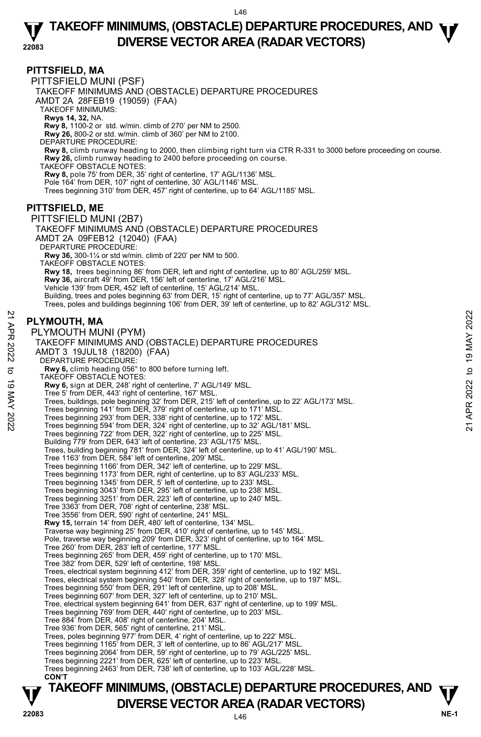## PITTSFIELD, MA

PITTSFIELD MUNI (PSF)

TAKEOFF MINIMUMS AND (OBSTACLE) DEPARTURE PROCEDURES

AMDT 2A 28FEB19 (19059) (FAA)

TAKEOFF MINIMUMS:

**Rwys 14, 32,** NA.

**Rwy 8,** 1100-2 or std. w/min. climb of 270' per NM to 2500.

**Rwy 26,** 800-2 or std. w/min. climb of 360' per NM to 2100.

DEPARTURE PROCEDURE:

**Rwy 8,** climb runway heading to 2000, then climbing right turn via CTR R-331 to 3000 before proceeding on course.

**Rwy 26,** climb runway heading to 2400 before proceeding on course.

TAKEOFF OBSTACLE NOTES:

**Rwy 8,** pole 75' from DER, 35' right of centerline, 17' AGL/1136' MSL.

Pole 164' from DER, 107' right of centerline, 30' AGL/1146' MSL.

Trees beginning 310' from DER, 457' right of centerline, up to 64' AGL/1185' MSL.

## PITTSFIELD, ME

PITTSFIELD MUNI (2B7)

TAKEOFF MINIMUMS AND (OBSTACLE) DEPARTURE PROCEDURES

AMDT 2A 09FEB12 (12040) (FAA)

DEPARTURE PROCEDURE:

**Rwy 36,** 300-1¼ or std w/min. climb of 220' per NM to 500.

TAKEOFF OBSTACLE NOTES:

**Rwy 18,** trees beginning 86' from DER, left and right of centerline, up to 80' AGL/259' MSL.

**Rwy 36,** aircraft 49' from DER, 156' left of centerline, 17' AGL/216' MSL.

Vehicle 139' from DER, 452' left of centerline, 15' AGL/214' MSL.

Building, trees and poles beginning 63' from DER, 15' right of centerline, up to 77' AGL/357' MSL.

Trees, poles and buildings beginning 106' from DER, 39' left of centerline, up to 82' AGL/312' MSL.

## PLYMOUTH, MA

PLYMOUTH MUNI (PYM)

TAKEOFF MINIMUMS AND (OBSTACLE) DEPARTURE PROCEDURES

AMDT 3 19JUL18 (18200) (FAA)

DEPARTURE PROCEDURE:

**Rwy 6,** climb heading 056° to 800 before turning left.

TAKEOFF OBSTACLE NOTES:

**Rwy 6,** sign at DER, 248' right of centerline, 7' AGL/149' MSL.

Tree 5' from DER, 443' right of centerline, 167' MSL.

Trees, buildings, pole beginning 32' from DER, 215' left of centerline, up to 22' AGL/173' MSL.

Trees beginning 141' from DER, 379' right of centerline, up to 171' MSL.

Trees beginning 293' from DER, 338' right of centerline, up to 172' MSL.

Trees beginning 594' from DER, 324' right of centerline, up to 32' AGL/181' MSL.

Trees beginning 722' from DER, 322' right of centerline, up to 225' MSL.

Building 779' from DER, 643' left of centerline, 23' AGL/175' MSL.

Trees, building beginning 781' from DER, 324' left of centerline, up to 41' AGL/190' MSL.

Tree 1163' from DER, 584' left of centerline, 209' MSL.

Trees beginning 1166' from DER, 342' left of centerline, up to 229' MSL.

Trees beginning 1173' from DER, right of centerline, up to 83' AGL/233' MSL.

Trees beginning 1345' from DER, 5' left of centerline, up to 233' MSL.

Trees beginning 3043' from DER, 295' left of centerline, up to 238' MSL.

Trees beginning 3251' from DER, 223' left of centerline, up to 240' MSL.

Tree 3363' from DER, 708' right of centerline, 238' MSL.

Tree 3556' from DER, 590' right of centerline, 241' MSL.

**Rwy 15,** terrain 14' from DER, 480' left of centerline, 134' MSL.

Traverse way beginning 25' from DER, 410' right of centerline, up to 145' MSL.

Pole, traverse way beginning 209' from DER, 323' right of centerline, up to 164' MSL.

Tree 260' from DER, 283' left of centerline, 177' MSL.

Trees beginning 265' from DER, 459' right of centerline, up to 170' MSL.

Tree 382' from DER, 529' left of centerline, 198' MSL.

Trees, electrical system beginning 412' from DER, 359' right of centerline, up to 192' MSL.

Trees, electrical system beginning 540' from DER, 328' right of centerline, up to 197' MSL.

Trees beginning 550' from DER, 291' left of centerline, up to 208' MSL.

Trees beginning 607' from DER, 327' left of centerline, up to 210' MSL.

Tree, electrical system beginning 641' from DER, 637' right of centerline, up to 199' MSL.

Trees beginning 769' from DER, 440' right of centerline, up to 203' MSL.

Tree 884' from DER, 408' right of centerline, 204' MSL.

Tree 936' from DER, 565' right of centerline, 211' MSL.

Trees, poles beginning 977' from DER, 4' right of centerline, up to 222' MSL.

Trees beginning 1165' from DER, 3' left of centerline, up to 86' AGL/217' MSL.

Trees beginning 2064' from DER, 59' right of centerline, up to 79' AGL/225' MSL.

Trees beginning 2221' from DER, 625' left of centerline, up to 223' MSL.

Trees beginning 2463' from DER, 738' left of centerline, up to 103' AGL/228' MSL.

**CON'T**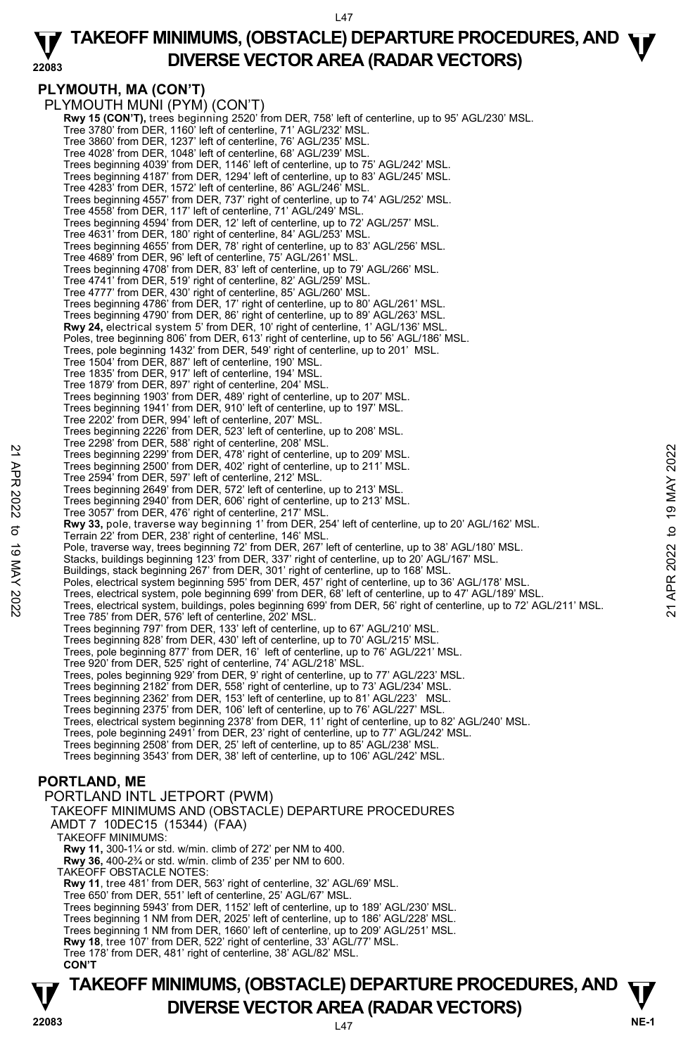## PLYMOUTH, MA (CON'T)

PLYMOUTH MUNI (PYM) (CON'T)

**Rwy 15 (CON'T),** trees beginning 2520' from DER, 758' left of centerline, up to 95' AGL/230' MSL.
Tree 3780' from DER, 1160' left of centerline, 71' AGL/232' MSL.
Tree 3860' from DER, 1237' left of centerline, 76' AGL/235' MSL.
Tree 4028' from DER, 1048' left of centerline, 68' AGL/239' MSL.
Trees beginning 4039' from DER, 1146' left of centerline, up to 75' AGL/242' MSL.
Trees beginning 4187' from DER, 1294' left of centerline, up to 83' AGL/245' MSL.
Tree 4283' from DER, 1572' left of centerline, 86' AGL/246' MSL.
Trees beginning 4557' from DER, 737' right of centerline, up to 74' AGL/252' MSL.
Tree 4558' from DER, 117' left of centerline, 71' AGL/249' MSL.
Trees beginning 4594' from DER, 12' left of centerline, up to 72' AGL/257' MSL.
Tree 4631' from DER, 180' right of centerline, 84' AGL/253' MSL.
Trees beginning 4655' from DER, 78' right of centerline, up to 83' AGL/256' MSL.
Tree 4689' from DER, 96' left of centerline, 75' AGL/261' MSL.
Trees beginning 4708' from DER, 83' left of centerline, up to 79' AGL/266' MSL.
Tree 4741' from DER, 519' right of centerline, 82' AGL/259' MSL.
Tree 4777' from DER, 430' right of centerline, 85' AGL/260' MSL.
Trees beginning 4786' from DER, 17' right of centerline, up to 80' AGL/261' MSL.
Trees beginning 4790' from DER, 86' right of centerline, up to 89' AGL/263' MSL.
**Rwy 24,** electrical system 5' from DER, 10' right of centerline, 1' AGL/136' MSL.
Poles, tree beginning 806' from DER, 613' right of centerline, up to 56' AGL/186' MSL.
Trees, pole beginning 1432' from DER, 549' right of centerline, up to 201' MSL.
Tree 1504' from DER, 887' left of centerline, 190' MSL.
Tree 1835' from DER, 917' left of centerline, 194' MSL.
Tree 1879' from DER, 897' right of centerline, 204' MSL.
Trees beginning 1903' from DER, 489' right of centerline, up to 207' MSL.
Trees beginning 1941' from DER, 910' left of centerline, up to 197' MSL.
Tree 2202' from DER, 994' left of centerline, 207' MSL.
Trees beginning 2226' from DER, 523' left of centerline, up to 208' MSL.
Tree 2298' from DER, 588' right of centerline, 208' MSL.
Trees beginning 2299' from DER, 478' right of centerline, up to 209' MSL.
Trees beginning 2500' from DER, 402' right of centerline, up to 211' MSL.
Tree 2594' from DER, 597' left of centerline, 212' MSL.
Trees beginning 2649' from DER, 572' left of centerline, up to 213' MSL.
Trees beginning 2940' from DER, 606' right of centerline, up to 213' MSL.
Tree 3057' from DER, 476' right of centerline, 217' MSL.
**Rwy 33,** pole, traverse way beginning 1' from DER, 254' left of centerline, up to 20' AGL/162' MSL.
Terrain 22' from DER, 238' right of centerline, 146' MSL.
Pole, traverse way, trees beginning 72' from DER, 267' left of centerline, up to 38' AGL/180' MSL.
Stacks, buildings beginning 123' from DER, 337' right of centerline, up to 20' AGL/167' MSL.
Buildings, stack beginning 267' from DER, 301' right of centerline, up to 168' MSL.
Poles, electrical system beginning 595' from DER, 457' right of centerline, up to 36' AGL/178' MSL.
Trees, electrical system, pole beginning 699' from DER, 68' left of centerline, up to 47' AGL/189' MSL.
Trees, electrical system, buildings, poles beginning 699' from DER, 56' right of centerline, up to 72' AGL/211' MSL.
Tree 785' from DER, 576' left of centerline, 202' MSL.
Trees beginning 797' from DER, 133' left of centerline, up to 67' AGL/210' MSL.
Trees beginning 828' from DER, 430' left of centerline, up to 70' AGL/215' MSL.
Trees, pole beginning 877' from DER, 16' left of centerline, up to 76' AGL/221' MSL.
Tree 920' from DER, 525' right of centerline, 74' AGL/218' MSL.
Trees, poles beginning 929' from DER, 9' right of centerline, up to 77' AGL/223' MSL.
Trees beginning 2182' from DER, 558' right of centerline, up to 73' AGL/234' MSL.
Trees beginning 2362' from DER, 153' left of centerline, up to 81' AGL/223' MSL.
Trees beginning 2375' from DER, 106' left of centerline, up to 76' AGL/227' MSL.
Trees, electrical system beginning 2378' from DER, 11' right of centerline, up to 82' AGL/240' MSL.
Trees, pole beginning 2491' from DER, 23' right of centerline, up to 77' AGL/242' MSL.
Trees beginning 2508' from DER, 25' left of centerline, up to 85' AGL/238' MSL.
Trees beginning 3543' from DER, 38' left of centerline, up to 106' AGL/242' MSL.

## PORTLAND, ME

PORTLAND INTL JETPORT (PWM)

TAKEOFF MINIMUMS AND (OBSTACLE) DEPARTURE PROCEDURES
AMDT 7 10DEC15 (15344) (FAA)

TAKEOFF MINIMUMS:
**Rwy 11,** 300-1¼ or std. w/min. climb of 272' per NM to 400.
**Rwy 36,** 400-2¾ or std. w/min. climb of 235' per NM to 600.

TAKEOFF OBSTACLE NOTES:
**Rwy 11**, tree 481' from DER, 563' right of centerline, 32' AGL/69' MSL.
Tree 650' from DER, 551' left of centerline, 25' AGL/67' MSL.
Trees beginning 5943' from DER, 1152' left of centerline, up to 189' AGL/230' MSL.
Trees beginning 1 NM from DER, 2025' left of centerline, up to 186' AGL/228' MSL.
Trees beginning 1 NM from DER, 1660' left of centerline, up to 209' AGL/251' MSL.
**Rwy 18**, tree 107' from DER, 522' right of centerline, 33' AGL/77' MSL.
Tree 178' from DER, 481' right of centerline, 38' AGL/82' MSL.
**CON'T**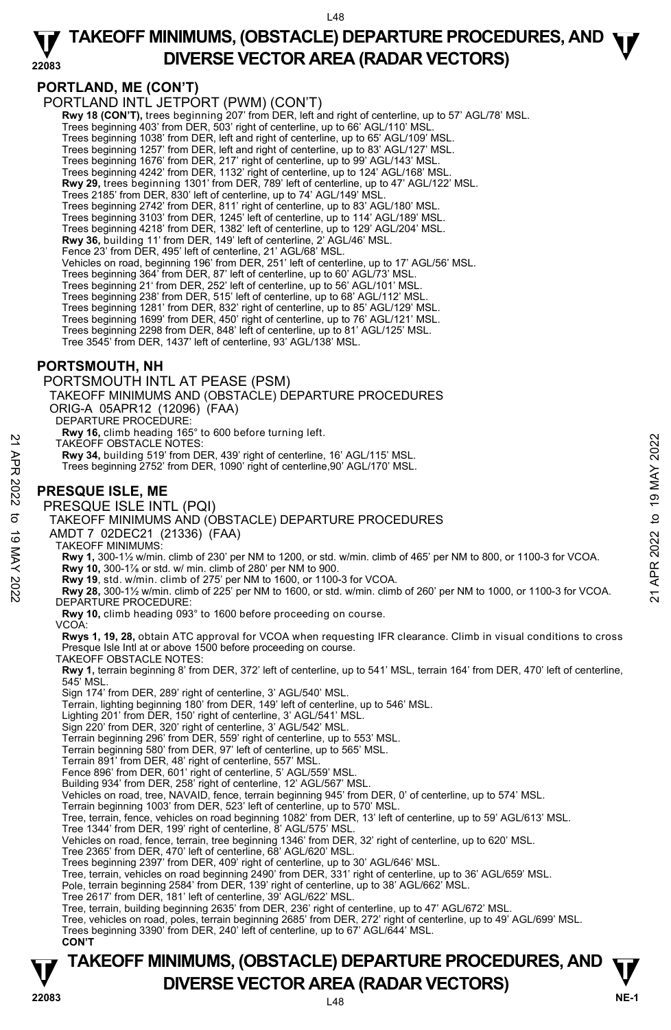## PORTLAND, ME (CON'T)

PORTLAND INTL JETPORT (PWM) (CON'T)

**Rwy 18 (CON'T),** trees beginning 207' from DER, left and right of centerline, up to 57' AGL/78' MSL.
Trees beginning 403' from DER, 503' right of centerline, up to 66' AGL/110' MSL.
Trees beginning 1038' from DER, left and right of centerline, up to 65' AGL/109' MSL.
Trees beginning 1257' from DER, left and right of centerline, up to 83' AGL/127' MSL.
Trees beginning 1676' from DER, 217' right of centerline, up to 99' AGL/143' MSL.
Trees beginning 4242' from DER, 1132' right of centerline, up to 124' AGL/168' MSL.
**Rwy 29,** trees beginning 1301' from DER, 789' left of centerline, up to 47' AGL/122' MSL.
Trees 2185' from DER, 830' left of centerline, up to 74' AGL/149' MSL.
Trees beginning 2742' from DER, 811' right of centerline, up to 83' AGL/180' MSL.
Trees beginning 3103' from DER, 1245' left of centerline, up to 114' AGL/189' MSL.
Trees beginning 4218' from DER, 1382' left of centerline, up to 129' AGL/204' MSL.
**Rwy 36,** building 11' from DER, 149' left of centerline, 2' AGL/46' MSL.
Fence 23' from DER, 495' left of centerline, 21' AGL/68' MSL.
Vehicles on road, beginning 196' from DER, 251' left of centerline, up to 17' AGL/56' MSL.
Trees beginning 364' from DER, 87' left of centerline, up to 60' AGL/73' MSL.
Trees beginning 21' from DER, 252' left of centerline, up to 56' AGL/101' MSL.
Trees beginning 238' from DER, 515' left of centerline, up to 68' AGL/112' MSL.
Trees beginning 1281' from DER, 832' right of centerline, up to 85' AGL/129' MSL.
Trees beginning 1699' from DER, 450' right of centerline, up to 76' AGL/121' MSL.
Trees beginning 2298 from DER, 848' left of centerline, up to 81' AGL/125' MSL.
Tree 3545' from DER, 1437' left of centerline, 93' AGL/138' MSL.

## PORTSMOUTH, NH

PORTSMOUTH INTL AT PEASE (PSM)
TAKEOFF MINIMUMS AND (OBSTACLE) DEPARTURE PROCEDURES
ORIG-A 05APR12 (12096) (FAA)

DEPARTURE PROCEDURE:
**Rwy 16,** climb heading 165° to 600 before turning left.

TAKEOFF OBSTACLE NOTES:
**Rwy 34,** building 519' from DER, 439' right of centerline, 16' AGL/115' MSL.
Trees beginning 2752' from DER, 1090' right of centerline,90' AGL/170' MSL.

## PRESQUE ISLE, ME

PRESQUE ISLE INTL (PQI)
TAKEOFF MINIMUMS AND (OBSTACLE) DEPARTURE PROCEDURES
AMDT 7 02DEC21 (21336) (FAA)

TAKEOFF MINIMUMS:
**Rwy 1,** 300-1½ w/min. climb of 230' per NM to 1200, or std. w/min. climb of 465' per NM to 800, or 1100-3 for VCOA.
**Rwy 10,** 300-1⅞ or std. w/ min. climb of 280' per NM to 900.
**Rwy 19**, std. w/min. climb of 275' per NM to 1600, or 1100-3 for VCOA.
**Rwy 28,** 300-1½ w/min. climb of 225' per NM to 1600, or std. w/min. climb of 260' per NM to 1000, or 1100-3 for VCOA.

DEPARTURE PROCEDURE:
**Rwy 10,** climb heading 093° to 1600 before proceeding on course.

VCOA:
**Rwys 1, 19, 28,** obtain ATC approval for VCOA when requesting IFR clearance. Climb in visual conditions to cross Presque Isle Intl at or above 1500 before proceeding on course.

TAKEOFF OBSTACLE NOTES:
**Rwy 1,** terrain beginning 8' from DER, 372' left of centerline, up to 541' MSL, terrain 164' from DER, 470' left of centerline, 545' MSL.
Sign 174' from DER, 289' right of centerline, 3' AGL/540' MSL.
Terrain, lighting beginning 180' from DER, 149' left of centerline, up to 546' MSL.
Lighting 201' from DER, 150' right of centerline, 3' AGL/541' MSL.
Sign 220' from DER, 320' right of centerline, 3' AGL/542' MSL.
Terrain beginning 296' from DER, 559' right of centerline, up to 553' MSL.
Terrain beginning 580' from DER, 97' left of centerline, up to 565' MSL.
Terrain 891' from DER, 48' right of centerline, 557' MSL.
Fence 896' from DER, 601' right of centerline, 5' AGL/559' MSL.
Building 934' from DER, 258' right of centerline, 12' AGL/567' MSL.
Vehicles on road, tree, NAVAID, fence, terrain beginning 945' from DER, 0' of centerline, up to 574' MSL.
Terrain beginning 1003' from DER, 523' left of centerline, up to 570' MSL.
Tree, terrain, fence, vehicles on road beginning 1082' from DER, 13' left of centerline, up to 59' AGL/613' MSL.
Tree 1344' from DER, 199' right of centerline, 8' AGL/575' MSL.
Vehicles on road, fence, terrain, tree beginning 1346' from DER, 32' right of centerline, up to 620' MSL.
Tree 2365' from DER, 470' left of centerline, 68' AGL/620' MSL.
Trees beginning 2397' from DER, 409' right of centerline, up to 30' AGL/646' MSL.
Tree, terrain, vehicles on road beginning 2490' from DER, 331' right of centerline, up to 36' AGL/659' MSL.
Pole, terrain beginning 2584' from DER, 139' right of centerline, up to 38' AGL/662' MSL.
Tree 2617' from DER, 181' left of centerline, 39' AGL/622' MSL.
Tree, terrain, building beginning 2635' from DER, 236' right of centerline, up to 47' AGL/672' MSL.
Tree, vehicles on road, poles, terrain beginning 2685' from DER, 272' right of centerline, up to 49' AGL/699' MSL.
Trees beginning 3390' from DER, 240' left of centerline, up to 67' AGL/644' MSL.
**CON'T**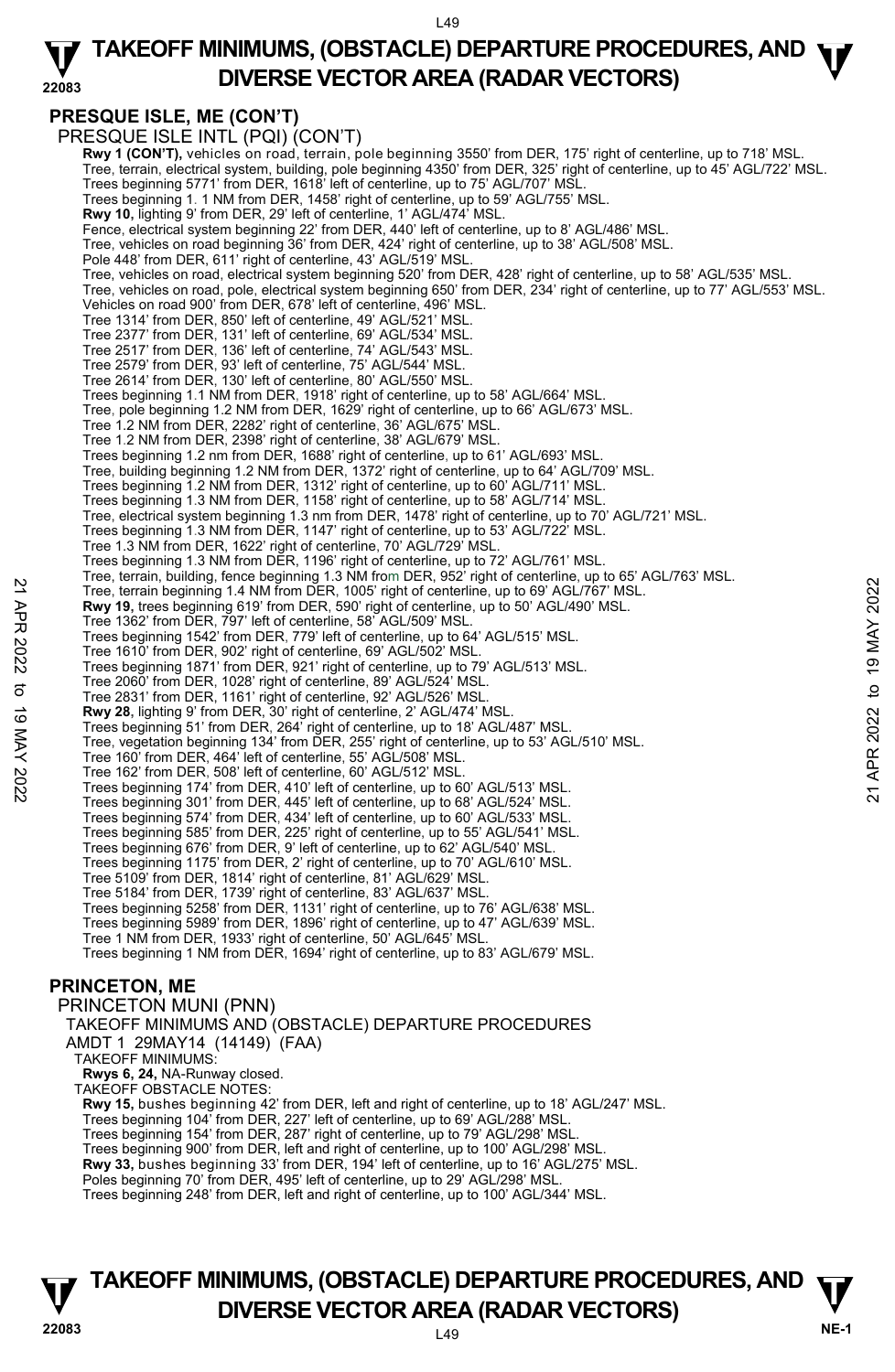## PRESQUE ISLE, ME (CON'T)

PRESQUE ISLE INTL (PQI) (CON'T)

**Rwy 1 (CON'T),** vehicles on road, terrain, pole beginning 3550' from DER, 175' right of centerline, up to 718' MSL.
Tree, terrain, electrical system, building, pole beginning 4350' from DER, 325' right of centerline, up to 45' AGL/722' MSL.
Trees beginning 5771' from DER, 1618' left of centerline, up to 75' AGL/707' MSL.
Trees beginning 1. 1 NM from DER, 1458' right of centerline, up to 59' AGL/755' MSL.
**Rwy 10,** lighting 9' from DER, 29' left of centerline, 1' AGL/474' MSL.
Fence, electrical system beginning 22' from DER, 440' left of centerline, up to 8' AGL/486' MSL.
Tree, vehicles on road beginning 36' from DER, 424' right of centerline, up to 38' AGL/508' MSL.
Pole 448' from DER, 611' right of centerline, 43' AGL/519' MSL.
Tree, vehicles on road, electrical system beginning 520' from DER, 428' right of centerline, up to 58' AGL/535' MSL.
Tree, vehicles on road, pole, electrical system beginning 650' from DER, 234' right of centerline, up to 77' AGL/553' MSL.
Vehicles on road 900' from DER, 678' left of centerline, 496' MSL.
Tree 1314' from DER, 850' left of centerline, 49' AGL/521' MSL.
Tree 2377' from DER, 131' left of centerline, 69' AGL/534' MSL.
Tree 2517' from DER, 136' left of centerline, 74' AGL/543' MSL.
Tree 2579' from DER, 93' left of centerline, 75' AGL/544' MSL.
Tree 2614' from DER, 130' left of centerline, 80' AGL/550' MSL.
Trees beginning 1.1 NM from DER, 1918' right of centerline, up to 58' AGL/664' MSL.
Tree, pole beginning 1.2 NM from DER, 1629' right of centerline, up to 66' AGL/673' MSL.
Tree 1.2 NM from DER, 2282' right of centerline, 36' AGL/675' MSL.
Tree 1.2 NM from DER, 2398' right of centerline, 38' AGL/679' MSL.
Trees beginning 1.2 nm from DER, 1688' right of centerline, up to 61' AGL/693' MSL.
Tree, building beginning 1.2 NM from DER, 1372' right of centerline, up to 64' AGL/709' MSL.
Trees beginning 1.2 NM from DER, 1312' right of centerline, up to 60' AGL/711' MSL.
Trees beginning 1.3 NM from DER, 1158' right of centerline, up to 58' AGL/714' MSL.
Tree, electrical system beginning 1.3 nm from DER, 1478' right of centerline, up to 70' AGL/721' MSL.
Trees beginning 1.3 NM from DER, 1147' right of centerline, up to 53' AGL/722' MSL.
Tree 1.3 NM from DER, 1622' right of centerline, 70' AGL/729' MSL.
Trees beginning 1.3 NM from DER, 1196' right of centerline, up to 72' AGL/761' MSL.
Tree, terrain, building, fence beginning 1.3 NM from DER, 952' right of centerline, up to 65' AGL/763' MSL.
Tree, terrain beginning 1.4 NM from DER, 1005' right of centerline, up to 69' AGL/767' MSL.
**Rwy 19,** trees beginning 619' from DER, 590' right of centerline, up to 50' AGL/490' MSL.
Tree 1362' from DER, 797' left of centerline, 58' AGL/509' MSL.
Trees beginning 1542' from DER, 779' left of centerline, up to 64' AGL/515' MSL.
Tree 1610' from DER, 902' right of centerline, 69' AGL/502' MSL.
Trees beginning 1871' from DER, 921' right of centerline, up to 79' AGL/513' MSL.
Tree 2060' from DER, 1028' right of centerline, 89' AGL/524' MSL.
Tree 2831' from DER, 1161' right of centerline, 92' AGL/526' MSL.
**Rwy 28,** lighting 9' from DER, 30' right of centerline, 2' AGL/474' MSL.
Trees beginning 51' from DER, 264' right of centerline, up to 18' AGL/487' MSL.
Tree, vegetation beginning 134' from DER, 255' right of centerline, up to 53' AGL/510' MSL.
Tree 160' from DER, 464' left of centerline, 55' AGL/508' MSL.
Tree 162' from DER, 508' left of centerline, 60' AGL/512' MSL.
Trees beginning 174' from DER, 410' left of centerline, up to 60' AGL/513' MSL.
Trees beginning 301' from DER, 445' left of centerline, up to 68' AGL/524' MSL.
Trees beginning 574' from DER, 434' left of centerline, up to 60' AGL/533' MSL.
Trees beginning 585' from DER, 225' right of centerline, up to 55' AGL/541' MSL.
Trees beginning 676' from DER, 9' left of centerline, up to 62' AGL/540' MSL.
Trees beginning 1175' from DER, 2' right of centerline, up to 70' AGL/610' MSL.
Tree 5109' from DER, 1814' right of centerline, 81' AGL/629' MSL.
Tree 5184' from DER, 1739' right of centerline, 83' AGL/637' MSL.
Trees beginning 5258' from DER, 1131' right of centerline, up to 76' AGL/638' MSL.
Trees beginning 5989' from DER, 1896' right of centerline, up to 47' AGL/639' MSL.
Tree 1 NM from DER, 1933' right of centerline, 50' AGL/645' MSL.
Trees beginning 1 NM from DER, 1694' right of centerline, up to 83' AGL/679' MSL.

## PRINCETON, ME

PRINCETON MUNI (PNN)

TAKEOFF MINIMUMS AND (OBSTACLE) DEPARTURE PROCEDURES

AMDT 1 29MAY14 (14149) (FAA)

TAKEOFF MINIMUMS:

**Rwys 6, 24,** NA-Runway closed.

TAKEOFF OBSTACLE NOTES:

**Rwy 15,** bushes beginning 42' from DER, left and right of centerline, up to 18' AGL/247' MSL.
Trees beginning 104' from DER, 227' left of centerline, up to 69' AGL/288' MSL.
Trees beginning 154' from DER, 287' right of centerline, up to 79' AGL/298' MSL.
Trees beginning 900' from DER, left and right of centerline, up to 100' AGL/298' MSL.
**Rwy 33,** bushes beginning 33' from DER, 194' left of centerline, up to 16' AGL/275' MSL.
Poles beginning 70' from DER, 495' left of centerline, up to 29' AGL/298' MSL.
Trees beginning 248' from DER, left and right of centerline, up to 100' AGL/344' MSL.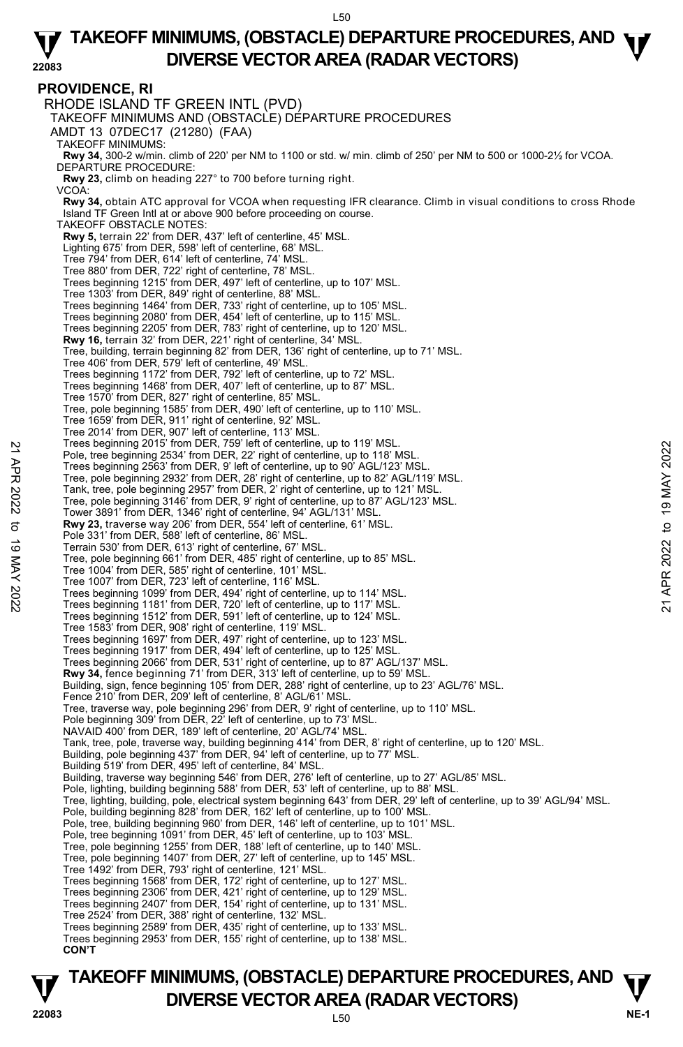# TAKEOFF MINIMUMS, (OBSTACLE) DEPARTURE PROCEDURES, AND DIVERSE VECTOR AREA (RADAR VECTORS)

## PROVIDENCE, RI

### RHODE ISLAND TF GREEN INTL (PVD)

TAKEOFF MINIMUMS AND (OBSTACLE) DEPARTURE PROCEDURES

AMDT 13 07DEC17 (21280) (FAA)

TAKEOFF MINIMUMS:

**Rwy 34,** 300-2 w/min. climb of 220' per NM to 1100 or std. w/ min. climb of 250' per NM to 500 or 1000-2½ for VCOA.

DEPARTURE PROCEDURE:

**Rwy 23,** climb on heading 227° to 700 before turning right.

VCOA:

**Rwy 34,** obtain ATC approval for VCOA when requesting IFR clearance. Climb in visual conditions to cross Rhode Island TF Green Intl at or above 900 before proceeding on course.

TAKEOFF OBSTACLE NOTES:

**Rwy 5,** terrain 22' from DER, 437' left of centerline, 45' MSL.
Lighting 675' from DER, 598' left of centerline, 68' MSL.
Tree 794' from DER, 614' left of centerline, 74' MSL.
Tree 880' from DER, 722' right of centerline, 78' MSL.
Trees beginning 1215' from DER, 497' left of centerline, up to 107' MSL.
Tree 1303' from DER, 849' right of centerline, 88' MSL.
Trees beginning 1464' from DER, 733' right of centerline, up to 105' MSL.
Trees beginning 2080' from DER, 454' left of centerline, up to 115' MSL.
Trees beginning 2205' from DER, 783' right of centerline, up to 120' MSL.

**Rwy 16,** terrain 32' from DER, 221' right of centerline, 34' MSL.
Tree, building, terrain beginning 82' from DER, 136' right of centerline, up to 71' MSL.
Tree 406' from DER, 579' left of centerline, 49' MSL.
Trees beginning 1172' from DER, 792' left of centerline, up to 72' MSL.
Trees beginning 1468' from DER, 407' left of centerline, up to 87' MSL.
Tree 1570' from DER, 827' left of centerline, 85' MSL.
Tree, pole beginning 1585' from DER, 490' left of centerline, up to 110' MSL.
Tree 1659' from DER, 911' right of centerline, 92' MSL.
Tree 2014' from DER, 907' left of centerline, 113' MSL.
Trees beginning 2015' from DER, 759' left of centerline, up to 119' MSL.
Pole, tree beginning 2534' from DER, 22' right of centerline, up to 118' MSL.
Trees beginning 2563' from DER, 9' left of centerline, up to 90' AGL/123' MSL.
Tree, pole beginning 2932' from DER, 28' right of centerline, up to 82' AGL/119' MSL.
Tank, tree, pole beginning 2957' from DER, 2' right of centerline, up to 121' MSL.
Tree, pole beginning 3146' from DER, 9' right of centerline, up to 87' AGL/123' MSL.
Tower 3891' from DER, 1346' right of centerline, 94' AGL/131' MSL.

**Rwy 23,** traverse way 206' from DER, 554' left of centerline, 61' MSL.
Pole 331' from DER, 588' left of centerline, 86' MSL.
Terrain 530' from DER, 613' right of centerline, 67' MSL.
Tree, pole beginning 661' from DER, 485' right of centerline, up to 85' MSL.
Tree 1004' from DER, 585' right of centerline, 101' MSL.
Tree 1007' from DER, 723' left of centerline, 116' MSL.
Trees beginning 1099' from DER, 494' right of centerline, up to 114' MSL.
Trees beginning 1181' from DER, 720' left of centerline, up to 117' MSL.
Trees beginning 1512' from DER, 591' left of centerline, up to 124' MSL.
Tree 1583' from DER, 908' right of centerline, 119' MSL.
Trees beginning 1697' from DER, 497' right of centerline, up to 123' MSL.
Trees beginning 1917' from DER, 494' left of centerline, up to 125' MSL.
Trees beginning 2066' from DER, 531' right of centerline, up to 87' AGL/137' MSL.

**Rwy 34,** fence beginning 71' from DER, 313' left of centerline, up to 59' MSL.
Building, sign, fence beginning 105' from DER, 288' right of centerline, up to 23' AGL/76' MSL.
Fence 210' from DER, 209' left of centerline, 8' AGL/61' MSL.
Tree, traverse way, pole beginning 296' from DER, 9' right of centerline, up to 110' MSL.
Pole beginning 309' from DER, 22' left of centerline, up to 73' MSL.
NAVAID 400' from DER, 189' left of centerline, 20' AGL/74' MSL.
Tank, tree, pole, traverse way, building beginning 414' from DER, 8' right of centerline, up to 120' MSL.
Building, pole beginning 437' from DER, 94' left of centerline, up to 77' MSL.
Building 519' from DER, 495' left of centerline, 84' MSL.
Building, traverse way beginning 546' from DER, 276' left of centerline, up to 27' AGL/85' MSL.
Pole, lighting, building beginning 588' from DER, 53' left of centerline, up to 88' MSL.
Tree, lighting, building, pole, electrical system beginning 643' from DER, 29' left of centerline, up to 39' AGL/94' MSL.
Pole, building beginning 828' from DER, 162' left of centerline, up to 100' MSL.
Pole, tree, building beginning 960' from DER, 146' left of centerline, up to 101' MSL.
Pole, tree beginning 1091' from DER, 45' left of centerline, up to 103' MSL.
Tree, pole beginning 1255' from DER, 188' left of centerline, up to 140' MSL.
Tree, pole beginning 1407' from DER, 27' left of centerline, up to 145' MSL.
Tree 1492' from DER, 793' right of centerline, 121' MSL.
Trees beginning 1568' from DER, 172' right of centerline, up to 127' MSL.
Trees beginning 2306' from DER, 421' right of centerline, up to 129' MSL.
Trees beginning 2407' from DER, 154' right of centerline, up to 131' MSL.
Tree 2524' from DER, 388' right of centerline, 132' MSL.
Trees beginning 2589' from DER, 435' right of centerline, up to 133' MSL.
Trees beginning 2953' from DER, 155' right of centerline, up to 138' MSL.

**CON'T**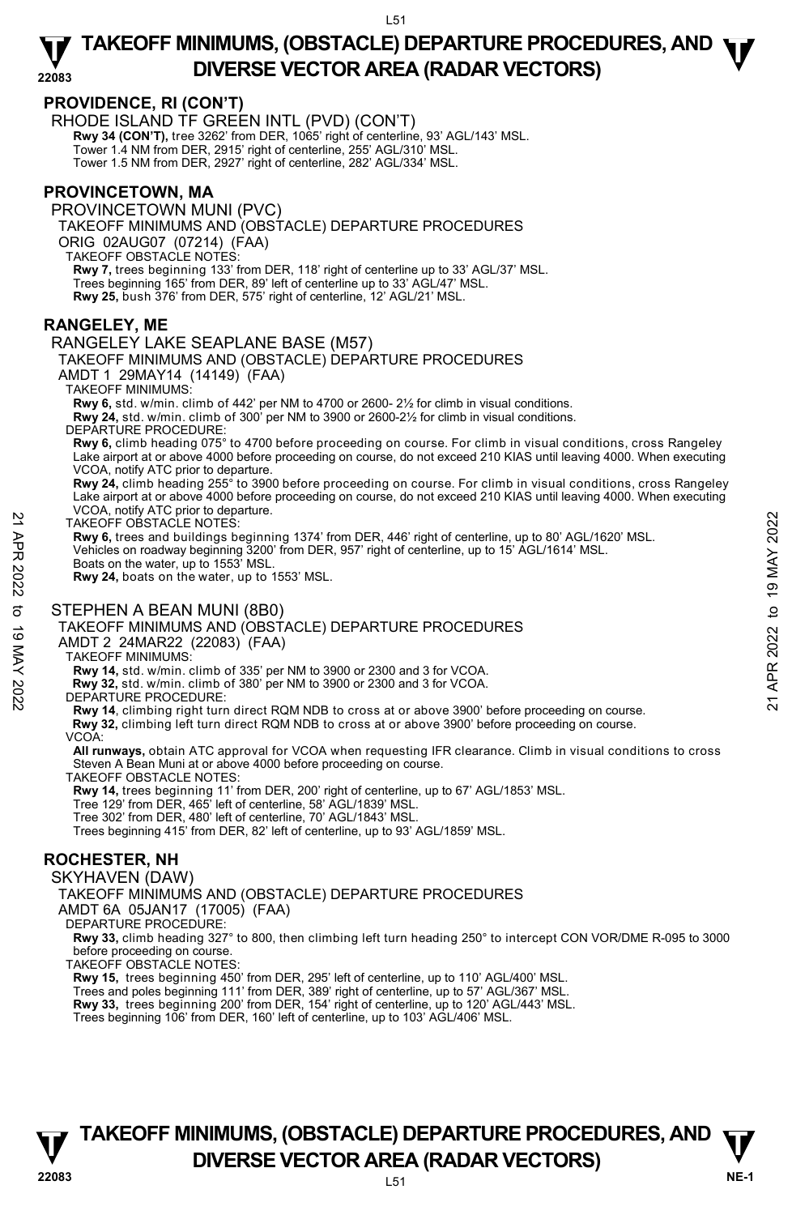## PROVIDENCE, RI (CON'T)

RHODE ISLAND TF GREEN INTL (PVD) (CON'T)

**Rwy 34 (CON'T),** tree 3262' from DER, 1065' right of centerline, 93' AGL/143' MSL.
Tower 1.4 NM from DER, 2915' right of centerline, 255' AGL/310' MSL.
Tower 1.5 NM from DER, 2927' right of centerline, 282' AGL/334' MSL.

## PROVINCETOWN, MA

PROVINCETOWN MUNI (PVC)

TAKEOFF MINIMUMS AND (OBSTACLE) DEPARTURE PROCEDURES

ORIG 02AUG07 (07214) (FAA)

TAKEOFF OBSTACLE NOTES:

**Rwy 7,** trees beginning 133' from DER, 118' right of centerline up to 33' AGL/37' MSL.
Trees beginning 165' from DER, 89' left of centerline up to 33' AGL/47' MSL.
**Rwy 25,** bush 376' from DER, 575' right of centerline, 12' AGL/21' MSL.

## RANGELEY, ME

RANGELEY LAKE SEAPLANE BASE (M57)

TAKEOFF MINIMUMS AND (OBSTACLE) DEPARTURE PROCEDURES

AMDT 1 29MAY14 (14149) (FAA)

TAKEOFF MINIMUMS:

**Rwy 6,** std. w/min. climb of 442' per NM to 4700 or 2600- 2½ for climb in visual conditions.
**Rwy 24,** std. w/min. climb of 300' per NM to 3900 or 2600-2½ for climb in visual conditions.

DEPARTURE PROCEDURE:

**Rwy 6,** climb heading 075° to 4700 before proceeding on course. For climb in visual conditions, cross Rangeley Lake airport at or above 4000 before proceeding on course, do not exceed 210 KIAS until leaving 4000. When executing VCOA, notify ATC prior to departure.
**Rwy 24,** climb heading 255° to 3900 before proceeding on course. For climb in visual conditions, cross Rangeley Lake airport at or above 4000 before proceeding on course, do not exceed 210 KIAS until leaving 4000. When executing VCOA, notify ATC prior to departure.

TAKEOFF OBSTACLE NOTES:

**Rwy 6,** trees and buildings beginning 1374' from DER, 446' right of centerline, up to 80' AGL/1620' MSL.
Vehicles on roadway beginning 3200' from DER, 957' right of centerline, up to 15' AGL/1614' MSL.
Boats on the water, up to 1553' MSL.
**Rwy 24,** boats on the water, up to 1553' MSL.

STEPHEN A BEAN MUNI (8B0)

TAKEOFF MINIMUMS AND (OBSTACLE) DEPARTURE PROCEDURES

AMDT 2 24MAR22 (22083) (FAA)

TAKEOFF MINIMUMS:

**Rwy 14,** std. w/min. climb of 335' per NM to 3900 or 2300 and 3 for VCOA.
**Rwy 32,** std. w/min. climb of 380' per NM to 3900 or 2300 and 3 for VCOA.

DEPARTURE PROCEDURE:

**Rwy 14**, climbing right turn direct RQM NDB to cross at or above 3900' before proceeding on course.
**Rwy 32,** climbing left turn direct RQM NDB to cross at or above 3900' before proceeding on course.

VCOA:

**All runways,** obtain ATC approval for VCOA when requesting IFR clearance. Climb in visual conditions to cross Steven A Bean Muni at or above 4000 before proceeding on course.

TAKEOFF OBSTACLE NOTES:

**Rwy 14,** trees beginning 11' from DER, 200' right of centerline, up to 67' AGL/1853' MSL.
Tree 129' from DER, 465' left of centerline, 58' AGL/1839' MSL.
Tree 302' from DER, 480' left of centerline, 70' AGL/1843' MSL.
Trees beginning 415' from DER, 82' left of centerline, up to 93' AGL/1859' MSL.

## ROCHESTER, NH

SKYHAVEN (DAW)

TAKEOFF MINIMUMS AND (OBSTACLE) DEPARTURE PROCEDURES

AMDT 6A 05JAN17 (17005) (FAA)

DEPARTURE PROCEDURE:

**Rwy 33,** climb heading 327° to 800, then climbing left turn heading 250° to intercept CON VOR/DME R-095 to 3000 before proceeding on course.

TAKEOFF OBSTACLE NOTES:

**Rwy 15,** trees beginning 450' from DER, 295' left of centerline, up to 110' AGL/400' MSL.
Trees and poles beginning 111' from DER, 389' right of centerline, up to 57' AGL/367' MSL.
**Rwy 33,** trees beginning 200' from DER, 154' right of centerline, up to 120' AGL/443' MSL.
Trees beginning 106' from DER, 160' left of centerline, up to 103' AGL/406' MSL.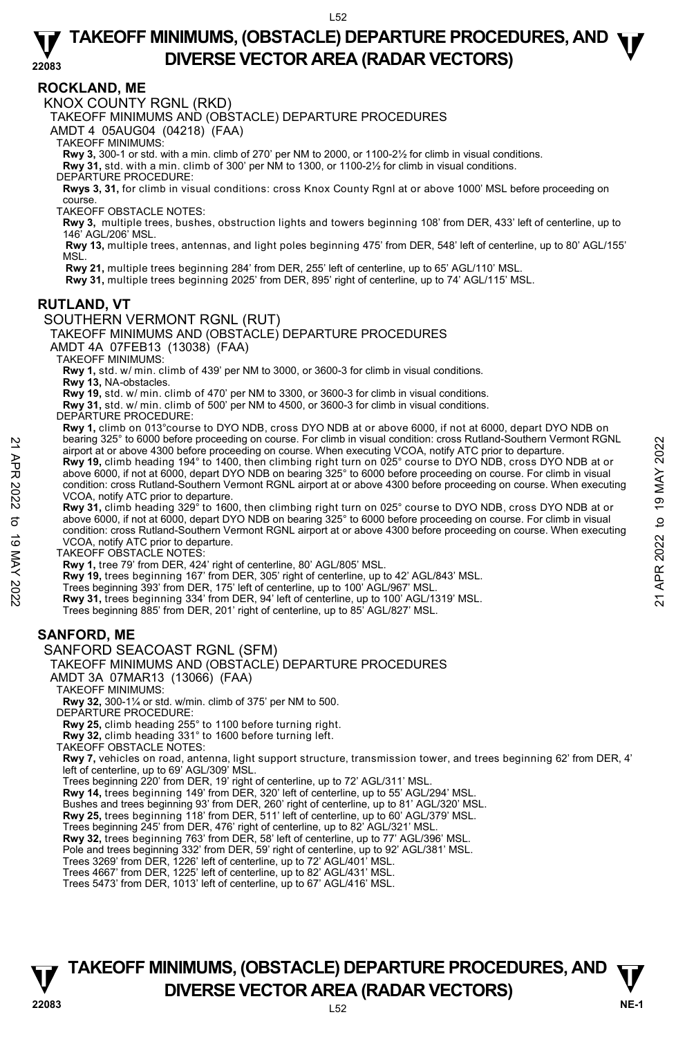## ROCKLAND, ME

### KNOX COUNTY RGNL (RKD)

TAKEOFF MINIMUMS AND (OBSTACLE) DEPARTURE PROCEDURES

AMDT 4 05AUG04 (04218) (FAA)

TAKEOFF MINIMUMS:

**Rwy 3,** 300-1 or std. with a min. climb of 270' per NM to 2000, or 1100-2½ for climb in visual conditions.

**Rwy 31,** std. with a min. climb of 300' per NM to 1300, or 1100-2½ for climb in visual conditions.

DEPARTURE PROCEDURE:

**Rwys 3, 31,** for climb in visual conditions: cross Knox County Rgnl at or above 1000' MSL before proceeding on course.

TAKEOFF OBSTACLE NOTES:

**Rwy 3,** multiple trees, bushes, obstruction lights and towers beginning 108' from DER, 433' left of centerline, up to 146' AGL/206' MSL.

**Rwy 13,** multiple trees, antennas, and light poles beginning 475' from DER, 548' left of centerline, up to 80' AGL/155' MSL.

**Rwy 21,** multiple trees beginning 284' from DER, 255' left of centerline, up to 65' AGL/110' MSL.

**Rwy 31,** multiple trees beginning 2025' from DER, 895' right of centerline, up to 74' AGL/115' MSL.

## RUTLAND, VT

### SOUTHERN VERMONT RGNL (RUT)

TAKEOFF MINIMUMS AND (OBSTACLE) DEPARTURE PROCEDURES

AMDT 4A 07FEB13 (13038) (FAA)

TAKEOFF MINIMUMS:

**Rwy 1,** std. w/ min. climb of 439' per NM to 3000, or 3600-3 for climb in visual conditions.

**Rwy 13,** NA-obstacles.

**Rwy 19,** std. w/ min. climb of 470' per NM to 3300, or 3600-3 for climb in visual conditions.

**Rwy 31,** std. w/ min. climb of 500' per NM to 4500, or 3600-3 for climb in visual conditions.

DEPARTURE PROCEDURE:

**Rwy 1,** climb on 013°course to DYO NDB, cross DYO NDB at or above 6000, if not at 6000, depart DYO NDB on bearing 325° to 6000 before proceeding on course. For climb in visual condition: cross Rutland-Southern Vermont RGNL airport at or above 4300 before proceeding on course. When executing VCOA, notify ATC prior to departure.

**Rwy 19,** climb heading 194° to 1400, then climbing right turn on 025° course to DYO NDB, cross DYO NDB at or above 6000, if not at 6000, depart DYO NDB on bearing 325° to 6000 before proceeding on course. For climb in visual condition: cross Rutland-Southern Vermont RGNL airport at or above 4300 before proceeding on course. When executing VCOA, notify ATC prior to departure.

**Rwy 31,** climb heading 329° to 1600, then climbing right turn on 025° course to DYO NDB, cross DYO NDB at or above 6000, if not at 6000, depart DYO NDB on bearing 325° to 6000 before proceeding on course. For climb in visual condition: cross Rutland-Southern Vermont RGNL airport at or above 4300 before proceeding on course. When executing VCOA, notify ATC prior to departure.

TAKEOFF OBSTACLE NOTES:

**Rwy 1,** tree 79' from DER, 424' right of centerline, 80' AGL/805' MSL.

**Rwy 19,** trees beginning 167' from DER, 305' right of centerline, up to 42' AGL/843' MSL.

Trees beginning 393' from DER, 175' left of centerline, up to 100' AGL/967' MSL.

**Rwy 31,** trees beginning 334' from DER, 94' left of centerline, up to 100' AGL/1319' MSL.

Trees beginning 885' from DER, 201' right of centerline, up to 85' AGL/827' MSL.

## SANFORD, ME

### SANFORD SEACOAST RGNL (SFM)

TAKEOFF MINIMUMS AND (OBSTACLE) DEPARTURE PROCEDURES

AMDT 3A 07MAR13 (13066) (FAA)

TAKEOFF MINIMUMS:

**Rwy 32,** 300-1¼ or std. w/min. climb of 375' per NM to 500.

DEPARTURE PROCEDURE:

**Rwy 25,** climb heading 255° to 1100 before turning right.

**Rwy 32,** climb heading 331° to 1600 before turning left.

TAKEOFF OBSTACLE NOTES:

**Rwy 7,** vehicles on road, antenna, light support structure, transmission tower, and trees beginning 62' from DER, 4' left of centerline, up to 69' AGL/309' MSL.

Trees beginning 220' from DER, 19' right of centerline, up to 72' AGL/311' MSL.

**Rwy 14,** trees beginning 149' from DER, 320' left of centerline, up to 55' AGL/294' MSL.

Bushes and trees beginning 93' from DER, 260' right of centerline, up to 81' AGL/320' MSL.

**Rwy 25,** trees beginning 118' from DER, 511' left of centerline, up to 60' AGL/379' MSL.

Trees beginning 245' from DER, 476' right of centerline, up to 82' AGL/321' MSL.

**Rwy 32,** trees beginning 763' from DER, 58' left of centerline, up to 77' AGL/396' MSL.

Pole and trees beginning 332' from DER, 59' right of centerline, up to 92' AGL/381' MSL.

Trees 3269' from DER, 1226' left of centerline, up to 72' AGL/401' MSL.

Trees 4667' from DER, 1225' left of centerline, up to 82' AGL/431' MSL.

Trees 5473' from DER, 1013' left of centerline, up to 67' AGL/416' MSL.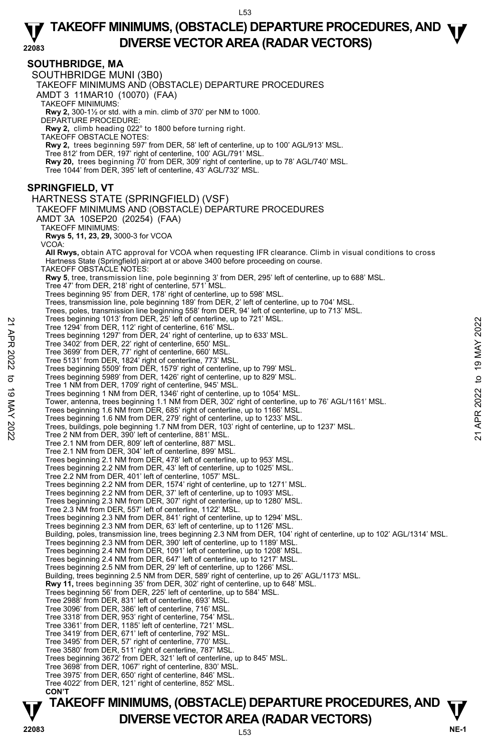## SOUTHBRIDGE, MA

### SOUTHBRIDGE MUNI (3B0)

TAKEOFF MINIMUMS AND (OBSTACLE) DEPARTURE PROCEDURES

AMDT 3 11MAR10 (10070) (FAA)

TAKEOFF MINIMUMS:

**Rwy 2,** 300-1½ or std. with a min. climb of 370' per NM to 1000.

DEPARTURE PROCEDURE:

**Rwy 2,** climb heading 022° to 1800 before turning right.

TAKEOFF OBSTACLE NOTES:

**Rwy 2,** trees beginning 597' from DER, 58' left of centerline, up to 100' AGL/913' MSL.
Tree 812' from DER, 197' right of centerline, 100' AGL/791' MSL.
**Rwy 20,** trees beginning 70' from DER, 309' right of centerline, up to 78' AGL/740' MSL.
Tree 1044' from DER, 395' left of centerline, 43' AGL/732' MSL.

## SPRINGFIELD, VT

### HARTNESS STATE (SPRINGFIELD) (VSF)

TAKEOFF MINIMUMS AND (OBSTACLE) DEPARTURE PROCEDURES

AMDT 3A 10SEP20 (20254) (FAA)

TAKEOFF MINIMUMS:

**Rwys 5, 11, 23, 29,** 3000-3 for VCOA

VCOA:

**All Rwys,** obtain ATC approval for VCOA when requesting IFR clearance. Climb in visual conditions to cross Hartness State (Springfield) airport at or above 3400 before proceeding on course.

TAKEOFF OBSTACLE NOTES:

**Rwy 5**, tree, transmission line, pole beginning 3' from DER, 295' left of centerline, up to 688' MSL.
Tree 47' from DER, 218' right of centerline, 571' MSL.
Trees beginning 95' from DER, 178' right of centerline, up to 598' MSL.
Trees, transmission line, pole beginning 189' from DER, 2' left of centerline, up to 704' MSL.
Trees, poles, transmission line beginning 558' from DER, 94' left of centerline, up to 713' MSL.
Trees beginning 1013' from DER, 25' left of centerline, up to 721' MSL.
Tree 1294' from DER, 112' right of centerline, 616' MSL.
Trees beginning 1297' from DER, 24' right of centerline, up to 633' MSL.
Tree 3402' from DER, 22' right of centerline, 650' MSL.
Tree 3699' from DER, 77' right of centerline, 660' MSL.
Tree 5131' from DER, 1824' right of centerline, 773' MSL.
Trees beginning 5509' from DER, 1579' right of centerline, up to 799' MSL.
Trees beginning 5989' from DER, 1426' right of centerline, up to 829' MSL.
Tree 1 NM from DER, 1709' right of centerline, 945' MSL.
Trees beginning 1 NM from DER, 1346' right of centerline, up to 1054' MSL.
Tower, antenna, trees beginning 1.1 NM from DER, 302' right of centerline, up to 76' AGL/1161' MSL.
Trees beginning 1.6 NM from DER, 685' right of centerline, up to 1166' MSL.
Trees beginning 1.6 NM from DER, 279' right of centerline, up to 1233' MSL.
Trees, buildings, pole beginning 1.7 NM from DER, 103' right of centerline, up to 1237' MSL.
Tree 2 NM from DER, 390' left of centerline, 881' MSL.
Tree 2.1 NM from DER, 809' left of centerline, 887' MSL.
Tree 2.1 NM from DER, 304' left of centerline, 899' MSL.
Trees beginning 2.1 NM from DER, 478' left of centerline, up to 953' MSL.
Trees beginning 2.2 NM from DER, 43' left of centerline, up to 1025' MSL.
Tree 2.2 NM from DER, 401' left of centerline, 1057' MSL.
Trees beginning 2.2 NM from DER, 1574' right of centerline, up to 1271' MSL.
Trees beginning 2.2 NM from DER, 37' left of centerline, up to 1093' MSL.
Trees beginning 2.3 NM from DER, 307' right of centerline, up to 1280' MSL.
Tree 2.3 NM from DER, 557' left of centerline, 1122' MSL.
Trees beginning 2.3 NM from DER, 841' right of centerline, up to 1294' MSL.
Trees beginning 2.3 NM from DER, 63' left of centerline, up to 1126' MSL.
Building, poles, transmission line, trees beginning 2.3 NM from DER, 104' right of centerline, up to 102' AGL/1314' MSL.
Trees beginning 2.3 NM from DER, 390' left of centerline, up to 1189' MSL.
Trees beginning 2.4 NM from DER, 1091' left of centerline, up to 1208' MSL.
Trees beginning 2.4 NM from DER, 647' left of centerline, up to 1217' MSL.
Trees beginning 2.5 NM from DER, 29' left of centerline, up to 1266' MSL.
Building, trees beginning 2.5 NM from DER, 589' right of centerline, up to 26' AGL/1173' MSL.
**Rwy 11,** trees beginning 35' from DER, 302' right of centerline, up to 648' MSL.
Trees beginning 56' from DER, 225' left of centerline, up to 584' MSL.
Tree 2988' from DER, 831' left of centerline, 693' MSL.
Tree 3096' from DER, 386' left of centerline, 716' MSL.
Tree 3318' from DER, 953' right of centerline, 754' MSL.
Tree 3361' from DER, 1185' left of centerline, 721' MSL.
Tree 3419' from DER, 671' left of centerline, 792' MSL.
Tree 3495' from DER, 57' right of centerline, 770' MSL.
Tree 3580' from DER, 511' right of centerline, 787' MSL.
Trees beginning 3672' from DER, 321' left of centerline, up to 845' MSL.
Tree 3698' from DER, 1067' right of centerline, 830' MSL.
Tree 3975' from DER, 650' right of centerline, 846' MSL.
Tree 4022' from DER, 121' right of centerline, 852' MSL.

**CON'T**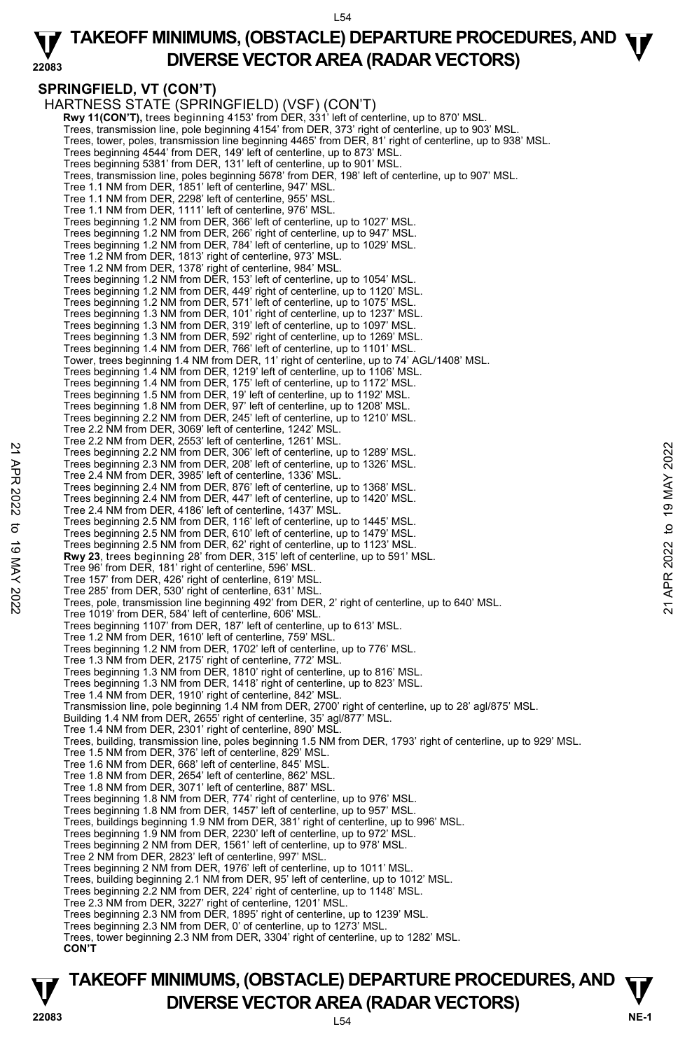## SPRINGFIELD, VT (CON'T)

HARTNESS STATE (SPRINGFIELD) (VSF) (CON'T)

**Rwy 11(CON'T),** trees beginning 4153' from DER, 331' left of centerline, up to 870' MSL.
Trees, transmission line, pole beginning 4154' from DER, 373' right of centerline, up to 903' MSL.
Trees, tower, poles, transmission line beginning 4465' from DER, 81' right of centerline, up to 938' MSL.
Trees beginning 4544' from DER, 149' left of centerline, up to 873' MSL.
Trees beginning 5381' from DER, 131' left of centerline, up to 901' MSL.
Trees, transmission line, poles beginning 5678' from DER, 198' left of centerline, up to 907' MSL.
Tree 1.1 NM from DER, 1851' left of centerline, 947' MSL.
Tree 1.1 NM from DER, 2298' left of centerline, 955' MSL.
Tree 1.1 NM from DER, 1111' left of centerline, 976' MSL.
Trees beginning 1.2 NM from DER, 366' left of centerline, up to 1027' MSL.
Trees beginning 1.2 NM from DER, 266' right of centerline, up to 947' MSL.
Trees beginning 1.2 NM from DER, 784' left of centerline, up to 1029' MSL.
Tree 1.2 NM from DER, 1813' right of centerline, 973' MSL.
Tree 1.2 NM from DER, 1378' right of centerline, 984' MSL.
Trees beginning 1.2 NM from DER, 153' left of centerline, up to 1054' MSL.
Trees beginning 1.2 NM from DER, 449' right of centerline, up to 1120' MSL.
Trees beginning 1.2 NM from DER, 571' left of centerline, up to 1075' MSL.
Trees beginning 1.3 NM from DER, 101' right of centerline, up to 1237' MSL.
Trees beginning 1.3 NM from DER, 319' left of centerline, up to 1097' MSL.
Trees beginning 1.3 NM from DER, 592' right of centerline, up to 1269' MSL.
Trees beginning 1.4 NM from DER, 766' left of centerline, up to 1101' MSL.
Tower, trees beginning 1.4 NM from DER, 11' right of centerline, up to 74' AGL/1408' MSL.
Trees beginning 1.4 NM from DER, 1219' left of centerline, up to 1106' MSL.
Trees beginning 1.4 NM from DER, 175' left of centerline, up to 1172' MSL.
Trees beginning 1.5 NM from DER, 19' left of centerline, up to 1192' MSL.
Trees beginning 1.8 NM from DER, 97' left of centerline, up to 1208' MSL.
Trees beginning 2.2 NM from DER, 245' left of centerline, up to 1210' MSL.
Tree 2.2 NM from DER, 3069' left of centerline, 1242' MSL.
Tree 2.2 NM from DER, 2553' left of centerline, 1261' MSL.
Trees beginning 2.2 NM from DER, 306' left of centerline, up to 1289' MSL.
Trees beginning 2.3 NM from DER, 208' left of centerline, up to 1326' MSL.
Tree 2.4 NM from DER, 3985' left of centerline, 1336' MSL.
Trees beginning 2.4 NM from DER, 876' left of centerline, up to 1368' MSL.
Trees beginning 2.4 NM from DER, 447' left of centerline, up to 1420' MSL.
Tree 2.4 NM from DER, 4186' left of centerline, 1437' MSL.
Trees beginning 2.5 NM from DER, 116' left of centerline, up to 1445' MSL.
Trees beginning 2.5 NM from DER, 610' left of centerline, up to 1479' MSL.
Trees beginning 2.5 NM from DER, 62' right of centerline, up to 1123' MSL.

**Rwy 23**, trees beginning 28' from DER, 315' left of centerline, up to 591' MSL.
Tree 96' from DER, 181' right of centerline, 596' MSL.
Tree 157' from DER, 426' right of centerline, 619' MSL.
Tree 285' from DER, 530' right of centerline, 631' MSL.
Trees, pole, transmission line beginning 492' from DER, 2' right of centerline, up to 640' MSL.
Tree 1019' from DER, 584' left of centerline, 606' MSL.
Trees beginning 1107' from DER, 187' left of centerline, up to 613' MSL.
Tree 1.2 NM from DER, 1610' left of centerline, 759' MSL.
Trees beginning 1.2 NM from DER, 1702' left of centerline, up to 776' MSL.
Tree 1.3 NM from DER, 2175' right of centerline, 772' MSL.
Trees beginning 1.3 NM from DER, 1810' right of centerline, up to 816' MSL.
Trees beginning 1.3 NM from DER, 1418' right of centerline, up to 823' MSL.
Tree 1.4 NM from DER, 1910' right of centerline, 842' MSL.
Transmission line, pole beginning 1.4 NM from DER, 2700' right of centerline, up to 28' agl/875' MSL.
Building 1.4 NM from DER, 2655' right of centerline, 35' agl/877' MSL.
Tree 1.4 NM from DER, 2301' right of centerline, 890' MSL.
Trees, building, transmission line, poles beginning 1.5 NM from DER, 1793' right of centerline, up to 929' MSL.
Tree 1.5 NM from DER, 376' left of centerline, 829' MSL.
Tree 1.6 NM from DER, 668' left of centerline, 845' MSL.
Tree 1.8 NM from DER, 2654' left of centerline, 862' MSL.
Tree 1.8 NM from DER, 3071' left of centerline, 887' MSL.
Trees beginning 1.8 NM from DER, 774' right of centerline, up to 976' MSL.
Trees beginning 1.8 NM from DER, 1457' left of centerline, up to 957' MSL.
Trees, buildings beginning 1.9 NM from DER, 381' right of centerline, up to 996' MSL.
Trees beginning 1.9 NM from DER, 2230' left of centerline, up to 972' MSL.
Trees beginning 2 NM from DER, 1561' left of centerline, up to 978' MSL.
Tree 2 NM from DER, 2823' left of centerline, 997' MSL.
Trees beginning 2 NM from DER, 1976' left of centerline, up to 1011' MSL.
Trees, building beginning 2.1 NM from DER, 95' left of centerline, up to 1012' MSL.
Trees beginning 2.2 NM from DER, 224' right of centerline, up to 1148' MSL.
Tree 2.3 NM from DER, 3227' right of centerline, 1201' MSL.
Trees beginning 2.3 NM from DER, 1895' right of centerline, up to 1239' MSL.
Trees beginning 2.3 NM from DER, 0' of centerline, up to 1273' MSL.
Trees, tower beginning 2.3 NM from DER, 3304' right of centerline, up to 1282' MSL.

**CON'T**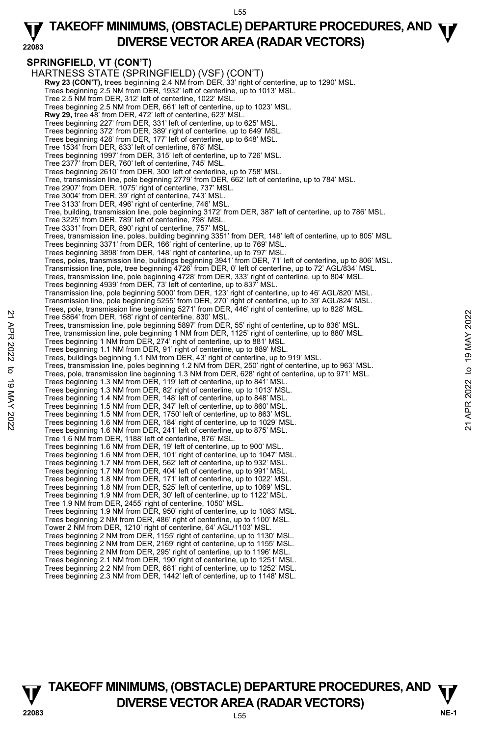## SPRINGFIELD, VT (CON'T)

HARTNESS STATE (SPRINGFIELD) (VSF) (CON'T)

**Rwy 23 (CON'T),** trees beginning 2.4 NM from DER, 33' right of centerline, up to 1290' MSL.
Trees beginning 2.5 NM from DER, 1932' left of centerline, up to 1013' MSL.
Tree 2.5 NM from DER, 312' left of centerline, 1022' MSL.
Trees beginning 2.5 NM from DER, 661' left of centerline, up to 1023' MSL.
**Rwy 29,** tree 48' from DER, 472' left of centerline, 623' MSL.
Trees beginning 227' from DER, 331' left of centerline, up to 625' MSL.
Trees beginning 372' from DER, 389' right of centerline, up to 649' MSL.
Trees beginning 428' from DER, 177' left of centerline, up to 648' MSL.
Tree 1534' from DER, 833' left of centerline, 678' MSL.
Trees beginning 1997' from DER, 315' left of centerline, up to 726' MSL.
Tree 2377' from DER, 760' left of centerline, 745' MSL.
Trees beginning 2610' from DER, 300' left of centerline, up to 758' MSL.
Tree, transmission line, pole beginning 2779' from DER, 662' left of centerline, up to 784' MSL.
Tree 2907' from DER, 1075' right of centerline, 737' MSL.
Tree 3004' from DER, 39' right of centerline, 743' MSL.
Tree 3133' from DER, 496' right of centerline, 746' MSL.
Tree, building, transmission line, pole beginning 3172' from DER, 387' left of centerline, up to 786' MSL.
Tree 3225' from DER, 789' left of centerline, 798' MSL.
Tree 3331' from DER, 890' right of centerline, 757' MSL.
Trees, transmission line, poles, building beginning 3351' from DER, 148' left of centerline, up to 805' MSL.
Trees beginning 3371' from DER, 166' right of centerline, up to 769' MSL.
Trees beginning 3898' from DER, 148' right of centerline, up to 797' MSL.
Trees, poles, transmission line, buildings beginning 3941' from DER, 71' left of centerline, up to 806' MSL.
Transmission line, pole, tree beginning 4726' from DER, 0' left of centerline, up to 72' AGL/834' MSL.
Trees, transmission line, pole beginning 4728' from DER, 333' right of centerline, up to 804' MSL.
Trees beginning 4939' from DER, 73' left of centerline, up to 837' MSL.
Transmission line, pole beginning 5000' from DER, 123' right of centerline, up to 46' AGL/820' MSL.
Transmission line, pole beginning 5255' from DER, 270' right of centerline, up to 39' AGL/824' MSL.
Trees, pole, transmission line beginning 5271' from DER, 446' right of centerline, up to 828' MSL.
Tree 5864' from DER, 168' right of centerline, 830' MSL.
Trees, transmission line, pole beginning 5897' from DER, 55' right of centerline, up to 836' MSL.
Tree, transmission line, pole beginning 1 NM from DER, 1125' right of centerline, up to 880' MSL.
Trees beginning 1 NM from DER, 274' right of centerline, up to 881' MSL.
Trees beginning 1.1 NM from DER, 91' right of centerline, up to 889' MSL.
Trees, buildings beginning 1.1 NM from DER, 43' right of centerline, up to 919' MSL.
Trees, transmission line, poles beginning 1.2 NM from DER, 250' right of centerline, up to 963' MSL.
Trees, pole, transmission line beginning 1.3 NM from DER, 628' right of centerline, up to 971' MSL.
Trees beginning 1.3 NM from DER, 119' left of centerline, up to 841' MSL.
Trees beginning 1.3 NM from DER, 82' right of centerline, up to 1013' MSL.
Trees beginning 1.4 NM from DER, 148' left of centerline, up to 848' MSL.
Trees beginning 1.5 NM from DER, 347' left of centerline, up to 860' MSL.
Trees beginning 1.5 NM from DER, 1750' left of centerline, up to 863' MSL.
Trees beginning 1.6 NM from DER, 184' right of centerline, up to 1029' MSL.
Trees beginning 1.6 NM from DER, 241' left of centerline, up to 875' MSL.
Tree 1.6 NM from DER, 1188' left of centerline, 876' MSL.
Trees beginning 1.6 NM from DER, 19' left of centerline, up to 900' MSL.
Trees beginning 1.6 NM from DER, 101' right of centerline, up to 1047' MSL.
Trees beginning 1.7 NM from DER, 562' left of centerline, up to 932' MSL.
Trees beginning 1.7 NM from DER, 404' left of centerline, up to 991' MSL.
Trees beginning 1.8 NM from DER, 171' left of centerline, up to 1022' MSL.
Trees beginning 1.8 NM from DER, 525' left of centerline, up to 1069' MSL.
Trees beginning 1.9 NM from DER, 30' left of centerline, up to 1122' MSL.
Tree 1.9 NM from DER, 2455' right of centerline, 1050' MSL.
Trees beginning 1.9 NM from DER, 950' right of centerline, up to 1083' MSL.
Trees beginning 2 NM from DER, 486' right of centerline, up to 1100' MSL.
Tower 2 NM from DER, 1210' right of centerline, 64' AGL/1103' MSL.
Trees beginning 2 NM from DER, 1155' right of centerline, up to 1130' MSL.
Trees beginning 2 NM from DER, 2169' right of centerline, up to 1155' MSL.
Trees beginning 2 NM from DER, 295' right of centerline, up to 1196' MSL.
Trees beginning 2.1 NM from DER, 190' right of centerline, up to 1251' MSL.
Trees beginning 2.2 NM from DER, 681' right of centerline, up to 1252' MSL.
Trees beginning 2.3 NM from DER, 1442' left of centerline, up to 1148' MSL.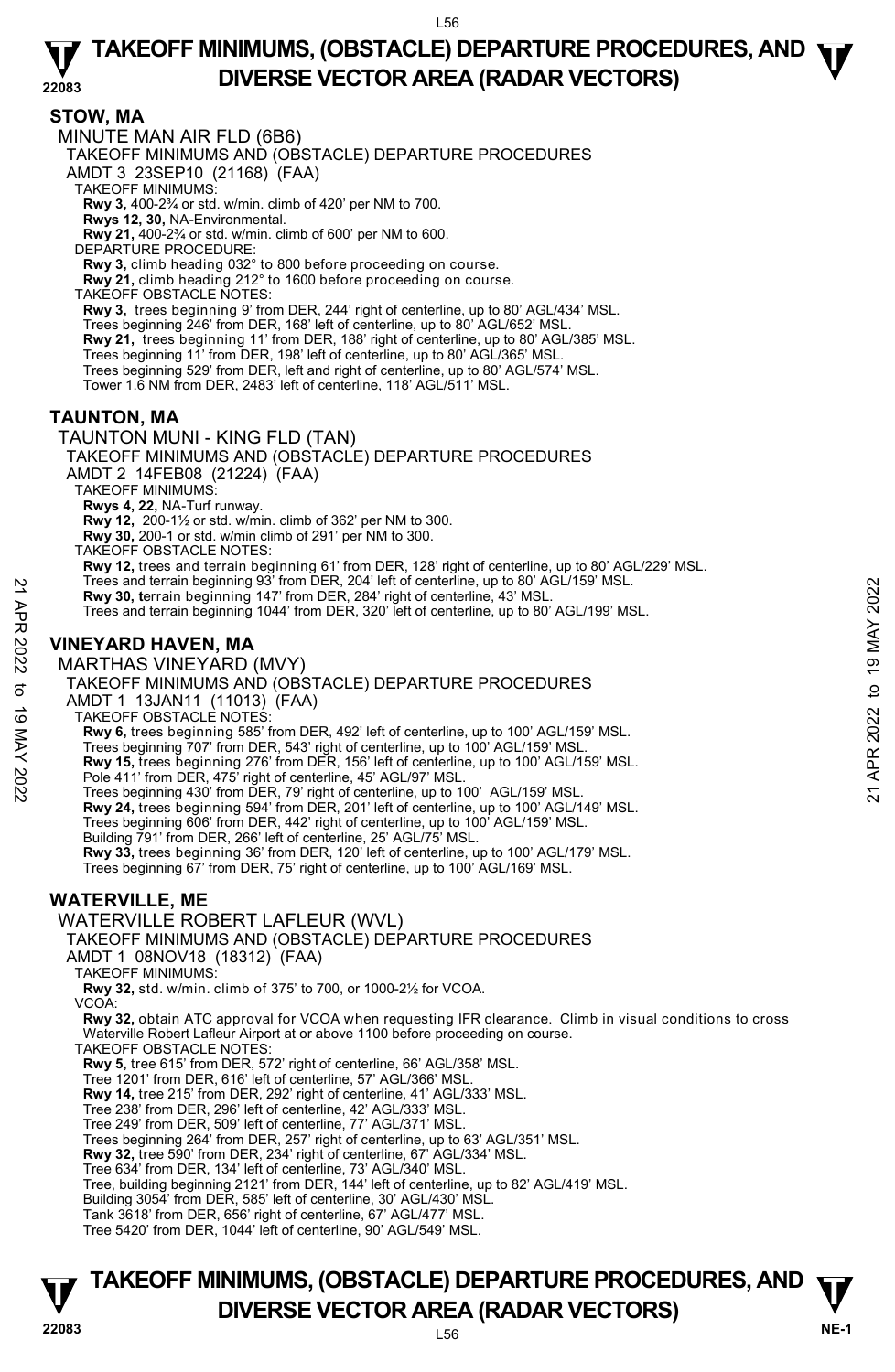## STOW, MA

MINUTE MAN AIR FLD (6B6)

TAKEOFF MINIMUMS AND (OBSTACLE) DEPARTURE PROCEDURES

AMDT 3 23SEP10 (21168) (FAA)

TAKEOFF MINIMUMS:

**Rwy 3,** 400-2¾ or std. w/min. climb of 420' per NM to 700.
**Rwys 12, 30,** NA-Environmental.
**Rwy 21,** 400-2¾ or std. w/min. climb of 600' per NM to 600.

DEPARTURE PROCEDURE:

**Rwy 3,** climb heading 032° to 800 before proceeding on course.
**Rwy 21,** climb heading 212° to 1600 before proceeding on course.

TAKEOFF OBSTACLE NOTES:

**Rwy 3,** trees beginning 9' from DER, 244' right of centerline, up to 80' AGL/434' MSL.
Trees beginning 246' from DER, 168' left of centerline, up to 80' AGL/652' MSL.
**Rwy 21,** trees beginning 11' from DER, 188' right of centerline, up to 80' AGL/385' MSL.
Trees beginning 11' from DER, 198' left of centerline, up to 80' AGL/365' MSL.
Trees beginning 529' from DER, left and right of centerline, up to 80' AGL/574' MSL.
Tower 1.6 NM from DER, 2483' left of centerline, 118' AGL/511' MSL.

## TAUNTON, MA

TAUNTON MUNI - KING FLD (TAN)

TAKEOFF MINIMUMS AND (OBSTACLE) DEPARTURE PROCEDURES

AMDT 2 14FEB08 (21224) (FAA)

TAKEOFF MINIMUMS:

**Rwys 4, 22,** NA-Turf runway.
**Rwy 12,** 200-1½ or std. w/min. climb of 362' per NM to 300.
**Rwy 30,** 200-1 or std. w/min climb of 291' per NM to 300.

TAKEOFF OBSTACLE NOTES:

**Rwy 12,** trees and terrain beginning 61' from DER, 128' right of centerline, up to 80' AGL/229' MSL.
Trees and terrain beginning 93' from DER, 204' left of centerline, up to 80' AGL/159' MSL.
**Rwy 30, t**errain beginning 147' from DER, 284' right of centerline, 43' MSL.
Trees and terrain beginning 1044' from DER, 320' left of centerline, up to 80' AGL/199' MSL.

## VINEYARD HAVEN, MA

MARTHAS VINEYARD (MVY)

TAKEOFF MINIMUMS AND (OBSTACLE) DEPARTURE PROCEDURES

AMDT 1 13JAN11 (11013) (FAA)

TAKEOFF OBSTACLE NOTES:

**Rwy 6,** trees beginning 585' from DER, 492' left of centerline, up to 100' AGL/159' MSL.
Trees beginning 707' from DER, 543' right of centerline, up to 100' AGL/159' MSL.
**Rwy 15,** trees beginning 276' from DER, 156' left of centerline, up to 100' AGL/159' MSL.
Pole 411' from DER, 475' right of centerline, 45' AGL/97' MSL.
Trees beginning 430' from DER, 79' right of centerline, up to 100' AGL/159' MSL.
**Rwy 24,** trees beginning 594' from DER, 201' left of centerline, up to 100' AGL/149' MSL.
Trees beginning 606' from DER, 442' right of centerline, up to 100' AGL/159' MSL.
Building 791' from DER, 266' left of centerline, 25' AGL/75' MSL.
**Rwy 33,** trees beginning 36' from DER, 120' left of centerline, up to 100' AGL/179' MSL.
Trees beginning 67' from DER, 75' right of centerline, up to 100' AGL/169' MSL.

## WATERVILLE, ME

WATERVILLE ROBERT LAFLEUR (WVL)

TAKEOFF MINIMUMS AND (OBSTACLE) DEPARTURE PROCEDURES

AMDT 1 08NOV18 (18312) (FAA)

TAKEOFF MINIMUMS:

**Rwy 32,** std. w/min. climb of 375' to 700, or 1000-2½ for VCOA.

VCOA:

**Rwy 32,** obtain ATC approval for VCOA when requesting IFR clearance. Climb in visual conditions to cross Waterville Robert Lafleur Airport at or above 1100 before proceeding on course.

TAKEOFF OBSTACLE NOTES:

**Rwy 5,** tree 615' from DER, 572' right of centerline, 66' AGL/358' MSL.
Tree 1201' from DER, 616' left of centerline, 57' AGL/366' MSL.
**Rwy 14,** tree 215' from DER, 292' right of centerline, 41' AGL/333' MSL.
Tree 238' from DER, 296' left of centerline, 42' AGL/333' MSL.
Tree 249' from DER, 509' left of centerline, 77' AGL/371' MSL.
Trees beginning 264' from DER, 257' right of centerline, up to 63' AGL/351' MSL.
**Rwy 32,** tree 590' from DER, 234' right of centerline, 67' AGL/334' MSL.
Tree 634' from DER, 134' left of centerline, 73' AGL/340' MSL.
Tree, building beginning 2121' from DER, 144' left of centerline, up to 82' AGL/419' MSL.
Building 3054' from DER, 585' left of centerline, 30' AGL/430' MSL.
Tank 3618' from DER, 656' right of centerline, 67' AGL/477' MSL.
Tree 5420' from DER, 1044' left of centerline, 90' AGL/549' MSL.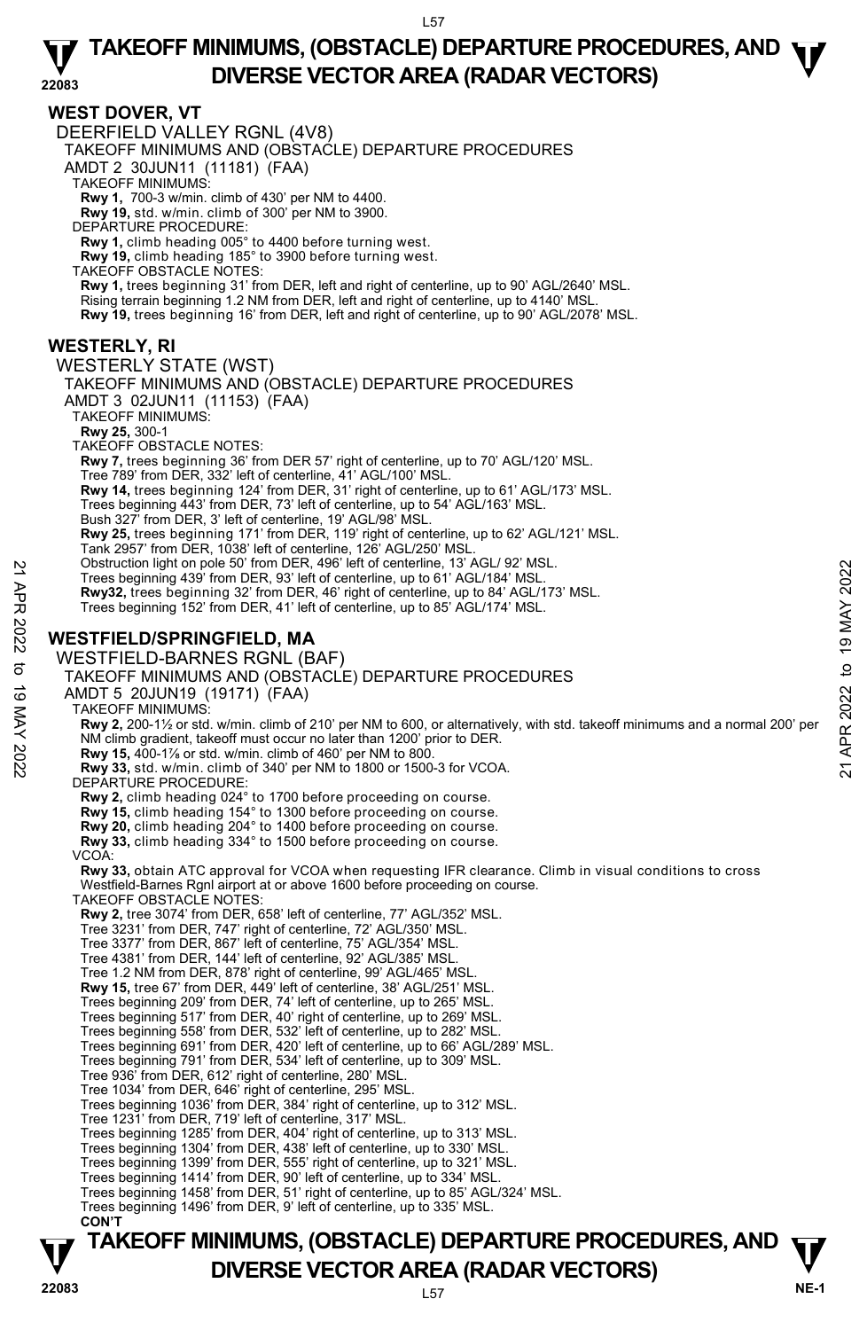## WEST DOVER, VT

### DEERFIELD VALLEY RGNL (4V8)

TAKEOFF MINIMUMS AND (OBSTACLE) DEPARTURE PROCEDURES
AMDT 2 30JUN11 (11181) (FAA)

TAKEOFF MINIMUMS:
**Rwy 1,** 700-3 w/min. climb of 430' per NM to 4400.
**Rwy 19,** std. w/min. climb of 300' per NM to 3900.

DEPARTURE PROCEDURE:
**Rwy 1,** climb heading 005° to 4400 before turning west.
**Rwy 19,** climb heading 185° to 3900 before turning west.

TAKEOFF OBSTACLE NOTES:
**Rwy 1,** trees beginning 31' from DER, left and right of centerline, up to 90' AGL/2640' MSL.
Rising terrain beginning 1.2 NM from DER, left and right of centerline, up to 4140' MSL.
**Rwy 19,** trees beginning 16' from DER, left and right of centerline, up to 90' AGL/2078' MSL.

## WESTERLY, RI

### WESTERLY STATE (WST)

TAKEOFF MINIMUMS AND (OBSTACLE) DEPARTURE PROCEDURES
AMDT 3 02JUN11 (11153) (FAA)

TAKEOFF MINIMUMS:
**Rwy 25,** 300-1

TAKEOFF OBSTACLE NOTES:
**Rwy 7,** trees beginning 36' from DER 57' right of centerline, up to 70' AGL/120' MSL.
Tree 789' from DER, 332' left of centerline, 41' AGL/100' MSL.
**Rwy 14,** trees beginning 124' from DER, 31' right of centerline, up to 61' AGL/173' MSL.
Trees beginning 443' from DER, 73' left of centerline, up to 54' AGL/163' MSL.
Bush 327' from DER, 3' left of centerline, 19' AGL/98' MSL.
**Rwy 25,** trees beginning 171' from DER, 119' right of centerline, up to 62' AGL/121' MSL.
Tank 2957' from DER, 1038' left of centerline, 126' AGL/250' MSL.
Obstruction light on pole 50' from DER, 496' left of centerline, 13' AGL/ 92' MSL.
Trees beginning 439' from DER, 93' left of centerline, up to 61' AGL/184' MSL.
**Rwy32,** trees beginning 32' from DER, 46' right of centerline, up to 84' AGL/173' MSL.
Trees beginning 152' from DER, 41' left of centerline, up to 85' AGL/174' MSL.

## WESTFIELD/SPRINGFIELD, MA

### WESTFIELD-BARNES RGNL (BAF)

TAKEOFF MINIMUMS AND (OBSTACLE) DEPARTURE PROCEDURES
AMDT 5 20JUN19 (19171) (FAA)

TAKEOFF MINIMUMS:
**Rwy 2,** 200-1½ or std. w/min. climb of 210' per NM to 600, or alternatively, with std. takeoff minimums and a normal 200' per NM climb gradient, takeoff must occur no later than 1200' prior to DER.
**Rwy 15,** 400-1⅞ or std. w/min. climb of 460' per NM to 800.
**Rwy 33,** std. w/min. climb of 340' per NM to 1800 or 1500-3 for VCOA.

DEPARTURE PROCEDURE:
**Rwy 2,** climb heading 024° to 1700 before proceeding on course.
**Rwy 15,** climb heading 154° to 1300 before proceeding on course.
**Rwy 20,** climb heading 204° to 1400 before proceeding on course.
**Rwy 33,** climb heading 334° to 1500 before proceeding on course.

VCOA:
**Rwy 33,** obtain ATC approval for VCOA when requesting IFR clearance. Climb in visual conditions to cross Westfield-Barnes Rgnl airport at or above 1600 before proceeding on course.

TAKEOFF OBSTACLE NOTES:
**Rwy 2,** tree 3074' from DER, 658' left of centerline, 77' AGL/352' MSL.
Tree 3231' from DER, 747' right of centerline, 72' AGL/350' MSL.
Tree 3377' from DER, 867' left of centerline, 75' AGL/354' MSL.
Tree 4381' from DER, 144' left of centerline, 92' AGL/385' MSL.
Tree 1.2 NM from DER, 878' right of centerline, 99' AGL/465' MSL.
**Rwy 15,** tree 67' from DER, 449' left of centerline, 38' AGL/251' MSL.
Trees beginning 209' from DER, 74' left of centerline, up to 265' MSL.
Trees beginning 517' from DER, 40' right of centerline, up to 269' MSL.
Trees beginning 558' from DER, 532' left of centerline, up to 282' MSL.
Trees beginning 691' from DER, 420' left of centerline, up to 66' AGL/289' MSL.
Trees beginning 791' from DER, 534' left of centerline, up to 309' MSL.
Tree 936' from DER, 612' right of centerline, 280' MSL.
Tree 1034' from DER, 646' right of centerline, 295' MSL.
Trees beginning 1036' from DER, 384' right of centerline, up to 312' MSL.
Tree 1231' from DER, 719' left of centerline, 317' MSL.
Trees beginning 1285' from DER, 404' right of centerline, up to 313' MSL.
Trees beginning 1304' from DER, 438' left of centerline, up to 330' MSL.
Trees beginning 1399' from DER, 555' right of centerline, up to 321' MSL.
Trees beginning 1414' from DER, 90' left of centerline, up to 334' MSL.
Trees beginning 1458' from DER, 51' right of centerline, up to 85' AGL/324' MSL.
Trees beginning 1496' from DER, 9' left of centerline, up to 335' MSL.

**CON'T**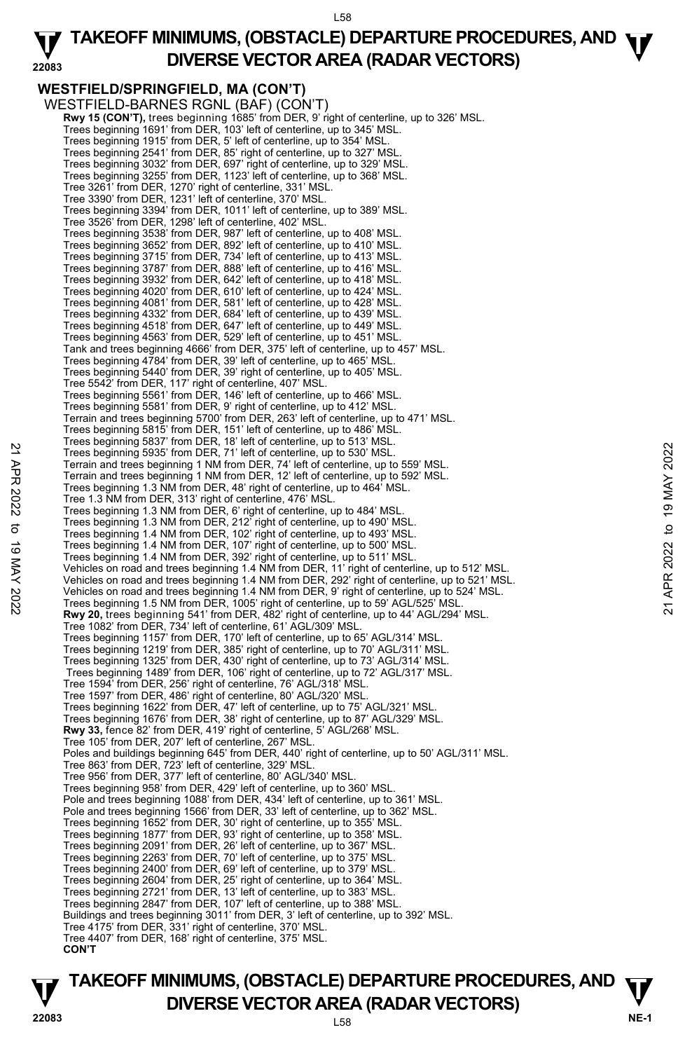**WESTFIELD/SPRINGFIELD, MA (CON'T)**

WESTFIELD-BARNES RGNL (BAF) (CON'T)

**Rwy 15 (CON'T),** trees beginning 1685' from DER, 9' right of centerline, up to 326' MSL.
Trees beginning 1691' from DER, 103' left of centerline, up to 345' MSL.
Trees beginning 1915' from DER, 5' left of centerline, up to 354' MSL.
Trees beginning 2541' from DER, 85' right of centerline, up to 327' MSL.
Trees beginning 3032' from DER, 697' right of centerline, up to 329' MSL.
Trees beginning 3255' from DER, 1123' left of centerline, up to 368' MSL.
Tree 3261' from DER, 1270' right of centerline, 331' MSL.
Tree 3390' from DER, 1231' left of centerline, 370' MSL.
Trees beginning 3394' from DER, 1011' left of centerline, up to 389' MSL.
Tree 3526' from DER, 1298' left of centerline, 402' MSL.
Trees beginning 3538' from DER, 987' left of centerline, up to 408' MSL.
Trees beginning 3652' from DER, 892' left of centerline, up to 410' MSL.
Trees beginning 3715' from DER, 734' left of centerline, up to 413' MSL.
Trees beginning 3787' from DER, 888' left of centerline, up to 416' MSL.
Trees beginning 3932' from DER, 642' left of centerline, up to 418' MSL.
Trees beginning 4020' from DER, 610' left of centerline, up to 424' MSL.
Trees beginning 4081' from DER, 581' left of centerline, up to 428' MSL.
Trees beginning 4332' from DER, 684' left of centerline, up to 439' MSL.
Trees beginning 4518' from DER, 647' left of centerline, up to 449' MSL.
Trees beginning 4563' from DER, 529' left of centerline, up to 451' MSL.
Tank and trees beginning 4666' from DER, 375' left of centerline, up to 457' MSL.
Trees beginning 4784' from DER, 39' left of centerline, up to 465' MSL.
Trees beginning 5440' from DER, 39' right of centerline, up to 405' MSL.
Tree 5542' from DER, 117' right of centerline, 407' MSL.
Trees beginning 5561' from DER, 146' left of centerline, up to 466' MSL.
Trees beginning 5581' from DER, 9' right of centerline, up to 412' MSL.
Terrain and trees beginning 5700' from DER, 263' left of centerline, up to 471' MSL.
Trees beginning 5815' from DER, 151' left of centerline, up to 486' MSL.
Trees beginning 5837' from DER, 18' left of centerline, up to 513' MSL.
Trees beginning 5935' from DER, 71' left of centerline, up to 530' MSL.
Terrain and trees beginning 1 NM from DER, 74' left of centerline, up to 559' MSL.
Terrain and trees beginning 1 NM from DER, 12' left of centerline, up to 592' MSL.
Trees beginning 1.3 NM from DER, 48' right of centerline, up to 464' MSL.
Tree 1.3 NM from DER, 313' right of centerline, 476' MSL.
Trees beginning 1.3 NM from DER, 6' right of centerline, up to 484' MSL.
Trees beginning 1.3 NM from DER, 212' right of centerline, up to 490' MSL.
Trees beginning 1.4 NM from DER, 102' right of centerline, up to 493' MSL.
Trees beginning 1.4 NM from DER, 107' right of centerline, up to 500' MSL.
Trees beginning 1.4 NM from DER, 392' right of centerline, up to 511' MSL.
Vehicles on road and trees beginning 1.4 NM from DER, 11' right of centerline, up to 512' MSL.
Vehicles on road and trees beginning 1.4 NM from DER, 292' right of centerline, up to 521' MSL.
Vehicles on road and trees beginning 1.4 NM from DER, 9' right of centerline, up to 524' MSL.
Trees beginning 1.5 NM from DER, 1005' right of centerline, up to 59' AGL/525' MSL.

**Rwy 20,** trees beginning 541' from DER, 482' right of centerline, up to 44' AGL/294' MSL.
Tree 1082' from DER, 734' left of centerline, 61' AGL/309' MSL.
Trees beginning 1157' from DER, 170' left of centerline, up to 65' AGL/314' MSL.
Trees beginning 1219' from DER, 385' right of centerline, up to 70' AGL/311' MSL.
Trees beginning 1325' from DER, 430' right of centerline, up to 73' AGL/314' MSL.
Trees beginning 1489' from DER, 106' right of centerline, up to 72' AGL/317' MSL.
Tree 1594' from DER, 256' right of centerline, 76' AGL/318' MSL.
Tree 1597' from DER, 486' right of centerline, 80' AGL/320' MSL.
Trees beginning 1622' from DER, 47' left of centerline, up to 75' AGL/321' MSL.
Trees beginning 1676' from DER, 38' right of centerline, up to 87' AGL/329' MSL.

**Rwy 33,** fence 82' from DER, 419' right of centerline, 5' AGL/268' MSL.
Tree 105' from DER, 207' left of centerline, 267' MSL.
Poles and buildings beginning 645' from DER, 440' right of centerline, up to 50' AGL/311' MSL.
Tree 863' from DER, 723' left of centerline, 329' MSL.
Tree 956' from DER, 377' left of centerline, 80' AGL/340' MSL.
Trees beginning 958' from DER, 429' left of centerline, up to 360' MSL.
Pole and trees beginning 1088' from DER, 434' left of centerline, up to 361' MSL.
Pole and trees beginning 1566' from DER, 33' left of centerline, up to 362' MSL.
Trees beginning 1652' from DER, 30' right of centerline, up to 355' MSL.
Trees beginning 1877' from DER, 93' right of centerline, up to 358' MSL.
Trees beginning 2091' from DER, 26' left of centerline, up to 367' MSL.
Trees beginning 2263' from DER, 70' left of centerline, up to 375' MSL.
Trees beginning 2400' from DER, 69' left of centerline, up to 379' MSL.
Trees beginning 2604' from DER, 25' right of centerline, up to 364' MSL.
Trees beginning 2721' from DER, 13' left of centerline, up to 383' MSL.
Trees beginning 2847' from DER, 107' left of centerline, up to 388' MSL.
Buildings and trees beginning 3011' from DER, 3' left of centerline, up to 392' MSL.
Tree 4175' from DER, 331' right of centerline, 370' MSL.
Tree 4407' from DER, 168' right of centerline, 375' MSL.

**CON'T**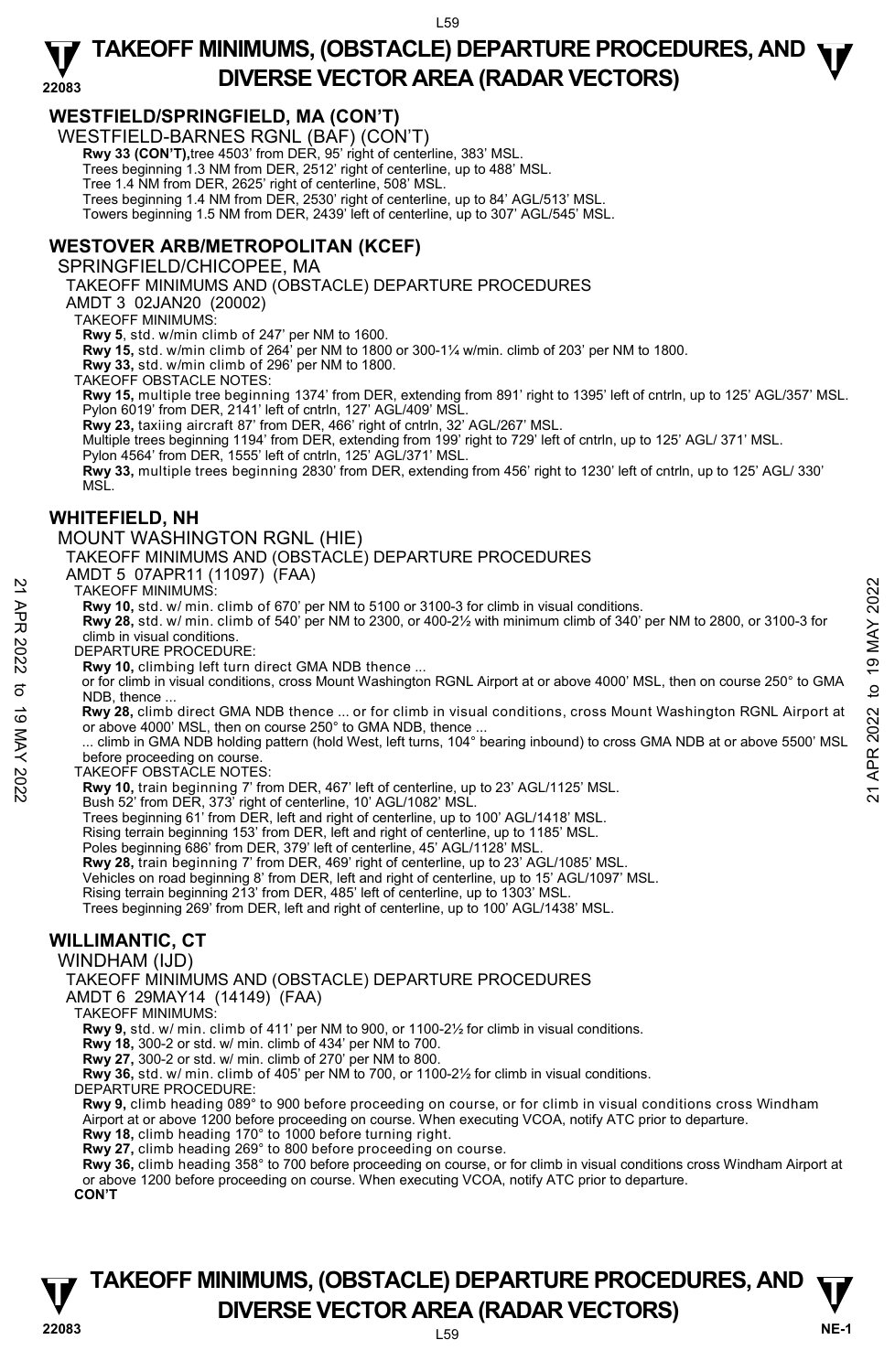## WESTFIELD/SPRINGFIELD, MA (CON'T)

WESTFIELD-BARNES RGNL (BAF) (CON'T)

**Rwy 33 (CON'T),** tree 4503' from DER, 95' right of centerline, 383' MSL.
Trees beginning 1.3 NM from DER, 2512' right of centerline, up to 488' MSL.
Tree 1.4 NM from DER, 2625' right of centerline, 508' MSL.
Trees beginning 1.4 NM from DER, 2530' right of centerline, up to 84' AGL/513' MSL.
Towers beginning 1.5 NM from DER, 2439' left of centerline, up to 307' AGL/545' MSL.

## WESTOVER ARB/METROPOLITAN (KCEF)

SPRINGFIELD/CHICOPEE, MA

TAKEOFF MINIMUMS AND (OBSTACLE) DEPARTURE PROCEDURES

AMDT 3 02JAN20 (20002)

TAKEOFF MINIMUMS:

**Rwy 5**, std. w/min climb of 247' per NM to 1600.
**Rwy 15,** std. w/min climb of 264' per NM to 1800 or 300-1¼ w/min. climb of 203' per NM to 1800.
**Rwy 33,** std. w/min climb of 296' per NM to 1800.

TAKEOFF OBSTACLE NOTES:

**Rwy 15,** multiple tree beginning 1374' from DER, extending from 891' right to 1395' left of cntrln, up to 125' AGL/357' MSL.
Pylon 6019' from DER, 2141' left of cntrln, 127' AGL/409' MSL.
**Rwy 23,** taxiing aircraft 87' from DER, 466' right of cntrln, 32' AGL/267' MSL.
Multiple trees beginning 1194' from DER, extending from 199' right to 729' left of cntrln, up to 125' AGL/ 371' MSL.
Pylon 4564' from DER, 1555' left of cntrln, 125' AGL/371' MSL.
**Rwy 33,** multiple trees beginning 2830' from DER, extending from 456' right to 1230' left of cntrln, up to 125' AGL/ 330' MSL.

## WHITEFIELD, NH

MOUNT WASHINGTON RGNL (HIE)

TAKEOFF MINIMUMS AND (OBSTACLE) DEPARTURE PROCEDURES

AMDT 5 07APR11 (11097) (FAA)

TAKEOFF MINIMUMS:

**Rwy 10,** std. w/ min. climb of 670' per NM to 5100 or 3100-3 for climb in visual conditions.
**Rwy 28,** std. w/ min. climb of 540' per NM to 2300, or 400-2½ with minimum climb of 340' per NM to 2800, or 3100-3 for climb in visual conditions.

DEPARTURE PROCEDURE:

**Rwy 10,** climbing left turn direct GMA NDB thence ...
or for climb in visual conditions, cross Mount Washington RGNL Airport at or above 4000' MSL, then on course 250° to GMA NDB, thence ...
**Rwy 28,** climb direct GMA NDB thence ... or for climb in visual conditions, cross Mount Washington RGNL Airport at or above 4000' MSL, then on course 250° to GMA NDB, thence ...
... climb in GMA NDB holding pattern (hold West, left turns, 104° bearing inbound) to cross GMA NDB at or above 5500' MSL before proceeding on course.

TAKEOFF OBSTACLE NOTES:

**Rwy 10,** train beginning 7' from DER, 467' left of centerline, up to 23' AGL/1125' MSL.
Bush 52' from DER, 373' right of centerline, 10' AGL/1082' MSL.
Trees beginning 61' from DER, left and right of centerline, up to 100' AGL/1418' MSL.
Rising terrain beginning 153' from DER, left and right of centerline, up to 1185' MSL.
Poles beginning 686' from DER, 379' left of centerline, 45' AGL/1128' MSL.
**Rwy 28,** train beginning 7' from DER, 469' right of centerline, up to 23' AGL/1085' MSL.
Vehicles on road beginning 8' from DER, left and right of centerline, up to 15' AGL/1097' MSL.
Rising terrain beginning 213' from DER, 485' left of centerline, up to 1303' MSL.
Trees beginning 269' from DER, left and right of centerline, up to 100' AGL/1438' MSL.

## WILLIMANTIC, CT

WINDHAM (IJD)

TAKEOFF MINIMUMS AND (OBSTACLE) DEPARTURE PROCEDURES

AMDT 6 29MAY14 (14149) (FAA)

TAKEOFF MINIMUMS:

**Rwy 9,** std. w/ min. climb of 411' per NM to 900, or 1100-2½ for climb in visual conditions.
**Rwy 18,** 300-2 or std. w/ min. climb of 434' per NM to 700.
**Rwy 27,** 300-2 or std. w/ min. climb of 270' per NM to 800.
**Rwy 36,** std. w/ min. climb of 405' per NM to 700, or 1100-2½ for climb in visual conditions.

DEPARTURE PROCEDURE:

**Rwy 9,** climb heading 089° to 900 before proceeding on course, or for climb in visual conditions cross Windham Airport at or above 1200 before proceeding on course. When executing VCOA, notify ATC prior to departure.
**Rwy 18,** climb heading 170° to 1000 before turning right.
**Rwy 27,** climb heading 269° to 800 before proceeding on course.
**Rwy 36,** climb heading 358° to 700 before proceeding on course, or for climb in visual conditions cross Windham Airport at or above 1200 before proceeding on course. When executing VCOA, notify ATC prior to departure.

**CON'T**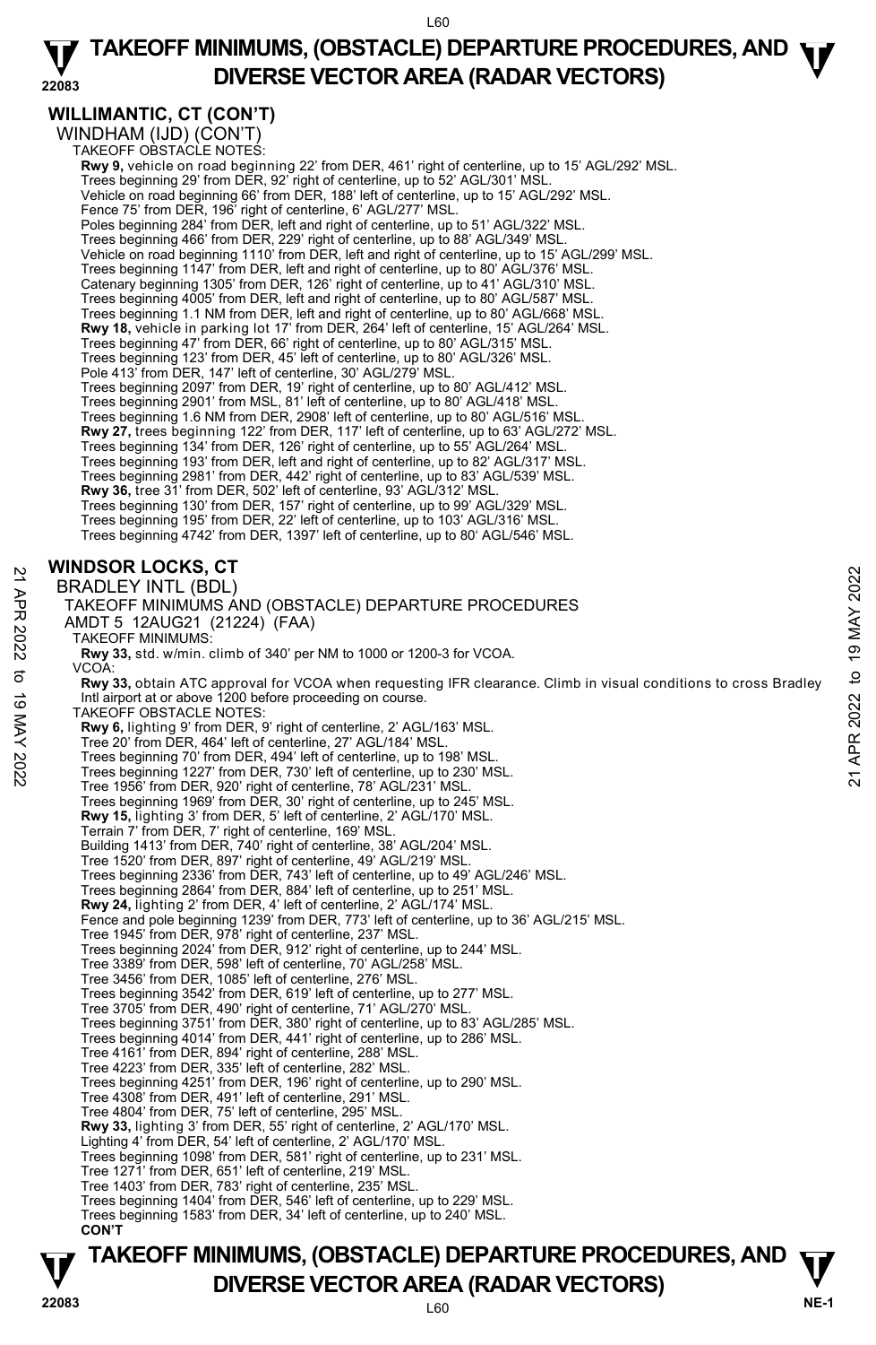## WILLIMANTIC, CT (CON'T)

WINDHAM (IJD) (CON'T)

TAKEOFF OBSTACLE NOTES:

**Rwy 9,** vehicle on road beginning 22' from DER, 461' right of centerline, up to 15' AGL/292' MSL.
Trees beginning 29' from DER, 92' right of centerline, up to 52' AGL/301' MSL.
Vehicle on road beginning 66' from DER, 188' left of centerline, up to 15' AGL/292' MSL.
Fence 75' from DER, 196' right of centerline, 6' AGL/277' MSL.
Poles beginning 284' from DER, left and right of centerline, up to 51' AGL/322' MSL.
Trees beginning 466' from DER, 229' right of centerline, up to 88' AGL/349' MSL.
Vehicle on road beginning 1110' from DER, left and right of centerline, up to 15' AGL/299' MSL.
Trees beginning 1147' from DER, left and right of centerline, up to 80' AGL/376' MSL.
Catenary beginning 1305' from DER, 126' right of centerline, up to 41' AGL/310' MSL.
Trees beginning 4005' from DER, left and right of centerline, up to 80' AGL/587' MSL.
Trees beginning 1.1 NM from DER, left and right of centerline, up to 80' AGL/668' MSL.
**Rwy 18,** vehicle in parking lot 17' from DER, 264' left of centerline, 15' AGL/264' MSL.
Trees beginning 47' from DER, 66' right of centerline, up to 80' AGL/315' MSL.
Trees beginning 123' from DER, 45' left of centerline, up to 80' AGL/326' MSL.
Pole 413' from DER, 147' left of centerline, 30' AGL/279' MSL.
Trees beginning 2097' from DER, 19' right of centerline, up to 80' AGL/412' MSL.
Trees beginning 2901' from MSL, 81' left of centerline, up to 80' AGL/418' MSL.
Trees beginning 1.6 NM from DER, 2908' left of centerline, up to 80' AGL/516' MSL.
**Rwy 27,** trees beginning 122' from DER, 117' left of centerline, up to 63' AGL/272' MSL.
Trees beginning 134' from DER, 126' right of centerline, up to 55' AGL/264' MSL.
Trees beginning 193' from DER, left and right of centerline, up to 82' AGL/317' MSL.
Trees beginning 2981' from DER, 442' right of centerline, up to 83' AGL/539' MSL.
**Rwy 36,** tree 31' from DER, 502' left of centerline, 93' AGL/312' MSL.
Trees beginning 130' from DER, 157' right of centerline, up to 99' AGL/329' MSL.
Trees beginning 195' from DER, 22' left of centerline, up to 103' AGL/316' MSL.
Trees beginning 4742' from DER, 1397' left of centerline, up to 80' AGL/546' MSL.

## WINDSOR LOCKS, CT

BRADLEY INTL (BDL)

TAKEOFF MINIMUMS AND (OBSTACLE) DEPARTURE PROCEDURES

AMDT 5 12AUG21 (21224) (FAA)

TAKEOFF MINIMUMS:

**Rwy 33,** std. w/min. climb of 340' per NM to 1000 or 1200-3 for VCOA.

VCOA:

**Rwy 33,** obtain ATC approval for VCOA when requesting IFR clearance. Climb in visual conditions to cross Bradley Intl airport at or above 1200 before proceeding on course.

TAKEOFF OBSTACLE NOTES:

**Rwy 6,** lighting 9' from DER, 9' right of centerline, 2' AGL/163' MSL.
Tree 20' from DER, 464' left of centerline, 27' AGL/184' MSL.
Trees beginning 70' from DER, 494' left of centerline, up to 198' MSL.
Trees beginning 1227' from DER, 730' left of centerline, up to 230' MSL.
Tree 1956' from DER, 920' right of centerline, 78' AGL/231' MSL.
Trees beginning 1969' from DER, 30' right of centerline, up to 245' MSL.
**Rwy 15,** lighting 3' from DER, 5' left of centerline, 2' AGL/170' MSL.
Terrain 7' from DER, 7' right of centerline, 169' MSL.
Building 1413' from DER, 740' right of centerline, 38' AGL/204' MSL.
Tree 1520' from DER, 897' right of centerline, 49' AGL/219' MSL.
Trees beginning 2336' from DER, 743' left of centerline, up to 49' AGL/246' MSL.
Trees beginning 2864' from DER, 884' left of centerline, up to 251' MSL.
**Rwy 24,** lighting 2' from DER, 4' left of centerline, 2' AGL/174' MSL.
Fence and pole beginning 1239' from DER, 773' left of centerline, up to 36' AGL/215' MSL.
Tree 1945' from DER, 978' right of centerline, 237' MSL.
Trees beginning 2024' from DER, 912' right of centerline, up to 244' MSL.
Tree 3389' from DER, 598' left of centerline, 70' AGL/258' MSL.
Tree 3456' from DER, 1085' left of centerline, 276' MSL.
Trees beginning 3542' from DER, 619' left of centerline, up to 277' MSL.
Tree 3705' from DER, 490' right of centerline, 71' AGL/270' MSL.
Trees beginning 3751' from DER, 380' right of centerline, up to 83' AGL/285' MSL.
Trees beginning 4014' from DER, 441' right of centerline, up to 286' MSL.
Tree 4161' from DER, 894' right of centerline, 288' MSL.
Tree 4223' from DER, 335' left of centerline, 282' MSL.
Trees beginning 4251' from DER, 196' right of centerline, up to 290' MSL.
Tree 4308' from DER, 491' left of centerline, 291' MSL.
Tree 4804' from DER, 75' left of centerline, 295' MSL.
**Rwy 33,** lighting 3' from DER, 55' right of centerline, 2' AGL/170' MSL.
Lighting 4' from DER, 54' left of centerline, 2' AGL/170' MSL.
Trees beginning 1098' from DER, 581' right of centerline, up to 231' MSL.
Tree 1271' from DER, 651' left of centerline, 219' MSL.
Tree 1403' from DER, 783' right of centerline, 235' MSL.
Trees beginning 1404' from DER, 546' left of centerline, up to 229' MSL.
Trees beginning 1583' from DER, 34' left of centerline, up to 240' MSL.

**CON'T**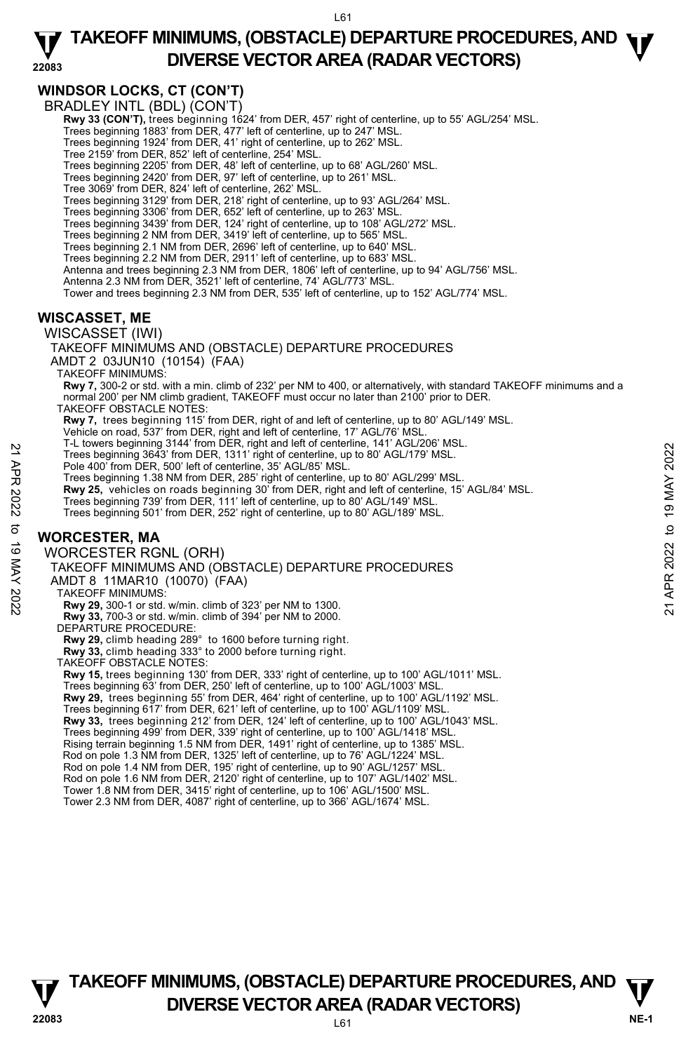## WINDSOR LOCKS, CT (CON'T)

BRADLEY INTL (BDL) (CON'T)

**Rwy 33 (CON'T),** trees beginning 1624' from DER, 457' right of centerline, up to 55' AGL/254' MSL.
Trees beginning 1883' from DER, 477' left of centerline, up to 247' MSL.
Trees beginning 1924' from DER, 41' right of centerline, up to 262' MSL.
Tree 2159' from DER, 852' left of centerline, 254' MSL.
Trees beginning 2205' from DER, 48' left of centerline, up to 68' AGL/260' MSL.
Trees beginning 2420' from DER, 97' left of centerline, up to 261' MSL.
Tree 3069' from DER, 824' left of centerline, 262' MSL.
Trees beginning 3129' from DER, 218' right of centerline, up to 93' AGL/264' MSL.
Trees beginning 3306' from DER, 652' left of centerline, up to 263' MSL.
Trees beginning 3439' from DER, 124' right of centerline, up to 108' AGL/272' MSL.
Trees beginning 2 NM from DER, 3419' left of centerline, up to 565' MSL.
Trees beginning 2.1 NM from DER, 2696' left of centerline, up to 640' MSL.
Trees beginning 2.2 NM from DER, 2911' left of centerline, up to 683' MSL.
Antenna and trees beginning 2.3 NM from DER, 1806' left of centerline, up to 94' AGL/756' MSL.
Antenna 2.3 NM from DER, 3521' left of centerline, 74' AGL/773' MSL.
Tower and trees beginning 2.3 NM from DER, 535' left of centerline, up to 152' AGL/774' MSL.

## WISCASSET, ME

WISCASSET (IWI)

TAKEOFF MINIMUMS AND (OBSTACLE) DEPARTURE PROCEDURES

AMDT 2 03JUN10 (10154) (FAA)

TAKEOFF MINIMUMS:

**Rwy 7,** 300-2 or std. with a min. climb of 232' per NM to 400, or alternatively, with standard TAKEOFF minimums and a normal 200' per NM climb gradient, TAKEOFF must occur no later than 2100' prior to DER.

TAKEOFF OBSTACLE NOTES:

**Rwy 7,** trees beginning 115' from DER, right of and left of centerline, up to 80' AGL/149' MSL.
Vehicle on road, 537' from DER, right and left of centerline, 17' AGL/76' MSL.
T-L towers beginning 3144' from DER, right and left of centerline, 141' AGL/206' MSL.
Trees beginning 3643' from DER, 1311' right of centerline, up to 80' AGL/179' MSL.
Pole 400' from DER, 500' left of centerline, 35' AGL/85' MSL.
Trees beginning 1.38 NM from DER, 285' right of centerline, up to 80' AGL/299' MSL.
**Rwy 25,** vehicles on roads beginning 30' from DER, right and left of centerline, 15' AGL/84' MSL.
Trees beginning 739' from DER, 111' left of centerline, up to 80' AGL/149' MSL.
Trees beginning 501' from DER, 252' right of centerline, up to 80' AGL/189' MSL.

## WORCESTER, MA

WORCESTER RGNL (ORH)

TAKEOFF MINIMUMS AND (OBSTACLE) DEPARTURE PROCEDURES

AMDT 8 11MAR10 (10070) (FAA)

TAKEOFF MINIMUMS:

**Rwy 29,** 300-1 or std. w/min. climb of 323' per NM to 1300.
**Rwy 33,** 700-3 or std. w/min. climb of 394' per NM to 2000.

DEPARTURE PROCEDURE:

**Rwy 29,** climb heading 289° to 1600 before turning right.
**Rwy 33,** climb heading 333° to 2000 before turning right.

TAKEOFF OBSTACLE NOTES:

**Rwy 15,** trees beginning 130' from DER, 333' right of centerline, up to 100' AGL/1011' MSL.
Trees beginning 63' from DER, 250' left of centerline, up to 100' AGL/1003' MSL.
**Rwy 29,** trees beginning 55' from DER, 464' right of centerline, up to 100' AGL/1192' MSL.
Trees beginning 617' from DER, 621' left of centerline, up to 100' AGL/1109' MSL.
**Rwy 33,** trees beginning 212' from DER, 124' left of centerline, up to 100' AGL/1043' MSL.
Trees beginning 499' from DER, 339' right of centerline, up to 100' AGL/1418' MSL.
Rising terrain beginning 1.5 NM from DER, 1491' right of centerline, up to 1385' MSL.
Rod on pole 1.3 NM from DER, 1325' left of centerline, up to 76' AGL/1224' MSL.
Rod on pole 1.4 NM from DER, 195' right of centerline, up to 90' AGL/1257' MSL.
Rod on pole 1.6 NM from DER, 2120' right of centerline, up to 107' AGL/1402' MSL.
Tower 1.8 NM from DER, 3415' right of centerline, up to 106' AGL/1500' MSL.
Tower 2.3 NM from DER, 4087' right of centerline, up to 366' AGL/1674' MSL.